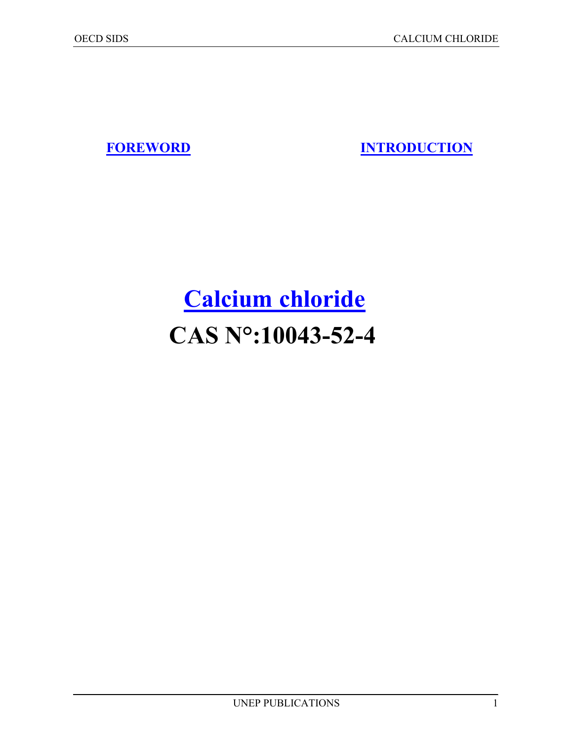**FOREWORD** **INTRODUCTION**

# Calcium chloride

# CAS N°:10043-52-4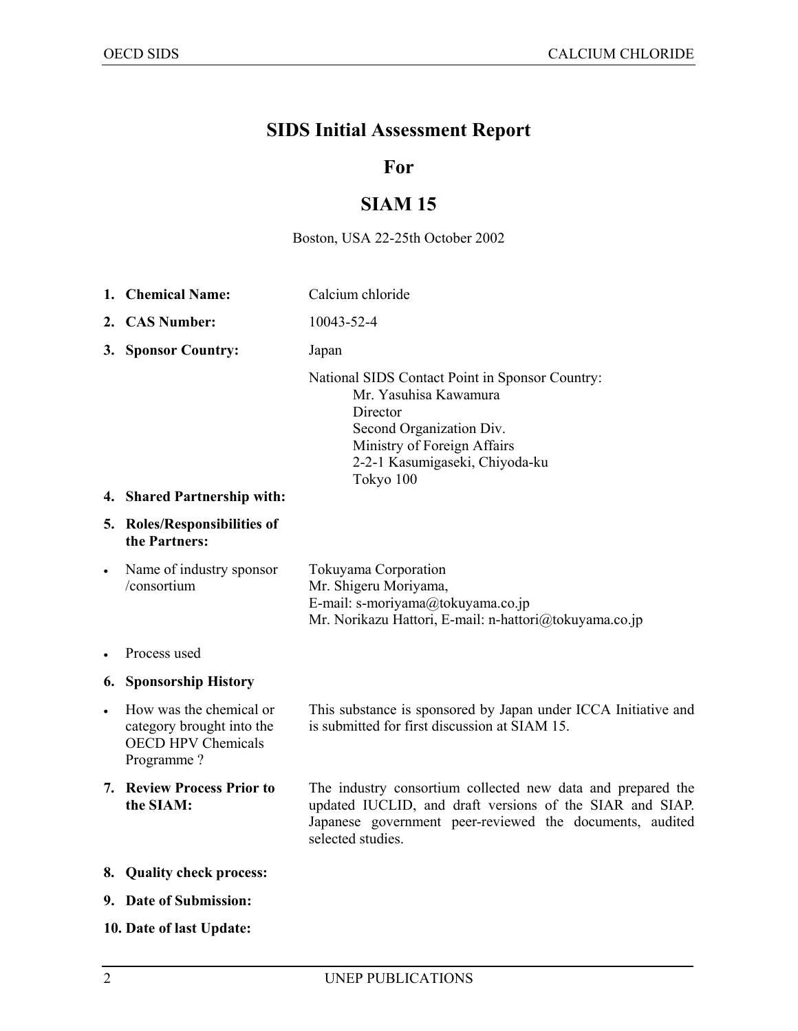# SIDS Initial Assessment Report

# For

# SIAM 15

Boston, USA 22-25th October 2002

1. **Chemical Name:** Calcium chloride
2. **CAS Number:** 10043-52-4
3. **Sponsor Country:** Japan

   National SIDS Contact Point in Sponsor Country:
   Mr. Yasuhisa Kawamura
   Director
   Second Organization Div.
   Ministry of Foreign Affairs
   2-2-1 Kasumigaseki, Chiyoda-ku
   Tokyo 100

4. **Shared Partnership with:**
5. **Roles/Responsibilities of the Partners:**

- Name of industry sponsor /consortium: Tokuyama Corporation
  Mr. Shigeru Moriyama,
  E-mail: s-moriyama@tokuyama.co.jp
  Mr. Norikazu Hattori, E-mail: n-hattori@tokuyama.co.jp

- Process used

6. **Sponsorship History**

- How was the chemical or category brought into the OECD HPV Chemicals Programme ? This substance is sponsored by Japan under ICCA Initiative and is submitted for first discussion at SIAM 15.

7. **Review Process Prior to the SIAM:** The industry consortium collected new data and prepared the updated IUCLID, and draft versions of the SIAR and SIAP. Japanese government peer-reviewed the documents, audited selected studies.

8. **Quality check process:**
9. **Date of Submission:**
10. **Date of last Update:**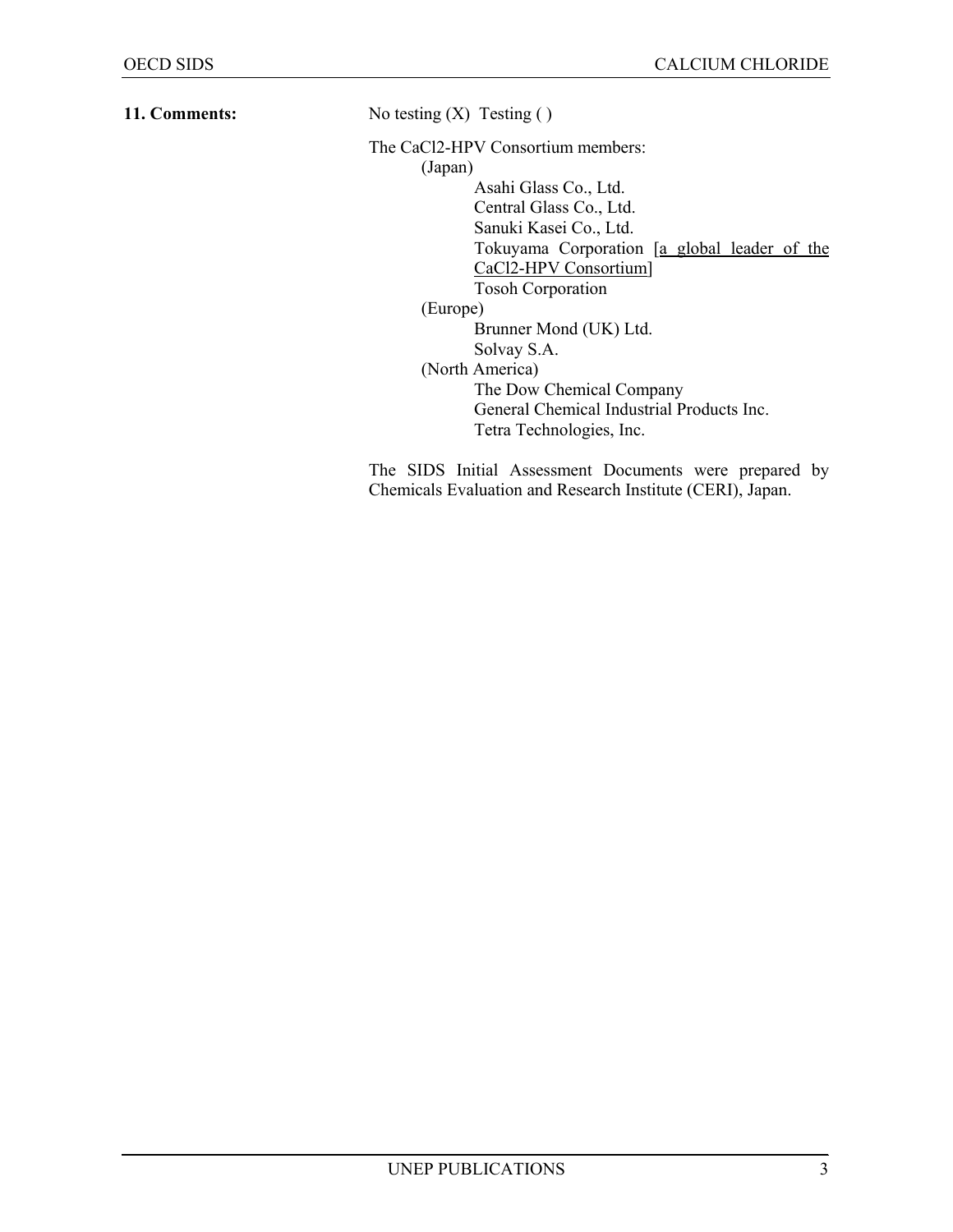**11. Comments:** No testing (X) Testing ( )

The CaCl2-HPV Consortium members:

(Japan)

- Asahi Glass Co., Ltd.
- Central Glass Co., Ltd.
- Sanuki Kasei Co., Ltd.
- Tokuyama Corporation [a global leader of the CaCl2-HPV Consortium]
- Tosoh Corporation

(Europe)

- Brunner Mond (UK) Ltd.
- Solvay S.A.

(North America)

- The Dow Chemical Company
- General Chemical Industrial Products Inc.
- Tetra Technologies, Inc.

The SIDS Initial Assessment Documents were prepared by Chemicals Evaluation and Research Institute (CERI), Japan.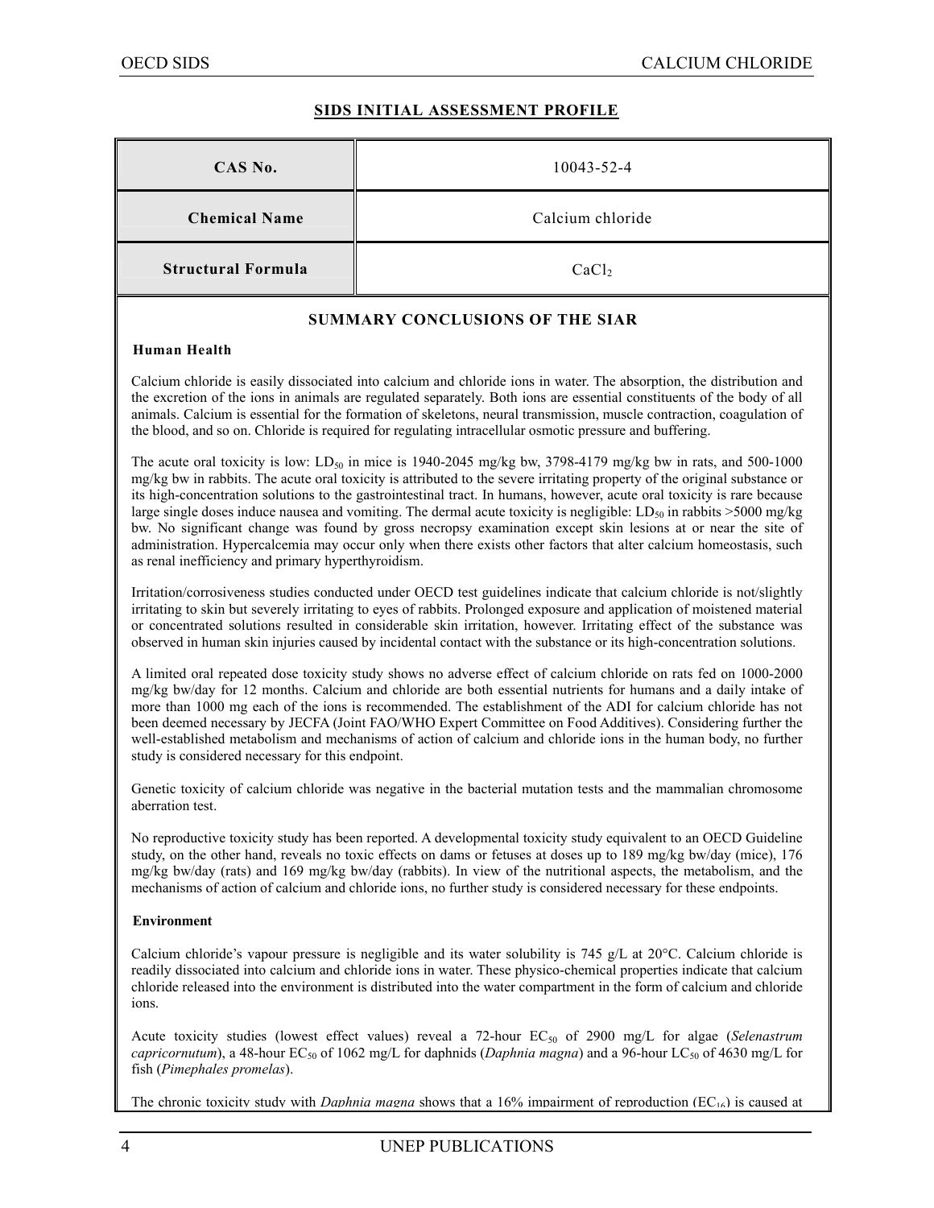## SIDS INITIAL ASSESSMENT PROFILE

| CAS No. | 10043-52-4 |
|---|---|
| Chemical Name | Calcium chloride |
| Structural Formula | $CaCl_2$ |

### SUMMARY CONCLUSIONS OF THE SIAR

**Human Health**

Calcium chloride is easily dissociated into calcium and chloride ions in water. The absorption, the distribution and the excretion of the ions in animals are regulated separately. Both ions are essential constituents of the body of all animals. Calcium is essential for the formation of skeletons, neural transmission, muscle contraction, coagulation of the blood, and so on. Chloride is required for regulating intracellular osmotic pressure and buffering.

The acute oral toxicity is low: $LD_{50}$ in mice is 1940-2045 mg/kg bw, 3798-4179 mg/kg bw in rats, and 500-1000 mg/kg bw in rabbits. The acute oral toxicity is attributed to the severe irritating property of the original substance or its high-concentration solutions to the gastrointestinal tract. In humans, however, acute oral toxicity is rare because large single doses induce nausea and vomiting. The dermal acute toxicity is negligible: $LD_{50}$ in rabbits >5000 mg/kg bw. No significant change was found by gross necropsy examination except skin lesions at or near the site of administration. Hypercalcemia may occur only when there exists other factors that alter calcium homeostasis, such as renal inefficiency and primary hyperthyroidism.

Irritation/corrosiveness studies conducted under OECD test guidelines indicate that calcium chloride is not/slightly irritating to skin but severely irritating to eyes of rabbits. Prolonged exposure and application of moistened material or concentrated solutions resulted in considerable skin irritation, however. Irritating effect of the substance was observed in human skin injuries caused by incidental contact with the substance or its high-concentration solutions.

A limited oral repeated dose toxicity study shows no adverse effect of calcium chloride on rats fed on 1000-2000 mg/kg bw/day for 12 months. Calcium and chloride are both essential nutrients for humans and a daily intake of more than 1000 mg each of the ions is recommended. The establishment of the ADI for calcium chloride has not been deemed necessary by JECFA (Joint FAO/WHO Expert Committee on Food Additives). Considering further the well-established metabolism and mechanisms of action of calcium and chloride ions in the human body, no further study is considered necessary for this endpoint.

Genetic toxicity of calcium chloride was negative in the bacterial mutation tests and the mammalian chromosome aberration test.

No reproductive toxicity study has been reported. A developmental toxicity study equivalent to an OECD Guideline study, on the other hand, reveals no toxic effects on dams or fetuses at doses up to 189 mg/kg bw/day (mice), 176 mg/kg bw/day (rats) and 169 mg/kg bw/day (rabbits). In view of the nutritional aspects, the metabolism, and the mechanisms of action of calcium and chloride ions, no further study is considered necessary for these endpoints.

**Environment**

Calcium chloride's vapour pressure is negligible and its water solubility is 745 g/L at 20°C. Calcium chloride is readily dissociated into calcium and chloride ions in water. These physico-chemical properties indicate that calcium chloride released into the environment is distributed into the water compartment in the form of calcium and chloride ions.

Acute toxicity studies (lowest effect values) reveal a 72-hour $EC_{50}$ of 2900 mg/L for algae (*Selenastrum capricornutum*), a 48-hour $EC_{50}$ of 1062 mg/L for daphnids (*Daphnia magna*) and a 96-hour $LC_{50}$ of 4630 mg/L for fish (*Pimephales promelas*).

The chronic toxicity study with *Daphnia magna* shows that a 16% impairment of reproduction ($EC_{16}$) is caused at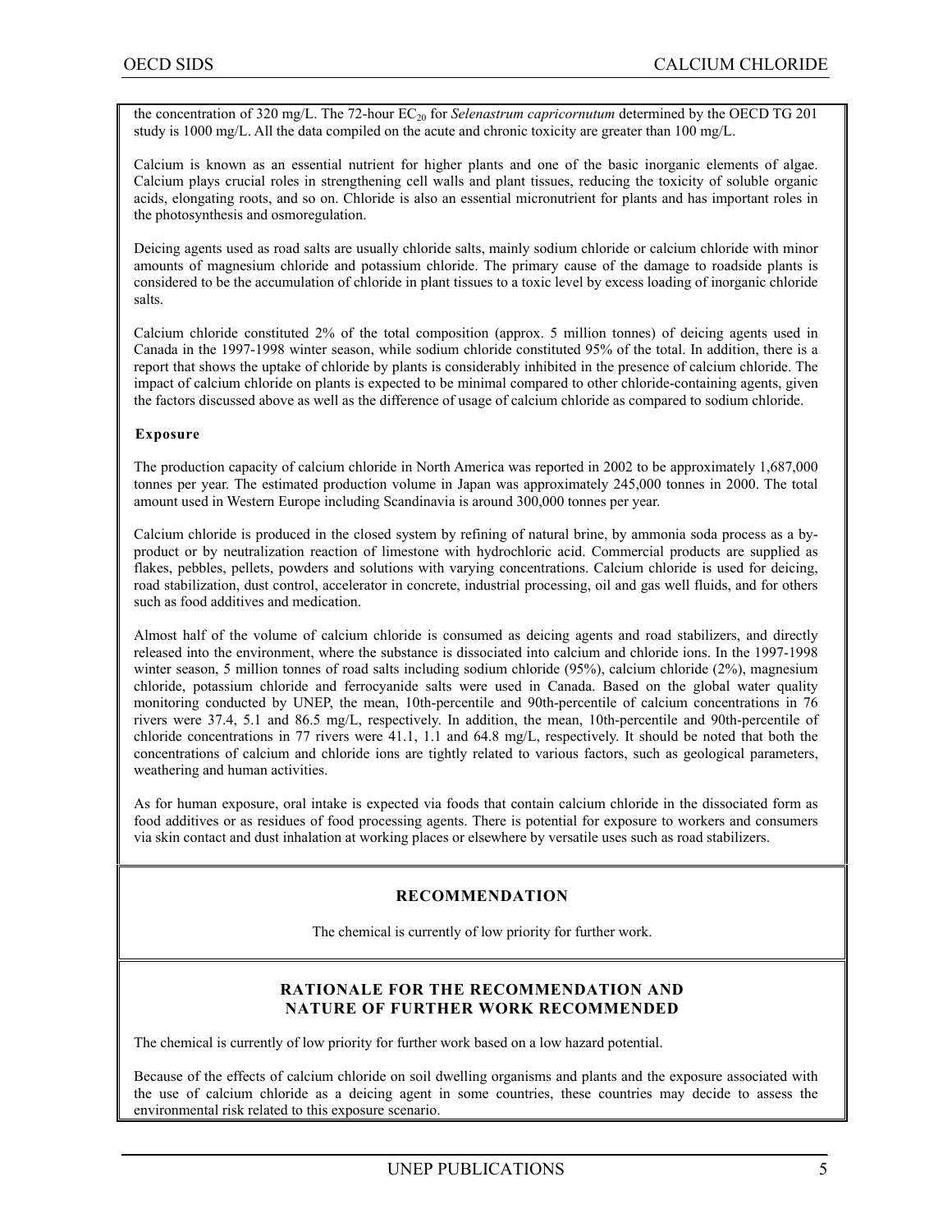the concentration of 320 mg/L. The 72-hour $EC_{20}$ for *Selenastrum capricornutum* determined by the OECD TG 201 study is 1000 mg/L. All the data compiled on the acute and chronic toxicity are greater than 100 mg/L.

Calcium is known as an essential nutrient for higher plants and one of the basic inorganic elements of algae. Calcium plays crucial roles in strengthening cell walls and plant tissues, reducing the toxicity of soluble organic acids, elongating roots, and so on. Chloride is also an essential micronutrient for plants and has important roles in the photosynthesis and osmoregulation.

Deicing agents used as road salts are usually chloride salts, mainly sodium chloride or calcium chloride with minor amounts of magnesium chloride and potassium chloride. The primary cause of the damage to roadside plants is considered to be the accumulation of chloride in plant tissues to a toxic level by excess loading of inorganic chloride salts.

Calcium chloride constituted 2% of the total composition (approx. 5 million tonnes) of deicing agents used in Canada in the 1997-1998 winter season, while sodium chloride constituted 95% of the total. In addition, there is a report that shows the uptake of chloride by plants is considerably inhibited in the presence of calcium chloride. The impact of calcium chloride on plants is expected to be minimal compared to other chloride-containing agents, given the factors discussed above as well as the difference of usage of calcium chloride as compared to sodium chloride.

**Exposure**

The production capacity of calcium chloride in North America was reported in 2002 to be approximately 1,687,000 tonnes per year. The estimated production volume in Japan was approximately 245,000 tonnes in 2000. The total amount used in Western Europe including Scandinavia is around 300,000 tonnes per year.

Calcium chloride is produced in the closed system by refining of natural brine, by ammonia soda process as a by-product or by neutralization reaction of limestone with hydrochloric acid. Commercial products are supplied as flakes, pebbles, pellets, powders and solutions with varying concentrations. Calcium chloride is used for deicing, road stabilization, dust control, accelerator in concrete, industrial processing, oil and gas well fluids, and for others such as food additives and medication.

Almost half of the volume of calcium chloride is consumed as deicing agents and road stabilizers, and directly released into the environment, where the substance is dissociated into calcium and chloride ions. In the 1997-1998 winter season, 5 million tonnes of road salts including sodium chloride (95%), calcium chloride (2%), magnesium chloride, potassium chloride and ferrocyanide salts were used in Canada. Based on the global water quality monitoring conducted by UNEP, the mean, 10th-percentile and 90th-percentile of calcium concentrations in 76 rivers were 37.4, 5.1 and 86.5 mg/L, respectively. In addition, the mean, 10th-percentile and 90th-percentile of chloride concentrations in 77 rivers were 41.1, 1.1 and 64.8 mg/L, respectively. It should be noted that both the concentrations of calcium and chloride ions are tightly related to various factors, such as geological parameters, weathering and human activities.

As for human exposure, oral intake is expected via foods that contain calcium chloride in the dissociated form as food additives or as residues of food processing agents. There is potential for exposure to workers and consumers via skin contact and dust inhalation at working places or elsewhere by versatile uses such as road stabilizers.

## RECOMMENDATION

The chemical is currently of low priority for further work.

## RATIONALE FOR THE RECOMMENDATION AND NATURE OF FURTHER WORK RECOMMENDED

The chemical is currently of low priority for further work based on a low hazard potential.

Because of the effects of calcium chloride on soil dwelling organisms and plants and the exposure associated with the use of calcium chloride as a deicing agent in some countries, these countries may decide to assess the environmental risk related to this exposure scenario.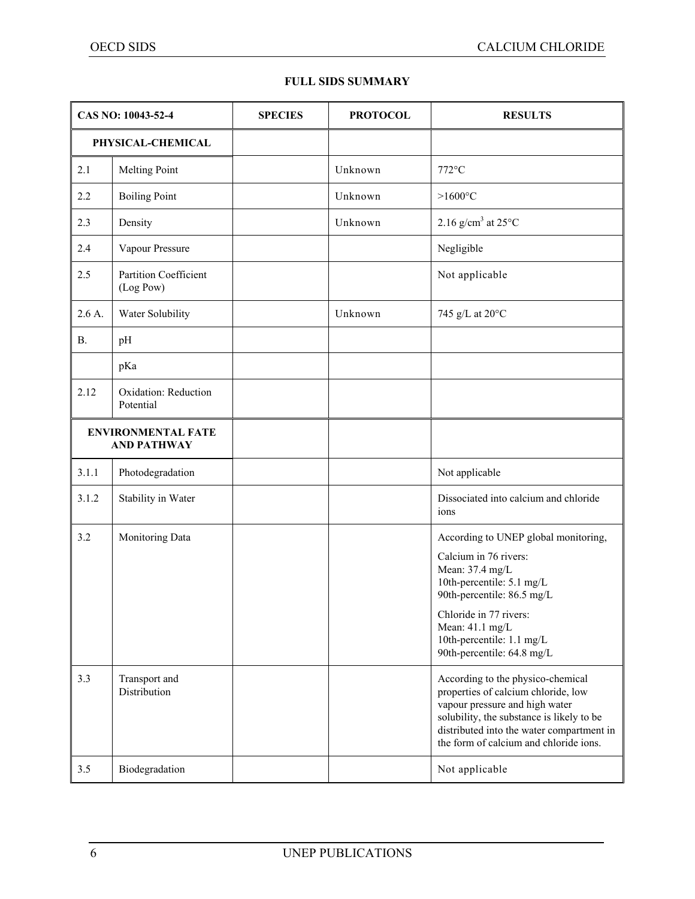### FULL SIDS SUMMARY

| CAS NO: 10043-52-4 | | SPECIES | PROTOCOL | RESULTS |
|---|---|---|---|---|
| **PHYSICAL-CHEMICAL** | | | | |
| 2.1 | Melting Point | | Unknown | 772°C |
| 2.2 | Boiling Point | | Unknown | >1600°C |
| 2.3 | Density | | Unknown | 2.16 g/cm$^3$ at 25°C |
| 2.4 | Vapour Pressure | | | Negligible |
| 2.5 | Partition Coefficient (Log Pow) | | | Not applicable |
| 2.6 A. | Water Solubility | | Unknown | 745 g/L at 20°C |
| B. | pH | | | |
| | pKa | | | |
| 2.12 | Oxidation: Reduction Potential | | | |
| **ENVIRONMENTAL FATE AND PATHWAY** | | | | |
| 3.1.1 | Photodegradation | | | Not applicable |
| 3.1.2 | Stability in Water | | | Dissociated into calcium and chloride ions |
| 3.2 | Monitoring Data | | | According to UNEP global monitoring,<br>Calcium in 76 rivers:<br>Mean: 37.4 mg/L<br>10th-percentile: 5.1 mg/L<br>90th-percentile: 86.5 mg/L<br>Chloride in 77 rivers:<br>Mean: 41.1 mg/L<br>10th-percentile: 1.1 mg/L<br>90th-percentile: 64.8 mg/L |
| 3.3 | Transport and Distribution | | | According to the physico-chemical properties of calcium chloride, low vapour pressure and high water solubility, the substance is likely to be distributed into the water compartment in the form of calcium and chloride ions. |
| 3.5 | Biodegradation | | | Not applicable |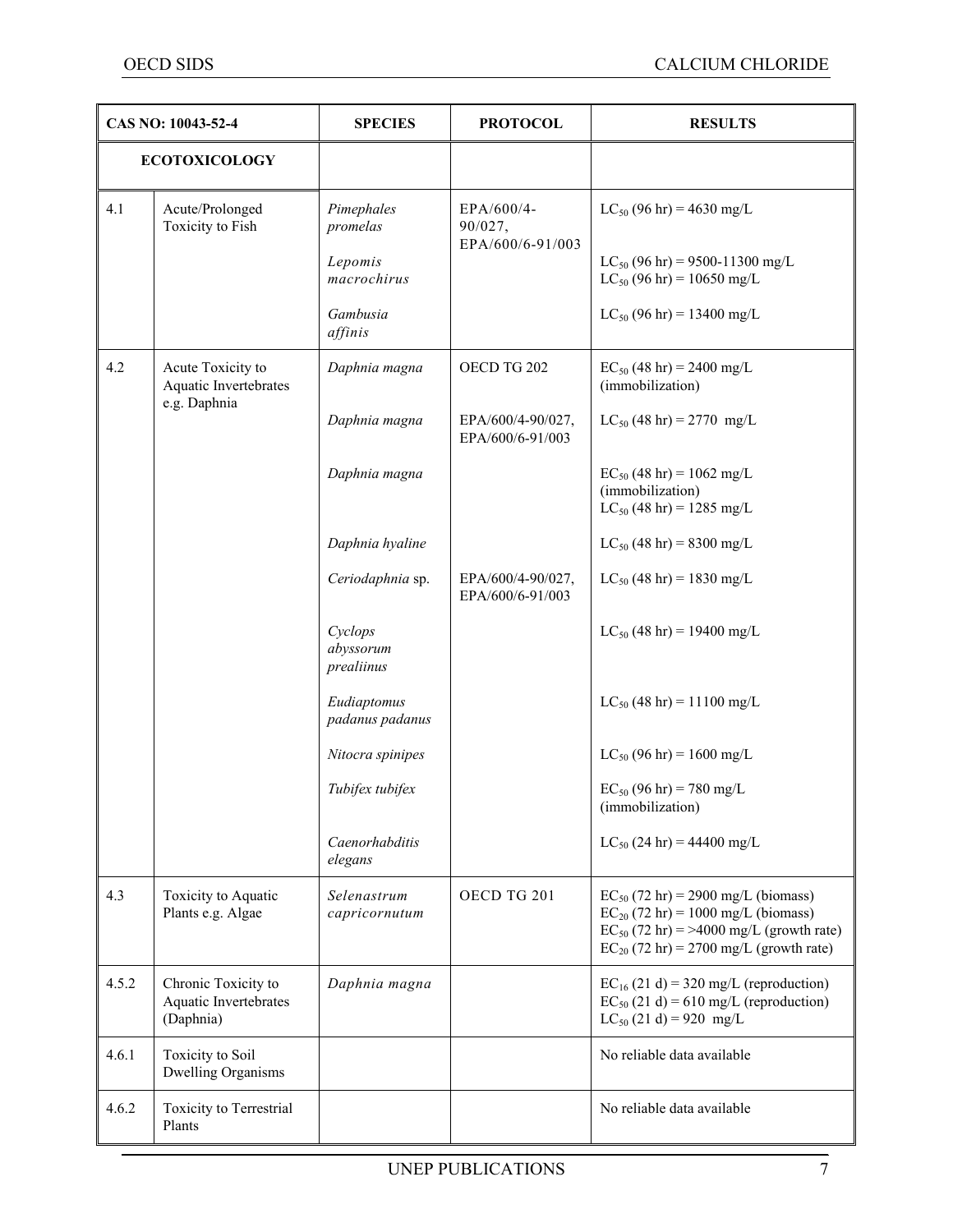| CAS NO: 10043-52-4 | | SPECIES | PROTOCOL | RESULTS |
|---|---|---|---|---|
| **ECOTOXICOLOGY** | | | | |
| 4.1 | Acute/Prolonged Toxicity to Fish | *Pimephales promelas* | EPA/600/4-90/027, EPA/600/6-91/003 | $LC_{50}$ (96 hr) = 4630 mg/L |
| | | *Lepomis macrochirus* | | $LC_{50}$ (96 hr) = 9500-11300 mg/L<br>$LC_{50}$ (96 hr) = 10650 mg/L |
| | | *Gambusia affinis* | | $LC_{50}$ (96 hr) = 13400 mg/L |
| 4.2 | Acute Toxicity to Aquatic Invertebrates e.g. Daphnia | *Daphnia magna* | OECD TG 202 | $EC_{50}$ (48 hr) = 2400 mg/L (immobilization) |
| | | *Daphnia magna* | EPA/600/4-90/027, EPA/600/6-91/003 | $LC_{50}$ (48 hr) = 2770 mg/L |
| | | *Daphnia magna* | | $EC_{50}$ (48 hr) = 1062 mg/L (immobilization)<br>$LC_{50}$ (48 hr) = 1285 mg/L |
| | | *Daphnia hyaline* | | $LC_{50}$ (48 hr) = 8300 mg/L |
| | | *Ceriodaphnia* sp. | EPA/600/4-90/027, EPA/600/6-91/003 | $LC_{50}$ (48 hr) = 1830 mg/L |
| | | *Cyclops abyssorum prealiinus* | | $LC_{50}$ (48 hr) = 19400 mg/L |
| | | *Eudiaptomus padanus padanus* | | $LC_{50}$ (48 hr) = 11100 mg/L |
| | | *Nitocra spinipes* | | $LC_{50}$ (96 hr) = 1600 mg/L |
| | | *Tubifex tubifex* | | $EC_{50}$ (96 hr) = 780 mg/L (immobilization) |
| | | *Caenorhabditis elegans* | | $LC_{50}$ (24 hr) = 44400 mg/L |
| 4.3 | Toxicity to Aquatic Plants e.g. Algae | *Selenastrum capricornutum* | OECD TG 201 | $EC_{50}$ (72 hr) = 2900 mg/L (biomass)<br>$EC_{20}$ (72 hr) = 1000 mg/L (biomass)<br>$EC_{50}$ (72 hr) = >4000 mg/L (growth rate)<br>$EC_{20}$ (72 hr) = 2700 mg/L (growth rate) |
| 4.5.2 | Chronic Toxicity to Aquatic Invertebrates (Daphnia) | *Daphnia magna* | | $EC_{16}$ (21 d) = 320 mg/L (reproduction)<br>$EC_{50}$ (21 d) = 610 mg/L (reproduction)<br>$LC_{50}$ (21 d) = 920 mg/L |
| 4.6.1 | Toxicity to Soil Dwelling Organisms | | | No reliable data available |
| 4.6.2 | Toxicity to Terrestrial Plants | | | No reliable data available |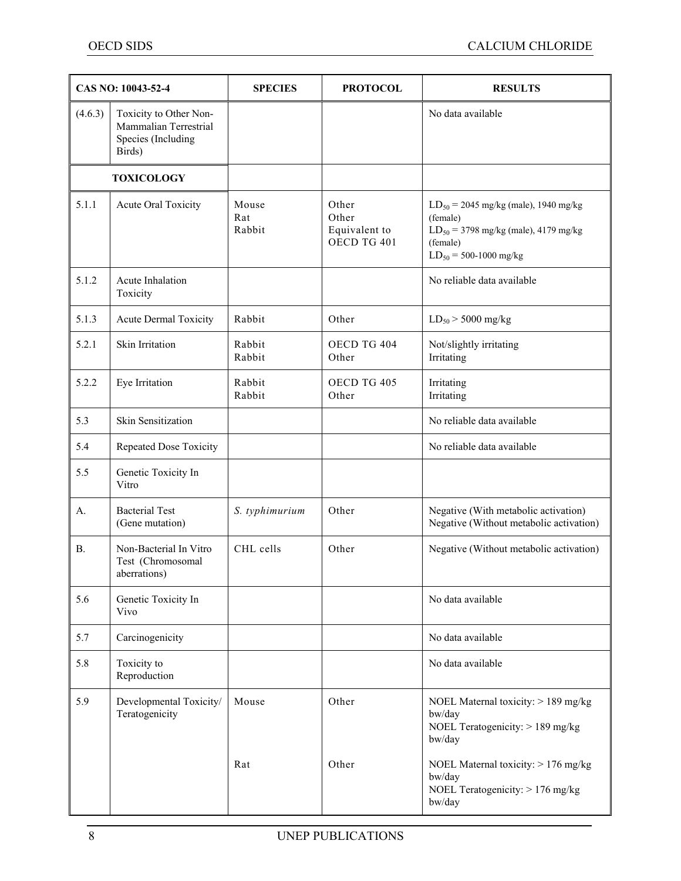| CAS NO: 10043-52-4 | | SPECIES | PROTOCOL | RESULTS |
|---|---|---|---|---|
| (4.6.3) | Toxicity to Other Non-Mammalian Terrestrial Species (Including Birds) | | | No data available |
| | **TOXICOLOGY** | | | |
| 5.1.1 | Acute Oral Toxicity | Mouse<br>Rat<br>Rabbit | Other<br>Other<br>Equivalent to OECD TG 401 | $LD_{50}$ = 2045 mg/kg (male), 1940 mg/kg (female)<br>$LD_{50}$ = 3798 mg/kg (male), 4179 mg/kg (female)<br>$LD_{50}$ = 500-1000 mg/kg |
| 5.1.2 | Acute Inhalation Toxicity | | | No reliable data available |
| 5.1.3 | Acute Dermal Toxicity | Rabbit | Other | $LD_{50}$ > 5000 mg/kg |
| 5.2.1 | Skin Irritation | Rabbit<br>Rabbit | OECD TG 404<br>Other | Not/slightly irritating<br>Irritating |
| 5.2.2 | Eye Irritation | Rabbit<br>Rabbit | OECD TG 405<br>Other | Irritating<br>Irritating |
| 5.3 | Skin Sensitization | | | No reliable data available |
| 5.4 | Repeated Dose Toxicity | | | No reliable data available |
| 5.5 | Genetic Toxicity In Vitro | | | |
| A. | Bacterial Test (Gene mutation) | *S. typhimurium* | Other | Negative (With metabolic activation)<br>Negative (Without metabolic activation) |
| B. | Non-Bacterial In Vitro Test (Chromosomal aberrations) | CHL cells | Other | Negative (Without metabolic activation) |
| 5.6 | Genetic Toxicity In Vivo | | | No data available |
| 5.7 | Carcinogenicity | | | No data available |
| 5.8 | Toxicity to Reproduction | | | No data available |
| 5.9 | Developmental Toxicity/ Teratogenicity | Mouse<br><br>Rat | Other<br><br>Other | NOEL Maternal toxicity: > 189 mg/kg bw/day<br>NOEL Teratogenicity: > 189 mg/kg bw/day<br><br>NOEL Maternal toxicity: > 176 mg/kg bw/day<br>NOEL Teratogenicity: > 176 mg/kg bw/day |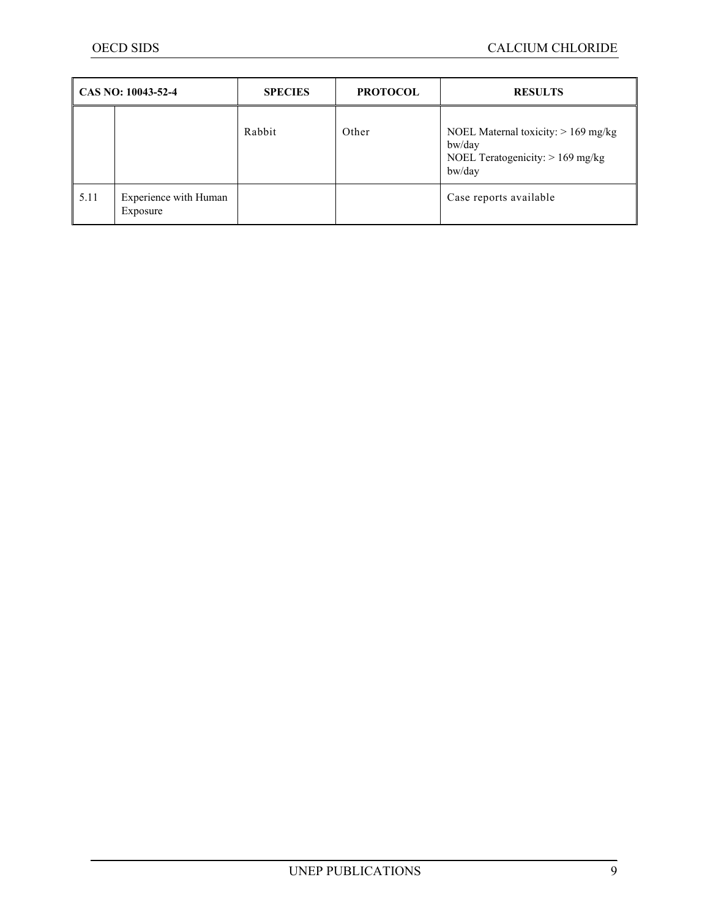| CAS NO: 10043-52-4 | | SPECIES | PROTOCOL | RESULTS |
|---|---|---|---|---|
| | | Rabbit | Other | NOEL Maternal toxicity: > 169 mg/kg bw/day<br>NOEL Teratogenicity: > 169 mg/kg bw/day |
| 5.11 | Experience with Human Exposure | | | Case reports available |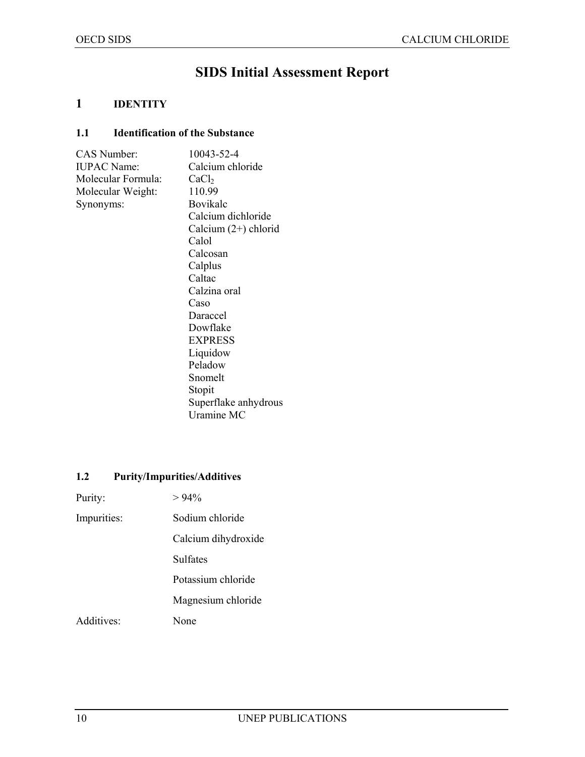# SIDS Initial Assessment Report

## 1 IDENTITY

### 1.1 Identification of the Substance

| | |
|---|---|
| CAS Number: | 10043-52-4 |
| IUPAC Name: | Calcium chloride |
| Molecular Formula: | $CaCl_2$ |
| Molecular Weight: | 110.99 |
| Synonyms: | Bovikalc |
| | Calcium dichloride |
| | Calcium (2+) chlorid |
| | Calol |
| | Calcosan |
| | Calplus |
| | Caltac |
| | Calzina oral |
| | Caso |
| | Daraccel |
| | Dowflake |
| | EXPRESS |
| | Liquidow |
| | Peladow |
| | Snomelt |
| | Stopit |
| | Superflake anhydrous |
| | Uramine MC |

### 1.2 Purity/Impurities/Additives

| | |
|---|---|
| Purity: | > 94% |
| Impurities: | Sodium chloride |
| | Calcium dihydroxide |
| | Sulfates |
| | Potassium chloride |
| | Magnesium chloride |
| Additives: | None |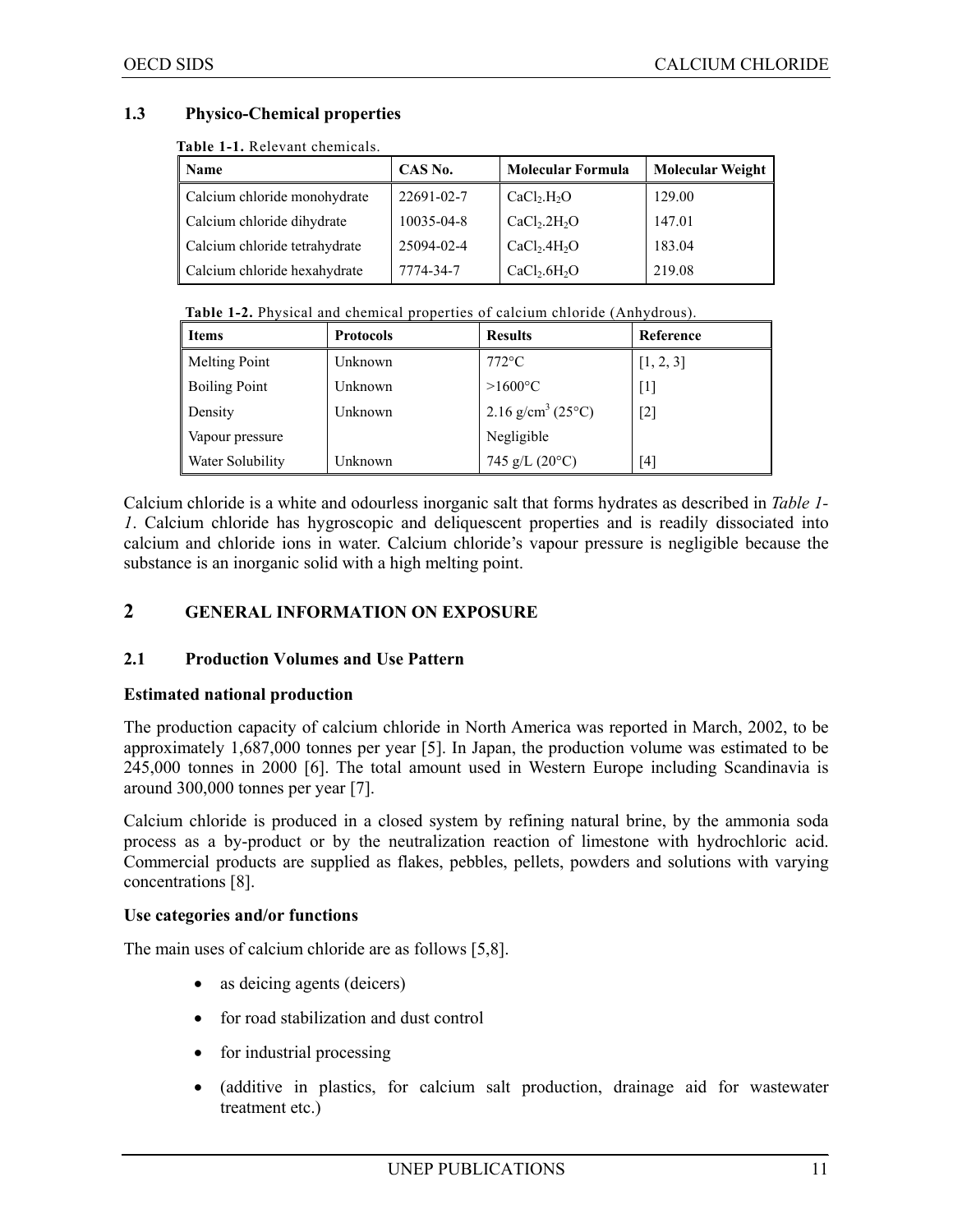### 1.3 Physico-Chemical properties

**Table 1-1.** Relevant chemicals.

| Name | CAS No. | Molecular Formula | Molecular Weight |
|---|---|---|---|
| Calcium chloride monohydrate | 22691-02-7 | $CaCl_2.H_2O$ | 129.00 |
| Calcium chloride dihydrate | 10035-04-8 | $CaCl_2.2H_2O$ | 147.01 |
| Calcium chloride tetrahydrate | 25094-02-4 | $CaCl_2.4H_2O$ | 183.04 |
| Calcium chloride hexahydrate | 7774-34-7 | $CaCl_2.6H_2O$ | 219.08 |

**Table 1-2.** Physical and chemical properties of calcium chloride (Anhydrous).

| Items | Protocols | Results | Reference |
|---|---|---|---|
| Melting Point | Unknown | 772°C | [1, 2, 3] |
| Boiling Point | Unknown | >1600°C | [1] |
| Density | Unknown | 2.16 g/cm$^3$ (25°C) | [2] |
| Vapour pressure | | Negligible | |
| Water Solubility | Unknown | 745 g/L (20°C) | [4] |

Calcium chloride is a white and odourless inorganic salt that forms hydrates as described in *Table 1-1*. Calcium chloride has hygroscopic and deliquescent properties and is readily dissociated into calcium and chloride ions in water. Calcium chloride's vapour pressure is negligible because the substance is an inorganic solid with a high melting point.

## 2 GENERAL INFORMATION ON EXPOSURE

### 2.1 Production Volumes and Use Pattern

**Estimated national production**

The production capacity of calcium chloride in North America was reported in March, 2002, to be approximately 1,687,000 tonnes per year [5]. In Japan, the production volume was estimated to be 245,000 tonnes in 2000 [6]. The total amount used in Western Europe including Scandinavia is around 300,000 tonnes per year [7].

Calcium chloride is produced in a closed system by refining natural brine, by the ammonia soda process as a by-product or by the neutralization reaction of limestone with hydrochloric acid. Commercial products are supplied as flakes, pebbles, pellets, powders and solutions with varying concentrations [8].

**Use categories and/or functions**

The main uses of calcium chloride are as follows [5,8].

- as deicing agents (deicers)
- for road stabilization and dust control
- for industrial processing
- (additive in plastics, for calcium salt production, drainage aid for wastewater treatment etc.)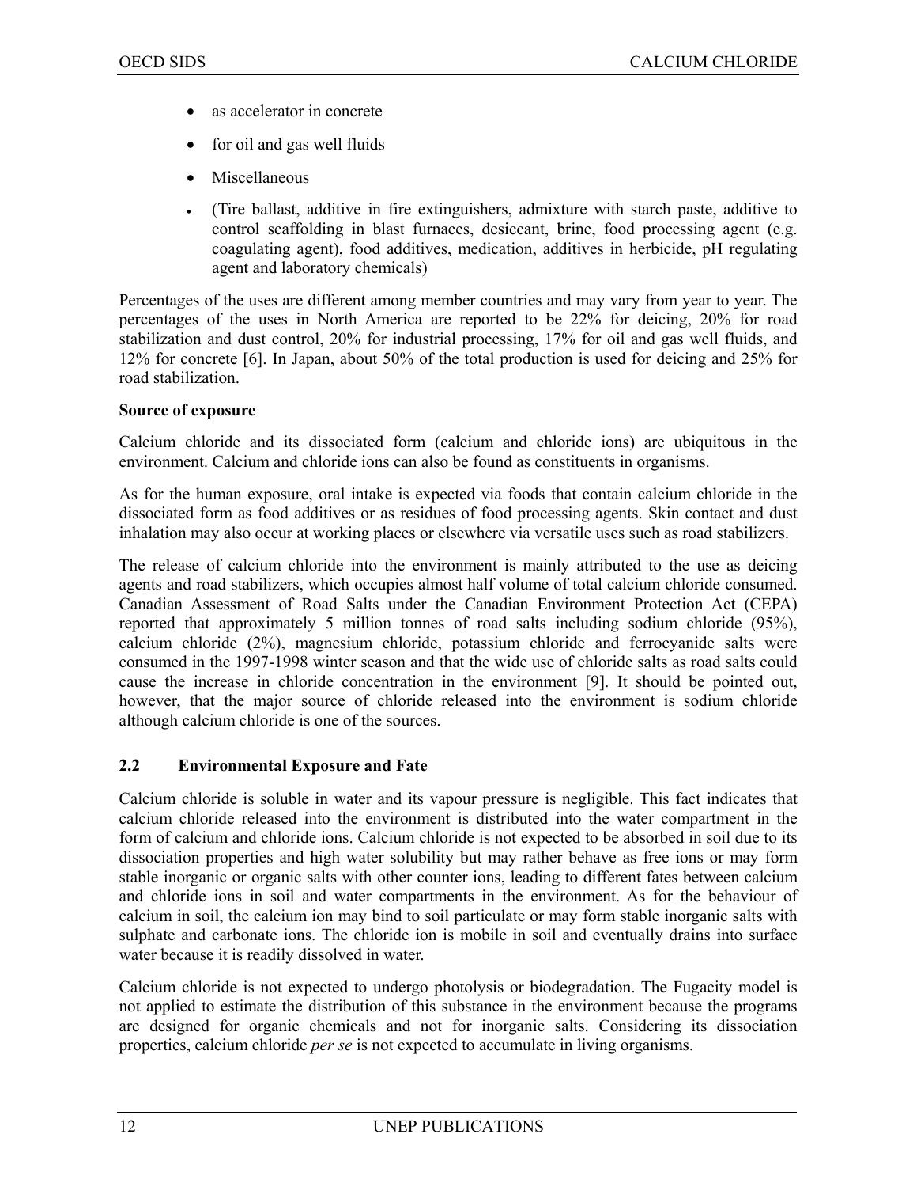- as accelerator in concrete
- for oil and gas well fluids
- Miscellaneous
- (Tire ballast, additive in fire extinguishers, admixture with starch paste, additive to control scaffolding in blast furnaces, desiccant, brine, food processing agent (e.g. coagulating agent), food additives, medication, additives in herbicide, pH regulating agent and laboratory chemicals)

Percentages of the uses are different among member countries and may vary from year to year. The percentages of the uses in North America are reported to be 22% for deicing, 20% for road stabilization and dust control, 20% for industrial processing, 17% for oil and gas well fluids, and 12% for concrete [6]. In Japan, about 50% of the total production is used for deicing and 25% for road stabilization.

**Source of exposure**

Calcium chloride and its dissociated form (calcium and chloride ions) are ubiquitous in the environment. Calcium and chloride ions can also be found as constituents in organisms.

As for the human exposure, oral intake is expected via foods that contain calcium chloride in the dissociated form as food additives or as residues of food processing agents. Skin contact and dust inhalation may also occur at working places or elsewhere via versatile uses such as road stabilizers.

The release of calcium chloride into the environment is mainly attributed to the use as deicing agents and road stabilizers, which occupies almost half volume of total calcium chloride consumed. Canadian Assessment of Road Salts under the Canadian Environment Protection Act (CEPA) reported that approximately 5 million tonnes of road salts including sodium chloride (95%), calcium chloride (2%), magnesium chloride, potassium chloride and ferrocyanide salts were consumed in the 1997-1998 winter season and that the wide use of chloride salts as road salts could cause the increase in chloride concentration in the environment [9]. It should be pointed out, however, that the major source of chloride released into the environment is sodium chloride although calcium chloride is one of the sources.

## 2.2 Environmental Exposure and Fate

Calcium chloride is soluble in water and its vapour pressure is negligible. This fact indicates that calcium chloride released into the environment is distributed into the water compartment in the form of calcium and chloride ions. Calcium chloride is not expected to be absorbed in soil due to its dissociation properties and high water solubility but may rather behave as free ions or may form stable inorganic or organic salts with other counter ions, leading to different fates between calcium and chloride ions in soil and water compartments in the environment. As for the behaviour of calcium in soil, the calcium ion may bind to soil particulate or may form stable inorganic salts with sulphate and carbonate ions. The chloride ion is mobile in soil and eventually drains into surface water because it is readily dissolved in water.

Calcium chloride is not expected to undergo photolysis or biodegradation. The Fugacity model is not applied to estimate the distribution of this substance in the environment because the programs are designed for organic chemicals and not for inorganic salts. Considering its dissociation properties, calcium chloride *per se* is not expected to accumulate in living organisms.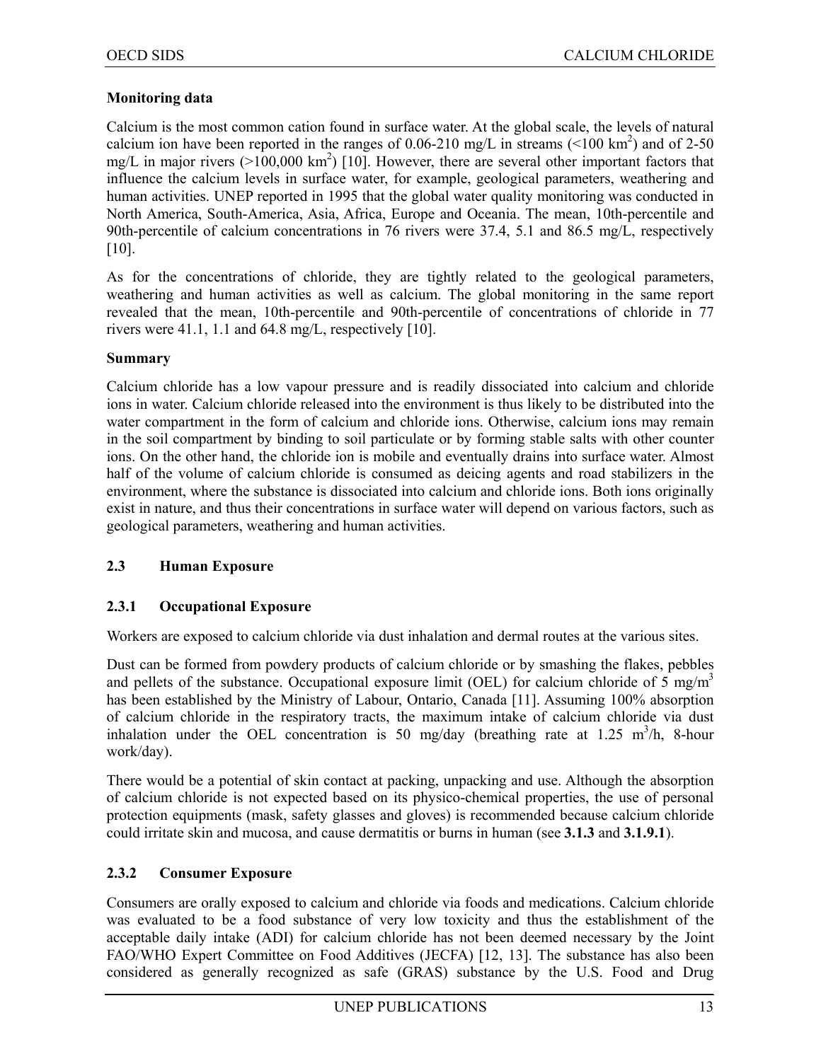**Monitoring data**

Calcium is the most common cation found in surface water. At the global scale, the levels of natural calcium ion have been reported in the ranges of 0.06-210 mg/L in streams (<100 $km^2$) and of 2-50 mg/L in major rivers (>100,000 $km^2$) [10]. However, there are several other important factors that influence the calcium levels in surface water, for example, geological parameters, weathering and human activities. UNEP reported in 1995 that the global water quality monitoring was conducted in North America, South-America, Asia, Africa, Europe and Oceania. The mean, 10th-percentile and 90th-percentile of calcium concentrations in 76 rivers were 37.4, 5.1 and 86.5 mg/L, respectively [10].

As for the concentrations of chloride, they are tightly related to the geological parameters, weathering and human activities as well as calcium. The global monitoring in the same report revealed that the mean, 10th-percentile and 90th-percentile of concentrations of chloride in 77 rivers were 41.1, 1.1 and 64.8 mg/L, respectively [10].

**Summary**

Calcium chloride has a low vapour pressure and is readily dissociated into calcium and chloride ions in water. Calcium chloride released into the environment is thus likely to be distributed into the water compartment in the form of calcium and chloride ions. Otherwise, calcium ions may remain in the soil compartment by binding to soil particulate or by forming stable salts with other counter ions. On the other hand, the chloride ion is mobile and eventually drains into surface water. Almost half of the volume of calcium chloride is consumed as deicing agents and road stabilizers in the environment, where the substance is dissociated into calcium and chloride ions. Both ions originally exist in nature, and thus their concentrations in surface water will depend on various factors, such as geological parameters, weathering and human activities.

## 2.3 Human Exposure

### 2.3.1 Occupational Exposure

Workers are exposed to calcium chloride via dust inhalation and dermal routes at the various sites.

Dust can be formed from powdery products of calcium chloride or by smashing the flakes, pebbles and pellets of the substance. Occupational exposure limit (OEL) for calcium chloride of 5 $mg/m^3$ has been established by the Ministry of Labour, Ontario, Canada [11]. Assuming 100% absorption of calcium chloride in the respiratory tracts, the maximum intake of calcium chloride via dust inhalation under the OEL concentration is 50 mg/day (breathing rate at 1.25 $m^3/h$, 8-hour work/day).

There would be a potential of skin contact at packing, unpacking and use. Although the absorption of calcium chloride is not expected based on its physico-chemical properties, the use of personal protection equipments (mask, safety glasses and gloves) is recommended because calcium chloride could irritate skin and mucosa, and cause dermatitis or burns in human (see **3.1.3** and **3.1.9.1**).

### 2.3.2 Consumer Exposure

Consumers are orally exposed to calcium and chloride via foods and medications. Calcium chloride was evaluated to be a food substance of very low toxicity and thus the establishment of the acceptable daily intake (ADI) for calcium chloride has not been deemed necessary by the Joint FAO/WHO Expert Committee on Food Additives (JECFA) [12, 13]. The substance has also been considered as generally recognized as safe (GRAS) substance by the U.S. Food and Drug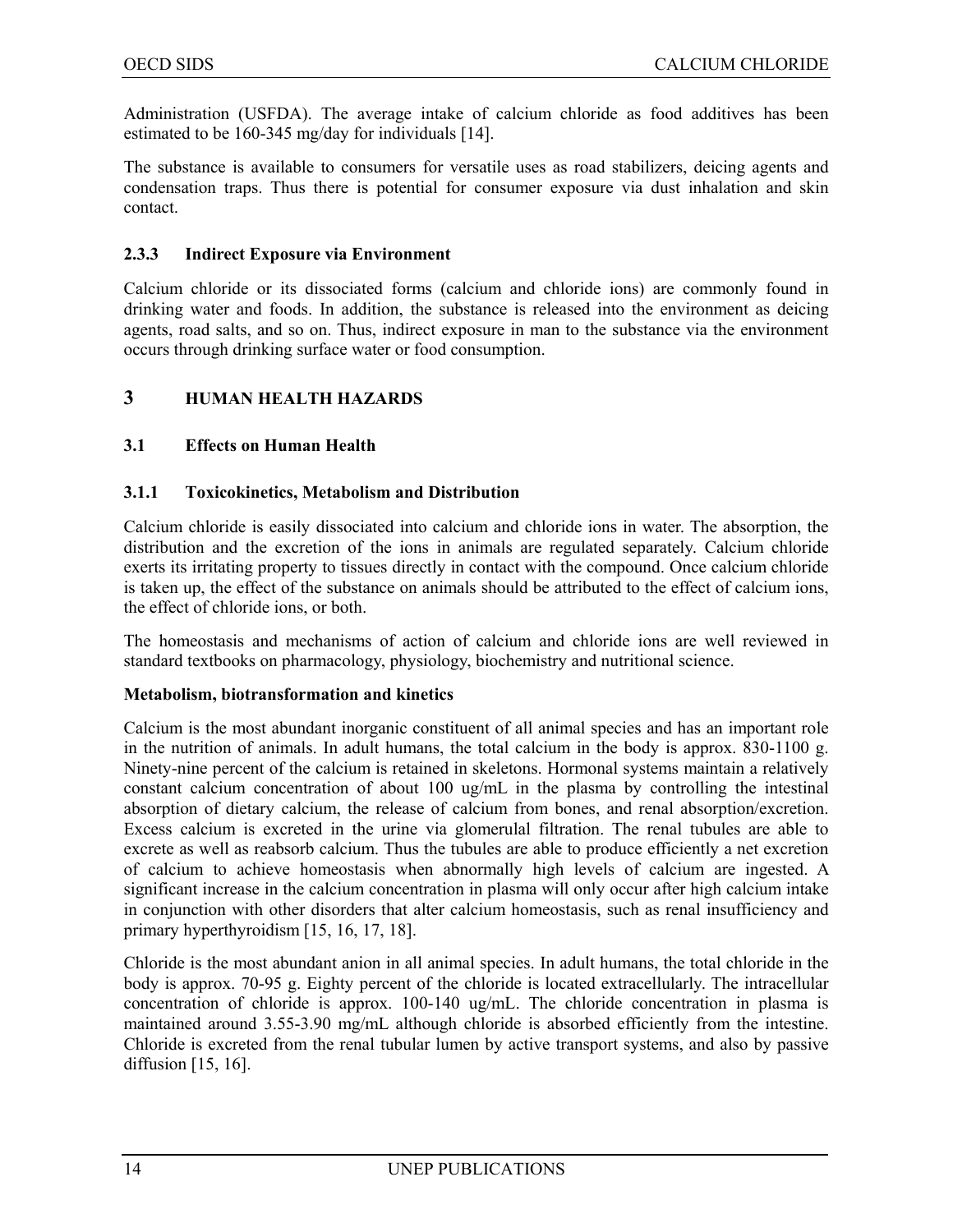Administration (USFDA). The average intake of calcium chloride as food additives has been estimated to be 160-345 mg/day for individuals [14].

The substance is available to consumers for versatile uses as road stabilizers, deicing agents and condensation traps. Thus there is potential for consumer exposure via dust inhalation and skin contact.

### 2.3.3 Indirect Exposure via Environment

Calcium chloride or its dissociated forms (calcium and chloride ions) are commonly found in drinking water and foods. In addition, the substance is released into the environment as deicing agents, road salts, and so on. Thus, indirect exposure in man to the substance via the environment occurs through drinking surface water or food consumption.

# 3 HUMAN HEALTH HAZARDS

## 3.1 Effects on Human Health

### 3.1.1 Toxicokinetics, Metabolism and Distribution

Calcium chloride is easily dissociated into calcium and chloride ions in water. The absorption, the distribution and the excretion of the ions in animals are regulated separately. Calcium chloride exerts its irritating property to tissues directly in contact with the compound. Once calcium chloride is taken up, the effect of the substance on animals should be attributed to the effect of calcium ions, the effect of chloride ions, or both.

The homeostasis and mechanisms of action of calcium and chloride ions are well reviewed in standard textbooks on pharmacology, physiology, biochemistry and nutritional science.

**Metabolism, biotransformation and kinetics**

Calcium is the most abundant inorganic constituent of all animal species and has an important role in the nutrition of animals. In adult humans, the total calcium in the body is approx. 830-1100 g. Ninety-nine percent of the calcium is retained in skeletons. Hormonal systems maintain a relatively constant calcium concentration of about 100 ug/mL in the plasma by controlling the intestinal absorption of dietary calcium, the release of calcium from bones, and renal absorption/excretion. Excess calcium is excreted in the urine via glomerular filtration. The renal tubules are able to excrete as well as reabsorb calcium. Thus the tubules are able to produce efficiently a net excretion of calcium to achieve homeostasis when abnormally high levels of calcium are ingested. A significant increase in the calcium concentration in plasma will only occur after high calcium intake in conjunction with other disorders that alter calcium homeostasis, such as renal insufficiency and primary hyperthyroidism [15, 16, 17, 18].

Chloride is the most abundant anion in all animal species. In adult humans, the total chloride in the body is approx. 70-95 g. Eighty percent of the chloride is located extracellularly. The intracellular concentration of chloride is approx. 100-140 ug/mL. The chloride concentration in plasma is maintained around 3.55-3.90 mg/mL although chloride is absorbed efficiently from the intestine. Chloride is excreted from the renal tubular lumen by active transport systems, and also by passive diffusion [15, 16].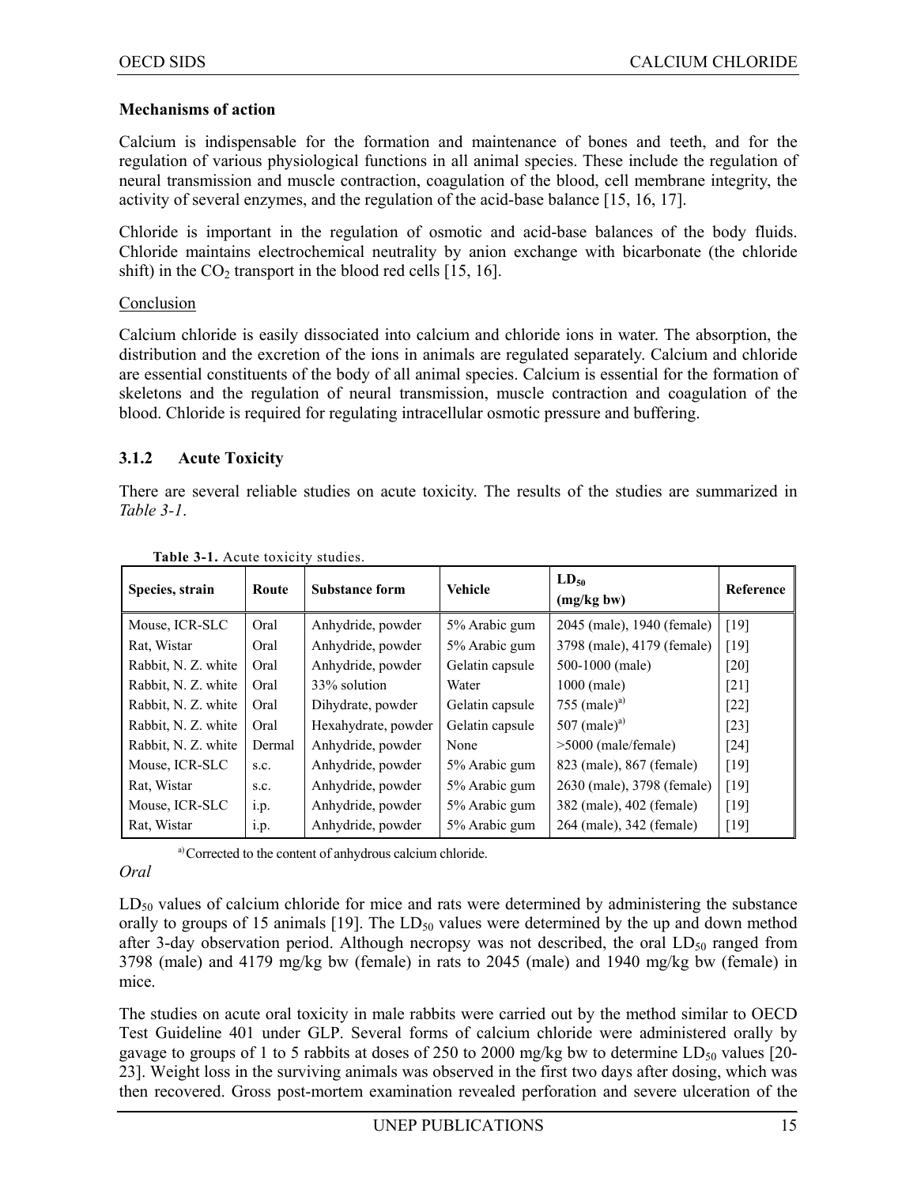**Mechanisms of action**

Calcium is indispensable for the formation and maintenance of bones and teeth, and for the regulation of various physiological functions in all animal species. These include the regulation of neural transmission and muscle contraction, coagulation of the blood, cell membrane integrity, the activity of several enzymes, and the regulation of the acid-base balance [15, 16, 17].

Chloride is important in the regulation of osmotic and acid-base balances of the body fluids. Chloride maintains electrochemical neutrality by anion exchange with bicarbonate (the chloride shift) in the $CO_2$ transport in the blood red cells [15, 16].

Conclusion

Calcium chloride is easily dissociated into calcium and chloride ions in water. The absorption, the distribution and the excretion of the ions in animals are regulated separately. Calcium and chloride are essential constituents of the body of all animal species. Calcium is essential for the formation of skeletons and the regulation of neural transmission, muscle contraction and coagulation of the blood. Chloride is required for regulating intracellular osmotic pressure and buffering.

### 3.1.2 Acute Toxicity

There are several reliable studies on acute toxicity. The results of the studies are summarized in *Table 3-1*.

**Table 3-1.** Acute toxicity studies.

| Species, strain | Route | Substance form | Vehicle | $LD_{50}$ (mg/kg bw) | Reference |
|---|---|---|---|---|---|
| Mouse, ICR-SLC | Oral | Anhydride, powder | 5% Arabic gum | 2045 (male), 1940 (female) | [19] |
| Rat, Wistar | Oral | Anhydride, powder | 5% Arabic gum | 3798 (male), 4179 (female) | [19] |
| Rabbit, N. Z. white | Oral | Anhydride, powder | Gelatin capsule | 500-1000 (male) | [20] |
| Rabbit, N. Z. white | Oral | 33% solution | Water | 1000 (male) | [21] |
| Rabbit, N. Z. white | Oral | Dihydrate, powder | Gelatin capsule | 755 (male)[a] | [22] |
| Rabbit, N. Z. white | Oral | Hexahydrate, powder | Gelatin capsule | 507 (male)[a] | [23] |
| Rabbit, N. Z. white | Dermal | Anhydride, powder | None | >5000 (male/female) | [24] |
| Mouse, ICR-SLC | s.c. | Anhydride, powder | 5% Arabic gum | 823 (male), 867 (female) | [19] |
| Rat, Wistar | s.c. | Anhydride, powder | 5% Arabic gum | 2630 (male), 3798 (female) | [19] |
| Mouse, ICR-SLC | i.p. | Anhydride, powder | 5% Arabic gum | 382 (male), 402 (female) | [19] |
| Rat, Wistar | i.p. | Anhydride, powder | 5% Arabic gum | 264 (male), 342 (female) | [19] |

[a] Corrected to the content of anhydrous calcium chloride.

*Oral*

$LD_{50}$ values of calcium chloride for mice and rats were determined by administering the substance orally to groups of 15 animals [19]. The $LD_{50}$ values were determined by the up and down method after 3-day observation period. Although necropsy was not described, the oral $LD_{50}$ ranged from 3798 (male) and 4179 mg/kg bw (female) in rats to 2045 (male) and 1940 mg/kg bw (female) in mice.

The studies on acute oral toxicity in male rabbits were carried out by the method similar to OECD Test Guideline 401 under GLP. Several forms of calcium chloride were administered orally by gavage to groups of 1 to 5 rabbits at doses of 250 to 2000 mg/kg bw to determine $LD_{50}$ values [20-23]. Weight loss in the surviving animals was observed in the first two days after dosing, which was then recovered. Gross post-mortem examination revealed perforation and severe ulceration of the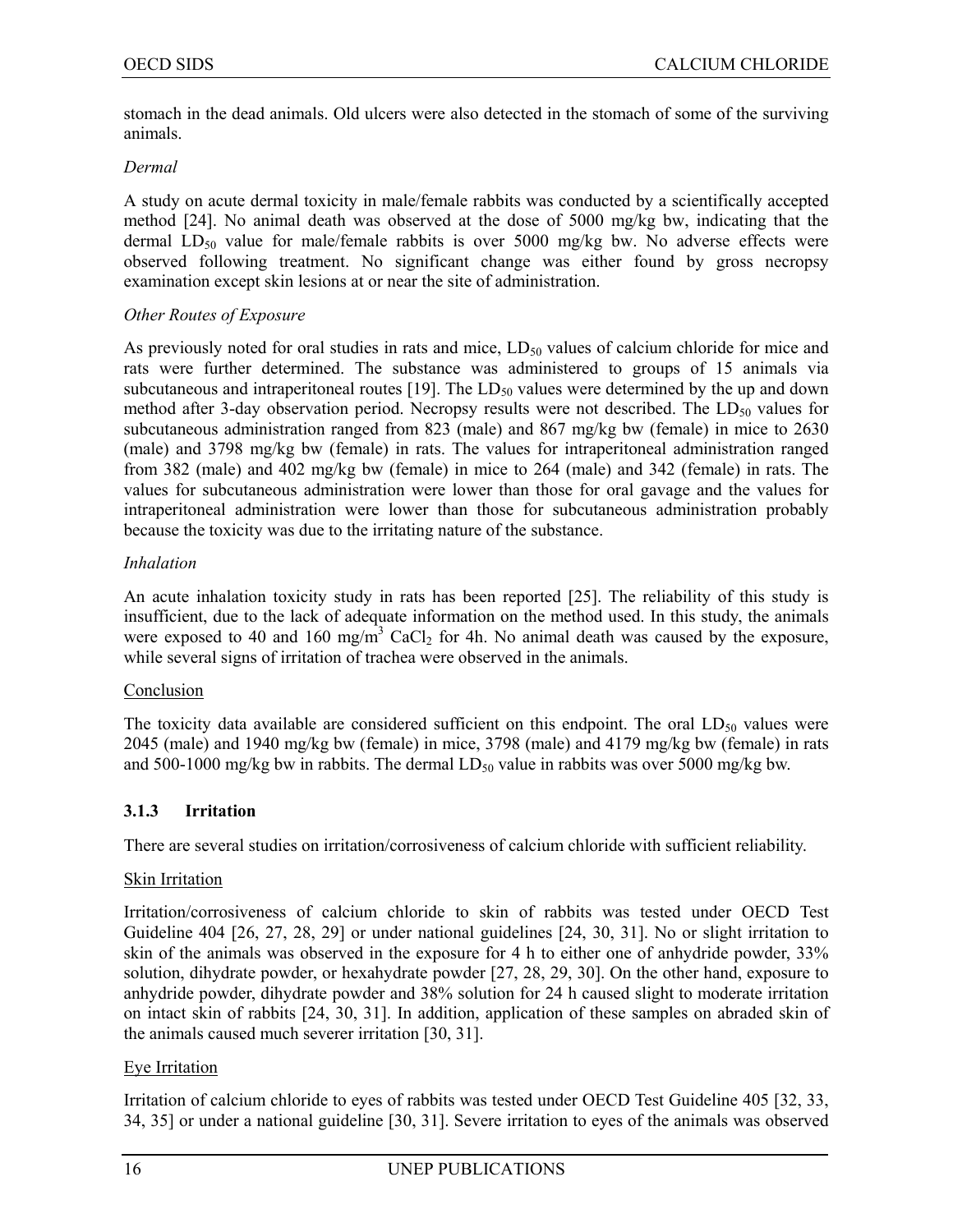stomach in the dead animals. Old ulcers were also detected in the stomach of some of the surviving animals.

*Dermal*

A study on acute dermal toxicity in male/female rabbits was conducted by a scientifically accepted method [24]. No animal death was observed at the dose of 5000 mg/kg bw, indicating that the dermal $LD_{50}$ value for male/female rabbits is over 5000 mg/kg bw. No adverse effects were observed following treatment. No significant change was either found by gross necropsy examination except skin lesions at or near the site of administration.

*Other Routes of Exposure*

As previously noted for oral studies in rats and mice, $LD_{50}$ values of calcium chloride for mice and rats were further determined. The substance was administered to groups of 15 animals via subcutaneous and intraperitoneal routes [19]. The $LD_{50}$ values were determined by the up and down method after 3-day observation period. Necropsy results were not described. The $LD_{50}$ values for subcutaneous administration ranged from 823 (male) and 867 mg/kg bw (female) in mice to 2630 (male) and 3798 mg/kg bw (female) in rats. The values for intraperitoneal administration ranged from 382 (male) and 402 mg/kg bw (female) in mice to 264 (male) and 342 (female) in rats. The values for subcutaneous administration were lower than those for oral gavage and the values for intraperitoneal administration were lower than those for subcutaneous administration probably because the toxicity was due to the irritating nature of the substance.

*Inhalation*

An acute inhalation toxicity study in rats has been reported [25]. The reliability of this study is insufficient, due to the lack of adequate information on the method used. In this study, the animals were exposed to 40 and 160 mg/m$^3$ $CaCl_2$ for 4h. No animal death was caused by the exposure, while several signs of irritation of trachea were observed in the animals.

Conclusion

The toxicity data available are considered sufficient on this endpoint. The oral $LD_{50}$ values were 2045 (male) and 1940 mg/kg bw (female) in mice, 3798 (male) and 4179 mg/kg bw (female) in rats and 500-1000 mg/kg bw in rabbits. The dermal $LD_{50}$ value in rabbits was over 5000 mg/kg bw.

### 3.1.3 Irritation

There are several studies on irritation/corrosiveness of calcium chloride with sufficient reliability.

Skin Irritation

Irritation/corrosiveness of calcium chloride to skin of rabbits was tested under OECD Test Guideline 404 [26, 27, 28, 29] or under national guidelines [24, 30, 31]. No or slight irritation to skin of the animals was observed in the exposure for 4 h to either one of anhydride powder, 33% solution, dihydrate powder, or hexahydrate powder [27, 28, 29, 30]. On the other hand, exposure to anhydride powder, dihydrate powder and 38% solution for 24 h caused slight to moderate irritation on intact skin of rabbits [24, 30, 31]. In addition, application of these samples on abraded skin of the animals caused much severer irritation [30, 31].

Eye Irritation

Irritation of calcium chloride to eyes of rabbits was tested under OECD Test Guideline 405 [32, 33, 34, 35] or under a national guideline [30, 31]. Severe irritation to eyes of the animals was observed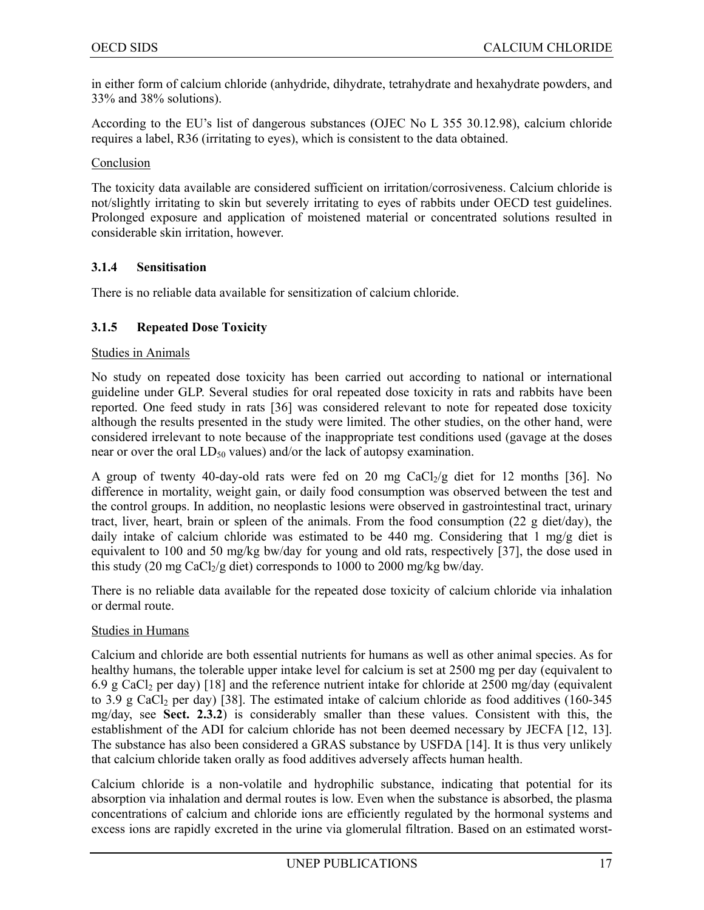in either form of calcium chloride (anhydride, dihydrate, tetrahydrate and hexahydrate powders, and 33% and 38% solutions).

According to the EU's list of dangerous substances (OJEC No L 355 30.12.98), calcium chloride requires a label, R36 (irritating to eyes), which is consistent to the data obtained.

Conclusion

The toxicity data available are considered sufficient on irritation/corrosiveness. Calcium chloride is not/slightly irritating to skin but severely irritating to eyes of rabbits under OECD test guidelines. Prolonged exposure and application of moistened material or concentrated solutions resulted in considerable skin irritation, however.

### 3.1.4 Sensitisation

There is no reliable data available for sensitization of calcium chloride.

### 3.1.5 Repeated Dose Toxicity

Studies in Animals

No study on repeated dose toxicity has been carried out according to national or international guideline under GLP. Several studies for oral repeated dose toxicity in rats and rabbits have been reported. One feed study in rats [36] was considered relevant to note for repeated dose toxicity although the results presented in the study were limited. The other studies, on the other hand, were considered irrelevant to note because of the inappropriate test conditions used (gavage at the doses near or over the oral $LD_{50}$ values) and/or the lack of autopsy examination.

A group of twenty 40-day-old rats were fed on 20 mg $CaCl_2$/g diet for 12 months [36]. No difference in mortality, weight gain, or daily food consumption was observed between the test and the control groups. In addition, no neoplastic lesions were observed in gastrointestinal tract, urinary tract, liver, heart, brain or spleen of the animals. From the food consumption (22 g diet/day), the daily intake of calcium chloride was estimated to be 440 mg. Considering that 1 mg/g diet is equivalent to 100 and 50 mg/kg bw/day for young and old rats, respectively [37], the dose used in this study (20 mg $CaCl_2$/g diet) corresponds to 1000 to 2000 mg/kg bw/day.

There is no reliable data available for the repeated dose toxicity of calcium chloride via inhalation or dermal route.

Studies in Humans

Calcium and chloride are both essential nutrients for humans as well as other animal species. As for healthy humans, the tolerable upper intake level for calcium is set at 2500 mg per day (equivalent to 6.9 g $CaCl_2$ per day) [18] and the reference nutrient intake for chloride at 2500 mg/day (equivalent to 3.9 g $CaCl_2$ per day) [38]. The estimated intake of calcium chloride as food additives (160-345 mg/day, see **Sect. 2.3.2**) is considerably smaller than these values. Consistent with this, the establishment of the ADI for calcium chloride has not been deemed necessary by JECFA [12, 13]. The substance has also been considered a GRAS substance by USFDA [14]. It is thus very unlikely that calcium chloride taken orally as food additives adversely affects human health.

Calcium chloride is a non-volatile and hydrophilic substance, indicating that potential for its absorption via inhalation and dermal routes is low. Even when the substance is absorbed, the plasma concentrations of calcium and chloride ions are efficiently regulated by the hormonal systems and excess ions are rapidly excreted in the urine via glomerular filtration. Based on an estimated worst-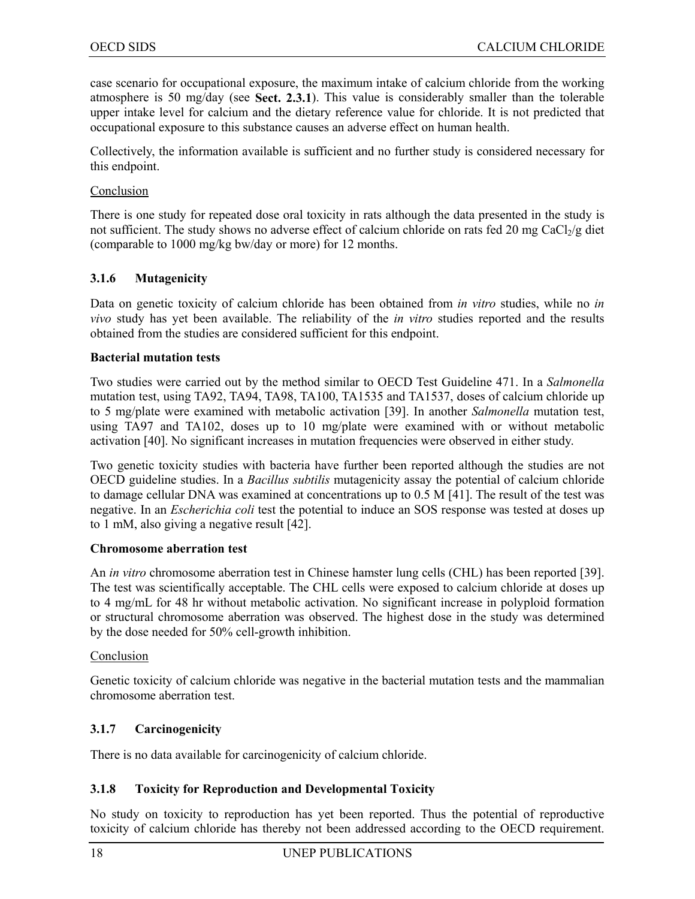case scenario for occupational exposure, the maximum intake of calcium chloride from the working atmosphere is 50 mg/day (see **Sect. 2.3.1**). This value is considerably smaller than the tolerable upper intake level for calcium and the dietary reference value for chloride. It is not predicted that occupational exposure to this substance causes an adverse effect on human health.

Collectively, the information available is sufficient and no further study is considered necessary for this endpoint.

Conclusion

There is one study for repeated dose oral toxicity in rats although the data presented in the study is not sufficient. The study shows no adverse effect of calcium chloride on rats fed 20 mg $CaCl_2$/g diet (comparable to 1000 mg/kg bw/day or more) for 12 months.

### 3.1.6 Mutagenicity

Data on genetic toxicity of calcium chloride has been obtained from *in vitro* studies, while no *in vivo* study has yet been available. The reliability of the *in vitro* studies reported and the results obtained from the studies are considered sufficient for this endpoint.

**Bacterial mutation tests**

Two studies were carried out by the method similar to OECD Test Guideline 471. In a *Salmonella* mutation test, using TA92, TA94, TA98, TA100, TA1535 and TA1537, doses of calcium chloride up to 5 mg/plate were examined with metabolic activation [39]. In another *Salmonella* mutation test, using TA97 and TA102, doses up to 10 mg/plate were examined with or without metabolic activation [40]. No significant increases in mutation frequencies were observed in either study.

Two genetic toxicity studies with bacteria have further been reported although the studies are not OECD guideline studies. In a *Bacillus subtilis* mutagenicity assay the potential of calcium chloride to damage cellular DNA was examined at concentrations up to 0.5 M [41]. The result of the test was negative. In an *Escherichia coli* test the potential to induce an SOS response was tested at doses up to 1 mM, also giving a negative result [42].

**Chromosome aberration test**

An *in vitro* chromosome aberration test in Chinese hamster lung cells (CHL) has been reported [39]. The test was scientifically acceptable. The CHL cells were exposed to calcium chloride at doses up to 4 mg/mL for 48 hr without metabolic activation. No significant increase in polyploid formation or structural chromosome aberration was observed. The highest dose in the study was determined by the dose needed for 50% cell-growth inhibition.

Conclusion

Genetic toxicity of calcium chloride was negative in the bacterial mutation tests and the mammalian chromosome aberration test.

### 3.1.7 Carcinogenicity

There is no data available for carcinogenicity of calcium chloride.

### 3.1.8 Toxicity for Reproduction and Developmental Toxicity

No study on toxicity to reproduction has yet been reported. Thus the potential of reproductive toxicity of calcium chloride has thereby not been addressed according to the OECD requirement.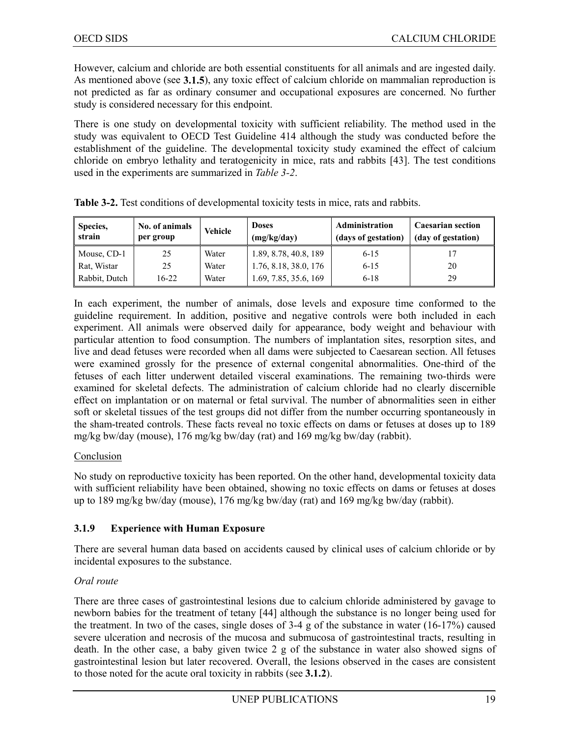However, calcium and chloride are both essential constituents for all animals and are ingested daily. As mentioned above (see **3.1.5**), any toxic effect of calcium chloride on mammalian reproduction is not predicted as far as ordinary consumer and occupational exposures are concerned. No further study is considered necessary for this endpoint.

There is one study on developmental toxicity with sufficient reliability. The method used in the study was equivalent to OECD Test Guideline 414 although the study was conducted before the establishment of the guideline. The developmental toxicity study examined the effect of calcium chloride on embryo lethality and teratogenicity in mice, rats and rabbits [43]. The test conditions used in the experiments are summarized in *Table 3-2*.

**Table 3-2.** Test conditions of developmental toxicity tests in mice, rats and rabbits.

| Species, strain | No. of animals per group | Vehicle | Doses (mg/kg/day) | Administration (days of gestation) | Caesarian section (day of gestation) |
|---|---|---|---|---|---|
| Mouse, CD-1 | 25 | Water | 1.89, 8.78, 40.8, 189 | 6-15 | 17 |
| Rat, Wistar | 25 | Water | 1.76, 8.18, 38.0, 176 | 6-15 | 20 |
| Rabbit, Dutch | 16-22 | Water | 1.69, 7.85, 35.6, 169 | 6-18 | 29 |

In each experiment, the number of animals, dose levels and exposure time conformed to the guideline requirement. In addition, positive and negative controls were both included in each experiment. All animals were observed daily for appearance, body weight and behaviour with particular attention to food consumption. The numbers of implantation sites, resorption sites, and live and dead fetuses were recorded when all dams were subjected to Caesarean section. All fetuses were examined grossly for the presence of external congenital abnormalities. One-third of the fetuses of each litter underwent detailed visceral examinations. The remaining two-thirds were examined for skeletal defects. The administration of calcium chloride had no clearly discernible effect on implantation or on maternal or fetal survival. The number of abnormalities seen in either soft or skeletal tissues of the test groups did not differ from the number occurring spontaneously in the sham-treated controls. These facts reveal no toxic effects on dams or fetuses at doses up to 189 mg/kg bw/day (mouse), 176 mg/kg bw/day (rat) and 169 mg/kg bw/day (rabbit).

Conclusion

No study on reproductive toxicity has been reported. On the other hand, developmental toxicity data with sufficient reliability have been obtained, showing no toxic effects on dams or fetuses at doses up to 189 mg/kg bw/day (mouse), 176 mg/kg bw/day (rat) and 169 mg/kg bw/day (rabbit).

### 3.1.9 Experience with Human Exposure

There are several human data based on accidents caused by clinical uses of calcium chloride or by incidental exposures to the substance.

*Oral route*

There are three cases of gastrointestinal lesions due to calcium chloride administered by gavage to newborn babies for the treatment of tetany [44] although the substance is no longer being used for the treatment. In two of the cases, single doses of 3-4 g of the substance in water (16-17%) caused severe ulceration and necrosis of the mucosa and submucosa of gastrointestinal tracts, resulting in death. In the other case, a baby given twice 2 g of the substance in water also showed signs of gastrointestinal lesion but later recovered. Overall, the lesions observed in the cases are consistent to those noted for the acute oral toxicity in rabbits (see **3.1.2**).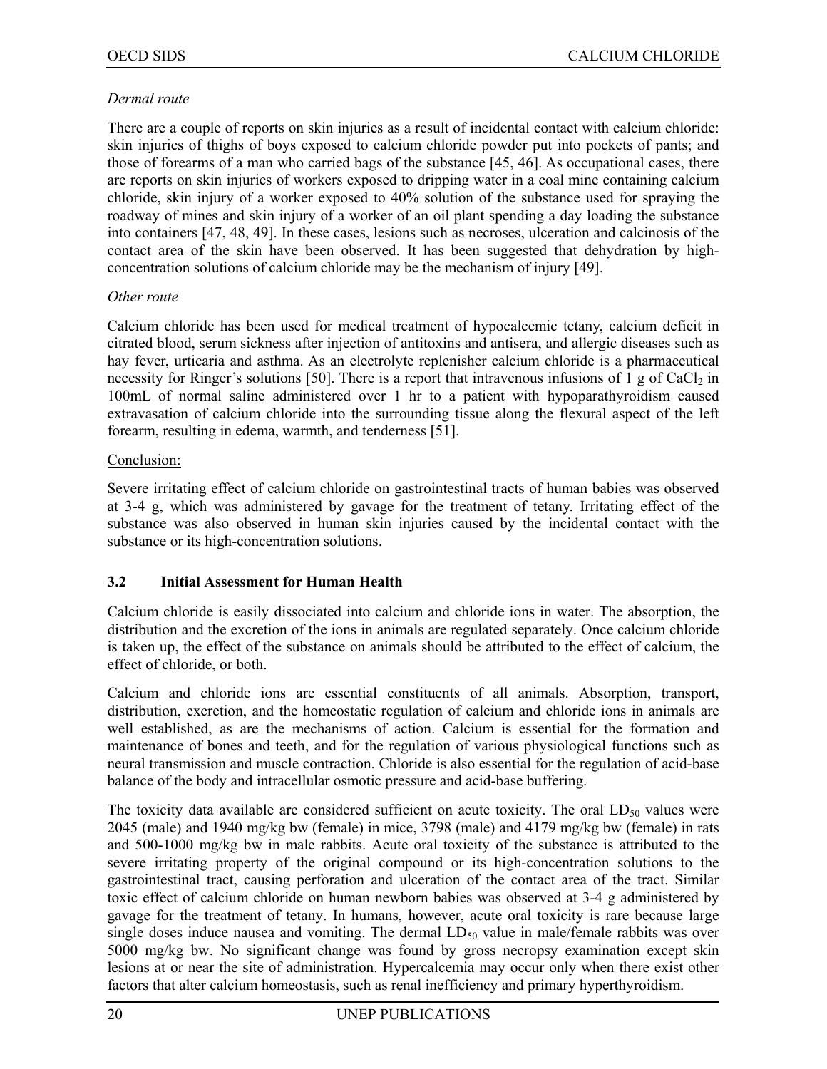*Dermal route*

There are a couple of reports on skin injuries as a result of incidental contact with calcium chloride: skin injuries of thighs of boys exposed to calcium chloride powder put into pockets of pants; and those of forearms of a man who carried bags of the substance [45, 46]. As occupational cases, there are reports on skin injuries of workers exposed to dripping water in a coal mine containing calcium chloride, skin injury of a worker exposed to 40% solution of the substance used for spraying the roadway of mines and skin injury of a worker of an oil plant spending a day loading the substance into containers [47, 48, 49]. In these cases, lesions such as necroses, ulceration and calcinosis of the contact area of the skin have been observed. It has been suggested that dehydration by high-concentration solutions of calcium chloride may be the mechanism of injury [49].

*Other route*

Calcium chloride has been used for medical treatment of hypocalcemic tetany, calcium deficit in citrated blood, serum sickness after injection of antitoxins and antisera, and allergic diseases such as hay fever, urticaria and asthma. As an electrolyte replenisher calcium chloride is a pharmaceutical necessity for Ringer's solutions [50]. There is a report that intravenous infusions of 1 g of $CaCl_2$ in 100mL of normal saline administered over 1 hr to a patient with hypoparathyroidism caused extravasation of calcium chloride into the surrounding tissue along the flexural aspect of the left forearm, resulting in edema, warmth, and tenderness [51].

Conclusion:

Severe irritating effect of calcium chloride on gastrointestinal tracts of human babies was observed at 3-4 g, which was administered by gavage for the treatment of tetany. Irritating effect of the substance was also observed in human skin injuries caused by the incidental contact with the substance or its high-concentration solutions.

### 3.2 Initial Assessment for Human Health

Calcium chloride is easily dissociated into calcium and chloride ions in water. The absorption, the distribution and the excretion of the ions in animals are regulated separately. Once calcium chloride is taken up, the effect of the substance on animals should be attributed to the effect of calcium, the effect of chloride, or both.

Calcium and chloride ions are essential constituents of all animals. Absorption, transport, distribution, excretion, and the homeostatic regulation of calcium and chloride ions in animals are well established, as are the mechanisms of action. Calcium is essential for the formation and maintenance of bones and teeth, and for the regulation of various physiological functions such as neural transmission and muscle contraction. Chloride is also essential for the regulation of acid-base balance of the body and intracellular osmotic pressure and acid-base buffering.

The toxicity data available are considered sufficient on acute toxicity. The oral $LD_{50}$ values were 2045 (male) and 1940 mg/kg bw (female) in mice, 3798 (male) and 4179 mg/kg bw (female) in rats and 500-1000 mg/kg bw in male rabbits. Acute oral toxicity of the substance is attributed to the severe irritating property of the original compound or its high-concentration solutions to the gastrointestinal tract, causing perforation and ulceration of the contact area of the tract. Similar toxic effect of calcium chloride on human newborn babies was observed at 3-4 g administered by gavage for the treatment of tetany. In humans, however, acute oral toxicity is rare because large single doses induce nausea and vomiting. The dermal $LD_{50}$ value in male/female rabbits was over 5000 mg/kg bw. No significant change was found by gross necropsy examination except skin lesions at or near the site of administration. Hypercalcemia may occur only when there exist other factors that alter calcium homeostasis, such as renal inefficiency and primary hyperthyroidism.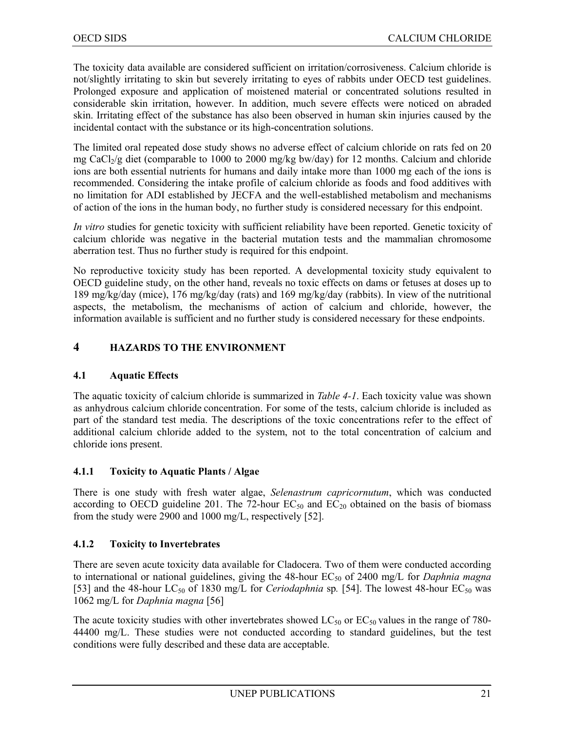The toxicity data available are considered sufficient on irritation/corrosiveness. Calcium chloride is not/slightly irritating to skin but severely irritating to eyes of rabbits under OECD test guidelines. Prolonged exposure and application of moistened material or concentrated solutions resulted in considerable skin irritation, however. In addition, much severe effects were noticed on abraded skin. Irritating effect of the substance has also been observed in human skin injuries caused by the incidental contact with the substance or its high-concentration solutions.

The limited oral repeated dose study shows no adverse effect of calcium chloride on rats fed on 20 mg $CaCl_2$/g diet (comparable to 1000 to 2000 mg/kg bw/day) for 12 months. Calcium and chloride ions are both essential nutrients for humans and daily intake more than 1000 mg each of the ions is recommended. Considering the intake profile of calcium chloride as foods and food additives with no limitation for ADI established by JECFA and the well-established metabolism and mechanisms of action of the ions in the human body, no further study is considered necessary for this endpoint.

*In vitro* studies for genetic toxicity with sufficient reliability have been reported. Genetic toxicity of calcium chloride was negative in the bacterial mutation tests and the mammalian chromosome aberration test. Thus no further study is required for this endpoint.

No reproductive toxicity study has been reported. A developmental toxicity study equivalent to OECD guideline study, on the other hand, reveals no toxic effects on dams or fetuses at doses up to 189 mg/kg/day (mice), 176 mg/kg/day (rats) and 169 mg/kg/day (rabbits). In view of the nutritional aspects, the metabolism, the mechanisms of action of calcium and chloride, however, the information available is sufficient and no further study is considered necessary for these endpoints.

# 4 HAZARDS TO THE ENVIRONMENT

## 4.1 Aquatic Effects

The aquatic toxicity of calcium chloride is summarized in *Table 4-1*. Each toxicity value was shown as anhydrous calcium chloride concentration. For some of the tests, calcium chloride is included as part of the standard test media. The descriptions of the toxic concentrations refer to the effect of additional calcium chloride added to the system, not to the total concentration of calcium and chloride ions present.

### 4.1.1 Toxicity to Aquatic Plants / Algae

There is one study with fresh water algae, *Selenastrum capricornutum*, which was conducted according to OECD guideline 201. The 72-hour $EC_{50}$ and $EC_{20}$ obtained on the basis of biomass from the study were 2900 and 1000 mg/L, respectively [52].

### 4.1.2 Toxicity to Invertebrates

There are seven acute toxicity data available for Cladocera. Two of them were conducted according to international or national guidelines, giving the 48-hour $EC_{50}$ of 2400 mg/L for *Daphnia magna* [53] and the 48-hour $LC_{50}$ of 1830 mg/L for *Ceriodaphnia* sp. [54]. The lowest 48-hour $EC_{50}$ was 1062 mg/L for *Daphnia magna* [56]

The acute toxicity studies with other invertebrates showed $LC_{50}$ or $EC_{50}$ values in the range of 780-44400 mg/L. These studies were not conducted according to standard guidelines, but the test conditions were fully described and these data are acceptable.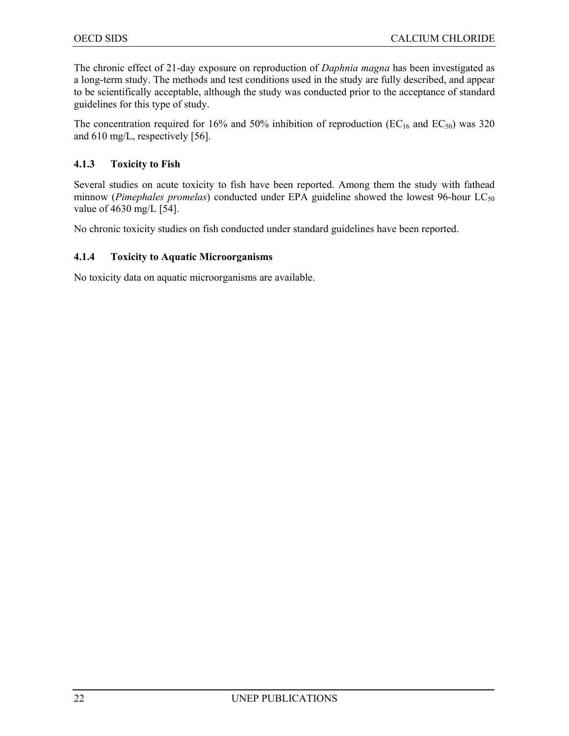The chronic effect of 21-day exposure on reproduction of *Daphnia magna* has been investigated as a long-term study. The methods and test conditions used in the study are fully described, and appear to be scientifically acceptable, although the study was conducted prior to the acceptance of standard guidelines for this type of study.

The concentration required for 16% and 50% inhibition of reproduction ($EC_{16}$ and $EC_{50}$) was 320 and 610 mg/L, respectively [56].

### 4.1.3 Toxicity to Fish

Several studies on acute toxicity to fish have been reported. Among them the study with fathead minnow (*Pimephales promelas*) conducted under EPA guideline showed the lowest 96-hour $LC_{50}$ value of 4630 mg/L [54].

No chronic toxicity studies on fish conducted under standard guidelines have been reported.

### 4.1.4 Toxicity to Aquatic Microorganisms

No toxicity data on aquatic microorganisms are available.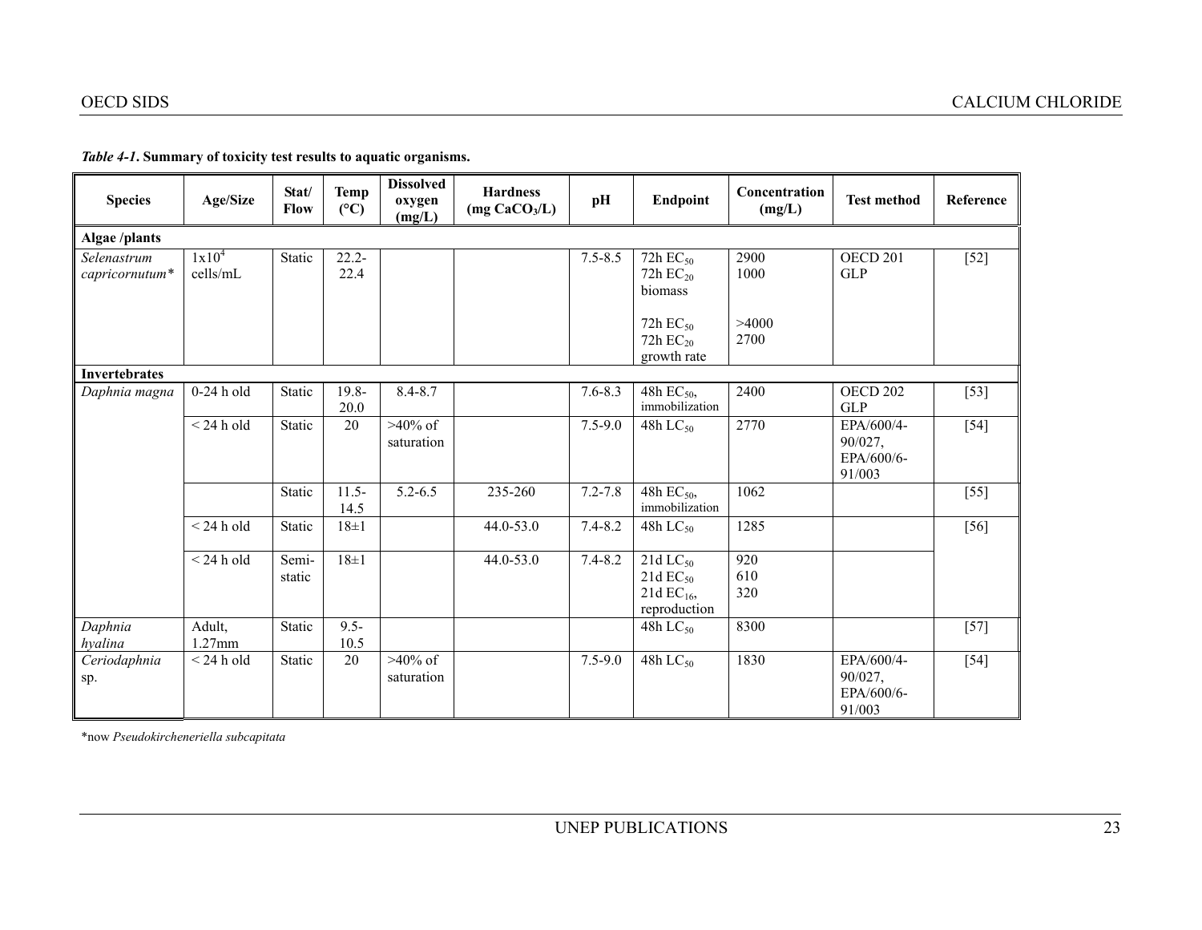*Table 4-1*. **Summary of toxicity test results to aquatic organisms.**

| Species | Age/Size | Stat/ Flow | Temp (°C) | Dissolved oxygen (mg/L) | Hardness (mg $CaCO_3$/L) | pH | Endpoint | Concentration (mg/L) | Test method | Reference |
|---|---|---|---|---|---|---|---|---|---|---|
| **Algae /plants** | | | | | | | | | | |
| *Selenastrum capricornutum\** | $1x10^4$ cells/mL | Static | 22.2-22.4 | | | 7.5-8.5 | 72h $EC_{50}$<br>72h $EC_{20}$<br>biomass<br><br>72h $EC_{50}$<br>72h $EC_{20}$<br>growth rate | 2900<br>1000<br><br><br>>4000<br>2700 | OECD 201 GLP | [52] |
| **Invertebrates** | | | | | | | | | | |
| *Daphnia magna* | 0-24 h old | Static | 19.8-20.0 | 8.4-8.7 | | 7.6-8.3 | 48h $EC_{50}$, immobilization | 2400 | OECD 202 GLP | [53] |
| | < 24 h old | Static | 20 | >40% of saturation | | 7.5-9.0 | 48h $LC_{50}$ | 2770 | EPA/600/4-90/027, EPA/600/6-91/003 | [54] |
| | | Static | 11.5-14.5 | 5.2-6.5 | 235-260 | 7.2-7.8 | 48h $EC_{50}$, immobilization | 1062 | | [55] |
| | < 24 h old | Static | 18±1 | | 44.0-53.0 | 7.4-8.2 | 48h $LC_{50}$ | 1285 | | [56] |
| | < 24 h old | Semi-static | 18±1 | | 44.0-53.0 | 7.4-8.2 | 21d $LC_{50}$<br>21d $EC_{50}$<br>21d $EC_{16}$, reproduction | 920<br>610<br>320 | | |
| *Daphnia hyalina* | Adult, 1.27mm | Static | 9.5-10.5 | | | | 48h $LC_{50}$ | 8300 | | [57] |
| *Ceriodaphnia* sp. | < 24 h old | Static | 20 | >40% of saturation | | 7.5-9.0 | 48h $LC_{50}$ | 1830 | EPA/600/4-90/027, EPA/600/6-91/003 | [54] |

\*now *Pseudokircheneriella subcapitata*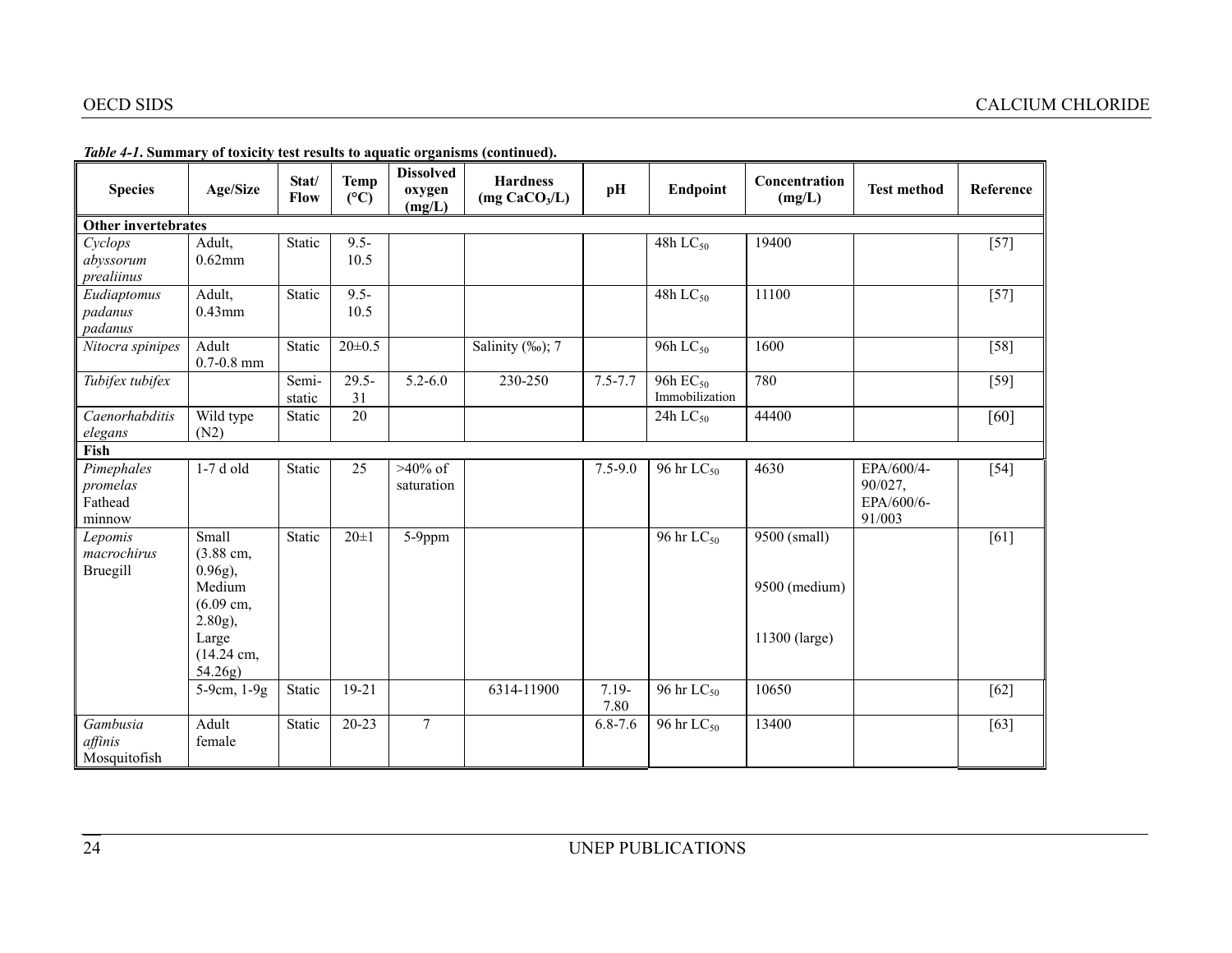*Table 4-1*. **Summary of toxicity test results to aquatic organisms (continued).**

| Species | Age/Size | Stat/ Flow | Temp (°C) | Dissolved oxygen (mg/L) | Hardness (mg $CaCO_3$/L) | pH | Endpoint | Concentration (mg/L) | Test method | Reference |
|---|---|---|---|---|---|---|---|---|---|---|
| **Other invertebrates** | | | | | | | | | | |
| *Cyclops abyssorum prealiinus* | Adult, 0.62mm | Static | 9.5-10.5 | | | | 48h $LC_{50}$ | 19400 | | [57] |
| *Eudiaptomus padanus padanus* | Adult, 0.43mm | Static | 9.5-10.5 | | | | 48h $LC_{50}$ | 11100 | | [57] |
| *Nitocra spinipes* | Adult 0.7-0.8 mm | Static | 20±0.5 | | Salinity (‰); 7 | | 96h $LC_{50}$ | 1600 | | [58] |
| *Tubifex tubifex* | | Semi-static | 29.5-31 | 5.2-6.0 | 230-250 | 7.5-7.7 | 96h $EC_{50}$ Immobilization | 780 | | [59] |
| *Caenorhabditis elegans* | Wild type (N2) | Static | 20 | | | | 24h $LC_{50}$ | 44400 | | [60] |
| **Fish** | | | | | | | | | | |
| *Pimephales promelas* Fathead minnow | 1-7 d old | Static | 25 | >40% of saturation | | 7.5-9.0 | 96 hr $LC_{50}$ | 4630 | EPA/600/4-90/027, EPA/600/6-91/003 | [54] |
| *Lepomis macrochirus* Bruegill | Small (3.88 cm, 0.96g), Medium (6.09 cm, 2.80g), Large (14.24 cm, 54.26g) | Static | 20±1 | 5-9ppm | | | 96 hr $LC_{50}$ | 9500 (small) 9500 (medium) 11300 (large) | | [61] |
| | 5-9cm, 1-9g | Static | 19-21 | | 6314-11900 | 7.19-7.80 | 96 hr $LC_{50}$ | 10650 | | [62] |
| *Gambusia affinis* Mosquitofish | Adult female | Static | 20-23 | 7 | | 6.8-7.6 | 96 hr $LC_{50}$ | 13400 | | [63] |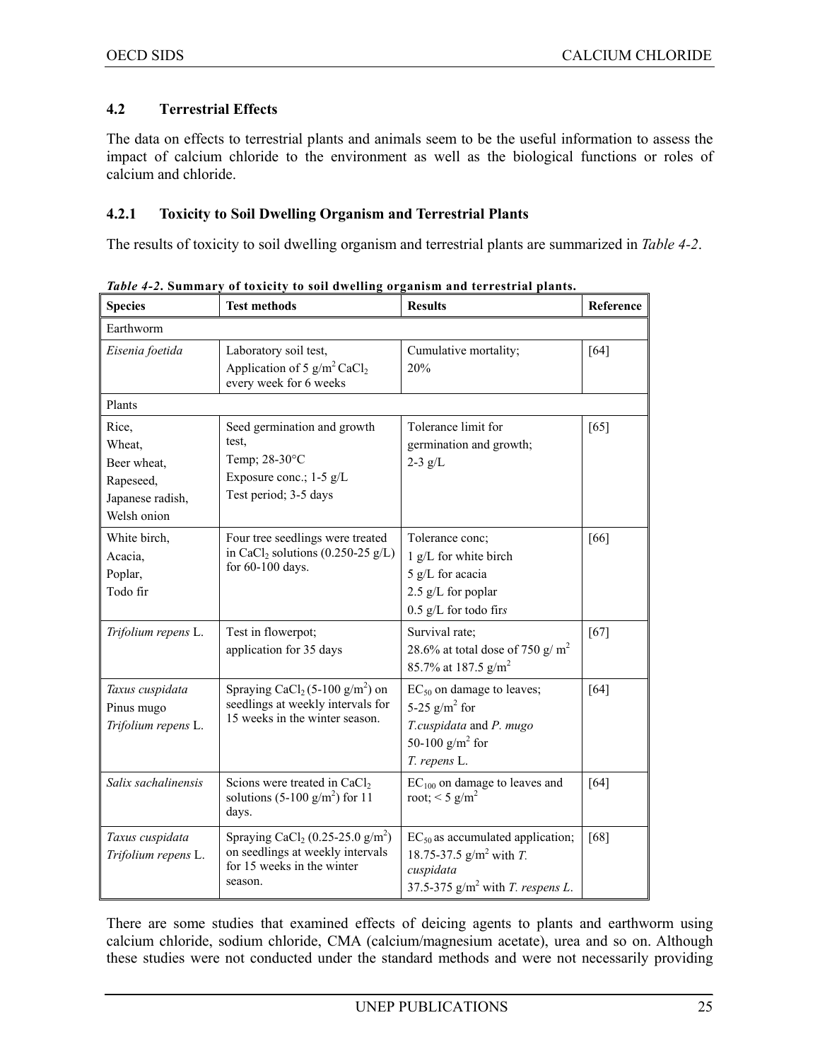### 4.2 Terrestrial Effects

The data on effects to terrestrial plants and animals seem to be the useful information to assess the impact of calcium chloride to the environment as well as the biological functions or roles of calcium and chloride.

#### 4.2.1 Toxicity to Soil Dwelling Organism and Terrestrial Plants

The results of toxicity to soil dwelling organism and terrestrial plants are summarized in *Table 4-2*.

***Table 4-2*. Summary of toxicity to soil dwelling organism and terrestrial plants.**

| Species | Test methods | Results | Reference |
|---|---|---|---|
| Earthworm | | | |
| *Eisenia foetida* | Laboratory soil test, Application of 5 $g/m^2$ $CaCl_2$ every week for 6 weeks | Cumulative mortality; 20% | [64] |
| Plants | | | |
| Rice, Wheat, Beer wheat, Rapeseed, Japanese radish, Welsh onion | Seed germination and growth test, Temp; 28-30°C Exposure conc.; 1-5 g/L Test period; 3-5 days | Tolerance limit for germination and growth; 2-3 g/L | [65] |
| White birch, Acacia, Poplar, Todo fir | Four tree seedlings were treated in $CaCl_2$ solutions (0.250-25 g/L) for 60-100 days. | Tolerance conc; 1 g/L for white birch 5 g/L for acacia 2.5 g/L for poplar 0.5 g/L for todo fir*s* | [66] |
| *Trifolium repens* L. | Test in flowerpot; application for 35 days | Survival rate; 28.6% at total dose of 750 g/ $m^2$ 85.7% at 187.5 $g/m^2$ | [67] |
| *Taxus cuspidata* Pinus mugo *Trifolium repens* L. | Spraying $CaCl_2$ (5-100 $g/m^2$) on seedlings at weekly intervals for 15 weeks in the winter season. | $EC_{50}$ on damage to leaves; 5-25 $g/m^2$ for *T.cuspidata* and *P. mugo* 50-100 $g/m^2$ for *T. repens* L. | [64] |
| *Salix sachalinensis* | Scions were treated in $CaCl_2$ solutions (5-100 $g/m^2$) for 11 days. | $EC_{100}$ on damage to leaves and root; < 5 $g/m^2$ | [64] |
| *Taxus cuspidata* *Trifolium repens* L. | Spraying $CaCl_2$ (0.25-25.0 $g/m^2$) on seedlings at weekly intervals for 15 weeks in the winter season. | $EC_{50}$ as accumulated application; 18.75-37.5 $g/m^2$ with *T. cuspidata* 37.5-375 $g/m^2$ with *T. respens L*. | [68] |

There are some studies that examined effects of deicing agents to plants and earthworm using calcium chloride, sodium chloride, CMA (calcium/magnesium acetate), urea and so on. Although these studies were not conducted under the standard methods and were not necessarily providing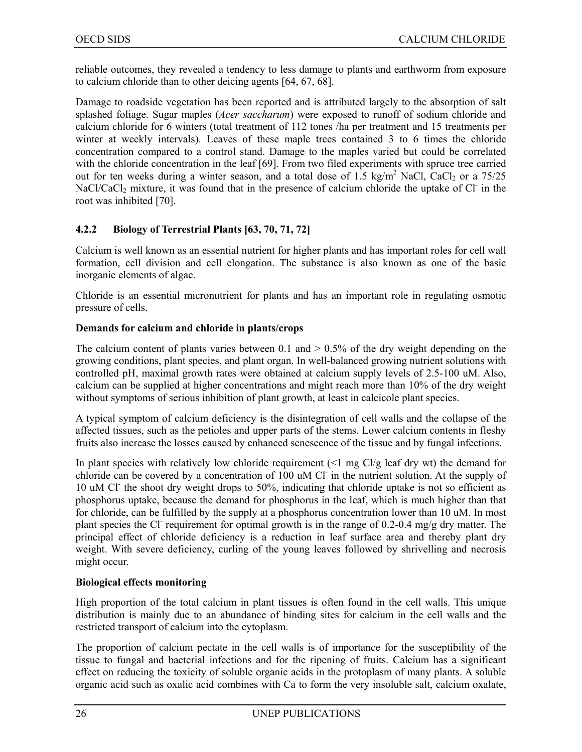reliable outcomes, they revealed a tendency to less damage to plants and earthworm from exposure to calcium chloride than to other deicing agents [64, 67, 68].

Damage to roadside vegetation has been reported and is attributed largely to the absorption of salt splashed foliage. Sugar maples (*Acer saccharum*) were exposed to runoff of sodium chloride and calcium chloride for 6 winters (total treatment of 112 tones /ha per treatment and 15 treatments per winter at weekly intervals). Leaves of these maple trees contained 3 to 6 times the chloride concentration compared to a control stand. Damage to the maples varied but could be correlated with the chloride concentration in the leaf [69]. From two filed experiments with spruce tree carried out for ten weeks during a winter season, and a total dose of 1.5 kg/m$^2$ NaCl, $CaCl_2$ or a 75/25 NaCl/$CaCl_2$ mixture, it was found that in the presence of calcium chloride the uptake of $Cl^-$ in the root was inhibited [70].

### 4.2.2 Biology of Terrestrial Plants [63, 70, 71, 72]

Calcium is well known as an essential nutrient for higher plants and has important roles for cell wall formation, cell division and cell elongation. The substance is also known as one of the basic inorganic elements of algae.

Chloride is an essential micronutrient for plants and has an important role in regulating osmotic pressure of cells.

**Demands for calcium and chloride in plants/crops**

The calcium content of plants varies between 0.1 and > 0.5% of the dry weight depending on the growing conditions, plant species, and plant organ. In well-balanced growing nutrient solutions with controlled pH, maximal growth rates were obtained at calcium supply levels of 2.5-100 uM. Also, calcium can be supplied at higher concentrations and might reach more than 10% of the dry weight without symptoms of serious inhibition of plant growth, at least in calcicole plant species.

A typical symptom of calcium deficiency is the disintegration of cell walls and the collapse of the affected tissues, such as the petioles and upper parts of the stems. Lower calcium contents in fleshy fruits also increase the losses caused by enhanced senescence of the tissue and by fungal infections.

In plant species with relatively low chloride requirement (<1 mg Cl/g leaf dry wt) the demand for chloride can be covered by a concentration of 100 uM $Cl^-$ in the nutrient solution. At the supply of 10 uM $Cl^-$ the shoot dry weight drops to 50%, indicating that chloride uptake is not so efficient as phosphorus uptake, because the demand for phosphorus in the leaf, which is much higher than that for chloride, can be fulfilled by the supply at a phosphorus concentration lower than 10 uM. In most plant species the $Cl^-$ requirement for optimal growth is in the range of 0.2-0.4 mg/g dry matter. The principal effect of chloride deficiency is a reduction in leaf surface area and thereby plant dry weight. With severe deficiency, curling of the young leaves followed by shrivelling and necrosis might occur.

**Biological effects monitoring**

High proportion of the total calcium in plant tissues is often found in the cell walls. This unique distribution is mainly due to an abundance of binding sites for calcium in the cell walls and the restricted transport of calcium into the cytoplasm.

The proportion of calcium pectate in the cell walls is of importance for the susceptibility of the tissue to fungal and bacterial infections and for the ripening of fruits. Calcium has a significant effect on reducing the toxicity of soluble organic acids in the protoplasm of many plants. A soluble organic acid such as oxalic acid combines with Ca to form the very insoluble salt, calcium oxalate,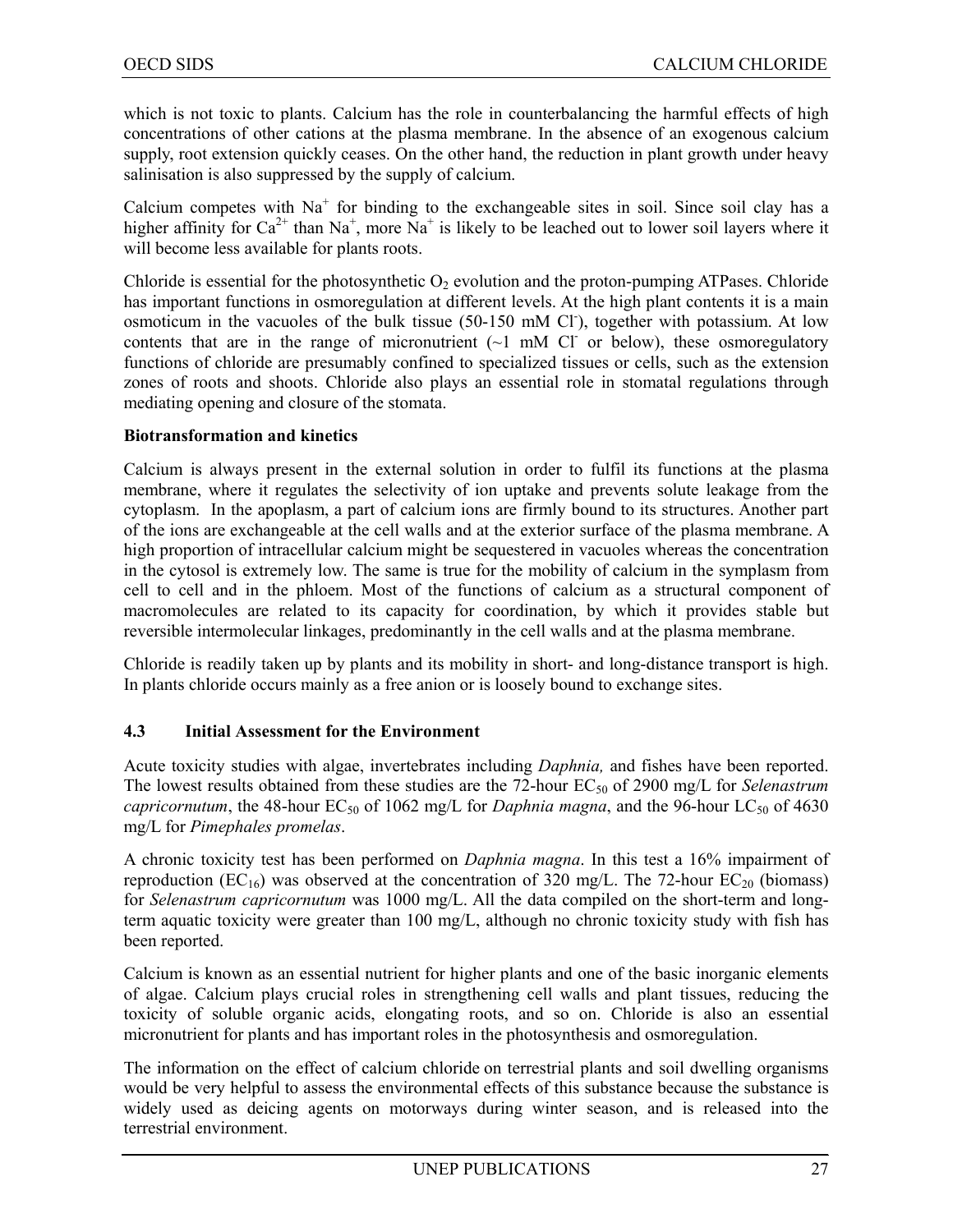which is not toxic to plants. Calcium has the role in counterbalancing the harmful effects of high concentrations of other cations at the plasma membrane. In the absence of an exogenous calcium supply, root extension quickly ceases. On the other hand, the reduction in plant growth under heavy salinisation is also suppressed by the supply of calcium.

Calcium competes with $Na^+$ for binding to the exchangeable sites in soil. Since soil clay has a higher affinity for $Ca^{2+}$ than $Na^+$, more $Na^+$ is likely to be leached out to lower soil layers where it will become less available for plants roots.

Chloride is essential for the photosynthetic $O_2$ evolution and the proton-pumping ATPases. Chloride has important functions in osmoregulation at different levels. At the high plant contents it is a main osmoticum in the vacuoles of the bulk tissue (50-150 mM $Cl^-$), together with potassium. At low contents that are in the range of micronutrient (~1 mM $Cl^-$ or below), these osmoregulatory functions of chloride are presumably confined to specialized tissues or cells, such as the extension zones of roots and shoots. Chloride also plays an essential role in stomatal regulations through mediating opening and closure of the stomata.

**Biotransformation and kinetics**

Calcium is always present in the external solution in order to fulfil its functions at the plasma membrane, where it regulates the selectivity of ion uptake and prevents solute leakage from the cytoplasm. In the apoplasm, a part of calcium ions are firmly bound to its structures. Another part of the ions are exchangeable at the cell walls and at the exterior surface of the plasma membrane. A high proportion of intracellular calcium might be sequestered in vacuoles whereas the concentration in the cytosol is extremely low. The same is true for the mobility of calcium in the symplasm from cell to cell and in the phloem. Most of the functions of calcium as a structural component of macromolecules are related to its capacity for coordination, by which it provides stable but reversible intermolecular linkages, predominantly in the cell walls and at the plasma membrane.

Chloride is readily taken up by plants and its mobility in short- and long-distance transport is high. In plants chloride occurs mainly as a free anion or is loosely bound to exchange sites.

### 4.3 Initial Assessment for the Environment

Acute toxicity studies with algae, invertebrates including *Daphnia,* and fishes have been reported. The lowest results obtained from these studies are the 72-hour $EC_{50}$ of 2900 mg/L for *Selenastrum capricornutum*, the 48-hour $EC_{50}$ of 1062 mg/L for *Daphnia magna*, and the 96-hour $LC_{50}$ of 4630 mg/L for *Pimephales promelas*.

A chronic toxicity test has been performed on *Daphnia magna*. In this test a 16% impairment of reproduction ($EC_{16}$) was observed at the concentration of 320 mg/L. The 72-hour $EC_{20}$ (biomass) for *Selenastrum capricornutum* was 1000 mg/L. All the data compiled on the short-term and long-term aquatic toxicity were greater than 100 mg/L, although no chronic toxicity study with fish has been reported.

Calcium is known as an essential nutrient for higher plants and one of the basic inorganic elements of algae. Calcium plays crucial roles in strengthening cell walls and plant tissues, reducing the toxicity of soluble organic acids, elongating roots, and so on. Chloride is also an essential micronutrient for plants and has important roles in the photosynthesis and osmoregulation.

The information on the effect of calcium chloride on terrestrial plants and soil dwelling organisms would be very helpful to assess the environmental effects of this substance because the substance is widely used as deicing agents on motorways during winter season, and is released into the terrestrial environment.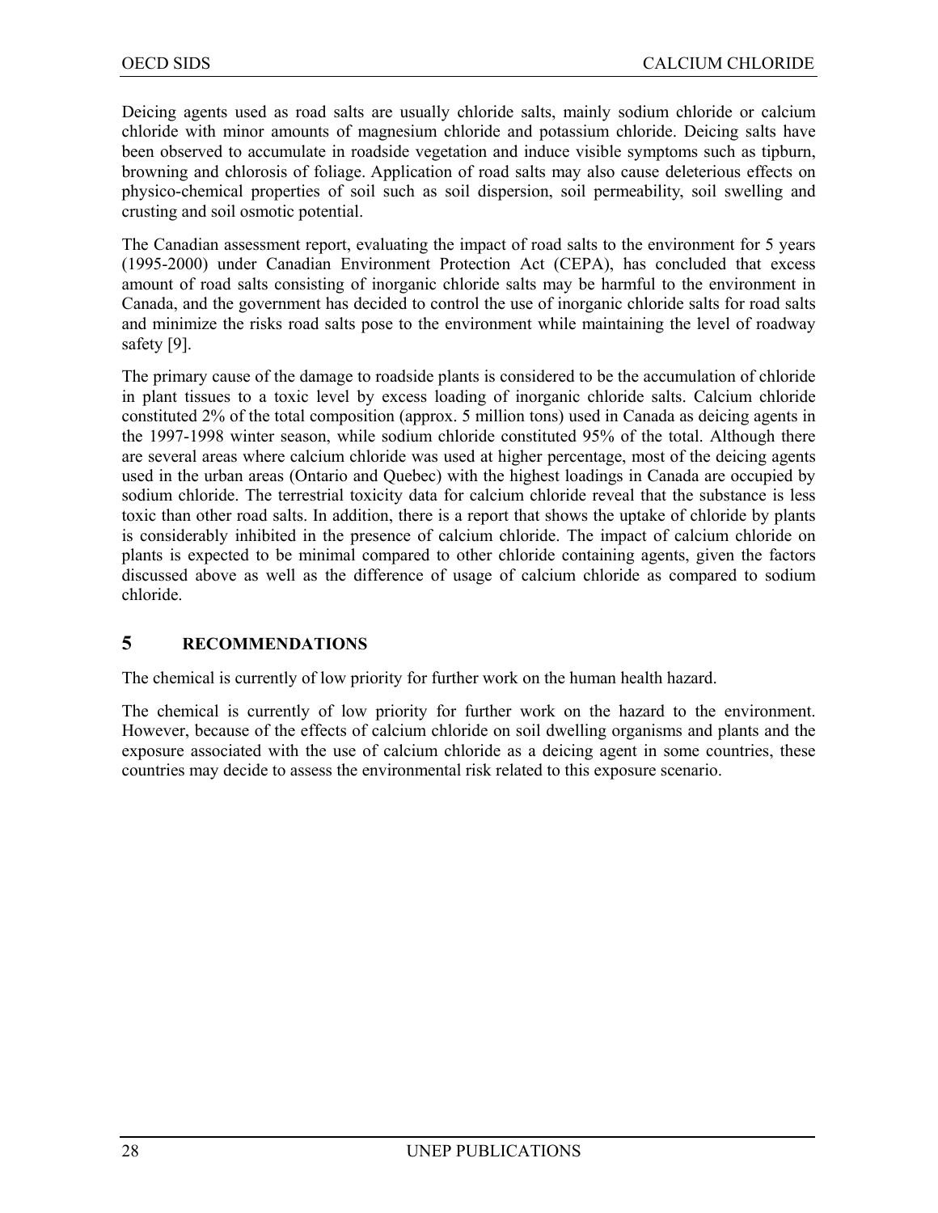Deicing agents used as road salts are usually chloride salts, mainly sodium chloride or calcium chloride with minor amounts of magnesium chloride and potassium chloride. Deicing salts have been observed to accumulate in roadside vegetation and induce visible symptoms such as tipburn, browning and chlorosis of foliage. Application of road salts may also cause deleterious effects on physico-chemical properties of soil such as soil dispersion, soil permeability, soil swelling and crusting and soil osmotic potential.

The Canadian assessment report, evaluating the impact of road salts to the environment for 5 years (1995-2000) under Canadian Environment Protection Act (CEPA), has concluded that excess amount of road salts consisting of inorganic chloride salts may be harmful to the environment in Canada, and the government has decided to control the use of inorganic chloride salts for road salts and minimize the risks road salts pose to the environment while maintaining the level of roadway safety [9].

The primary cause of the damage to roadside plants is considered to be the accumulation of chloride in plant tissues to a toxic level by excess loading of inorganic chloride salts. Calcium chloride constituted 2% of the total composition (approx. 5 million tons) used in Canada as deicing agents in the 1997-1998 winter season, while sodium chloride constituted 95% of the total. Although there are several areas where calcium chloride was used at higher percentage, most of the deicing agents used in the urban areas (Ontario and Quebec) with the highest loadings in Canada are occupied by sodium chloride. The terrestrial toxicity data for calcium chloride reveal that the substance is less toxic than other road salts. In addition, there is a report that shows the uptake of chloride by plants is considerably inhibited in the presence of calcium chloride. The impact of calcium chloride on plants is expected to be minimal compared to other chloride containing agents, given the factors discussed above as well as the difference of usage of calcium chloride as compared to sodium chloride.

# 5 RECOMMENDATIONS

The chemical is currently of low priority for further work on the human health hazard.

The chemical is currently of low priority for further work on the hazard to the environment. However, because of the effects of calcium chloride on soil dwelling organisms and plants and the exposure associated with the use of calcium chloride as a deicing agent in some countries, these countries may decide to assess the environmental risk related to this exposure scenario.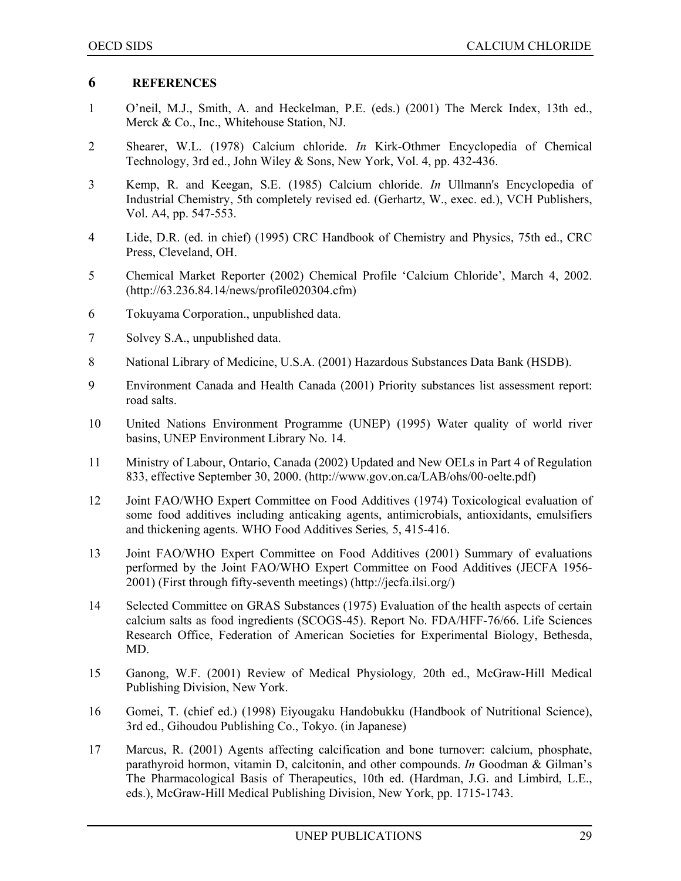## 6 REFERENCES

1. O'neil, M.J., Smith, A. and Heckelman, P.E. (eds.) (2001) The Merck Index, 13th ed., Merck & Co., Inc., Whitehouse Station, NJ.

2. Shearer, W.L. (1978) Calcium chloride. *In* Kirk-Othmer Encyclopedia of Chemical Technology, 3rd ed., John Wiley & Sons, New York, Vol. 4, pp. 432-436.

3. Kemp, R. and Keegan, S.E. (1985) Calcium chloride. *In* Ullmann's Encyclopedia of Industrial Chemistry, 5th completely revised ed. (Gerhartz, W., exec. ed.), VCH Publishers, Vol. A4, pp. 547-553.

4. Lide, D.R. (ed. in chief) (1995) CRC Handbook of Chemistry and Physics, 75th ed., CRC Press, Cleveland, OH.

5. Chemical Market Reporter (2002) Chemical Profile 'Calcium Chloride', March 4, 2002. (http://63.236.84.14/news/profile020304.cfm)

6. Tokuyama Corporation., unpublished data.

7. Solvey S.A., unpublished data.

8. National Library of Medicine, U.S.A. (2001) Hazardous Substances Data Bank (HSDB).

9. Environment Canada and Health Canada (2001) Priority substances list assessment report: road salts.

10. United Nations Environment Programme (UNEP) (1995) Water quality of world river basins, UNEP Environment Library No. 14.

11. Ministry of Labour, Ontario, Canada (2002) Updated and New OELs in Part 4 of Regulation 833, effective September 30, 2000. (http://www.gov.on.ca/LAB/ohs/00-oelte.pdf)

12. Joint FAO/WHO Expert Committee on Food Additives (1974) Toxicological evaluation of some food additives including anticaking agents, antimicrobials, antioxidants, emulsifiers and thickening agents. WHO Food Additives Series*,* 5, 415-416.

13. Joint FAO/WHO Expert Committee on Food Additives (2001) Summary of evaluations performed by the Joint FAO/WHO Expert Committee on Food Additives (JECFA 1956-2001) (First through fifty-seventh meetings) (http://jecfa.ilsi.org/)

14. Selected Committee on GRAS Substances (1975) Evaluation of the health aspects of certain calcium salts as food ingredients (SCOGS-45). Report No. FDA/HFF-76/66. Life Sciences Research Office, Federation of American Societies for Experimental Biology, Bethesda, MD.

15. Ganong, W.F. (2001) Review of Medical Physiology*,* 20th ed., McGraw-Hill Medical Publishing Division, New York.

16. Gomei, T. (chief ed.) (1998) Eiyougaku Handobukku (Handbook of Nutritional Science), 3rd ed., Gihoudou Publishing Co., Tokyo. (in Japanese)

17. Marcus, R. (2001) Agents affecting calcification and bone turnover: calcium, phosphate, parathyroid hormon, vitamin D, calcitonin, and other compounds. *In* Goodman & Gilman's The Pharmacological Basis of Therapeutics, 10th ed. (Hardman, J.G. and Limbird, L.E., eds.), McGraw-Hill Medical Publishing Division, New York, pp. 1715-1743.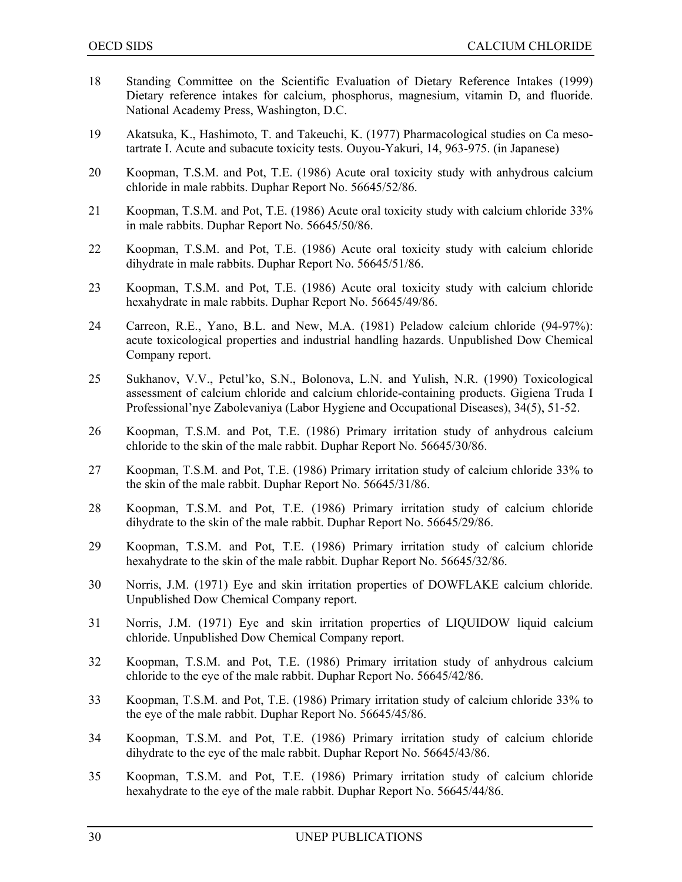18 Standing Committee on the Scientific Evaluation of Dietary Reference Intakes (1999) Dietary reference intakes for calcium, phosphorus, magnesium, vitamin D, and fluoride. National Academy Press, Washington, D.C.

19 Akatsuka, K., Hashimoto, T. and Takeuchi, K. (1977) Pharmacological studies on Ca meso-tartrate I. Acute and subacute toxicity tests. Ouyou-Yakuri, 14, 963-975. (in Japanese)

20 Koopman, T.S.M. and Pot, T.E. (1986) Acute oral toxicity study with anhydrous calcium chloride in male rabbits. Duphar Report No. 56645/52/86.

21 Koopman, T.S.M. and Pot, T.E. (1986) Acute oral toxicity study with calcium chloride 33% in male rabbits. Duphar Report No. 56645/50/86.

22 Koopman, T.S.M. and Pot, T.E. (1986) Acute oral toxicity study with calcium chloride dihydrate in male rabbits. Duphar Report No. 56645/51/86.

23 Koopman, T.S.M. and Pot, T.E. (1986) Acute oral toxicity study with calcium chloride hexahydrate in male rabbits. Duphar Report No. 56645/49/86.

24 Carreon, R.E., Yano, B.L. and New, M.A. (1981) Peladow calcium chloride (94-97%): acute toxicological properties and industrial handling hazards. Unpublished Dow Chemical Company report.

25 Sukhanov, V.V., Petul'ko, S.N., Bolonova, L.N. and Yulish, N.R. (1990) Toxicological assessment of calcium chloride and calcium chloride-containing products. Gigiena Truda I Professional'nye Zabolevaniya (Labor Hygiene and Occupational Diseases), 34(5), 51-52.

26 Koopman, T.S.M. and Pot, T.E. (1986) Primary irritation study of anhydrous calcium chloride to the skin of the male rabbit. Duphar Report No. 56645/30/86.

27 Koopman, T.S.M. and Pot, T.E. (1986) Primary irritation study of calcium chloride 33% to the skin of the male rabbit. Duphar Report No. 56645/31/86.

28 Koopman, T.S.M. and Pot, T.E. (1986) Primary irritation study of calcium chloride dihydrate to the skin of the male rabbit. Duphar Report No. 56645/29/86.

29 Koopman, T.S.M. and Pot, T.E. (1986) Primary irritation study of calcium chloride hexahydrate to the skin of the male rabbit. Duphar Report No. 56645/32/86.

30 Norris, J.M. (1971) Eye and skin irritation properties of DOWFLAKE calcium chloride. Unpublished Dow Chemical Company report.

31 Norris, J.M. (1971) Eye and skin irritation properties of LIQUIDOW liquid calcium chloride. Unpublished Dow Chemical Company report.

32 Koopman, T.S.M. and Pot, T.E. (1986) Primary irritation study of anhydrous calcium chloride to the eye of the male rabbit. Duphar Report No. 56645/42/86.

33 Koopman, T.S.M. and Pot, T.E. (1986) Primary irritation study of calcium chloride 33% to the eye of the male rabbit. Duphar Report No. 56645/45/86.

34 Koopman, T.S.M. and Pot, T.E. (1986) Primary irritation study of calcium chloride dihydrate to the eye of the male rabbit. Duphar Report No. 56645/43/86.

35 Koopman, T.S.M. and Pot, T.E. (1986) Primary irritation study of calcium chloride hexahydrate to the eye of the male rabbit. Duphar Report No. 56645/44/86.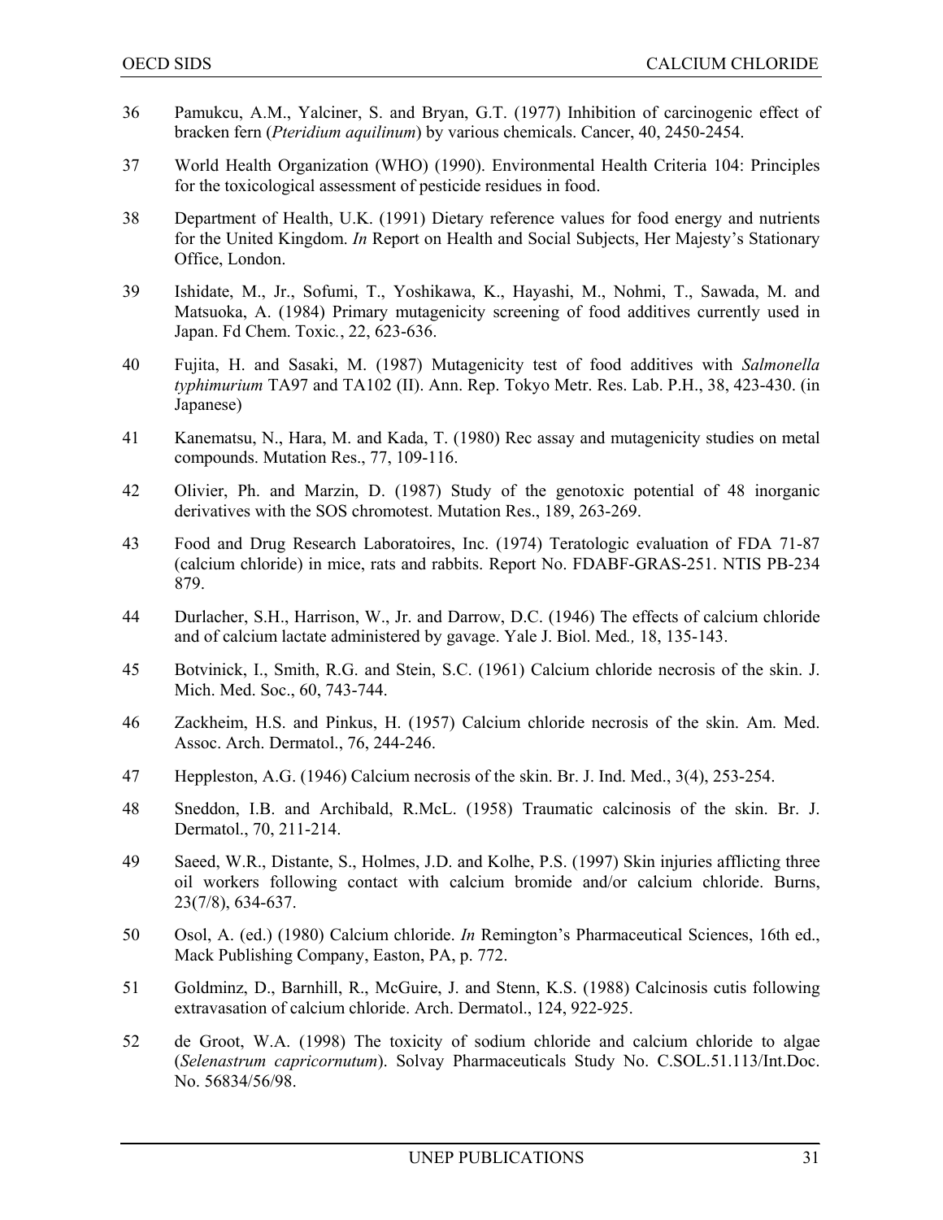36 Pamukcu, A.M., Yalciner, S. and Bryan, G.T. (1977) Inhibition of carcinogenic effect of bracken fern (*Pteridium aquilinum*) by various chemicals. Cancer, 40, 2450-2454.

37 World Health Organization (WHO) (1990). Environmental Health Criteria 104: Principles for the toxicological assessment of pesticide residues in food.

38 Department of Health, U.K. (1991) Dietary reference values for food energy and nutrients for the United Kingdom. *In* Report on Health and Social Subjects, Her Majesty's Stationary Office, London.

39 Ishidate, M., Jr., Sofumi, T., Yoshikawa, K., Hayashi, M., Nohmi, T., Sawada, M. and Matsuoka, A. (1984) Primary mutagenicity screening of food additives currently used in Japan. Fd Chem. Toxic., 22, 623-636.

40 Fujita, H. and Sasaki, M. (1987) Mutagenicity test of food additives with *Salmonella typhimurium* TA97 and TA102 (II). Ann. Rep. Tokyo Metr. Res. Lab. P.H., 38, 423-430. (in Japanese)

41 Kanematsu, N., Hara, M. and Kada, T. (1980) Rec assay and mutagenicity studies on metal compounds. Mutation Res., 77, 109-116.

42 Olivier, Ph. and Marzin, D. (1987) Study of the genotoxic potential of 48 inorganic derivatives with the SOS chromotest. Mutation Res., 189, 263-269.

43 Food and Drug Research Laboratoires, Inc. (1974) Teratologic evaluation of FDA 71-87 (calcium chloride) in mice, rats and rabbits. Report No. FDABF-GRAS-251. NTIS PB-234 879.

44 Durlacher, S.H., Harrison, W., Jr. and Darrow, D.C. (1946) The effects of calcium chloride and of calcium lactate administered by gavage. Yale J. Biol. Med., 18, 135-143.

45 Botvinick, I., Smith, R.G. and Stein, S.C. (1961) Calcium chloride necrosis of the skin. J. Mich. Med. Soc., 60, 743-744.

46 Zackheim, H.S. and Pinkus, H. (1957) Calcium chloride necrosis of the skin. Am. Med. Assoc. Arch. Dermatol., 76, 244-246.

47 Heppleston, A.G. (1946) Calcium necrosis of the skin. Br. J. Ind. Med., 3(4), 253-254.

48 Sneddon, I.B. and Archibald, R.McL. (1958) Traumatic calcinosis of the skin. Br. J. Dermatol., 70, 211-214.

49 Saeed, W.R., Distante, S., Holmes, J.D. and Kolhe, P.S. (1997) Skin injuries afflicting three oil workers following contact with calcium bromide and/or calcium chloride. Burns, 23(7/8), 634-637.

50 Osol, A. (ed.) (1980) Calcium chloride. *In* Remington's Pharmaceutical Sciences, 16th ed., Mack Publishing Company, Easton, PA, p. 772.

51 Goldminz, D., Barnhill, R., McGuire, J. and Stenn, K.S. (1988) Calcinosis cutis following extravasation of calcium chloride. Arch. Dermatol., 124, 922-925.

52 de Groot, W.A. (1998) The toxicity of sodium chloride and calcium chloride to algae (*Selenastrum capricornutum*). Solvay Pharmaceuticals Study No. C.SOL.51.113/Int.Doc. No. 56834/56/98.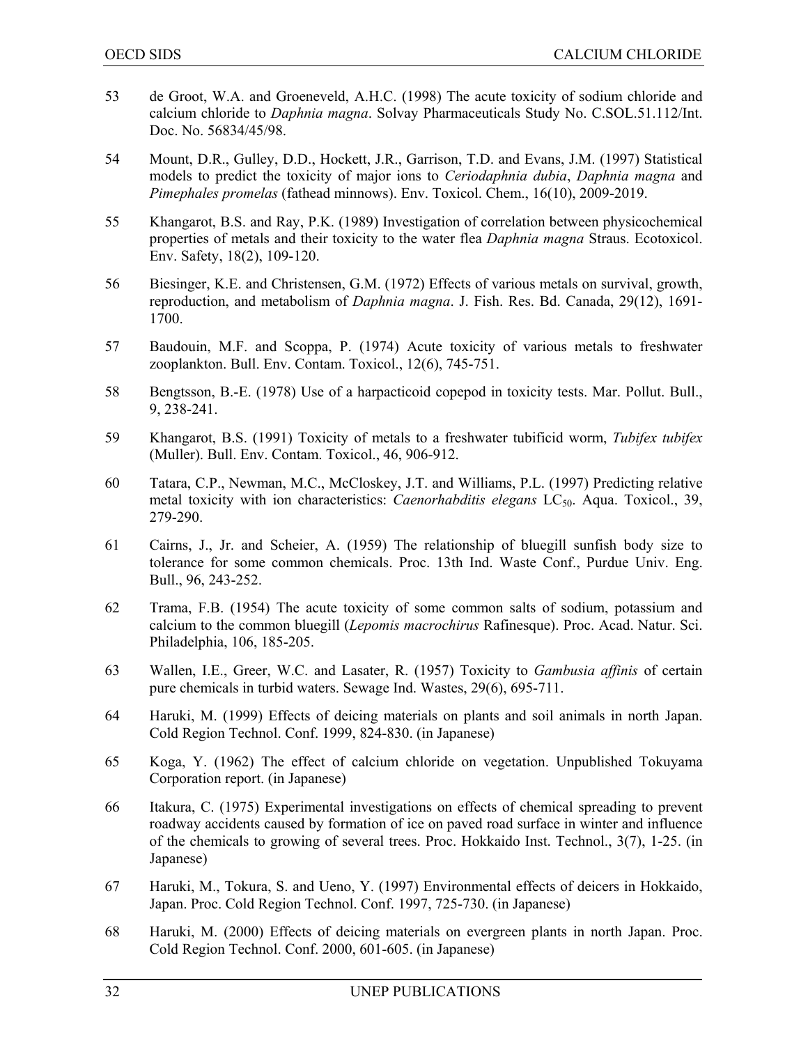53 de Groot, W.A. and Groeneveld, A.H.C. (1998) The acute toxicity of sodium chloride and calcium chloride to *Daphnia magna*. Solvay Pharmaceuticals Study No. C.SOL.51.112/Int. Doc. No. 56834/45/98.

54 Mount, D.R., Gulley, D.D., Hockett, J.R., Garrison, T.D. and Evans, J.M. (1997) Statistical models to predict the toxicity of major ions to *Ceriodaphnia dubia*, *Daphnia magna* and *Pimephales promelas* (fathead minnows). Env. Toxicol. Chem., 16(10), 2009-2019.

55 Khangarot, B.S. and Ray, P.K. (1989) Investigation of correlation between physicochemical properties of metals and their toxicity to the water flea *Daphnia magna* Straus. Ecotoxicol. Env. Safety, 18(2), 109-120.

56 Biesinger, K.E. and Christensen, G.M. (1972) Effects of various metals on survival, growth, reproduction, and metabolism of *Daphnia magna*. J. Fish. Res. Bd. Canada, 29(12), 1691-1700.

57 Baudouin, M.F. and Scoppa, P. (1974) Acute toxicity of various metals to freshwater zooplankton. Bull. Env. Contam. Toxicol., 12(6), 745-751.

58 Bengtsson, B.-E. (1978) Use of a harpacticoid copepod in toxicity tests. Mar. Pollut. Bull., 9, 238-241.

59 Khangarot, B.S. (1991) Toxicity of metals to a freshwater tubificid worm, *Tubifex tubifex* (Muller). Bull. Env. Contam. Toxicol., 46, 906-912.

60 Tatara, C.P., Newman, M.C., McCloskey, J.T. and Williams, P.L. (1997) Predicting relative metal toxicity with ion characteristics: *Caenorhabditis elegans* $LC_{50}$. Aqua. Toxicol., 39, 279-290.

61 Cairns, J., Jr. and Scheier, A. (1959) The relationship of bluegill sunfish body size to tolerance for some common chemicals. Proc. 13th Ind. Waste Conf., Purdue Univ. Eng. Bull., 96, 243-252.

62 Trama, F.B. (1954) The acute toxicity of some common salts of sodium, potassium and calcium to the common bluegill (*Lepomis macrochirus* Rafinesque). Proc. Acad. Natur. Sci. Philadelphia, 106, 185-205.

63 Wallen, I.E., Greer, W.C. and Lasater, R. (1957) Toxicity to *Gambusia affinis* of certain pure chemicals in turbid waters. Sewage Ind. Wastes, 29(6), 695-711.

64 Haruki, M. (1999) Effects of deicing materials on plants and soil animals in north Japan. Cold Region Technol. Conf. 1999, 824-830. (in Japanese)

65 Koga, Y. (1962) The effect of calcium chloride on vegetation. Unpublished Tokuyama Corporation report. (in Japanese)

66 Itakura, C. (1975) Experimental investigations on effects of chemical spreading to prevent roadway accidents caused by formation of ice on paved road surface in winter and influence of the chemicals to growing of several trees. Proc. Hokkaido Inst. Technol., 3(7), 1-25. (in Japanese)

67 Haruki, M., Tokura, S. and Ueno, Y. (1997) Environmental effects of deicers in Hokkaido, Japan. Proc. Cold Region Technol. Conf. 1997, 725-730. (in Japanese)

68 Haruki, M. (2000) Effects of deicing materials on evergreen plants in north Japan. Proc. Cold Region Technol. Conf. 2000, 601-605. (in Japanese)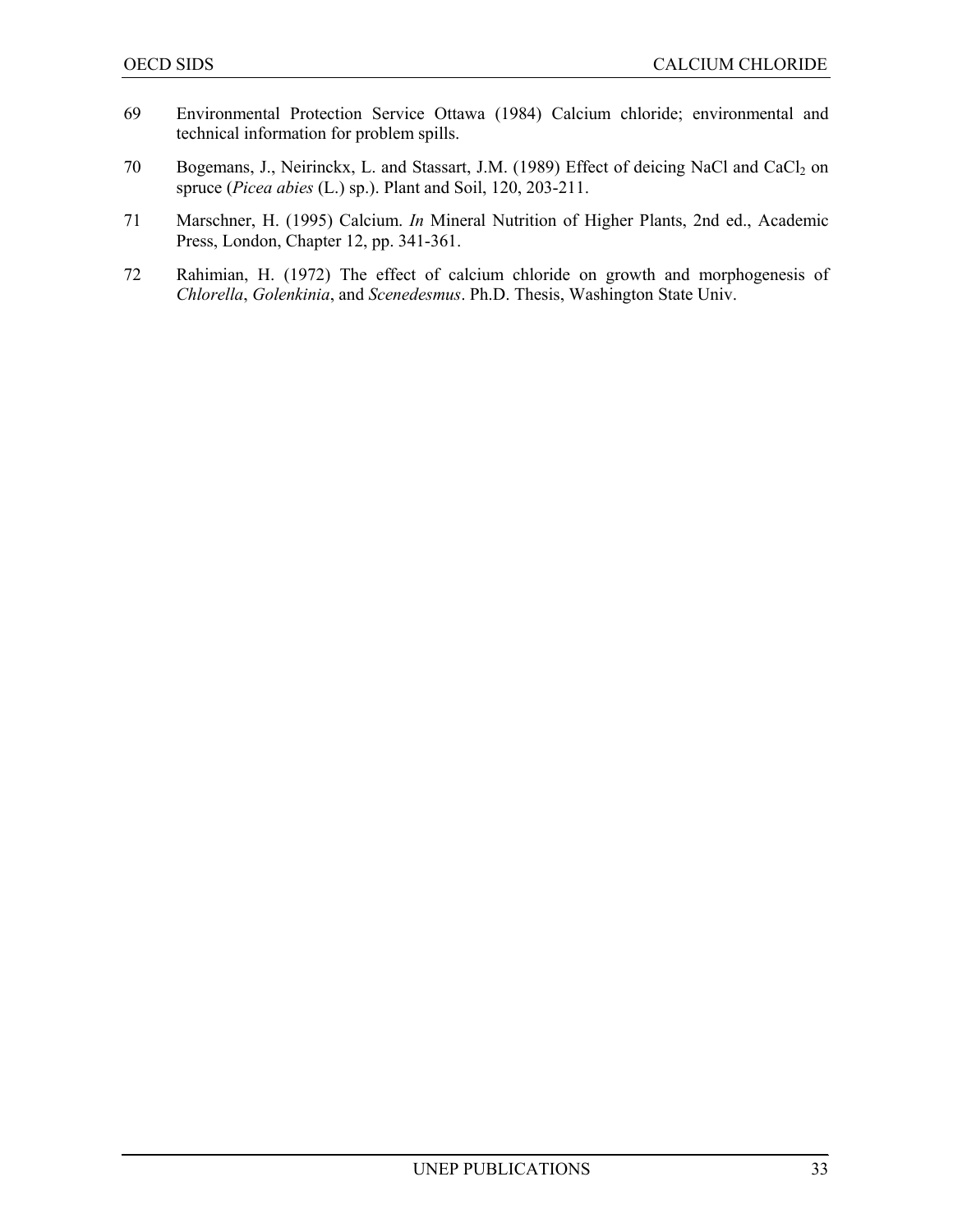69 Environmental Protection Service Ottawa (1984) Calcium chloride; environmental and technical information for problem spills.

70 Bogemans, J., Neirinckx, L. and Stassart, J.M. (1989) Effect of deicing NaCl and $CaCl_2$ on spruce (*Picea abies* (L.) sp.). Plant and Soil, 120, 203-211.

71 Marschner, H. (1995) Calcium. *In* Mineral Nutrition of Higher Plants, 2nd ed., Academic Press, London, Chapter 12, pp. 341-361.

72 Rahimian, H. (1972) The effect of calcium chloride on growth and morphogenesis of *Chlorella*, *Golenkinia*, and *Scenedesmus*. Ph.D. Thesis, Washington State Univ.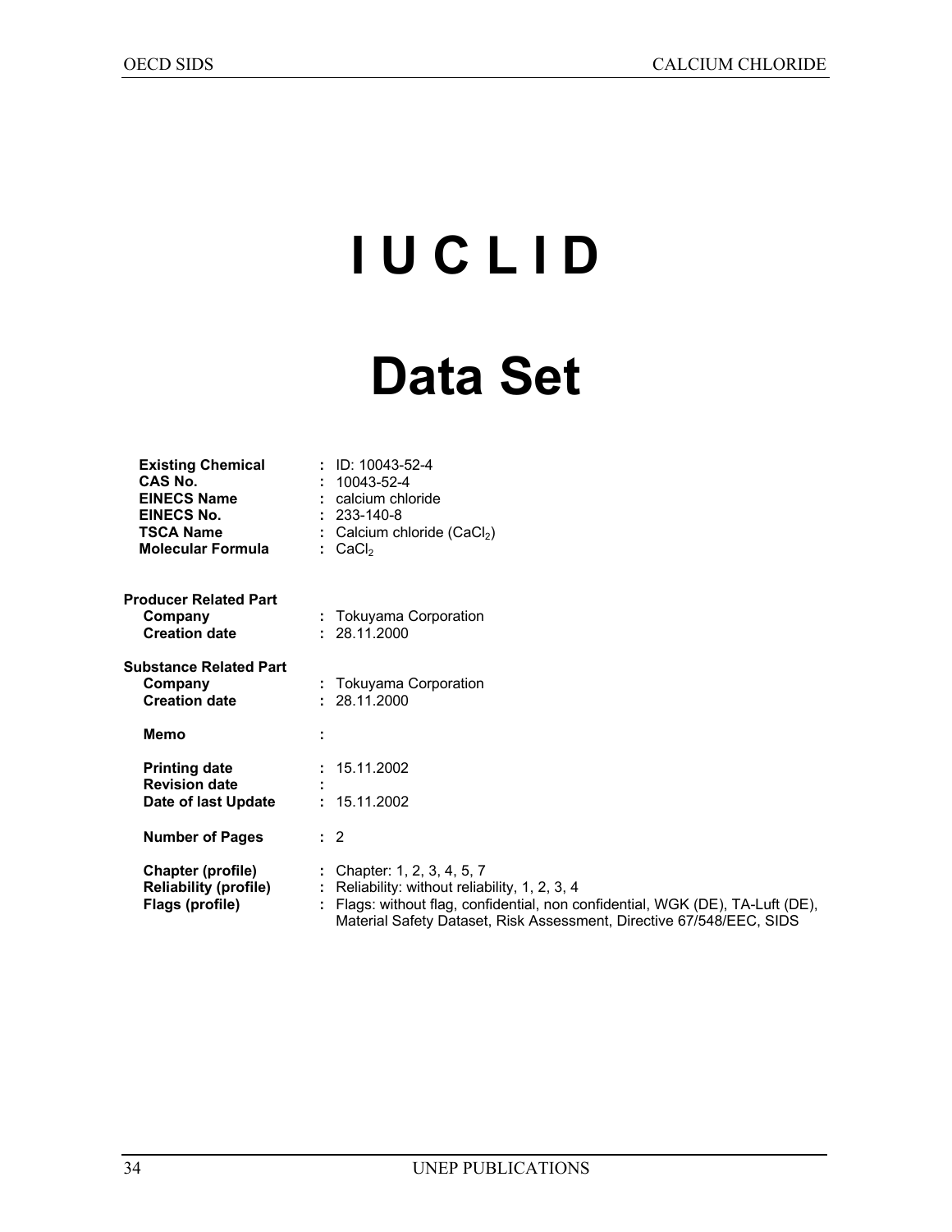# I U C L I D

# Data Set

| | | |
|---|---|---|
| **Existing Chemical** | : | ID: 10043-52-4 |
| **CAS No.** | : | 10043-52-4 |
| **EINECS Name** | : | calcium chloride |
| **EINECS No.** | : | 233-140-8 |
| **TSCA Name** | : | Calcium chloride ($CaCl_2$) |
| **Molecular Formula** | : | $CaCl_2$ |

**Producer Related Part**

| | | |
|---|---|---|
| **Company** | : | Tokuyama Corporation |
| **Creation date** | : | 28.11.2000 |

**Substance Related Part**

| | | |
|---|---|---|
| **Company** | : | Tokuyama Corporation |
| **Creation date** | : | 28.11.2000 |
| **Memo** | : | |
| **Printing date** | : | 15.11.2002 |
| **Revision date** | : | |
| **Date of last Update** | : | 15.11.2002 |
| **Number of Pages** | : | 2 |
| **Chapter (profile)** | : | Chapter: 1, 2, 3, 4, 5, 7 |
| **Reliability (profile)** | : | Reliability: without reliability, 1, 2, 3, 4 |
| **Flags (profile)** | : | Flags: without flag, confidential, non confidential, WGK (DE), TA-Luft (DE), Material Safety Dataset, Risk Assessment, Directive 67/548/EEC, SIDS |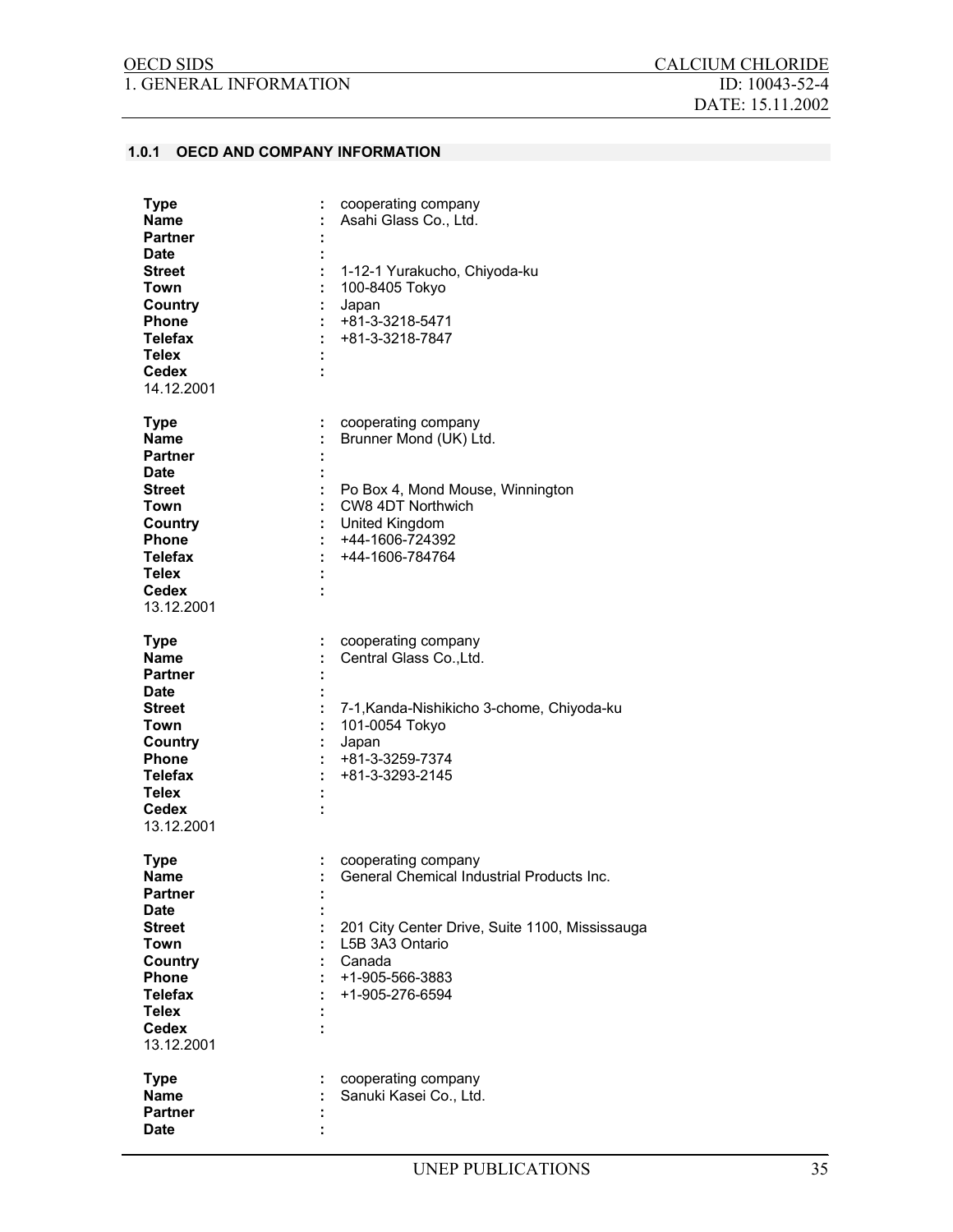### 1.0.1 OECD AND COMPANY INFORMATION

**Type** : cooperating company
**Name** : Asahi Glass Co., Ltd.
**Partner** :
**Date** :
**Street** : 1-12-1 Yurakucho, Chiyoda-ku
**Town** : 100-8405 Tokyo
**Country** : Japan
**Phone** : +81-3-3218-5471
**Telefax** : +81-3-3218-7847
**Telex** :
**Cedex** :
14.12.2001

**Type** : cooperating company
**Name** : Brunner Mond (UK) Ltd.
**Partner** :
**Date** :
**Street** : Po Box 4, Mond Mouse, Winnington
**Town** : CW8 4DT Northwich
**Country** : United Kingdom
**Phone** : +44-1606-724392
**Telefax** : +44-1606-784764
**Telex** :
**Cedex** :
13.12.2001

**Type** : cooperating company
**Name** : Central Glass Co.,Ltd.
**Partner** :
**Date** :
**Street** : 7-1,Kanda-Nishikicho 3-chome, Chiyoda-ku
**Town** : 101-0054 Tokyo
**Country** : Japan
**Phone** : +81-3-3259-7374
**Telefax** : +81-3-3293-2145
**Telex** :
**Cedex** :
13.12.2001

**Type** : cooperating company
**Name** : General Chemical Industrial Products Inc.
**Partner** :
**Date** :
**Street** : 201 City Center Drive, Suite 1100, Mississauga
**Town** : L5B 3A3 Ontario
**Country** : Canada
**Phone** : +1-905-566-3883
**Telefax** : +1-905-276-6594
**Telex** :
**Cedex** :
13.12.2001

**Type** : cooperating company
**Name** : Sanuki Kasei Co., Ltd.
**Partner** :
**Date** :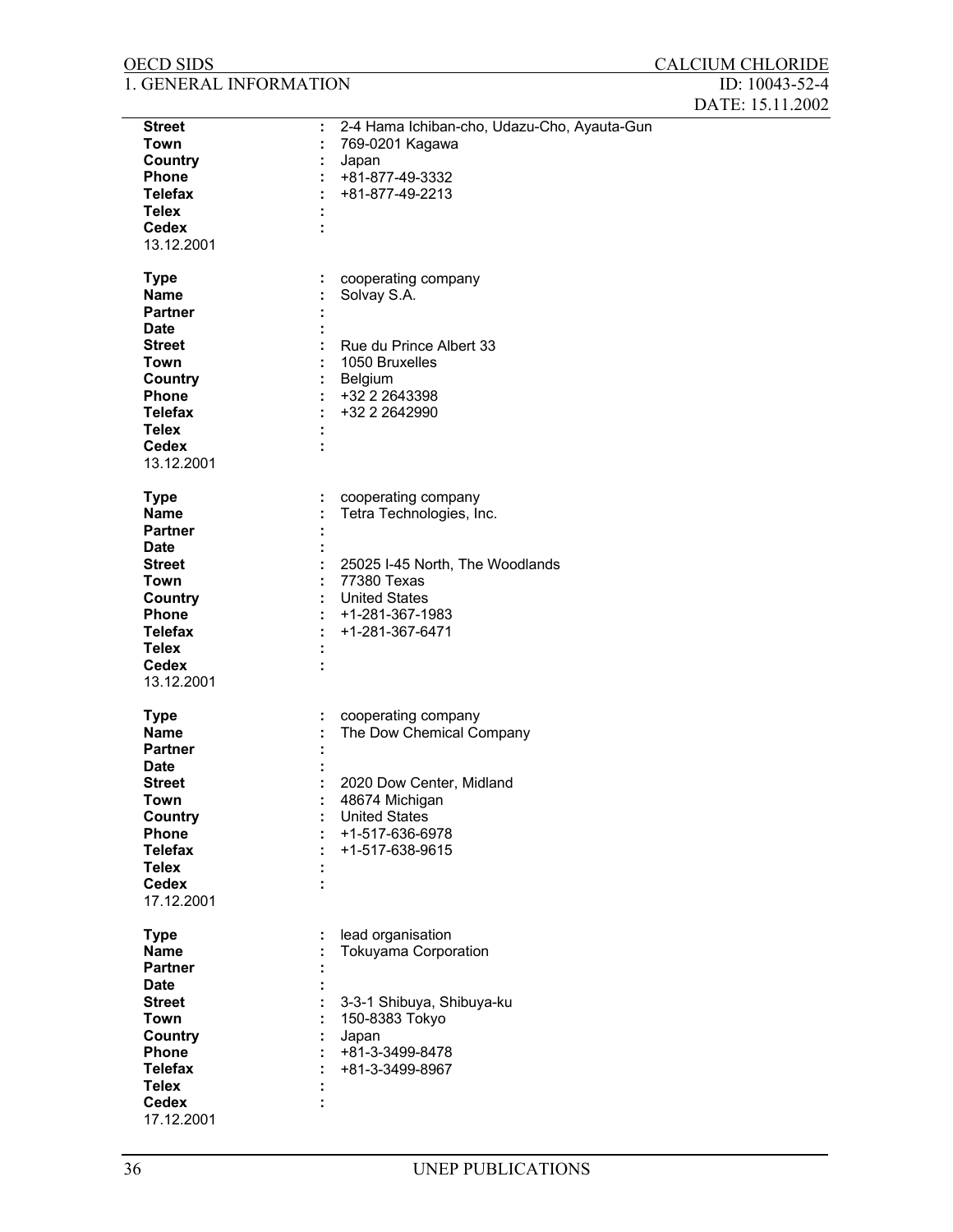| | | |
|---|---|---|
| **Street** | : | 2-4 Hama Ichiban-cho, Udazu-Cho, Ayauta-Gun |
| **Town** | : | 769-0201 Kagawa |
| **Country** | : | Japan |
| **Phone** | : | +81-877-49-3332 |
| **Telefax** | : | +81-877-49-2213 |
| **Telex** | : | |
| **Cedex** | : | |

13.12.2001

| | | |
|---|---|---|
| **Type** | : | cooperating company |
| **Name** | : | Solvay S.A. |
| **Partner** | : | |
| **Date** | : | |
| **Street** | : | Rue du Prince Albert 33 |
| **Town** | : | 1050 Bruxelles |
| **Country** | : | Belgium |
| **Phone** | : | +32 2 2643398 |
| **Telefax** | : | +32 2 2642990 |
| **Telex** | : | |
| **Cedex** | : | |

13.12.2001

| | | |
|---|---|---|
| **Type** | : | cooperating company |
| **Name** | : | Tetra Technologies, Inc. |
| **Partner** | : | |
| **Date** | : | |
| **Street** | : | 25025 I-45 North, The Woodlands |
| **Town** | : | 77380 Texas |
| **Country** | : | United States |
| **Phone** | : | +1-281-367-1983 |
| **Telefax** | : | +1-281-367-6471 |
| **Telex** | : | |
| **Cedex** | : | |

13.12.2001

| | | |
|---|---|---|
| **Type** | : | cooperating company |
| **Name** | : | The Dow Chemical Company |
| **Partner** | : | |
| **Date** | : | |
| **Street** | : | 2020 Dow Center, Midland |
| **Town** | : | 48674 Michigan |
| **Country** | : | United States |
| **Phone** | : | +1-517-636-6978 |
| **Telefax** | : | +1-517-638-9615 |
| **Telex** | : | |
| **Cedex** | : | |

17.12.2001

| | | |
|---|---|---|
| **Type** | : | lead organisation |
| **Name** | : | Tokuyama Corporation |
| **Partner** | : | |
| **Date** | : | |
| **Street** | : | 3-3-1 Shibuya, Shibuya-ku |
| **Town** | : | 150-8383 Tokyo |
| **Country** | : | Japan |
| **Phone** | : | +81-3-3499-8478 |
| **Telefax** | : | +81-3-3499-8967 |
| **Telex** | : | |
| **Cedex** | : | |

17.12.2001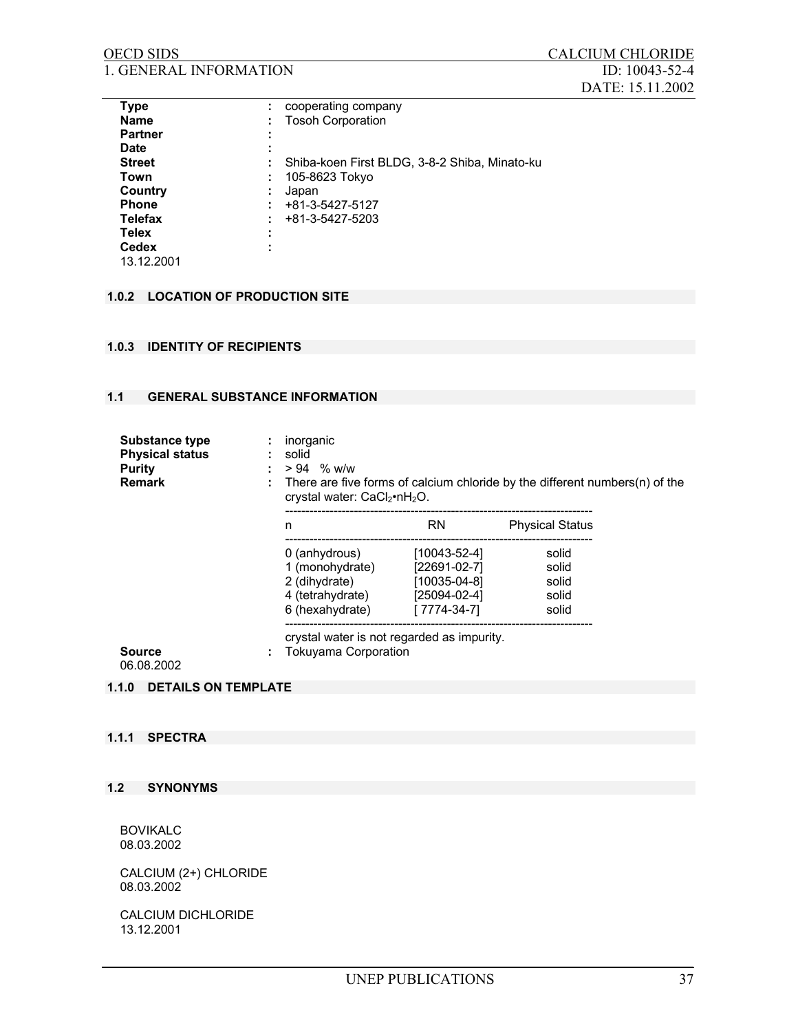| | | |
|---|---|---|
| **Type** | : | cooperating company |
| **Name** | : | Tosoh Corporation |
| **Partner** | : | |
| **Date** | : | |
| **Street** | : | Shiba-koen First BLDG, 3-8-2 Shiba, Minato-ku |
| **Town** | : | 105-8623 Tokyo |
| **Country** | : | Japan |
| **Phone** | : | +81-3-5427-5127 |
| **Telefax** | : | +81-3-5427-5203 |
| **Telex** | : | |
| **Cedex** | : | |

13.12.2001

### 1.0.2 LOCATION OF PRODUCTION SITE

### 1.0.3 IDENTITY OF RECIPIENTS

### 1.1 GENERAL SUBSTANCE INFORMATION

**Substance type** : inorganic
**Physical status** : solid
**Purity** : > 94 % w/w
**Remark** : There are five forms of calcium chloride by the different numbers(n) of the crystal water: $CaCl_2 \cdot nH_2O$.

| n | RN | Physical Status |
|---|---|---|
| 0 (anhydrous) | [10043-52-4] | solid |
| 1 (monohydrate) | [22691-02-7] | solid |
| 2 (dihydrate) | [10035-04-8] | solid |
| 4 (tetrahydrate) | [25094-02-4] | solid |
| 6 (hexahydrate) | [ 7774-34-7] | solid |

crystal water is not regarded as impurity.

**Source** : Tokuyama Corporation

06.08.2002

### 1.1.0 DETAILS ON TEMPLATE

### 1.1.1 SPECTRA

### 1.2 SYNONYMS

BOVIKALC
08.03.2002

CALCIUM (2+) CHLORIDE
08.03.2002

CALCIUM DICHLORIDE
13.12.2001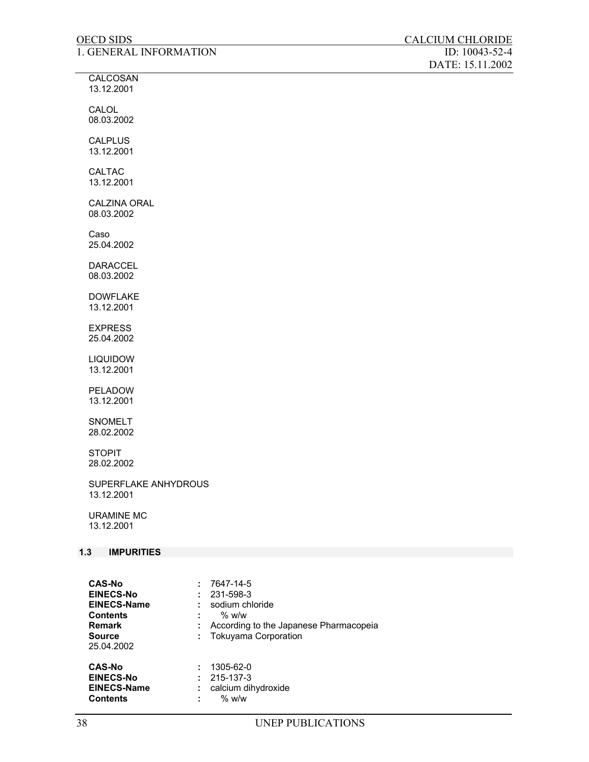CALCOSAN
13.12.2001

CALOL
08.03.2002

CALPLUS
13.12.2001

CALTAC
13.12.2001

CALZINA ORAL
08.03.2002

Caso
25.04.2002

DARACCEL
08.03.2002

DOWFLAKE
13.12.2001

EXPRESS
25.04.2002

LIQUIDOW
13.12.2001

PELADOW
13.12.2001

SNOMELT
28.02.2002

STOPIT
28.02.2002

SUPERFLAKE ANHYDROUS
13.12.2001

URAMINE MC
13.12.2001

## 1.3 IMPURITIES

**CAS-No** : 7647-14-5
**EINECS-No** : 231-598-3
**EINECS-Name** : sodium chloride
**Contents** : % w/w
**Remark** : According to the Japanese Pharmacopeia
**Source** : Tokuyama Corporation
25.04.2002

**CAS-No** : 1305-62-0
**EINECS-No** : 215-137-3
**EINECS-Name** : calcium dihydroxide
**Contents** : % w/w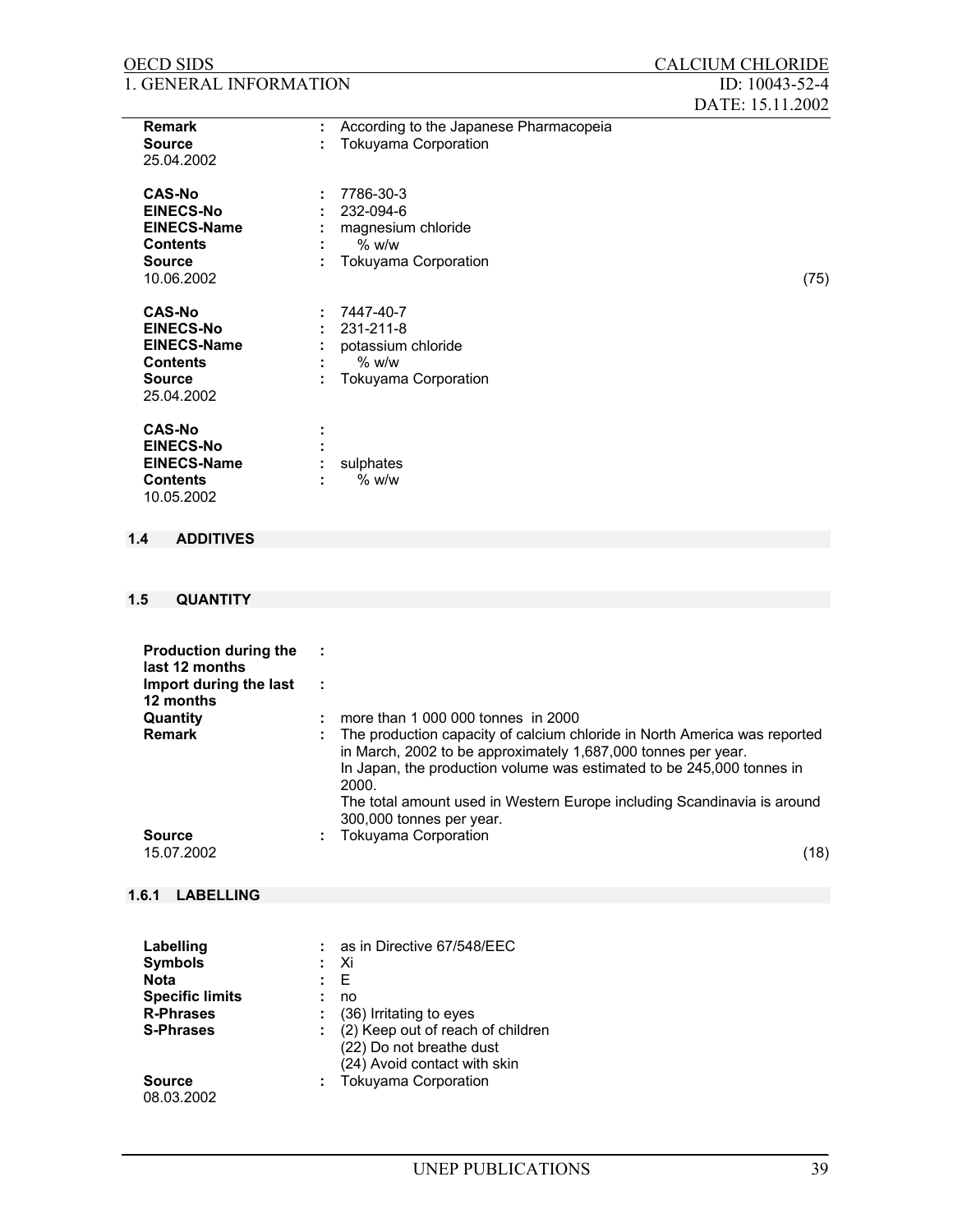**Remark** : According to the Japanese Pharmacopeia
**Source** : Tokuyama Corporation
25.04.2002

**CAS-No** : 7786-30-3
**EINECS-No** : 232-094-6
**EINECS-Name** : magnesium chloride
**Contents** : % w/w
**Source** : Tokuyama Corporation
10.06.2002 (75)

**CAS-No** : 7447-40-7
**EINECS-No** : 231-211-8
**EINECS-Name** : potassium chloride
**Contents** : % w/w
**Source** : Tokuyama Corporation
25.04.2002

**CAS-No** :
**EINECS-No** :
**EINECS-Name** : sulphates
**Contents** : % w/w
10.05.2002

## 1.4 ADDITIVES

## 1.5 QUANTITY

**Production during the last 12 months** :
**Import during the last 12 months** :
**Quantity** : more than 1 000 000 tonnes in 2000
**Remark** : The production capacity of calcium chloride in North America was reported in March, 2002 to be approximately 1,687,000 tonnes per year.
In Japan, the production volume was estimated to be 245,000 tonnes in 2000.
The total amount used in Western Europe including Scandinavia is around 300,000 tonnes per year.
**Source** : Tokuyama Corporation
15.07.2002 (18)

## 1.6.1 LABELLING

**Labelling** : as in Directive 67/548/EEC
**Symbols** : Xi
**Nota** : E
**Specific limits** : no
**R-Phrases** : (36) Irritating to eyes
**S-Phrases** : (2) Keep out of reach of children
(22) Do not breathe dust
(24) Avoid contact with skin
**Source** : Tokuyama Corporation
08.03.2002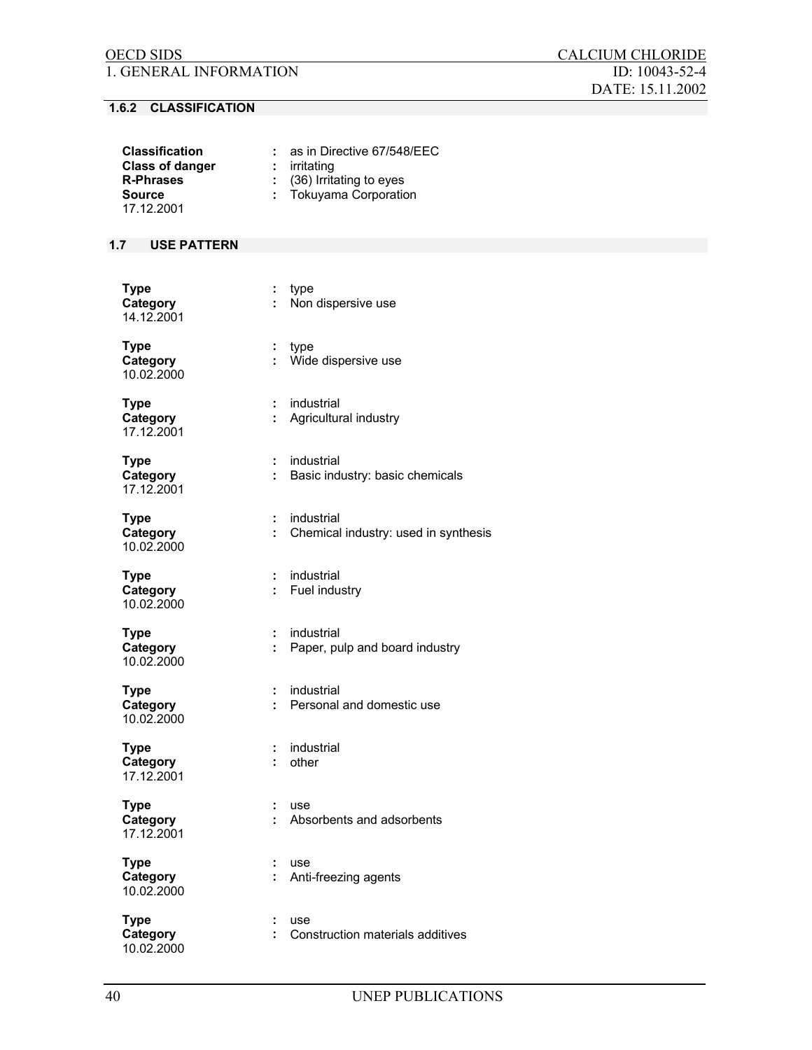### 1.6.2 CLASSIFICATION

**Classification** : as in Directive 67/548/EEC
**Class of danger** : irritating
**R-Phrases** : (36) Irritating to eyes
**Source** : Tokuyama Corporation
17.12.2001

### 1.7 USE PATTERN

**Type** : type
**Category** : Non dispersive use
14.12.2001

**Type** : type
**Category** : Wide dispersive use
10.02.2000

**Type** : industrial
**Category** : Agricultural industry
17.12.2001

**Type** : industrial
**Category** : Basic industry: basic chemicals
17.12.2001

**Type** : industrial
**Category** : Chemical industry: used in synthesis
10.02.2000

**Type** : industrial
**Category** : Fuel industry
10.02.2000

**Type** : industrial
**Category** : Paper, pulp and board industry
10.02.2000

**Type** : industrial
**Category** : Personal and domestic use
10.02.2000

**Type** : industrial
**Category** : other
17.12.2001

**Type** : use
**Category** : Absorbents and adsorbents
17.12.2001

**Type** : use
**Category** : Anti-freezing agents
10.02.2000

**Type** : use
**Category** : Construction materials additives
10.02.2000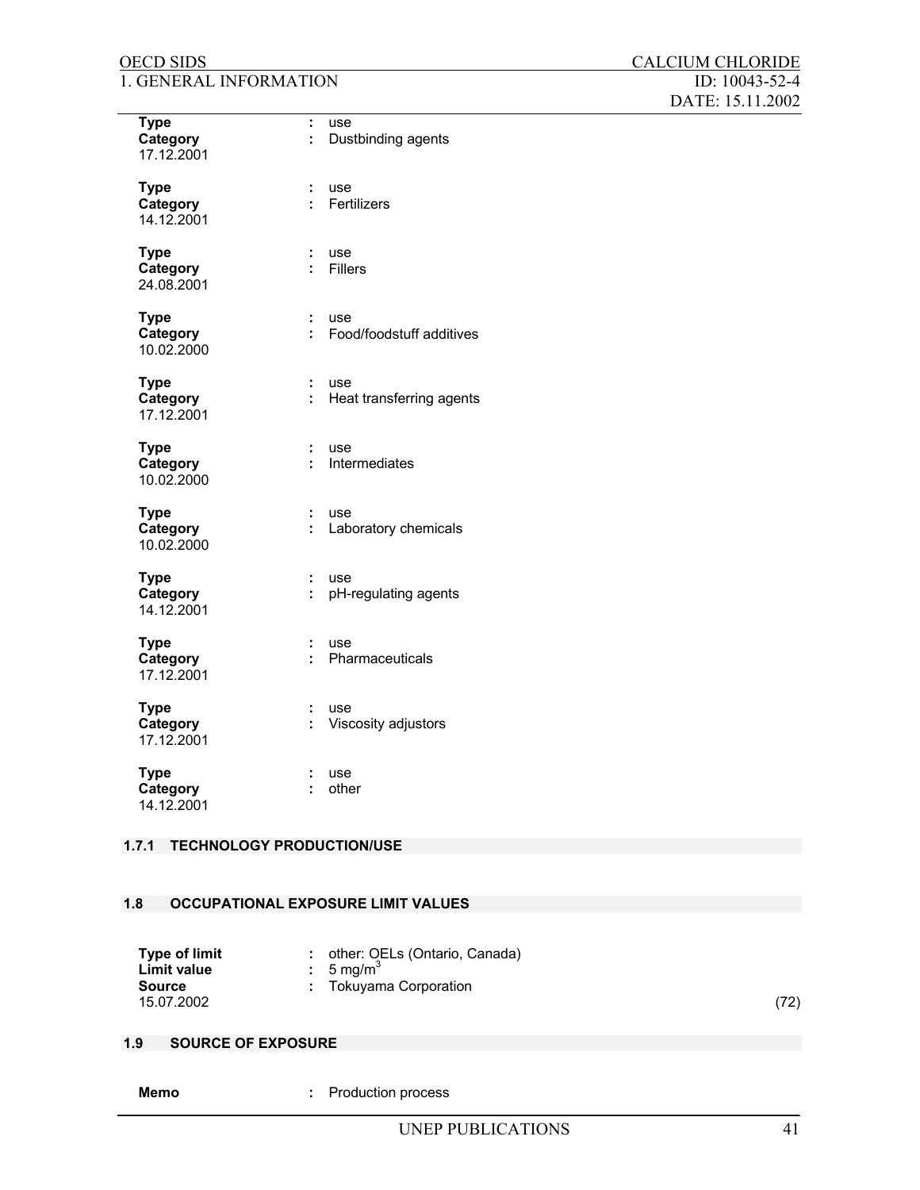**Type** : use
**Category** : Dustbinding agents
17.12.2001

**Type** : use
**Category** : Fertilizers
14.12.2001

**Type** : use
**Category** : Fillers
24.08.2001

**Type** : use
**Category** : Food/foodstuff additives
10.02.2000

**Type** : use
**Category** : Heat transferring agents
17.12.2001

**Type** : use
**Category** : Intermediates
10.02.2000

**Type** : use
**Category** : Laboratory chemicals
10.02.2000

**Type** : use
**Category** : pH-regulating agents
14.12.2001

**Type** : use
**Category** : Pharmaceuticals
17.12.2001

**Type** : use
**Category** : Viscosity adjustors
17.12.2001

**Type** : use
**Category** : other
14.12.2001

### 1.7.1 TECHNOLOGY PRODUCTION/USE

### 1.8 OCCUPATIONAL EXPOSURE LIMIT VALUES

**Type of limit** : other: OELs (Ontario, Canada)
**Limit value** : 5 $mg/m^3$
**Source** : Tokuyama Corporation
15.07.2002 (72)

### 1.9 SOURCE OF EXPOSURE

**Memo** : Production process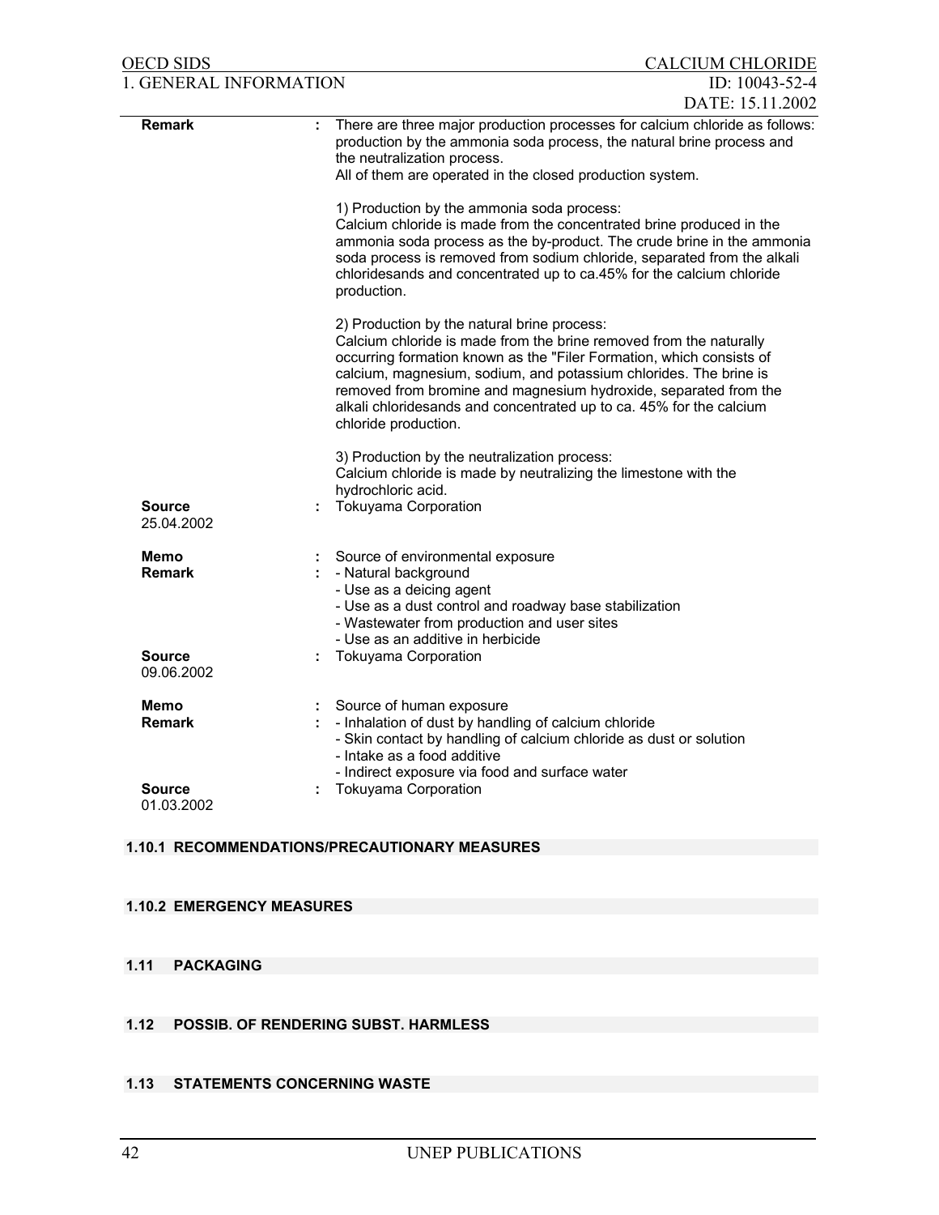| | | |
|---|---|---|
| **Remark** | : | There are three major production processes for calcium chloride as follows: production by the ammonia soda process, the natural brine process and the neutralization process.<br>All of them are operated in the closed production system.<br><br>1) Production by the ammonia soda process:<br>Calcium chloride is made from the concentrated brine produced in the ammonia soda process as the by-product. The crude brine in the ammonia soda process is removed from sodium chloride, separated from the alkali chloridesands and concentrated up to ca.45% for the calcium chloride production.<br><br>2) Production by the natural brine process:<br>Calcium chloride is made from the brine removed from the naturally occurring formation known as the "Filer Formation, which consists of calcium, magnesium, sodium, and potassium chlorides. The brine is removed from bromine and magnesium hydroxide, separated from the alkali chloridesands and concentrated up to ca. 45% for the calcium chloride production.<br><br>3) Production by the neutralization process:<br>Calcium chloride is made by neutralizing the limestone with the hydrochloric acid. |
| **Source**<br>25.04.2002 | : | Tokuyama Corporation |
| | | |
| **Memo** | : | Source of environmental exposure |
| **Remark** | : | - Natural background<br>- Use as a deicing agent<br>- Use as a dust control and roadway base stabilization<br>- Wastewater from production and user sites<br>- Use as an additive in herbicide |
| **Source**<br>09.06.2002 | : | Tokuyama Corporation |
| | | |
| **Memo** | : | Source of human exposure |
| **Remark** | : | - Inhalation of dust by handling of calcium chloride<br>- Skin contact by handling of calcium chloride as dust or solution<br>- Intake as a food additive<br>- Indirect exposure via food and surface water |
| **Source**<br>01.03.2002 | : | Tokuyama Corporation |

### 1.10.1 RECOMMENDATIONS/PRECAUTIONARY MEASURES

### 1.10.2 EMERGENCY MEASURES

### 1.11 PACKAGING

### 1.12 POSSIB. OF RENDERING SUBST. HARMLESS

### 1.13 STATEMENTS CONCERNING WASTE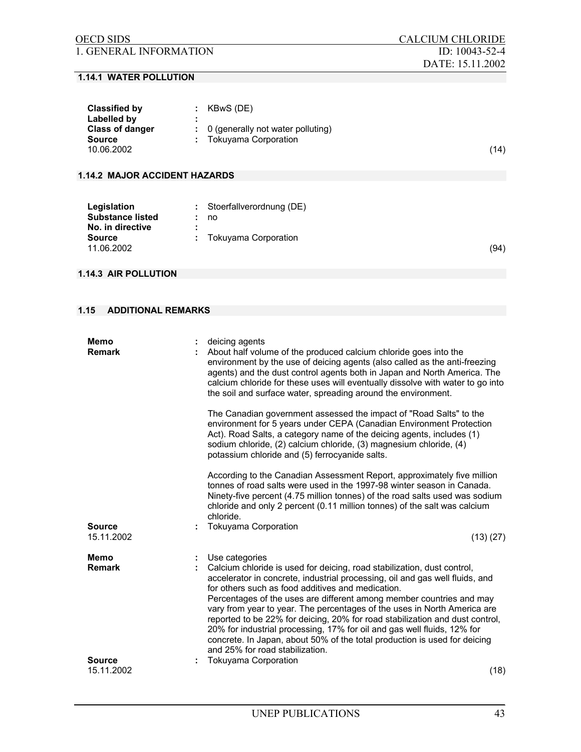### 1.14.1 WATER POLLUTION

**Classified by** : KBwS (DE)
**Labelled by** :
**Class of danger** : 0 (generally not water polluting)
**Source** : Tokuyama Corporation
10.06.2002 (14)

### 1.14.2 MAJOR ACCIDENT HAZARDS

**Legislation** : Stoerfallverordnung (DE)
**Substance listed** : no
**No. in directive** :
**Source** : Tokuyama Corporation
11.06.2002 (94)

### 1.14.3 AIR POLLUTION

### 1.15 ADDITIONAL REMARKS

**Memo** : deicing agents
**Remark** : About half volume of the produced calcium chloride goes into the environment by the use of deicing agents (also called as the anti-freezing agents) and the dust control agents both in Japan and North America. The calcium chloride for these uses will eventually dissolve with water to go into the soil and surface water, spreading around the environment.

The Canadian government assessed the impact of "Road Salts" to the environment for 5 years under CEPA (Canadian Environment Protection Act). Road Salts, a category name of the deicing agents, includes (1) sodium chloride, (2) calcium chloride, (3) magnesium chloride, (4) potassium chloride and (5) ferrocyanide salts.

According to the Canadian Assessment Report, approximately five million tonnes of road salts were used in the 1997-98 winter season in Canada. Ninety-five percent (4.75 million tonnes) of the road salts used was sodium chloride and only 2 percent (0.11 million tonnes) of the salt was calcium chloride.

**Source** : Tokuyama Corporation
15.11.2002 (13) (27)

**Memo** : Use categories
**Remark** : Calcium chloride is used for deicing, road stabilization, dust control, accelerator in concrete, industrial processing, oil and gas well fluids, and for others such as food additives and medication.
Percentages of the uses are different among member countries and may vary from year to year. The percentages of the uses in North America are reported to be 22% for deicing, 20% for road stabilization and dust control, 20% for industrial processing, 17% for oil and gas well fluids, 12% for concrete. In Japan, about 50% of the total production is used for deicing and 25% for road stabilization.

**Source** : Tokuyama Corporation
15.11.2002 (18)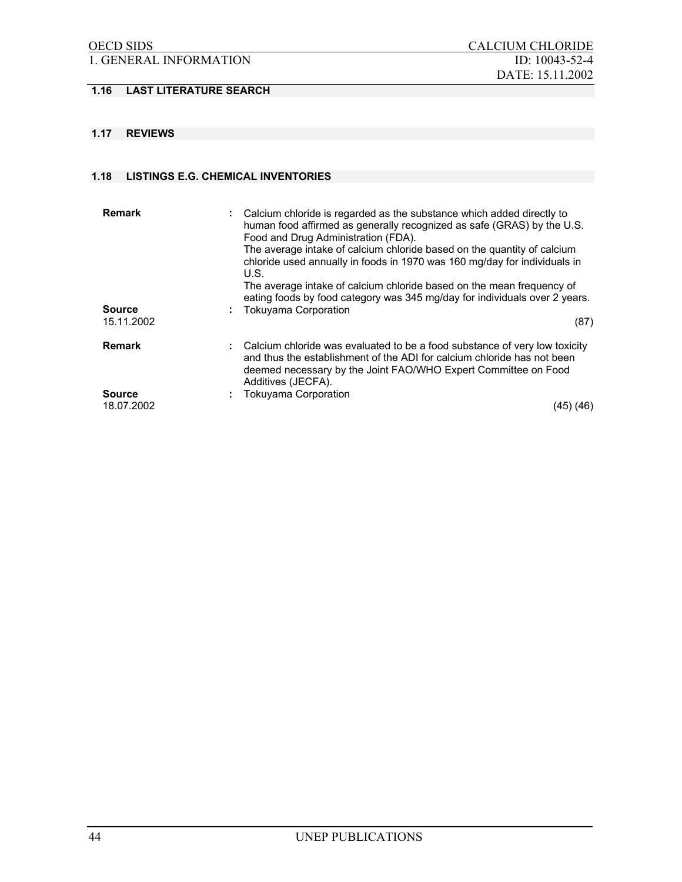### 1.16 LAST LITERATURE SEARCH

### 1.17 REVIEWS

### 1.18 LISTINGS E.G. CHEMICAL INVENTORIES

**Remark** : Calcium chloride is regarded as the substance which added directly to human food affirmed as generally recognized as safe (GRAS) by the U.S. Food and Drug Administration (FDA).
The average intake of calcium chloride based on the quantity of calcium chloride used annually in foods in 1970 was 160 mg/day for individuals in U.S.
The average intake of calcium chloride based on the mean frequency of eating foods by food category was 345 mg/day for individuals over 2 years.

**Source** : Tokuyama Corporation

15.11.2002 (87)

**Remark** : Calcium chloride was evaluated to be a food substance of very low toxicity and thus the establishment of the ADI for calcium chloride has not been deemed necessary by the Joint FAO/WHO Expert Committee on Food Additives (JECFA).

**Source** : Tokuyama Corporation

18.07.2002 (45) (46)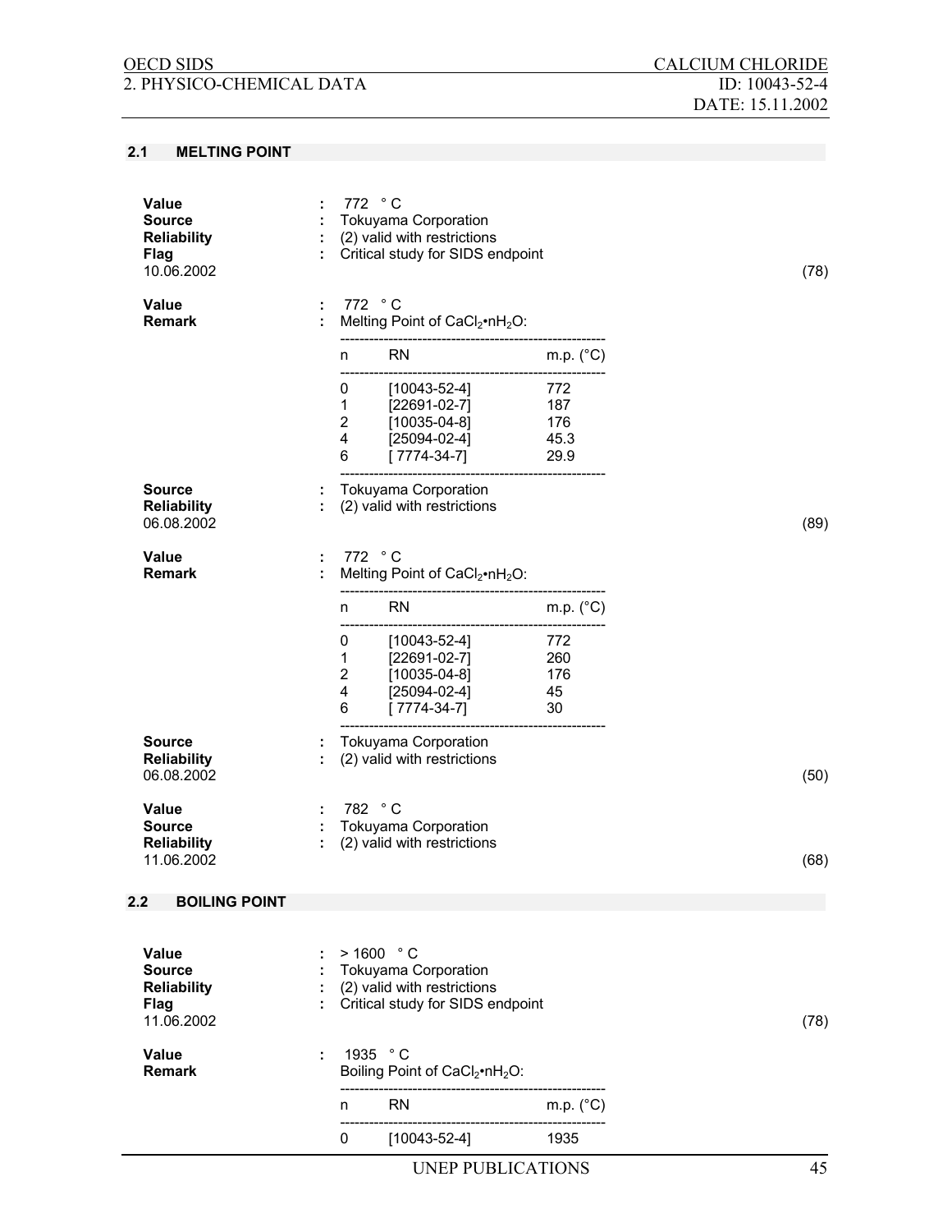## 2.1 MELTING POINT

**Value** : 772 ° C
**Source** : Tokuyama Corporation
**Reliability** : (2) valid with restrictions
**Flag** : Critical study for SIDS endpoint
10.06.2002 (78)

**Value** : 772 ° C
**Remark** : Melting Point of $CaCl_2 \bullet nH_2O$:

| n | RN | m.p. (°C) |
|---|---|---|
| 0 | [10043-52-4] | 772 |
| 1 | [22691-02-7] | 187 |
| 2 | [10035-04-8] | 176 |
| 4 | [25094-02-4] | 45.3 |
| 6 | [ 7774-34-7] | 29.9 |

**Source** : Tokuyama Corporation
**Reliability** : (2) valid with restrictions
06.08.2002 (89)

**Value** : 772 ° C
**Remark** : Melting Point of $CaCl_2 \bullet nH_2O$:

| n | RN | m.p. (°C) |
|---|---|---|
| 0 | [10043-52-4] | 772 |
| 1 | [22691-02-7] | 260 |
| 2 | [10035-04-8] | 176 |
| 4 | [25094-02-4] | 45 |
| 6 | [ 7774-34-7] | 30 |

**Source** : Tokuyama Corporation
**Reliability** : (2) valid with restrictions
06.08.2002 (50)

**Value** : 782 ° C
**Source** : Tokuyama Corporation
**Reliability** : (2) valid with restrictions
11.06.2002 (68)

## 2.2 BOILING POINT

**Value** : > 1600 ° C
**Source** : Tokuyama Corporation
**Reliability** : (2) valid with restrictions
**Flag** : Critical study for SIDS endpoint
11.06.2002 (78)

**Value** : 1935 ° C
**Remark** Boiling Point of $CaCl_2 \bullet nH_2O$:

| n | RN | m.p. (°C) |
|---|---|---|
| 0 | [10043-52-4] | 1935 |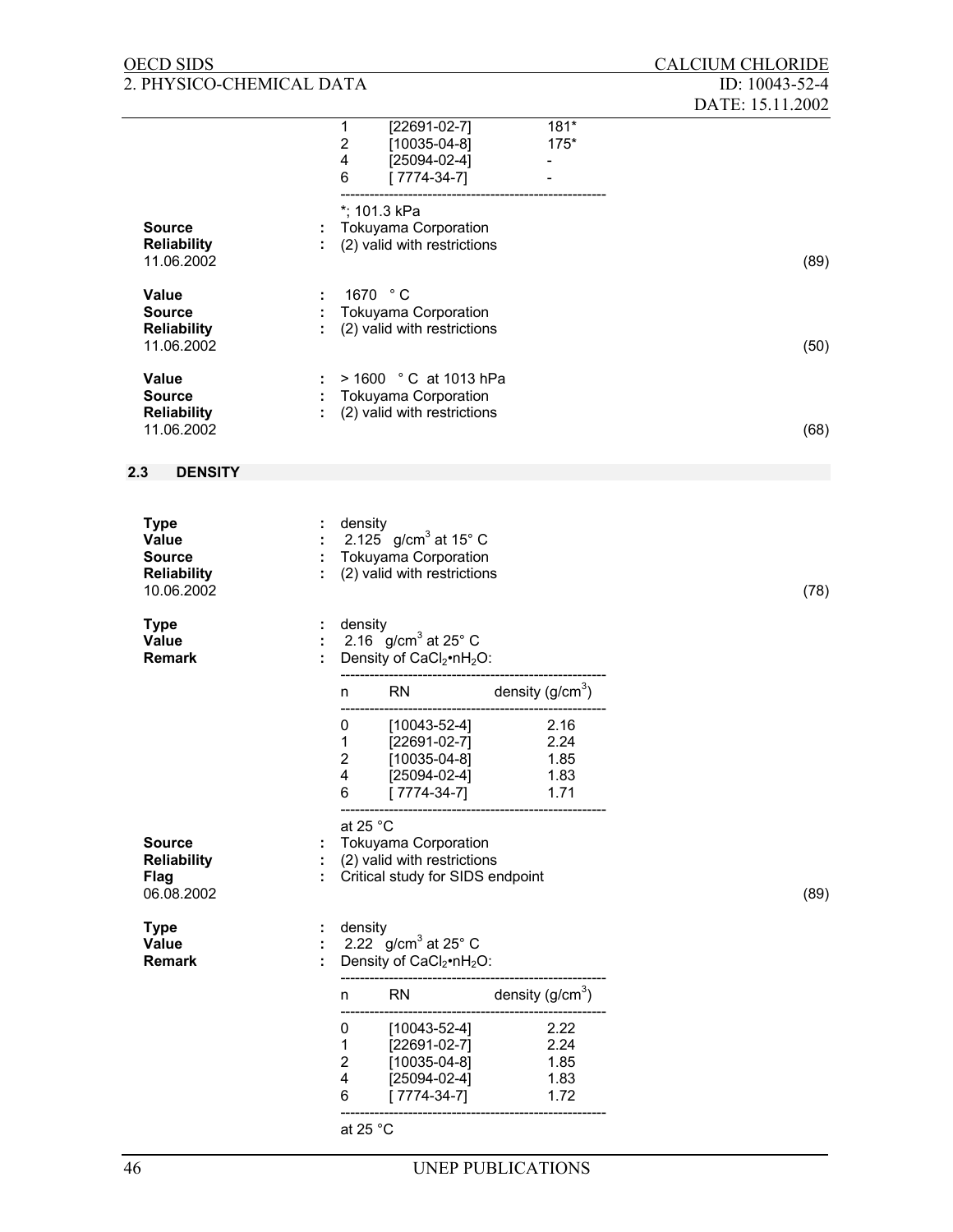| n | RN | |
|---|---|---|
| 1 | [22691-02-7] | 181* |
| 2 | [10035-04-8] | 175* |
| 4 | [25094-02-4] | - |
| 6 | [ 7774-34-7] | - |

*; 101.3 kPa

**Source** : Tokuyama Corporation
**Reliability** : (2) valid with restrictions
11.06.2002 (89)

**Value** : 1670 ° C
**Source** : Tokuyama Corporation
**Reliability** : (2) valid with restrictions
11.06.2002 (50)

**Value** : > 1600 ° C at 1013 hPa
**Source** : Tokuyama Corporation
**Reliability** : (2) valid with restrictions
11.06.2002 (68)

### 2.3 DENSITY

**Type** : density
**Value** : 2.125 g/cm$^3$ at 15° C
**Source** : Tokuyama Corporation
**Reliability** : (2) valid with restrictions
10.06.2002 (78)

**Type** : density
**Value** : 2.16 g/cm$^3$ at 25° C
**Remark** : Density of $CaCl_2 \cdot nH_2O$:

| n | RN | density (g/cm$^3$) |
|---|---|---|
| 0 | [10043-52-4] | 2.16 |
| 1 | [22691-02-7] | 2.24 |
| 2 | [10035-04-8] | 1.85 |
| 4 | [25094-02-4] | 1.83 |
| 6 | [ 7774-34-7] | 1.71 |

at 25 °C

**Source** : Tokuyama Corporation
**Reliability** : (2) valid with restrictions
**Flag** : Critical study for SIDS endpoint
06.08.2002 (89)

**Type** : density
**Value** : 2.22 g/cm$^3$ at 25° C
**Remark** : Density of $CaCl_2 \cdot nH_2O$:

| n | RN | density (g/cm$^3$) |
|---|---|---|
| 0 | [10043-52-4] | 2.22 |
| 1 | [22691-02-7] | 2.24 |
| 2 | [10035-04-8] | 1.85 |
| 4 | [25094-02-4] | 1.83 |
| 6 | [ 7774-34-7] | 1.72 |

at 25 °C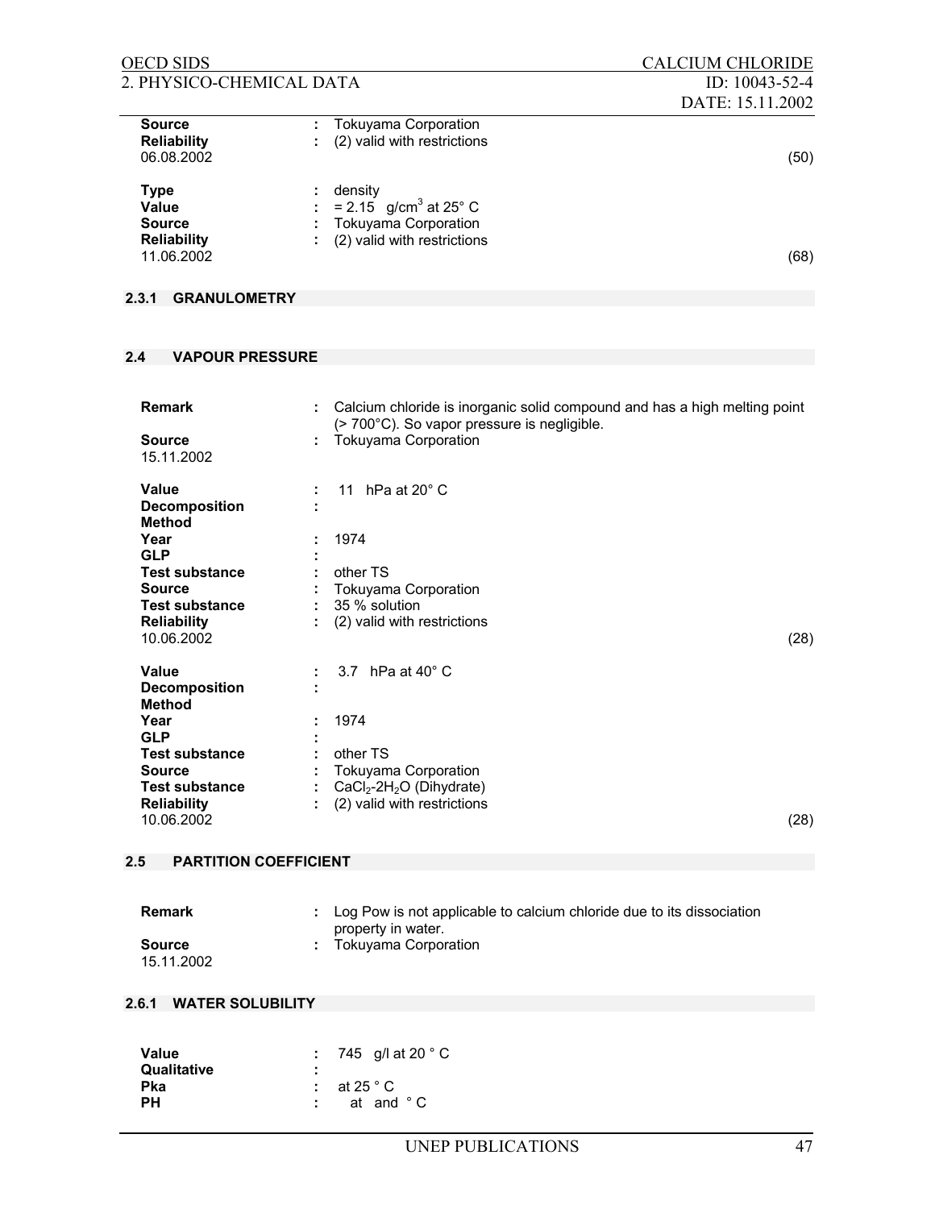| | | |
|---|---|---|
| **Source** | : Tokuyama Corporation | |
| **Reliability** | : (2) valid with restrictions | |
| 06.08.2002 | | (50) |

| | | |
|---|---|---|
| **Type** | : density | |
| **Value** | : = 2.15 g/cm$^3$ at 25° C | |
| **Source** | : Tokuyama Corporation | |
| **Reliability** | : (2) valid with restrictions | |
| 11.06.2002 | | (68) |

### 2.3.1 GRANULOMETRY

### 2.4 VAPOUR PRESSURE

| | | |
|---|---|---|
| **Remark** | : Calcium chloride is inorganic solid compound and has a high melting point (> 700°C). So vapor pressure is negligible. | |
| **Source** | : Tokuyama Corporation | |
| 15.11.2002 | | |

| | | |
|---|---|---|
| **Value** | : 11 hPa at 20° C | |
| **Decomposition** | : | |
| **Method** | | |
| **Year** | : 1974 | |
| **GLP** | : | |
| **Test substance** | : other TS | |
| **Source** | : Tokuyama Corporation | |
| **Test substance** | : 35 % solution | |
| **Reliability** | : (2) valid with restrictions | |
| 10.06.2002 | | (28) |

| | | |
|---|---|---|
| **Value** | : 3.7 hPa at 40° C | |
| **Decomposition** | : | |
| **Method** | | |
| **Year** | : 1974 | |
| **GLP** | : | |
| **Test substance** | : other TS | |
| **Source** | : Tokuyama Corporation | |
| **Test substance** | : $CaCl_2$-$2H_2O$ (Dihydrate) | |
| **Reliability** | : (2) valid with restrictions | |
| 10.06.2002 | | (28) |

### 2.5 PARTITION COEFFICIENT

| | | |
|---|---|---|
| **Remark** | : Log Pow is not applicable to calcium chloride due to its dissociation property in water. | |
| **Source** | : Tokuyama Corporation | |
| 15.11.2002 | | |

### 2.6.1 WATER SOLUBILITY

| | |
|---|---|
| **Value** | : 745 g/l at 20 ° C |
| **Qualitative** | : |
| **Pka** | : at 25 ° C |
| **PH** | : at and ° C |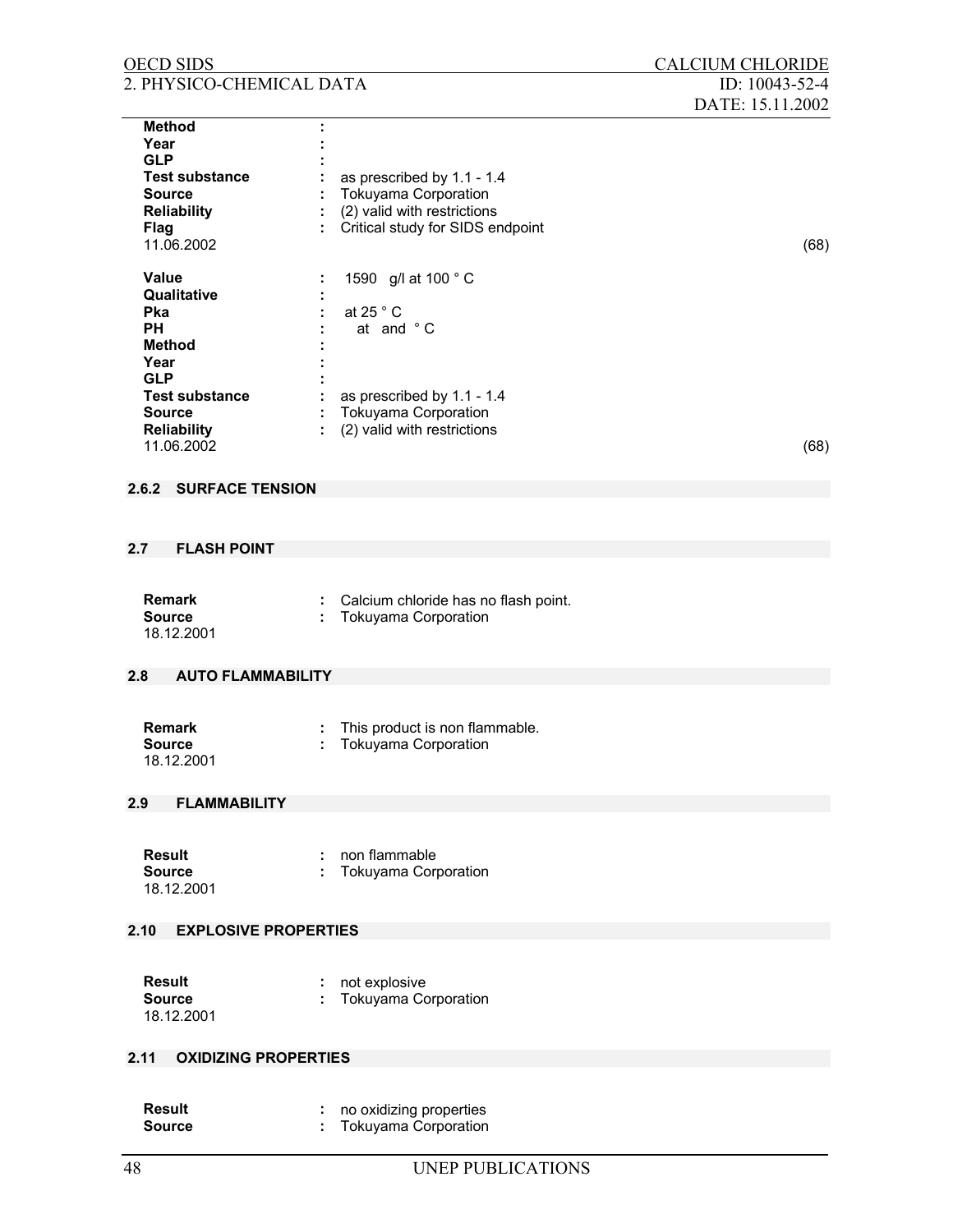**Method** :
**Year** :
**GLP** :
**Test substance** : as prescribed by 1.1 - 1.4
**Source** : Tokuyama Corporation
**Reliability** : (2) valid with restrictions
**Flag** : Critical study for SIDS endpoint
11.06.2002 (68)

**Value** : 1590 g/l at 100 ° C
**Qualitative** :
**Pka** : at 25 ° C
**PH** : at and ° C
**Method** :
**Year** :
**GLP** :
**Test substance** : as prescribed by 1.1 - 1.4
**Source** : Tokuyama Corporation
**Reliability** : (2) valid with restrictions
11.06.2002 (68)

### 2.6.2 SURFACE TENSION

### 2.7 FLASH POINT

**Remark** : Calcium chloride has no flash point.
**Source** : Tokuyama Corporation
18.12.2001

### 2.8 AUTO FLAMMABILITY

**Remark** : This product is non flammable.
**Source** : Tokuyama Corporation
18.12.2001

### 2.9 FLAMMABILITY

**Result** : non flammable
**Source** : Tokuyama Corporation
18.12.2001

### 2.10 EXPLOSIVE PROPERTIES

**Result** : not explosive
**Source** : Tokuyama Corporation
18.12.2001

### 2.11 OXIDIZING PROPERTIES

**Result** : no oxidizing properties
**Source** : Tokuyama Corporation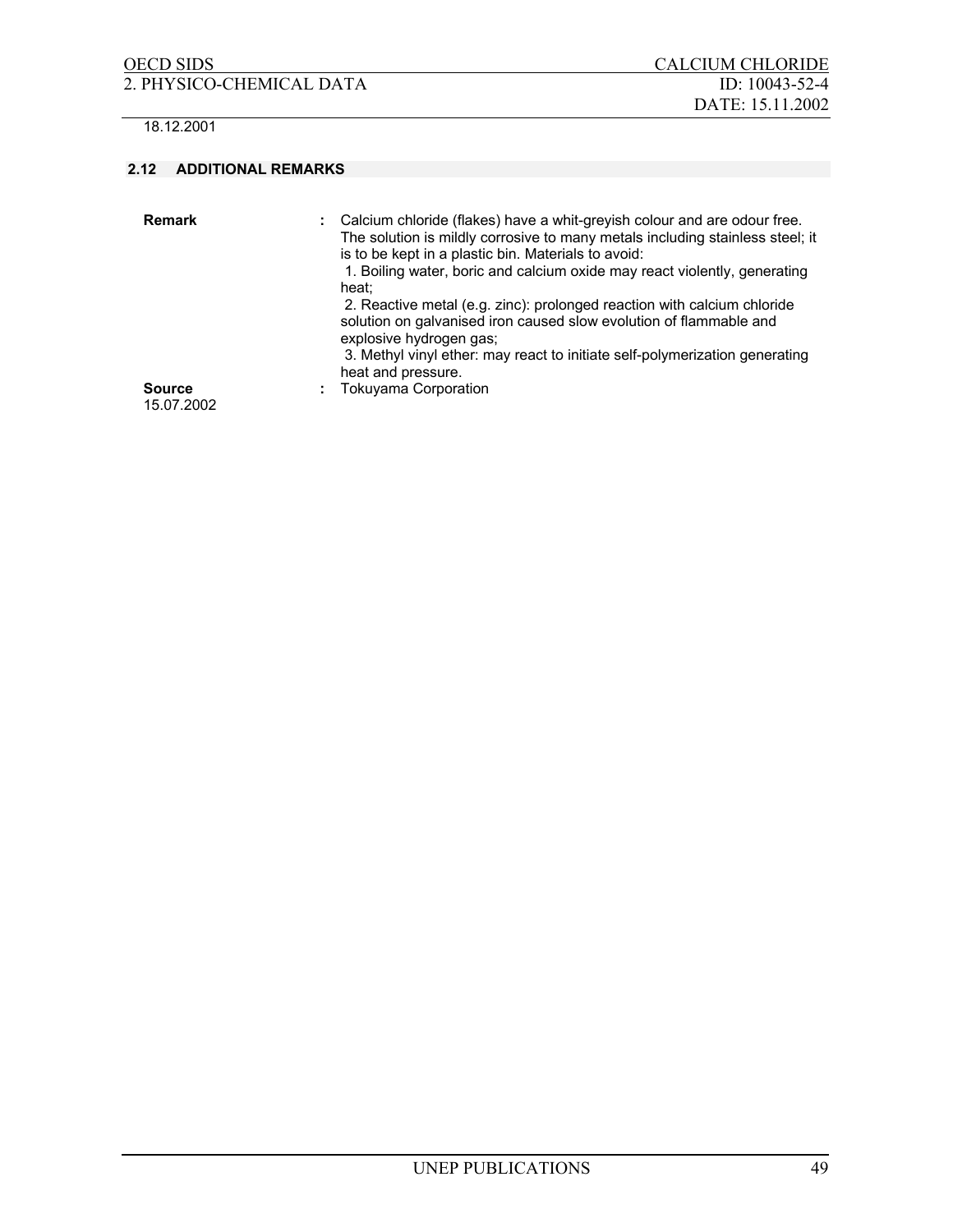18.12.2001

### 2.12 ADDITIONAL REMARKS

**Remark** : Calcium chloride (flakes) have a whit-greyish colour and are odour free. The solution is mildly corrosive to many metals including stainless steel; it is to be kept in a plastic bin. Materials to avoid:
1. Boiling water, boric and calcium oxide may react violently, generating heat;
2. Reactive metal (e.g. zinc): prolonged reaction with calcium chloride solution on galvanised iron caused slow evolution of flammable and explosive hydrogen gas;
3. Methyl vinyl ether: may react to initiate self-polymerization generating heat and pressure.

**Source** : Tokuyama Corporation

15.07.2002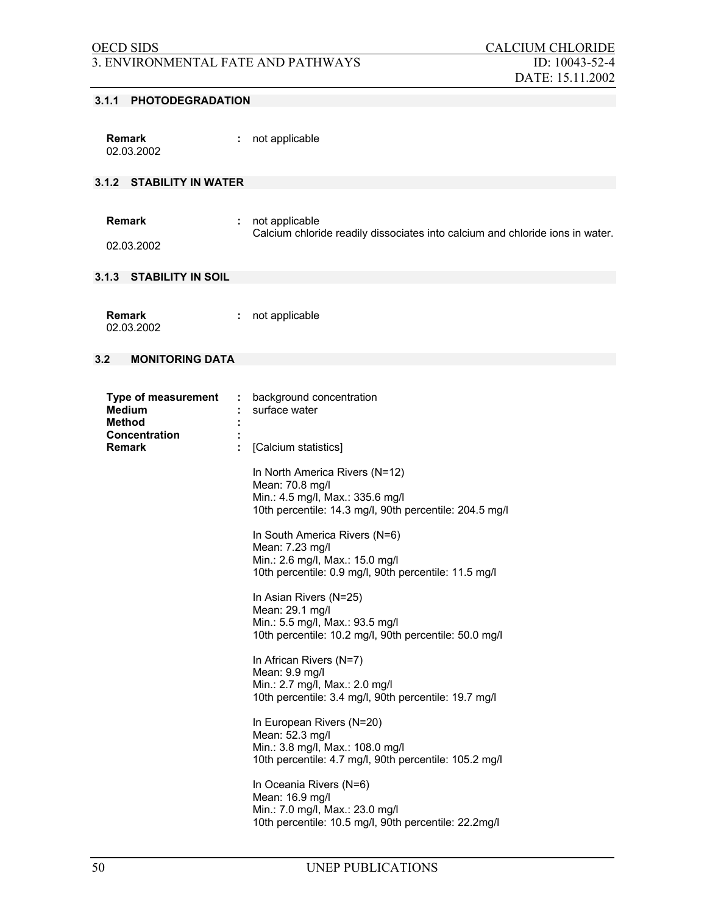### 3.1.1 PHOTODEGRADATION

**Remark** : not applicable
02.03.2002

### 3.1.2 STABILITY IN WATER

**Remark** : not applicable
Calcium chloride readily dissociates into calcium and chloride ions in water.
02.03.2002

### 3.1.3 STABILITY IN SOIL

**Remark** : not applicable
02.03.2002

### 3.2 MONITORING DATA

**Type of measurement** : background concentration
**Medium** : surface water
**Method** :
**Concentration** :
**Remark** : [Calcium statistics]

In North America Rivers (N=12)
Mean: 70.8 mg/l
Min.: 4.5 mg/l, Max.: 335.6 mg/l
10th percentile: 14.3 mg/l, 90th percentile: 204.5 mg/l

In South America Rivers (N=6)
Mean: 7.23 mg/l
Min.: 2.6 mg/l, Max.: 15.0 mg/l
10th percentile: 0.9 mg/l, 90th percentile: 11.5 mg/l

In Asian Rivers (N=25)
Mean: 29.1 mg/l
Min.: 5.5 mg/l, Max.: 93.5 mg/l
10th percentile: 10.2 mg/l, 90th percentile: 50.0 mg/l

In African Rivers (N=7)
Mean: 9.9 mg/l
Min.: 2.7 mg/l, Max.: 2.0 mg/l
10th percentile: 3.4 mg/l, 90th percentile: 19.7 mg/l

In European Rivers (N=20)
Mean: 52.3 mg/l
Min.: 3.8 mg/l, Max.: 108.0 mg/l
10th percentile: 4.7 mg/l, 90th percentile: 105.2 mg/l

In Oceania Rivers (N=6)
Mean: 16.9 mg/l
Min.: 7.0 mg/l, Max.: 23.0 mg/l
10th percentile: 10.5 mg/l, 90th percentile: 22.2mg/l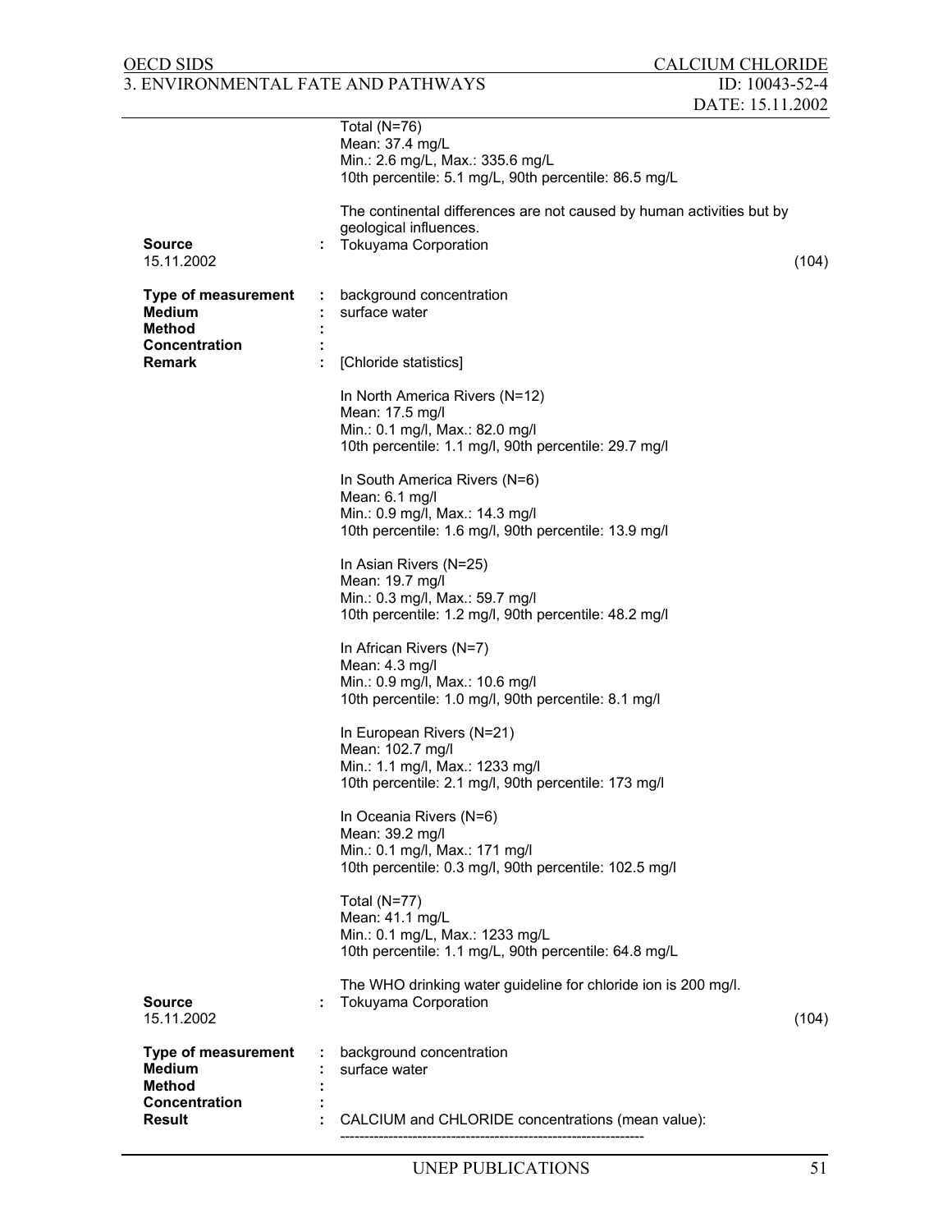Total (N=76)
Mean: 37.4 mg/L
Min.: 2.6 mg/L, Max.: 335.6 mg/L
10th percentile: 5.1 mg/L, 90th percentile: 86.5 mg/L

The continental differences are not caused by human activities but by geological influences.

**Source** : Tokuyama Corporation
15.11.2002 (104)

**Type of measurement** : background concentration
**Medium** : surface water
**Method** :
**Concentration** :
**Remark** : [Chloride statistics]

In North America Rivers (N=12)
Mean: 17.5 mg/l
Min.: 0.1 mg/l, Max.: 82.0 mg/l
10th percentile: 1.1 mg/l, 90th percentile: 29.7 mg/l

In South America Rivers (N=6)
Mean: 6.1 mg/l
Min.: 0.9 mg/l, Max.: 14.3 mg/l
10th percentile: 1.6 mg/l, 90th percentile: 13.9 mg/l

In Asian Rivers (N=25)
Mean: 19.7 mg/l
Min.: 0.3 mg/l, Max.: 59.7 mg/l
10th percentile: 1.2 mg/l, 90th percentile: 48.2 mg/l

In African Rivers (N=7)
Mean: 4.3 mg/l
Min.: 0.9 mg/l, Max.: 10.6 mg/l
10th percentile: 1.0 mg/l, 90th percentile: 8.1 mg/l

In European Rivers (N=21)
Mean: 102.7 mg/l
Min.: 1.1 mg/l, Max.: 1233 mg/l
10th percentile: 2.1 mg/l, 90th percentile: 173 mg/l

In Oceania Rivers (N=6)
Mean: 39.2 mg/l
Min.: 0.1 mg/l, Max.: 171 mg/l
10th percentile: 0.3 mg/l, 90th percentile: 102.5 mg/l

Total (N=77)
Mean: 41.1 mg/L
Min.: 0.1 mg/L, Max.: 1233 mg/L
10th percentile: 1.1 mg/L, 90th percentile: 64.8 mg/L

The WHO drinking water guideline for chloride ion is 200 mg/l.

**Source** : Tokuyama Corporation
15.11.2002 (104)

**Type of measurement** : background concentration
**Medium** : surface water
**Method** :
**Concentration** :
**Result** : CALCIUM and CHLORIDE concentrations (mean value):
--------------------------------------------------------------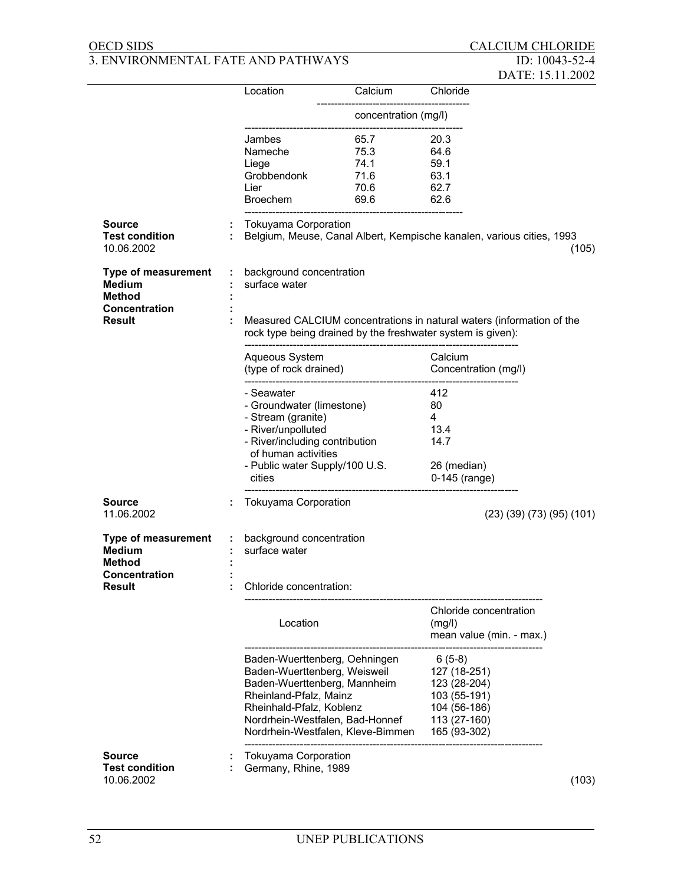| Location | Calcium | Chloride |
|---|---|---|
| | concentration (mg/l) | |
| Jambes | 65.7 | 20.3 |
| Nameche | 75.3 | 64.6 |
| Liege | 74.1 | 59.1 |
| Grobbendonk | 71.6 | 63.1 |
| Lier | 70.6 | 62.7 |
| Broechem | 69.6 | 62.6 |

**Source** : Tokuyama Corporation
**Test condition** : Belgium, Meuse, Canal Albert, Kempische kanalen, various cities, 1993
10.06.2002 (105)

**Type of measurement** : background concentration
**Medium** : surface water
**Method** :
**Concentration** :
**Result** : Measured CALCIUM concentrations in natural waters (information of the rock type being drained by the freshwater system is given):

| Aqueous System (type of rock drained) | Calcium Concentration (mg/l) |
|---|---|
| - Seawater | 412 |
| - Groundwater (limestone) | 80 |
| - Stream (granite) | 4 |
| - River/unpolluted | 13.4 |
| - River/including contribution of human activities | 14.7 |
| - Public water Supply/100 U.S. cities | 26 (median) 0-145 (range) |

**Source** : Tokuyama Corporation
11.06.2002 (23) (39) (73) (95) (101)

**Type of measurement** : background concentration
**Medium** : surface water
**Method** :
**Concentration** :
**Result** : Chloride concentration:

| Location | Chloride concentration (mg/l) mean value (min. - max.) |
|---|---|
| Baden-Wuerttenberg, Oehningen | 6 (5-8) |
| Baden-Wuerttenberg, Weisweil | 127 (18-251) |
| Baden-Wuerttenberg, Mannheim | 123 (28-204) |
| Rheinland-Pfalz, Mainz | 103 (55-191) |
| Rheinhald-Pfalz, Koblenz | 104 (56-186) |
| Nordrhein-Westfalen, Bad-Honnef | 113 (27-160) |
| Nordrhein-Westfalen, Kleve-Bimmen | 165 (93-302) |

**Source** : Tokuyama Corporation
**Test condition** : Germany, Rhine, 1989
10.06.2002 (103)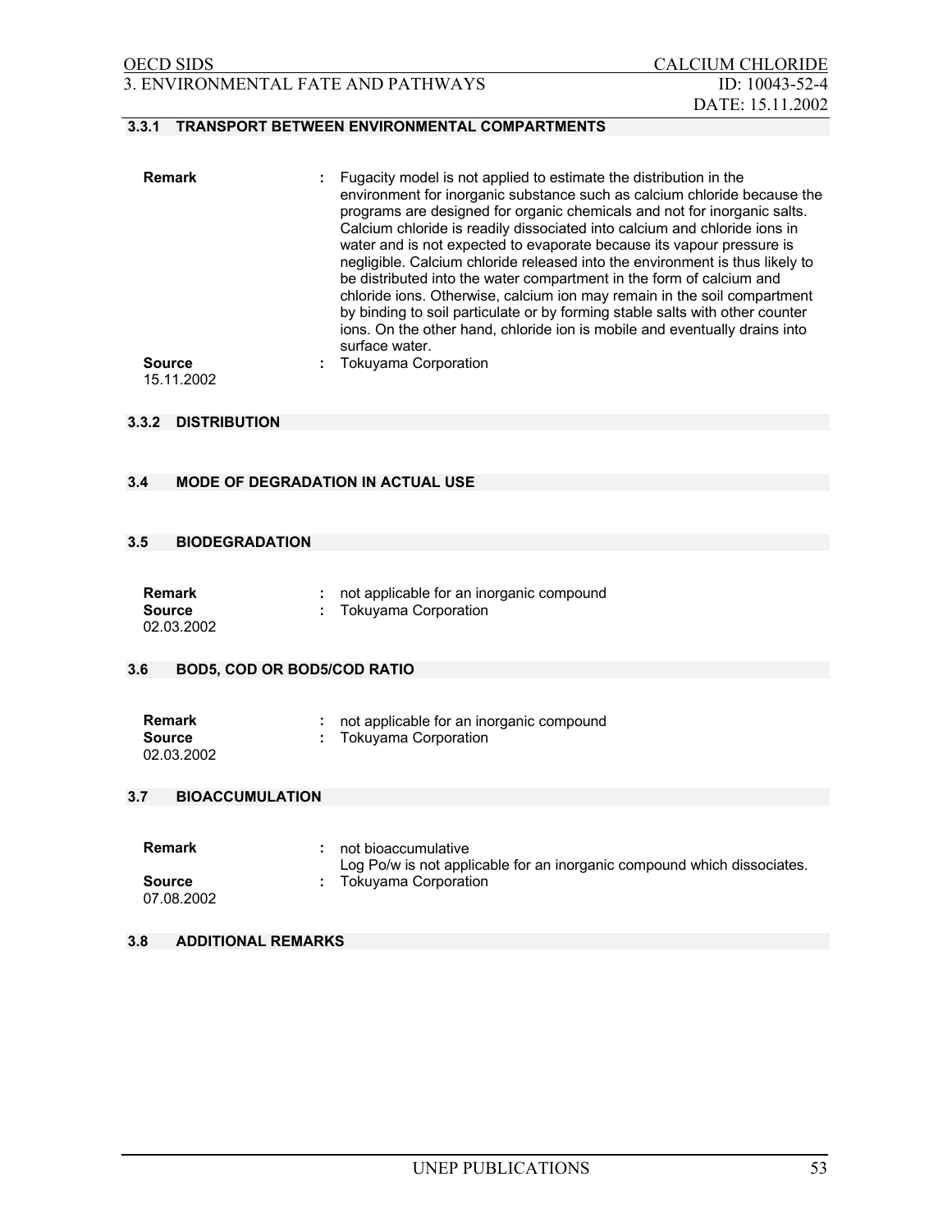### 3.3.1 TRANSPORT BETWEEN ENVIRONMENTAL COMPARTMENTS

**Remark** : Fugacity model is not applied to estimate the distribution in the environment for inorganic substance such as calcium chloride because the programs are designed for organic chemicals and not for inorganic salts. Calcium chloride is readily dissociated into calcium and chloride ions in water and is not expected to evaporate because its vapour pressure is negligible. Calcium chloride released into the environment is thus likely to be distributed into the water compartment in the form of calcium and chloride ions. Otherwise, calcium ion may remain in the soil compartment by binding to soil particulate or by forming stable salts with other counter ions. On the other hand, chloride ion is mobile and eventually drains into surface water.

**Source** : Tokuyama Corporation

15.11.2002

### 3.3.2 DISTRIBUTION

### 3.4 MODE OF DEGRADATION IN ACTUAL USE

### 3.5 BIODEGRADATION

**Remark** : not applicable for an inorganic compound

**Source** : Tokuyama Corporation

02.03.2002

### 3.6 BOD5, COD OR BOD5/COD RATIO

**Remark** : not applicable for an inorganic compound

**Source** : Tokuyama Corporation

02.03.2002

### 3.7 BIOACCUMULATION

**Remark** : not bioaccumulative
Log Po/w is not applicable for an inorganic compound which dissociates.

**Source** : Tokuyama Corporation

07.08.2002

### 3.8 ADDITIONAL REMARKS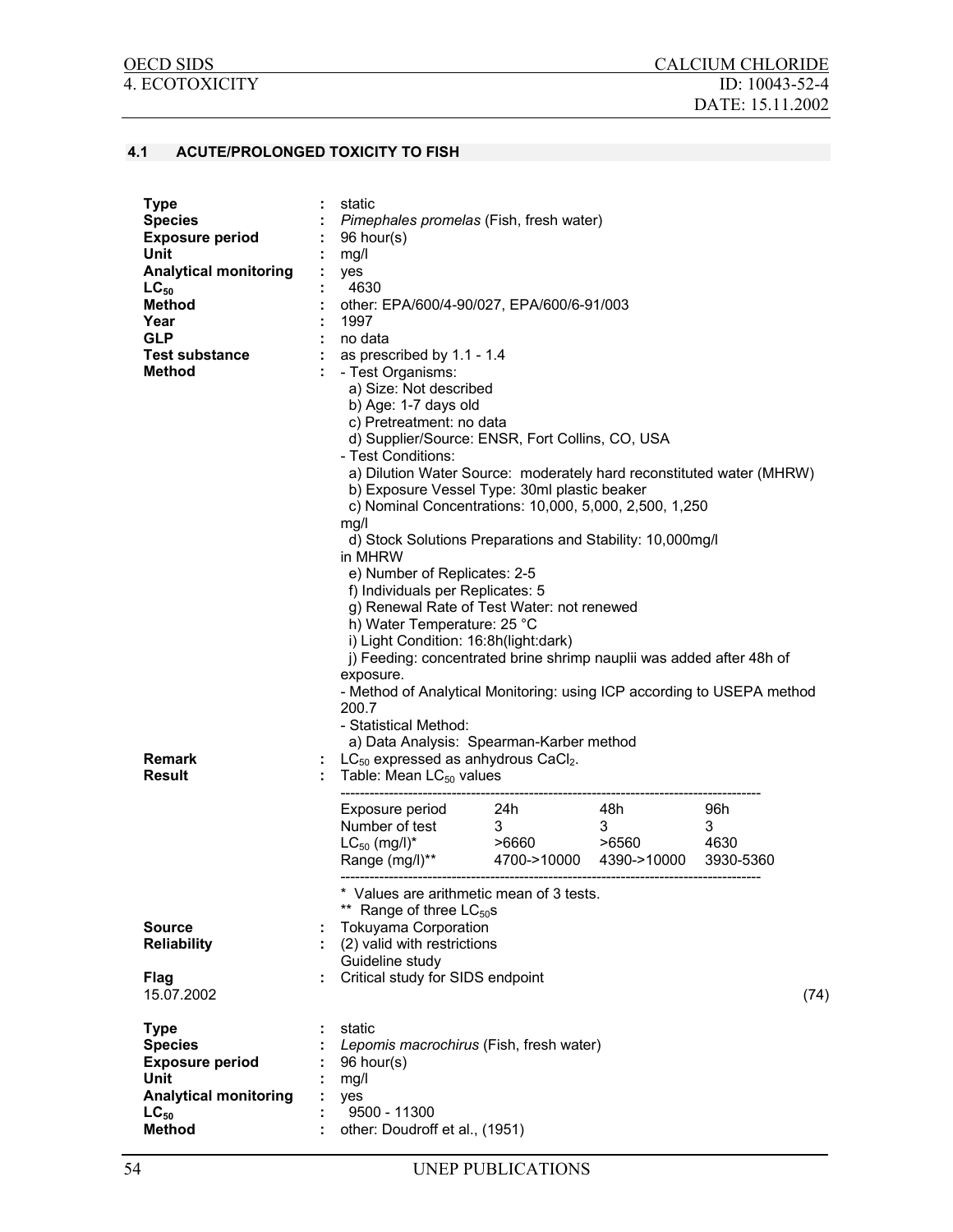## 4.1 ACUTE/PROLONGED TOXICITY TO FISH

**Type** : static
**Species** : *Pimephales promelas* (Fish, fresh water)
**Exposure period** : 96 hour(s)
**Unit** : mg/l
**Analytical monitoring** : yes
**$LC_{50}$** : 4630
**Method** : other: EPA/600/4-90/027, EPA/600/6-91/003
**Year** : 1997
**GLP** : no data
**Test substance** : as prescribed by 1.1 - 1.4
**Method** : - Test Organisms:
  a) Size: Not described
  b) Age: 1-7 days old
  c) Pretreatment: no data
  d) Supplier/Source: ENSR, Fort Collins, CO, USA
- Test Conditions:
  a) Dilution Water Source: moderately hard reconstituted water (MHRW)
  b) Exposure Vessel Type: 30ml plastic beaker
  c) Nominal Concentrations: 10,000, 5,000, 2,500, 1,250 mg/l
  d) Stock Solutions Preparations and Stability: 10,000mg/l in MHRW
  e) Number of Replicates: 2-5
  f) Individuals per Replicates: 5
  g) Renewal Rate of Test Water: not renewed
  h) Water Temperature: 25 °C
  i) Light Condition: 16:8h(light:dark)
  j) Feeding: concentrated brine shrimp nauplii was added after 48h of exposure.
- Method of Analytical Monitoring: using ICP according to USEPA method 200.7
- Statistical Method:
  a) Data Analysis: Spearman-Karber method

**Remark** : $LC_{50}$ expressed as anhydrous $CaCl_2$.
**Result** : Table: Mean $LC_{50}$ values

| Exposure period | 24h | 48h | 96h |
|---|---|---|---|
| Number of test | 3 | 3 | 3 |
| $LC_{50}$ (mg/l)* | >6660 | >6560 | 4630 |
| Range (mg/l)** | 4700->10000 | 4390->10000 | 3930-5360 |

\* Values are arithmetic mean of 3 tests.
\*\* Range of three $LC_{50}$s

**Source** : Tokuyama Corporation
**Reliability** : (2) valid with restrictions
Guideline study
**Flag** : Critical study for SIDS endpoint
15.07.2002 (74)

**Type** : static
**Species** : *Lepomis macrochirus* (Fish, fresh water)
**Exposure period** : 96 hour(s)
**Unit** : mg/l
**Analytical monitoring** : yes
**$LC_{50}$** : 9500 - 11300
**Method** : other: Doudroff et al., (1951)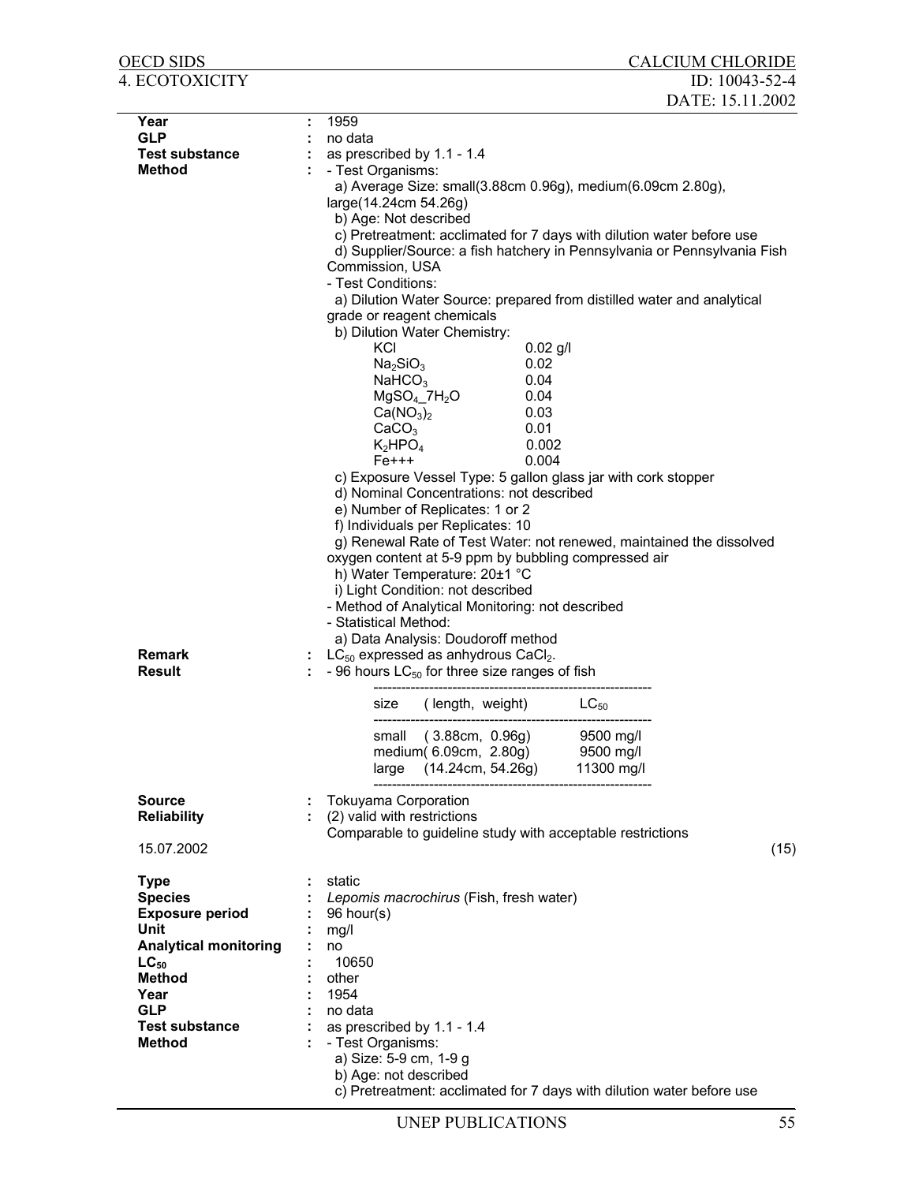| | | |
|---|---|---|
| **Year** | : | 1959 |
| **GLP** | : | no data |
| **Test substance** | : | as prescribed by 1.1 - 1.4 |
| **Method** | : | - Test Organisms: |

a) Average Size: small(3.88cm 0.96g), medium(6.09cm 2.80g), large(14.24cm 54.26g)
b) Age: Not described
c) Pretreatment: acclimated for 7 days with dilution water before use
d) Supplier/Source: a fish hatchery in Pennsylvania or Pennsylvania Fish Commission, USA

- Test Conditions:

a) Dilution Water Source: prepared from distilled water and analytical grade or reagent chemicals
b) Dilution Water Chemistry:

| | |
|---|---|
| KCl | 0.02 g/l |
| $Na_2SiO_3$ | 0.02 |
| $NaHCO_3$ | 0.04 |
| $MgSO_4\_7H_2O$ | 0.04 |
| $Ca(NO_3)_2$ | 0.03 |
| $CaCO_3$ | 0.01 |
| $K_2HPO_4$ | 0.002 |
| Fe+++ | 0.004 |

c) Exposure Vessel Type: 5 gallon glass jar with cork stopper
d) Nominal Concentrations: not described
e) Number of Replicates: 1 or 2
f) Individuals per Replicates: 10
g) Renewal Rate of Test Water: not renewed, maintained the dissolved oxygen content at 5-9 ppm by bubbling compressed air
h) Water Temperature: 20±1 °C
i) Light Condition: not described

- Method of Analytical Monitoring: not described
- Statistical Method:

a) Data Analysis: Doudoroff method

**Remark** : $LC_{50}$ expressed as anhydrous $CaCl_2$.

**Result** : - 96 hours $LC_{50}$ for three size ranges of fish

| size (length, weight) | $LC_{50}$ |
|---|---|
| small (3.88cm, 0.96g) | 9500 mg/l |
| medium( 6.09cm, 2.80g) | 9500 mg/l |
| large (14.24cm, 54.26g) | 11300 mg/l |

**Source** : Tokuyama Corporation

**Reliability** : (2) valid with restrictions
Comparable to guideline study with acceptable restrictions

15.07.2002 (15)

| | | |
|---|---|---|
| **Type** | : | static |
| **Species** | : | *Lepomis macrochirus* (Fish, fresh water) |
| **Exposure period** | : | 96 hour(s) |
| **Unit** | : | mg/l |
| **Analytical monitoring** | : | no |
| **$LC_{50}$** | : | 10650 |
| **Method** | : | other |
| **Year** | : | 1954 |
| **GLP** | : | no data |
| **Test substance** | : | as prescribed by 1.1 - 1.4 |
| **Method** | : | - Test Organisms: |

a) Size: 5-9 cm, 1-9 g
b) Age: not described
c) Pretreatment: acclimated for 7 days with dilution water before use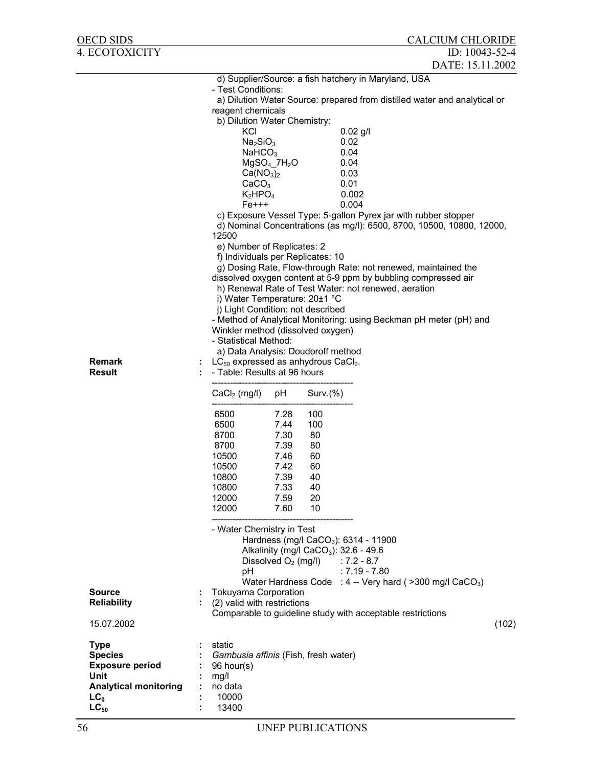d) Supplier/Source: a fish hatchery in Maryland, USA

- Test Conditions:

a) Dilution Water Source: prepared from distilled water and analytical or reagent chemicals

b) Dilution Water Chemistry:

| | |
|---|---|
| KCl | 0.02 g/l |
| $Na_2SiO_3$ | 0.02 |
| $NaHCO_3$ | 0.04 |
| $MgSO_4\_7H_2O$ | 0.04 |
| $Ca(NO_3)_2$ | 0.03 |
| $CaCO_3$ | 0.01 |
| $K_2HPO_4$ | 0.002 |
| Fe+++ | 0.004 |

c) Exposure Vessel Type: 5-gallon Pyrex jar with rubber stopper

d) Nominal Concentrations (as mg/l): 6500, 8700, 10500, 10800, 12000, 12500

e) Number of Replicates: 2

f) Individuals per Replicates: 10

g) Dosing Rate, Flow-through Rate: not renewed, maintained the dissolved oxygen content at 5-9 ppm by bubbling compressed air

h) Renewal Rate of Test Water: not renewed, aeration

i) Water Temperature: 20±1 °C

j) Light Condition: not described

- Method of Analytical Monitoring: using Beckman pH meter (pH) and Winkler method (dissolved oxygen)
- Statistical Method:

a) Data Analysis: Doudoroff method

**Remark** : $LC_{50}$ expressed as anhydrous $CaCl_2$.

**Result** : - Table: Results at 96 hours

| $CaCl_2$ (mg/l) | pH | Surv.(%) |
|---|---|---|
| 6500 | 7.28 | 100 |
| 6500 | 7.44 | 100 |
| 8700 | 7.30 | 80 |
| 8700 | 7.39 | 80 |
| 10500 | 7.46 | 60 |
| 10500 | 7.42 | 60 |
| 10800 | 7.39 | 40 |
| 10800 | 7.33 | 40 |
| 12000 | 7.59 | 20 |
| 12000 | 7.60 | 10 |

- Water Chemistry in Test

Hardness (mg/l $CaCO_3$): 6314 - 11900

Alkalinity (mg/l $CaCO_3$): 32.6 - 49.6

Dissolved $O_2$ (mg/l) : 7.2 - 8.7

pH : 7.19 - 7.80

Water Hardness Code : 4 -- Very hard ( >300 mg/l $CaCO_3$)

**Source** : Tokuyama Corporation

**Reliability** : (2) valid with restrictions

Comparable to guideline study with acceptable restrictions

15.07.2002 (102)

**Type** : static

**Species** : *Gambusia affinis* (Fish, fresh water)

**Exposure period** : 96 hour(s)

**Unit** : mg/l

**Analytical monitoring** : no data

**$LC_0$** : 10000

**$LC_{50}$** : 13400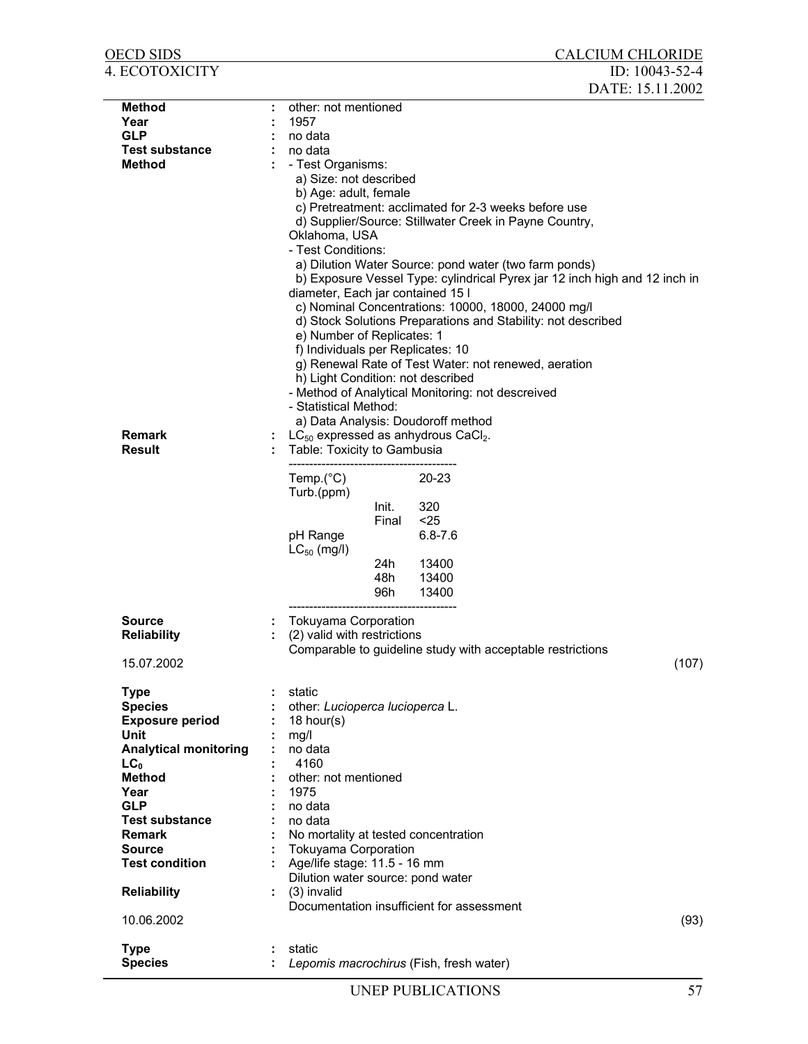| | | |
|---|---|---|
| **Method** | : | other: not mentioned |
| **Year** | : | 1957 |
| **GLP** | : | no data |
| **Test substance** | : | no data |
| **Method** | : | - Test Organisms:<br>a) Size: not described<br>b) Age: adult, female<br>c) Pretreatment: acclimated for 2-3 weeks before use<br>d) Supplier/Source: Stillwater Creek in Payne Country, Oklahoma, USA<br>- Test Conditions:<br>a) Dilution Water Source: pond water (two farm ponds)<br>b) Exposure Vessel Type: cylindrical Pyrex jar 12 inch high and 12 inch in diameter, Each jar contained 15 l<br>c) Nominal Concentrations: 10000, 18000, 24000 mg/l<br>d) Stock Solutions Preparations and Stability: not described<br>e) Number of Replicates: 1<br>f) Individuals per Replicates: 10<br>g) Renewal Rate of Test Water: not renewed, aeration<br>h) Light Condition: not described<br>- Method of Analytical Monitoring: not descreived<br>- Statistical Method:<br>a) Data Analysis: Doudoroff method |
| **Remark** | : | $LC_{50}$ expressed as anhydrous $CaCl_2$. |
| **Result** | : | Table: Toxicity to Gambusia |

| | | |
|---|---|---|
| Temp.(°C) | | 20-23 |
| Turb.(ppm) | | |
| | Init. | 320 |
| | Final | <25 |
| pH Range | | 6.8-7.6 |
| $LC_{50}$ (mg/l) | | |
| | 24h | 13400 |
| | 48h | 13400 |
| | 96h | 13400 |

| | | |
|---|---|---|
| **Source** | : | Tokuyama Corporation |
| **Reliability** | : | (2) valid with restrictions<br>Comparable to guideline study with acceptable restrictions |

15.07.2002 (107)

| | | |
|---|---|---|
| **Type** | : | static |
| **Species** | : | other: *Lucioperca lucioperca* L. |
| **Exposure period** | : | 18 hour(s) |
| **Unit** | : | mg/l |
| **Analytical monitoring** | : | no data |
| **$LC_0$** | : | 4160 |
| **Method** | : | other: not mentioned |
| **Year** | : | 1975 |
| **GLP** | : | no data |
| **Test substance** | : | no data |
| **Remark** | : | No mortality at tested concentration |
| **Source** | : | Tokuyama Corporation |
| **Test condition** | : | Age/life stage: 11.5 - 16 mm<br>Dilution water source: pond water |
| **Reliability** | : | (3) invalid<br>Documentation insufficient for assessment |

10.06.2002 (93)

| | | |
|---|---|---|
| **Type** | : | static |
| **Species** | : | *Lepomis macrochirus* (Fish, fresh water) |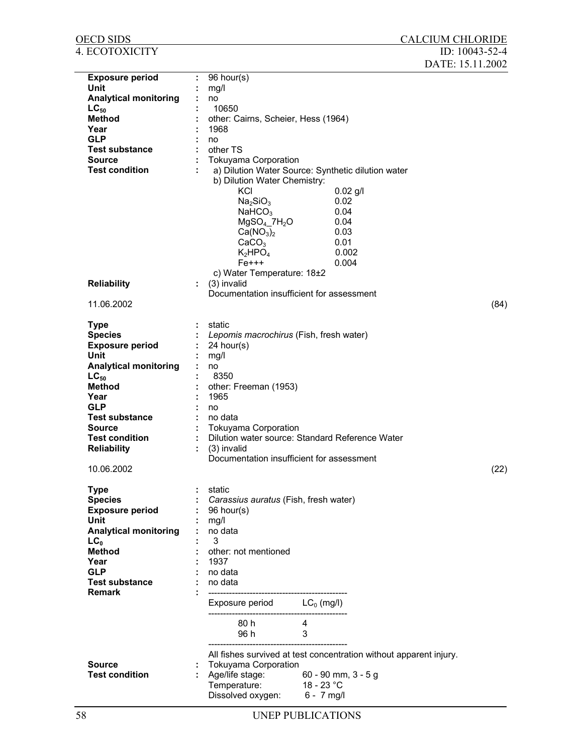| | | |
|---|---|---|
| **Exposure period** | : | 96 hour(s) |
| **Unit** | : | mg/l |
| **Analytical monitoring** | : | no |
| **$LC_{50}$** | : | 10650 |
| **Method** | : | other: Cairns, Scheier, Hess (1964) |
| **Year** | : | 1968 |
| **GLP** | : | no |
| **Test substance** | : | other TS |
| **Source** | : | Tokuyama Corporation |
| **Test condition** | : | a) Dilution Water Source: Synthetic dilution water<br>b) Dilution Water Chemistry:<br>KCl 0.02 g/l<br>$Na_2SiO_3$ 0.02<br>$NaHCO_3$ 0.04<br>$MgSO_4\_7H_2O$ 0.04<br>$Ca(NO_3)_2$ 0.03<br>$CaCO_3$ 0.01<br>$K_2HPO_4$ 0.002<br>Fe+++ 0.004<br>c) Water Temperature: 18±2 |
| **Reliability** | : | (3) invalid<br>Documentation insufficient for assessment |

11.06.2002 (84)

| | | |
|---|---|---|
| **Type** | : | static |
| **Species** | : | *Lepomis macrochirus* (Fish, fresh water) |
| **Exposure period** | : | 24 hour(s) |
| **Unit** | : | mg/l |
| **Analytical monitoring** | : | no |
| **$LC_{50}$** | : | 8350 |
| **Method** | : | other: Freeman (1953) |
| **Year** | : | 1965 |
| **GLP** | : | no |
| **Test substance** | : | no data |
| **Source** | : | Tokuyama Corporation |
| **Test condition** | : | Dilution water source: Standard Reference Water |
| **Reliability** | : | (3) invalid<br>Documentation insufficient for assessment |

10.06.2002 (22)

| | | |
|---|---|---|
| **Type** | : | static |
| **Species** | : | *Carassius auratus* (Fish, fresh water) |
| **Exposure period** | : | 96 hour(s) |
| **Unit** | : | mg/l |
| **Analytical monitoring** | : | no data |
| **$LC_0$** | : | 3 |
| **Method** | : | other: not mentioned |
| **Year** | : | 1937 |
| **GLP** | : | no data |
| **Test substance** | : | no data |
| **Remark** | : | see table below<br>All fishes survived at test concentration without apparent injury. |
| **Source** | : | Tokuyama Corporation |
| **Test condition** | : | Age/life stage: 60 - 90 mm, 3 - 5 g<br>Temperature: 18 - 23 °C<br>Dissolved oxygen: 6 - 7 mg/l |

| Exposure period | $LC_0$ (mg/l) |
|---|---|
| 80 h | 4 |
| 96 h | 3 |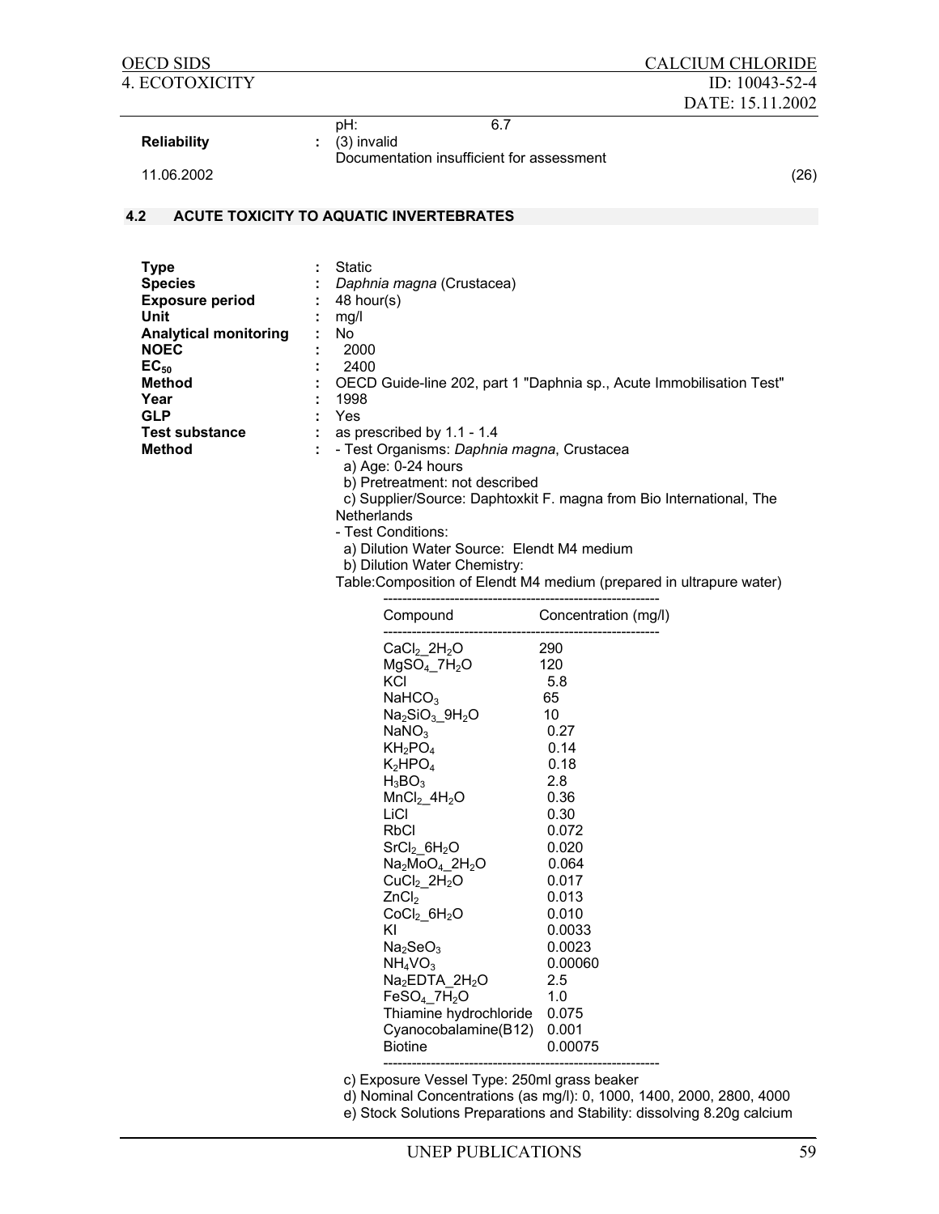pH: 6.7

**Reliability** : (3) invalid
Documentation insufficient for assessment

11.06.2002 (26)

## 4.2 ACUTE TOXICITY TO AQUATIC INVERTEBRATES

**Type** : Static
**Species** : *Daphnia magna* (Crustacea)
**Exposure period** : 48 hour(s)
**Unit** : mg/l
**Analytical monitoring** : No
**NOEC** : 2000
**$EC_{50}$** : 2400
**Method** : OECD Guide-line 202, part 1 "Daphnia sp., Acute Immobilisation Test"
**Year** : 1998
**GLP** : Yes
**Test substance** : as prescribed by 1.1 - 1.4
**Method** : - Test Organisms: *Daphnia magna*, Crustacea
a) Age: 0-24 hours
b) Pretreatment: not described
c) Supplier/Source: Daphtoxkit F. magna from Bio International, The Netherlands
- Test Conditions:
a) Dilution Water Source: Elendt M4 medium
b) Dilution Water Chemistry:

Table:Composition of Elendt M4 medium (prepared in ultrapure water)

| Compound | Concentration (mg/l) |
|---|---|
| $CaCl_2\_2H_2O$ | 290 |
| $MgSO_4\_7H_2O$ | 120 |
| KCl | 5.8 |
| $NaHCO_3$ | 65 |
| $Na_2SiO_3\_9H_2O$ | 10 |
| $NaNO_3$ | 0.27 |
| $KH_2PO_4$ | 0.14 |
| $K_2HPO_4$ | 0.18 |
| $H_3BO_3$ | 2.8 |
| $MnCl_2\_4H_2O$ | 0.36 |
| LiCl | 0.30 |
| RbCl | 0.072 |
| $SrCl_2\_6H_2O$ | 0.020 |
| $Na_2MoO_4\_2H_2O$ | 0.064 |
| $CuCl_2\_2H_2O$ | 0.017 |
| $ZnCl_2$ | 0.013 |
| $CoCl_2\_6H_2O$ | 0.010 |
| KI | 0.0033 |
| $Na_2SeO_3$ | 0.0023 |
| $NH_4VO_3$ | 0.00060 |
| $Na_2EDTA\_2H_2O$ | 2.5 |
| $FeSO_4\_7H_2O$ | 1.0 |
| Thiamine hydrochloride | 0.075 |
| Cyanocobalamine(B12) | 0.001 |
| Biotine | 0.00075 |

c) Exposure Vessel Type: 250ml grass beaker
d) Nominal Concentrations (as mg/l): 0, 1000, 1400, 2000, 2800, 4000
e) Stock Solutions Preparations and Stability: dissolving 8.20g calcium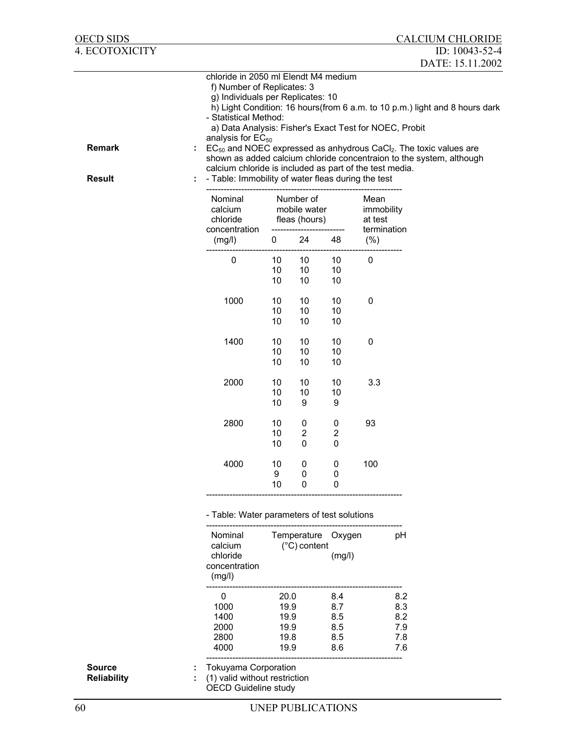chloride in 2050 ml Elendt M4 medium
  f) Number of Replicates: 3
  g) Individuals per Replicates: 10
  h) Light Condition: 16 hours(from 6 a.m. to 10 p.m.) light and 8 hours dark
- Statistical Method:
  a) Data Analysis: Fisher's Exact Test for NOEC, Probit analysis for $EC_{50}$

**Remark** : $EC_{50}$ and NOEC expressed as anhydrous $CaCl_2$. The toxic values are shown as added calcium chloride concentraion to the system, although calcium chloride is included as part of the test media.

**Result** : - Table: Immobility of water fleas during the test

| Nominal calcium chloride concentration (mg/l) | Number of mobile water fleas (hours) 0 | 24 | 48 | Mean immobility at test termination (%) |
|---|---|---|---|---|
| 0 | 10 | 10 | 10 | 0 |
| | 10 | 10 | 10 | |
| | 10 | 10 | 10 | |
| 1000 | 10 | 10 | 10 | 0 |
| | 10 | 10 | 10 | |
| | 10 | 10 | 10 | |
| 1400 | 10 | 10 | 10 | 0 |
| | 10 | 10 | 10 | |
| | 10 | 10 | 10 | |
| 2000 | 10 | 10 | 10 | 3.3 |
| | 10 | 10 | 10 | |
| | 10 | 9 | 9 | |
| 2800 | 10 | 0 | 0 | 93 |
| | 10 | 2 | 2 | |
| | 10 | 0 | 0 | |
| 4000 | 10 | 0 | 0 | 100 |
| | 9 | 0 | 0 | |
| | 10 | 0 | 0 | |

- Table: Water parameters of test solutions

| Nominal calcium chloride concentration (mg/l) | Temperature (°C) | Oxygen content (mg/l) | pH |
|---|---|---|---|
| 0 | 20.0 | 8.4 | 8.2 |
| 1000 | 19.9 | 8.7 | 8.3 |
| 1400 | 19.9 | 8.5 | 8.2 |
| 2000 | 19.9 | 8.5 | 7.9 |
| 2800 | 19.8 | 8.5 | 7.8 |
| 4000 | 19.9 | 8.6 | 7.6 |

**Source** : Tokuyama Corporation

**Reliability** : (1) valid without restriction
OECD Guideline study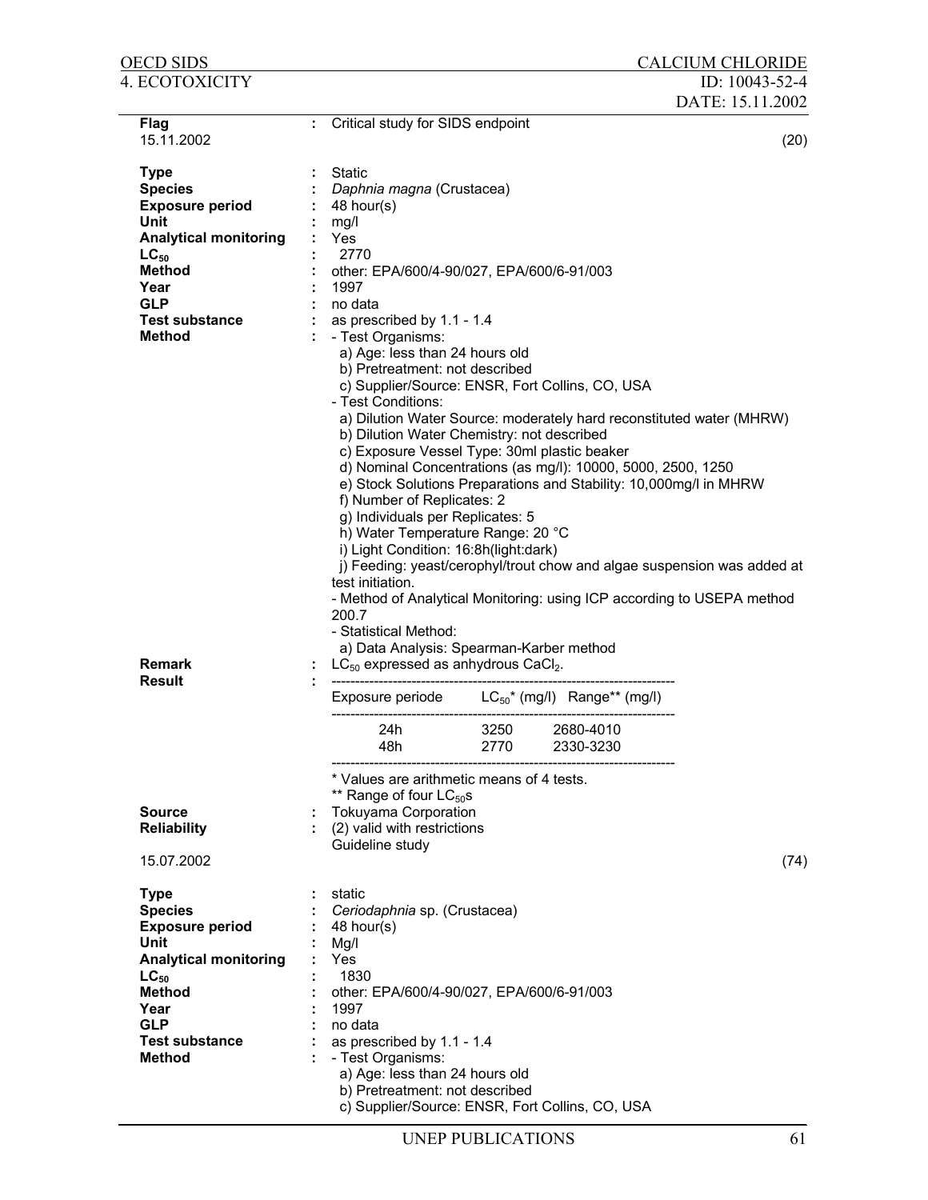| | | |
|---|---|---|
| **Flag** | : | Critical study for SIDS endpoint |
| 15.11.2002 | | (20) |

| | | |
|---|---|---|
| **Type** | : | Static |
| **Species** | : | *Daphnia magna* (Crustacea) |
| **Exposure period** | : | 48 hour(s) |
| **Unit** | : | mg/l |
| **Analytical monitoring** | : | Yes |
| **$LC_{50}$** | : | 2770 |
| **Method** | : | other: EPA/600/4-90/027, EPA/600/6-91/003 |
| **Year** | : | 1997 |
| **GLP** | : | no data |
| **Test substance** | : | as prescribed by 1.1 - 1.4 |

**Method** : - Test Organisms:
  a) Age: less than 24 hours old
  b) Pretreatment: not described
  c) Supplier/Source: ENSR, Fort Collins, CO, USA
- Test Conditions:
  a) Dilution Water Source: moderately hard reconstituted water (MHRW)
  b) Dilution Water Chemistry: not described
  c) Exposure Vessel Type: 30ml plastic beaker
  d) Nominal Concentrations (as mg/l): 10000, 5000, 2500, 1250
  e) Stock Solutions Preparations and Stability: 10,000mg/l in MHRW
  f) Number of Replicates: 2
  g) Individuals per Replicates: 5
  h) Water Temperature Range: 20 °C
  i) Light Condition: 16:8h(light:dark)
  j) Feeding: yeast/cerophyl/trout chow and algae suspension was added at test initiation.
- Method of Analytical Monitoring: using ICP according to USEPA method 200.7
- Statistical Method:
  a) Data Analysis: Spearman-Karber method

**Remark** : $LC_{50}$ expressed as anhydrous $CaCl_2$.

**Result** :

| Exposure periode | $LC_{50}$* (mg/l) | Range** (mg/l) |
|---|---|---|
| 24h | 3250 | 2680-4010 |
| 48h | 2770 | 2330-3230 |

\* Values are arithmetic means of 4 tests.
** Range of four $LC_{50}$s

**Source** : Tokuyama Corporation

**Reliability** : (2) valid with restrictions
Guideline study

15.07.2002 (74)

| | | |
|---|---|---|
| **Type** | : | static |
| **Species** | : | *Ceriodaphnia* sp. (Crustacea) |
| **Exposure period** | : | 48 hour(s) |
| **Unit** | : | Mg/l |
| **Analytical monitoring** | : | Yes |
| **$LC_{50}$** | : | 1830 |
| **Method** | : | other: EPA/600/4-90/027, EPA/600/6-91/003 |
| **Year** | : | 1997 |
| **GLP** | : | no data |
| **Test substance** | : | as prescribed by 1.1 - 1.4 |

**Method** : - Test Organisms:
  a) Age: less than 24 hours old
  b) Pretreatment: not described
  c) Supplier/Source: ENSR, Fort Collins, CO, USA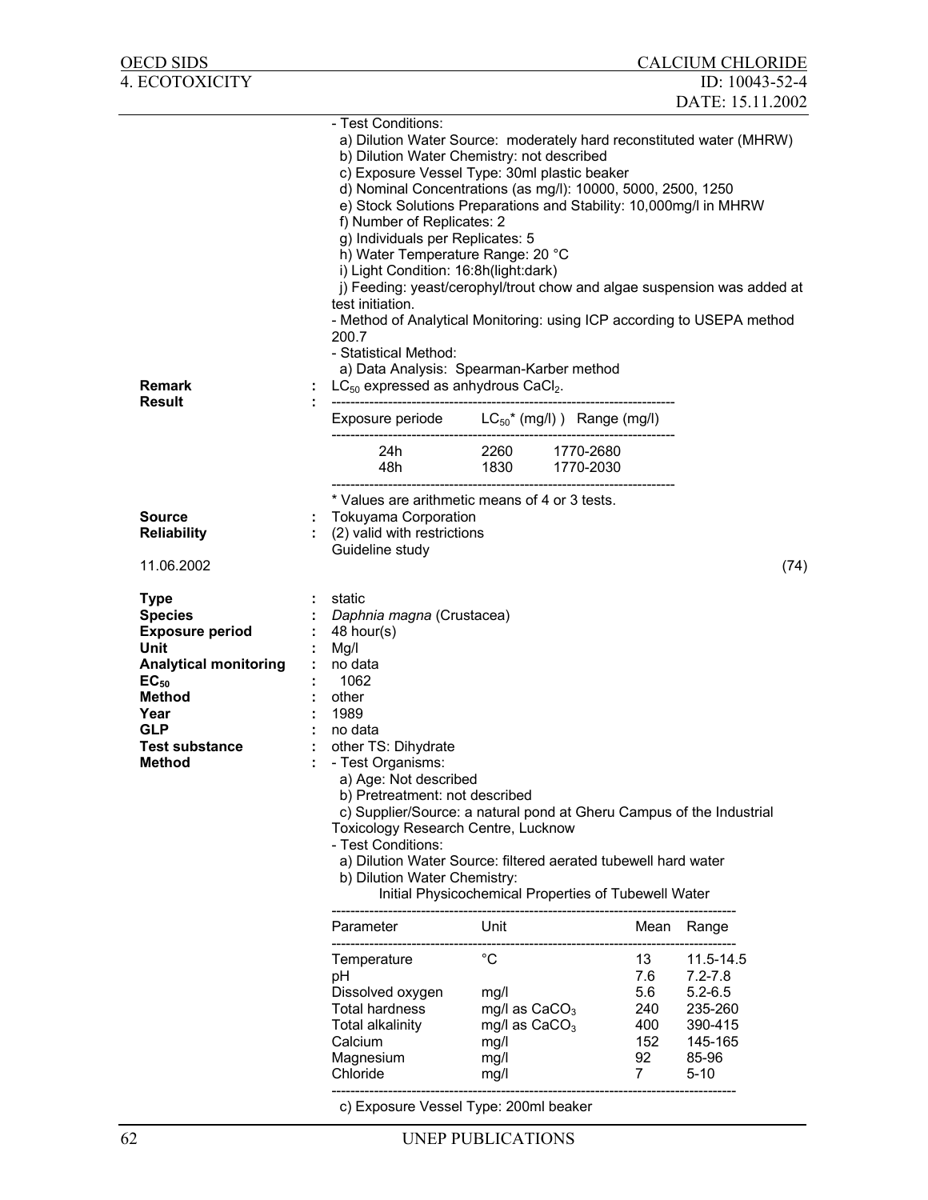- Test Conditions:
  a) Dilution Water Source: moderately hard reconstituted water (MHRW)
  b) Dilution Water Chemistry: not described
  c) Exposure Vessel Type: 30ml plastic beaker
  d) Nominal Concentrations (as mg/l): 10000, 5000, 2500, 1250
  e) Stock Solutions Preparations and Stability: 10,000mg/l in MHRW
  f) Number of Replicates: 2
  g) Individuals per Replicates: 5
  h) Water Temperature Range: 20 °C
  i) Light Condition: 16:8h(light:dark)
  j) Feeding: yeast/cerophyl/trout chow and algae suspension was added at test initiation.
- Method of Analytical Monitoring: using ICP according to USEPA method 200.7
- Statistical Method:
  a) Data Analysis: Spearman-Karber method

**Remark** : $LC_{50}$ expressed as anhydrous $CaCl_2$.

**Result** :

| Exposure periode | $LC_{50}$* (mg/l) ) | Range (mg/l) |
|---|---|---|
| 24h | 2260 | 1770-2680 |
| 48h | 1830 | 1770-2030 |

\* Values are arithmetic means of 4 or 3 tests.

**Source** : Tokuyama Corporation
**Reliability** : (2) valid with restrictions
Guideline study

11.06.2002 (74)

**Type** : static
**Species** : *Daphnia magna* (Crustacea)
**Exposure period** : 48 hour(s)
**Unit** : Mg/l
**Analytical monitoring** : no data
**$EC_{50}$** : 1062
**Method** : other
**Year** : 1989
**GLP** : no data
**Test substance** : other TS: Dihydrate
**Method** : - Test Organisms:
  a) Age: Not described
  b) Pretreatment: not described
  c) Supplier/Source: a natural pond at Gheru Campus of the Industrial Toxicology Research Centre, Lucknow
- Test Conditions:
  a) Dilution Water Source: filtered aerated tubewell hard water
  b) Dilution Water Chemistry:

Initial Physicochemical Properties of Tubewell Water

| Parameter | Unit | Mean | Range |
|---|---|---|---|
| Temperature | °C | 13 | 11.5-14.5 |
| pH | | 7.6 | 7.2-7.8 |
| Dissolved oxygen | mg/l | 5.6 | 5.2-6.5 |
| Total hardness | mg/l as $CaCO_3$ | 240 | 235-260 |
| Total alkalinity | mg/l as $CaCO_3$ | 400 | 390-415 |
| Calcium | mg/l | 152 | 145-165 |
| Magnesium | mg/l | 92 | 85-96 |
| Chloride | mg/l | 7 | 5-10 |

  c) Exposure Vessel Type: 200ml beaker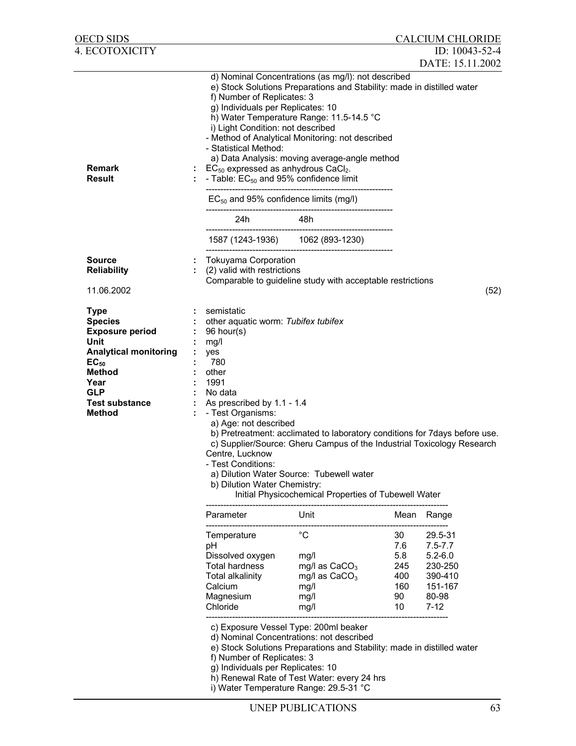d) Nominal Concentrations (as mg/l): not described
e) Stock Solutions Preparations and Stability: made in distilled water
f) Number of Replicates: 3
g) Individuals per Replicates: 10
h) Water Temperature Range: 11.5-14.5 °C
i) Light Condition: not described
- Method of Analytical Monitoring: not described
- Statistical Method:
  a) Data Analysis: moving average-angle method

**Remark** : $EC_{50}$ expressed as anhydrous $CaCl_2$.

**Result** : - Table: $EC_{50}$ and 95% confidence limit

| $EC_{50}$ and 95% confidence limits (mg/l) | |
|---|---|
| 24h | 48h |
| 1587 (1243-1936) | 1062 (893-1230) |

**Source** : Tokuyama Corporation
**Reliability** : (2) valid with restrictions
Comparable to guideline study with acceptable restrictions

11.06.2002 (52)

**Type** : semistatic
**Species** : other aquatic worm: *Tubifex tubifex*
**Exposure period** : 96 hour(s)
**Unit** : mg/l
**Analytical monitoring** : yes
**$EC_{50}$** : 780
**Method** : other
**Year** : 1991
**GLP** : No data
**Test substance** : As prescribed by 1.1 - 1.4
**Method** : - Test Organisms:
  a) Age: not described
  b) Pretreatment: acclimated to laboratory conditions for 7days before use.
  c) Supplier/Source: Gheru Campus of the Industrial Toxicology Research Centre, Lucknow
- Test Conditions:
  a) Dilution Water Source: Tubewell water
  b) Dilution Water Chemistry:
  Initial Physicochemical Properties of Tubewell Water

| Parameter | Unit | Mean | Range |
|---|---|---|---|
| Temperature | °C | 30 | 29.5-31 |
| pH | | 7.6 | 7.5-7.7 |
| Dissolved oxygen | mg/l | 5.8 | 5.2-6.0 |
| Total hardness | mg/l as $CaCO_3$ | 245 | 230-250 |
| Total alkalinity | mg/l as $CaCO_3$ | 400 | 390-410 |
| Calcium | mg/l | 160 | 151-167 |
| Magnesium | mg/l | 90 | 80-98 |
| Chloride | mg/l | 10 | 7-12 |

c) Exposure Vessel Type: 200ml beaker
d) Nominal Concentrations: not described
e) Stock Solutions Preparations and Stability: made in distilled water
f) Number of Replicates: 3
g) Individuals per Replicates: 10
h) Renewal Rate of Test Water: every 24 hrs
i) Water Temperature Range: 29.5-31 °C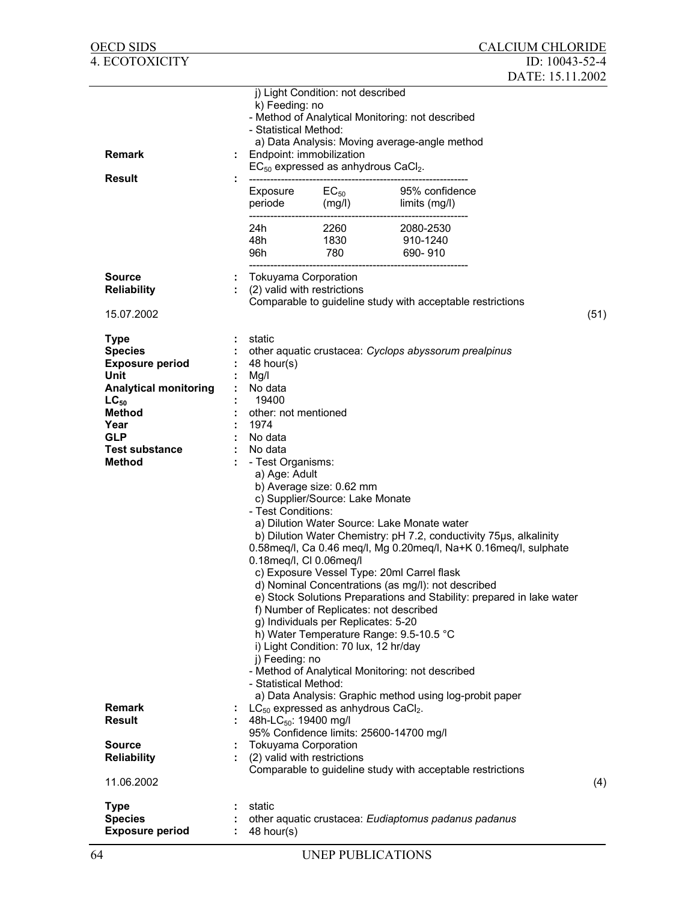j) Light Condition: not described
k) Feeding: no
- Method of Analytical Monitoring: not described
- Statistical Method:
  a) Data Analysis: Moving average-angle method

**Remark** : Endpoint: immobilization
$EC_{50}$ expressed as anhydrous $CaCl_2$.

**Result** :

| Exposure periode | $EC_{50}$ (mg/l) | 95% confidence limits (mg/l) |
|---|---|---|
| 24h | 2260 | 2080-2530 |
| 48h | 1830 | 910-1240 |
| 96h | 780 | 690- 910 |

**Source** : Tokuyama Corporation
**Reliability** : (2) valid with restrictions
Comparable to guideline study with acceptable restrictions

15.07.2002 (51)

**Type** : static
**Species** : other aquatic crustacea: *Cyclops abyssorum prealpinus*
**Exposure period** : 48 hour(s)
**Unit** : Mg/l
**Analytical monitoring** : No data
**$LC_{50}$** : 19400
**Method** : other: not mentioned
**Year** : 1974
**GLP** : No data
**Test substance** : No data
**Method** : - Test Organisms:
  a) Age: Adult
  b) Average size: 0.62 mm
  c) Supplier/Source: Lake Monate
- Test Conditions:
  a) Dilution Water Source: Lake Monate water
  b) Dilution Water Chemistry: pH 7.2, conductivity 75μs, alkalinity 0.58meq/l, Ca 0.46 meq/l, Mg 0.20meq/l, Na+K 0.16meq/l, sulphate 0.18meq/l, Cl 0.06meq/l
  c) Exposure Vessel Type: 20ml Carrel flask
  d) Nominal Concentrations (as mg/l): not described
  e) Stock Solutions Preparations and Stability: prepared in lake water
  f) Number of Replicates: not described
  g) Individuals per Replicates: 5-20
  h) Water Temperature Range: 9.5-10.5 °C
  i) Light Condition: 70 lux, 12 hr/day
  j) Feeding: no
- Method of Analytical Monitoring: not described
- Statistical Method:
  a) Data Analysis: Graphic method using log-probit paper

**Remark** : $LC_{50}$ expressed as anhydrous $CaCl_2$.
**Result** : 48h-$LC_{50}$: 19400 mg/l
95% Confidence limits: 25600-14700 mg/l
**Source** : Tokuyama Corporation
**Reliability** : (2) valid with restrictions
Comparable to guideline study with acceptable restrictions

11.06.2002 (4)

**Type** : static
**Species** : other aquatic crustacea: *Eudiaptomus padanus padanus*
**Exposure period** : 48 hour(s)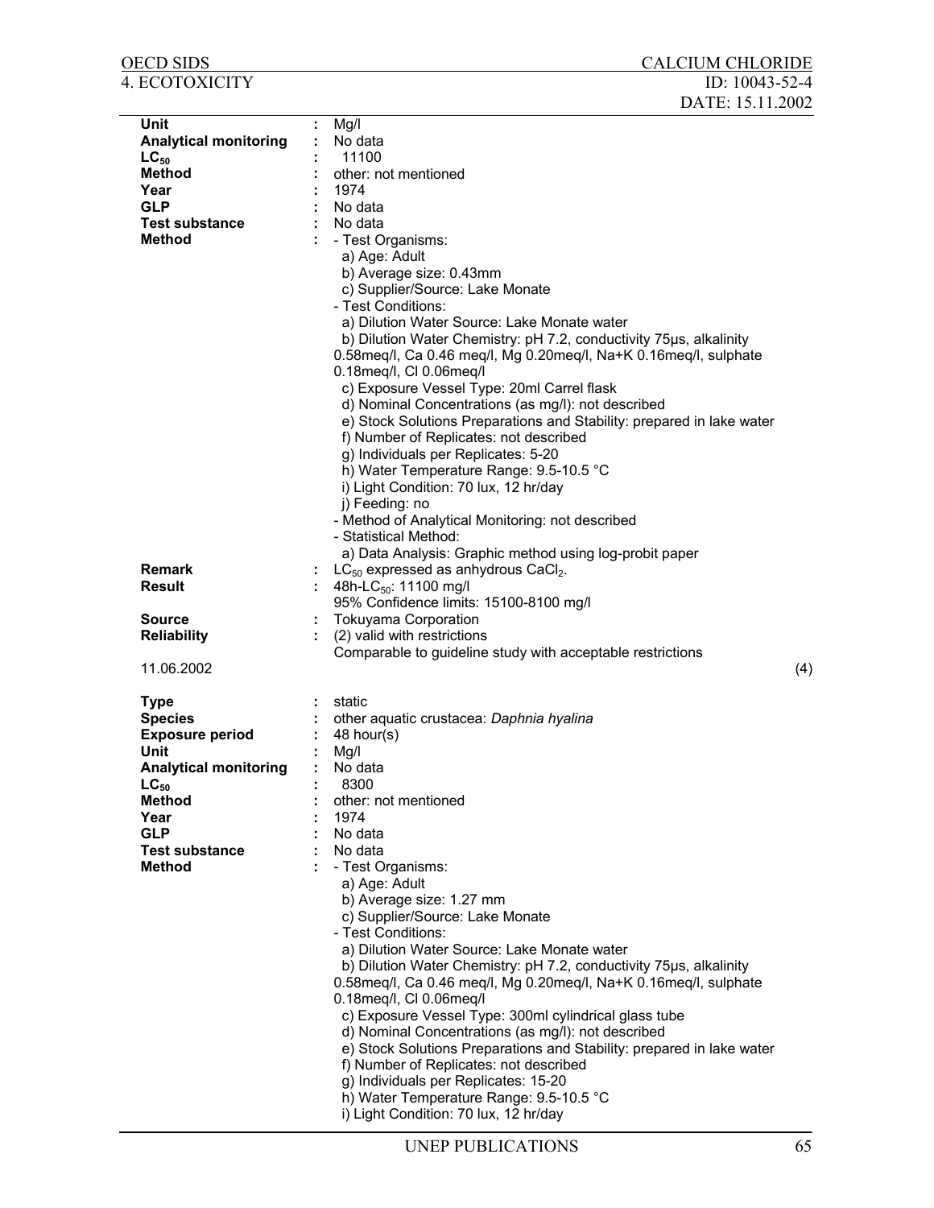| | | |
|---|---|---|
| **Unit** | : | Mg/l |
| **Analytical monitoring** | : | No data |
| **$LC_{50}$** | : | 11100 |
| **Method** | : | other: not mentioned |
| **Year** | : | 1974 |
| **GLP** | : | No data |
| **Test substance** | : | No data |
| **Method** | : | - Test Organisms:<br>a) Age: Adult<br>b) Average size: 0.43mm<br>c) Supplier/Source: Lake Monate<br>- Test Conditions:<br>a) Dilution Water Source: Lake Monate water<br>b) Dilution Water Chemistry: pH 7.2, conductivity 75µs, alkalinity 0.58meq/l, Ca 0.46 meq/l, Mg 0.20meq/l, Na+K 0.16meq/l, sulphate 0.18meq/l, Cl 0.06meq/l<br>c) Exposure Vessel Type: 20ml Carrel flask<br>d) Nominal Concentrations (as mg/l): not described<br>e) Stock Solutions Preparations and Stability: prepared in lake water<br>f) Number of Replicates: not described<br>g) Individuals per Replicates: 5-20<br>h) Water Temperature Range: 9.5-10.5 °C<br>i) Light Condition: 70 lux, 12 hr/day<br>j) Feeding: no<br>- Method of Analytical Monitoring: not described<br>- Statistical Method:<br>a) Data Analysis: Graphic method using log-probit paper |
| **Remark** | : | $LC_{50}$ expressed as anhydrous $CaCl_2$. |
| **Result** | : | 48h-$LC_{50}$: 11100 mg/l<br>95% Confidence limits: 15100-8100 mg/l |
| **Source** | : | Tokuyama Corporation |
| **Reliability** | : | (2) valid with restrictions<br>Comparable to guideline study with acceptable restrictions |

11.06.2002 (4)

| | | |
|---|---|---|
| **Type** | : | static |
| **Species** | : | other aquatic crustacea: *Daphnia hyalina* |
| **Exposure period** | : | 48 hour(s) |
| **Unit** | : | Mg/l |
| **Analytical monitoring** | : | No data |
| **$LC_{50}$** | : | 8300 |
| **Method** | : | other: not mentioned |
| **Year** | : | 1974 |
| **GLP** | : | No data |
| **Test substance** | : | No data |
| **Method** | : | - Test Organisms:<br>a) Age: Adult<br>b) Average size: 1.27 mm<br>c) Supplier/Source: Lake Monate<br>- Test Conditions:<br>a) Dilution Water Source: Lake Monate water<br>b) Dilution Water Chemistry: pH 7.2, conductivity 75µs, alkalinity 0.58meq/l, Ca 0.46 meq/l, Mg 0.20meq/l, Na+K 0.16meq/l, sulphate 0.18meq/l, Cl 0.06meq/l<br>c) Exposure Vessel Type: 300ml cylindrical glass tube<br>d) Nominal Concentrations (as mg/l): not described<br>e) Stock Solutions Preparations and Stability: prepared in lake water<br>f) Number of Replicates: not described<br>g) Individuals per Replicates: 15-20<br>h) Water Temperature Range: 9.5-10.5 °C<br>i) Light Condition: 70 lux, 12 hr/day |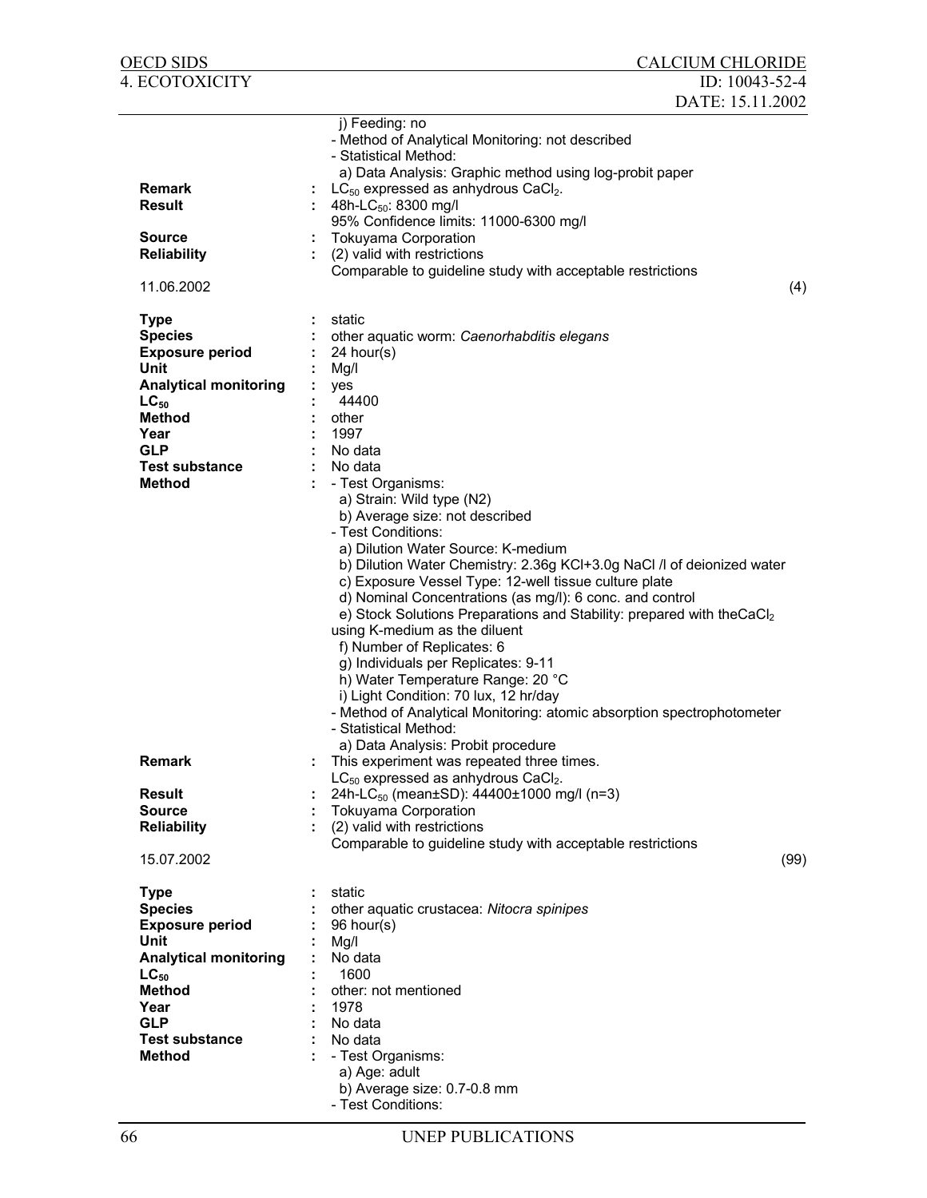j) Feeding: no
- Method of Analytical Monitoring: not described
- Statistical Method:
  a) Data Analysis: Graphic method using log-probit paper

**Remark** : $LC_{50}$ expressed as anhydrous $CaCl_2$.

**Result** : 48h-$LC_{50}$: 8300 mg/l
95% Confidence limits: 11000-6300 mg/l

**Source** : Tokuyama Corporation

**Reliability** : (2) valid with restrictions
Comparable to guideline study with acceptable restrictions

11.06.2002 (4)

**Type** : static
**Species** : other aquatic worm: *Caenorhabditis elegans*
**Exposure period** : 24 hour(s)
**Unit** : Mg/l
**Analytical monitoring** : yes
**$LC_{50}$** : 44400
**Method** : other
**Year** : 1997
**GLP** : No data
**Test substance** : No data
**Method** : - Test Organisms:
  a) Strain: Wild type (N2)
  b) Average size: not described
- Test Conditions:
  a) Dilution Water Source: K-medium
  b) Dilution Water Chemistry: 2.36g KCl+3.0g NaCl /l of deionized water
  c) Exposure Vessel Type: 12-well tissue culture plate
  d) Nominal Concentrations (as mg/l): 6 conc. and control
  e) Stock Solutions Preparations and Stability: prepared with the$CaCl_2$ using K-medium as the diluent
  f) Number of Replicates: 6
  g) Individuals per Replicates: 9-11
  h) Water Temperature Range: 20 °C
  i) Light Condition: 70 lux, 12 hr/day
- Method of Analytical Monitoring: atomic absorption spectrophotometer
- Statistical Method:
  a) Data Analysis: Probit procedure

**Remark** : This experiment was repeated three times.
$LC_{50}$ expressed as anhydrous $CaCl_2$.

**Result** : 24h-$LC_{50}$ (mean±SD): 44400±1000 mg/l (n=3)

**Source** : Tokuyama Corporation

**Reliability** : (2) valid with restrictions
Comparable to guideline study with acceptable restrictions

15.07.2002 (99)

**Type** : static
**Species** : other aquatic crustacea: *Nitocra spinipes*
**Exposure period** : 96 hour(s)
**Unit** : Mg/l
**Analytical monitoring** : No data
**$LC_{50}$** : 1600
**Method** : other: not mentioned
**Year** : 1978
**GLP** : No data
**Test substance** : No data
**Method** : - Test Organisms:
  a) Age: adult
  b) Average size: 0.7-0.8 mm
- Test Conditions: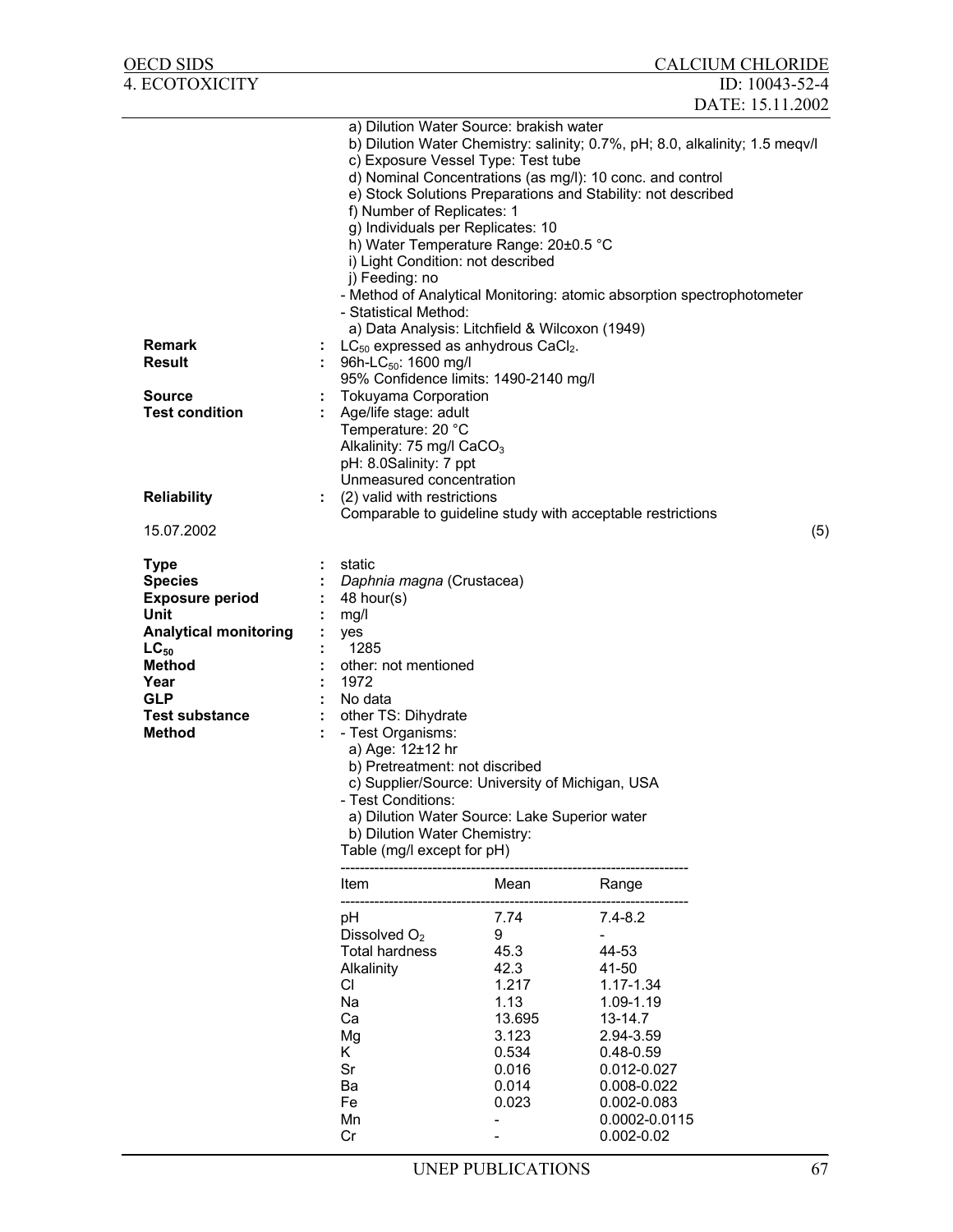a) Dilution Water Source: brakish water
b) Dilution Water Chemistry: salinity; 0.7%, pH; 8.0, alkalinity; 1.5 meqv/l
c) Exposure Vessel Type: Test tube
d) Nominal Concentrations (as mg/l): 10 conc. and control
e) Stock Solutions Preparations and Stability: not described
f) Number of Replicates: 1
g) Individuals per Replicates: 10
h) Water Temperature Range: 20±0.5 °C
i) Light Condition: not described
j) Feeding: no
- Method of Analytical Monitoring: atomic absorption spectrophotometer
- Statistical Method:
a) Data Analysis: Litchfield & Wilcoxon (1949)

**Remark** : $LC_{50}$ expressed as anhydrous $CaCl_2$.
**Result** : 96h-$LC_{50}$: 1600 mg/l
95% Confidence limits: 1490-2140 mg/l
**Source** : Tokuyama Corporation
**Test condition** : Age/life stage: adult
Temperature: 20 °C
Alkalinity: 75 mg/l $CaCO_3$
pH: 8.0Salinity: 7 ppt
Unmeasured concentration
**Reliability** : (2) valid with restrictions
Comparable to guideline study with acceptable restrictions

15.07.2002 (5)

**Type** : static
**Species** : *Daphnia magna* (Crustacea)
**Exposure period** : 48 hour(s)
**Unit** : mg/l
**Analytical monitoring** : yes
**$LC_{50}$** : 1285
**Method** : other: not mentioned
**Year** : 1972
**GLP** : No data
**Test substance** : other TS: Dihydrate
**Method** : - Test Organisms:
a) Age: 12±12 hr
b) Pretreatment: not discribed
c) Supplier/Source: University of Michigan, USA
- Test Conditions:
a) Dilution Water Source: Lake Superior water
b) Dilution Water Chemistry:
Table (mg/l except for pH)

| Item | Mean | Range |
|---|---|---|
| pH | 7.74 | 7.4-8.2 |
| Dissolved $O_2$ | 9 | - |
| Total hardness | 45.3 | 44-53 |
| Alkalinity | 42.3 | 41-50 |
| Cl | 1.217 | 1.17-1.34 |
| Na | 1.13 | 1.09-1.19 |
| Ca | 13.695 | 13-14.7 |
| Mg | 3.123 | 2.94-3.59 |
| K | 0.534 | 0.48-0.59 |
| Sr | 0.016 | 0.012-0.027 |
| Ba | 0.014 | 0.008-0.022 |
| Fe | 0.023 | 0.002-0.083 |
| Mn | - | 0.0002-0.0115 |
| Cr | - | 0.002-0.02 |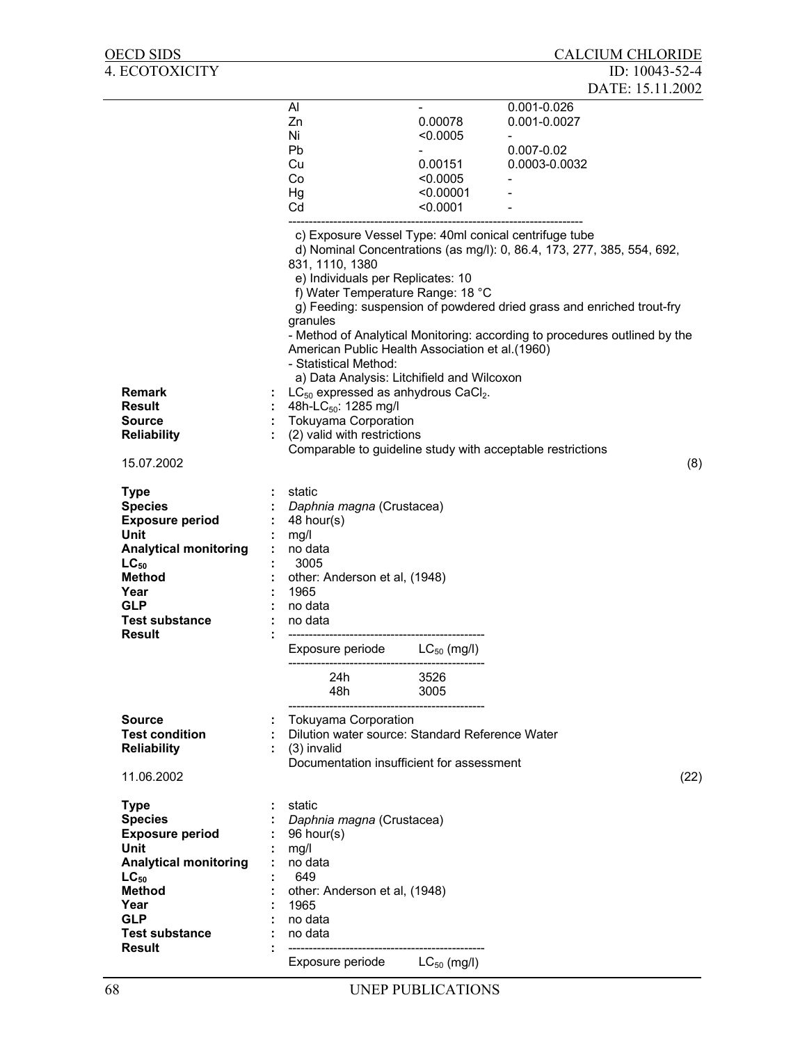| | | |
|---|---|---|
| Al | - | 0.001-0.026 |
| Zn | 0.00078 | 0.001-0.0027 |
| Ni | <0.0005 | - |
| Pb | - | 0.007-0.02 |
| Cu | 0.00151 | 0.0003-0.0032 |
| Co | <0.0005 | - |
| Hg | <0.00001 | - |
| Cd | <0.0001 | - |

c) Exposure Vessel Type: 40ml conical centrifuge tube
d) Nominal Concentrations (as mg/l): 0, 86.4, 173, 277, 385, 554, 692, 831, 1110, 1380
e) Individuals per Replicates: 10
f) Water Temperature Range: 18 °C
g) Feeding: suspension of powdered dried grass and enriched trout-fry granules
- Method of Analytical Monitoring: according to procedures outlined by the American Public Health Association et al.(1960)
- Statistical Method:
a) Data Analysis: Litchifield and Wilcoxon

**Remark** : $LC_{50}$ expressed as anhydrous $CaCl_2$.
**Result** : 48h-$LC_{50}$: 1285 mg/l
**Source** : Tokuyama Corporation
**Reliability** : (2) valid with restrictions
Comparable to guideline study with acceptable restrictions

15.07.2002 (8)

**Type** : static
**Species** : *Daphnia magna* (Crustacea)
**Exposure period** : 48 hour(s)
**Unit** : mg/l
**Analytical monitoring** : no data
**$LC_{50}$** : 3005
**Method** : other: Anderson et al, (1948)
**Year** : 1965
**GLP** : no data
**Test substance** : no data
**Result** :

| Exposure periode | $LC_{50}$ (mg/l) |
|---|---|
| 24h | 3526 |
| 48h | 3005 |

**Source** : Tokuyama Corporation
**Test condition** : Dilution water source: Standard Reference Water
**Reliability** : (3) invalid
Documentation insufficient for assessment

11.06.2002 (22)

**Type** : static
**Species** : *Daphnia magna* (Crustacea)
**Exposure period** : 96 hour(s)
**Unit** : mg/l
**Analytical monitoring** : no data
**$LC_{50}$** : 649
**Method** : other: Anderson et al, (1948)
**Year** : 1965
**GLP** : no data
**Test substance** : no data
**Result** :

| Exposure periode | $LC_{50}$ (mg/l) |
|---|---|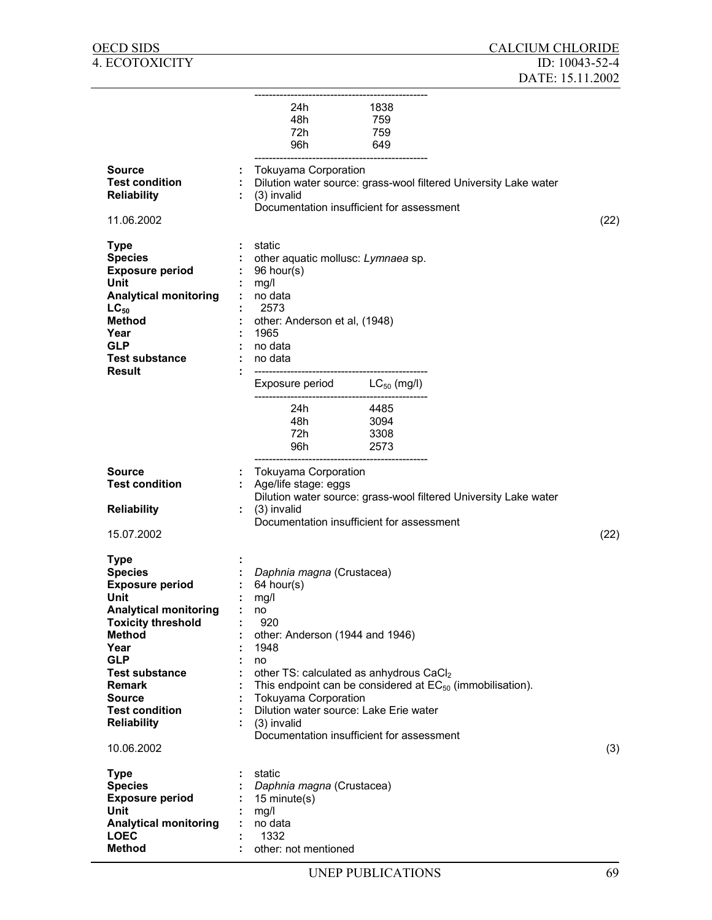| | |
|---|---|
| 24h | 1838 |
| 48h | 759 |
| 72h | 759 |
| 96h | 649 |

**Source** : Tokuyama Corporation
**Test condition** : Dilution water source: grass-wool filtered University Lake water
**Reliability** : (3) invalid
Documentation insufficient for assessment

11.06.2002 (22)

**Type** : static
**Species** : other aquatic mollusc: *Lymnaea* sp.
**Exposure period** : 96 hour(s)
**Unit** : mg/l
**Analytical monitoring** : no data
**$LC_{50}$** : 2573
**Method** : other: Anderson et al, (1948)
**Year** : 1965
**GLP** : no data
**Test substance** : no data
**Result** :

| Exposure period | $LC_{50}$ (mg/l) |
|---|---|
| 24h | 4485 |
| 48h | 3094 |
| 72h | 3308 |
| 96h | 2573 |

**Source** : Tokuyama Corporation
**Test condition** : Age/life stage: eggs
Dilution water source: grass-wool filtered University Lake water
**Reliability** : (3) invalid
Documentation insufficient for assessment

15.07.2002 (22)

**Type** :
**Species** : *Daphnia magna* (Crustacea)
**Exposure period** : 64 hour(s)
**Unit** : mg/l
**Analytical monitoring** : no
**Toxicity threshold** : 920
**Method** : other: Anderson (1944 and 1946)
**Year** : 1948
**GLP** : no
**Test substance** : other TS: calculated as anhydrous $CaCl_2$
**Remark** : This endpoint can be considered at $EC_{50}$ (immobilisation).
**Source** : Tokuyama Corporation
**Test condition** : Dilution water source: Lake Erie water
**Reliability** : (3) invalid
Documentation insufficient for assessment

10.06.2002 (3)

**Type** : static
**Species** : *Daphnia magna* (Crustacea)
**Exposure period** : 15 minute(s)
**Unit** : mg/l
**Analytical monitoring** : no data
**LOEC** : 1332
**Method** : other: not mentioned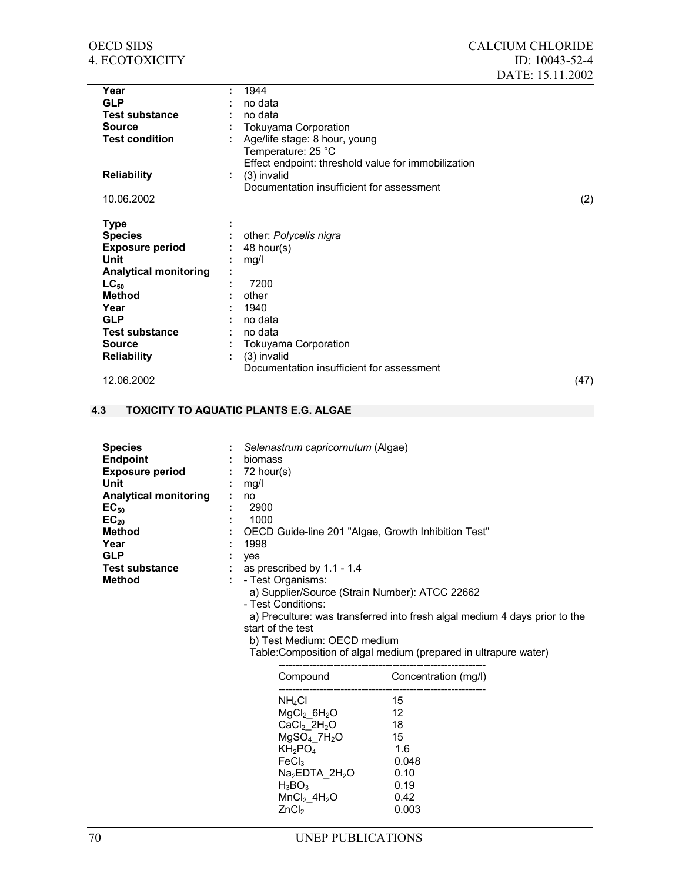| | | |
|---|---|---|
| **Year** | : | 1944 |
| **GLP** | : | no data |
| **Test substance** | : | no data |
| **Source** | : | Tokuyama Corporation |
| **Test condition** | : | Age/life stage: 8 hour, young<br>Temperature: 25 °C<br>Effect endpoint: threshold value for immobilization |
| **Reliability** | : | (3) invalid<br>Documentation insufficient for assessment |

10.06.2002 (2)

| | | |
|---|---|---|
| **Type** | : | |
| **Species** | : | other: *Polycelis nigra* |
| **Exposure period** | : | 48 hour(s) |
| **Unit** | : | mg/l |
| **Analytical monitoring** | : | |
| **$LC_{50}$** | : | 7200 |
| **Method** | : | other |
| **Year** | : | 1940 |
| **GLP** | : | no data |
| **Test substance** | : | no data |
| **Source** | : | Tokuyama Corporation |
| **Reliability** | : | (3) invalid<br>Documentation insufficient for assessment |

12.06.2002 (47)

## 4.3 TOXICITY TO AQUATIC PLANTS E.G. ALGAE

| | | |
|---|---|---|
| **Species** | : | *Selenastrum capricornutum* (Algae) |
| **Endpoint** | : | biomass |
| **Exposure period** | : | 72 hour(s) |
| **Unit** | : | mg/l |
| **Analytical monitoring** | : | no |
| **$EC_{50}$** | : | 2900 |
| **$EC_{20}$** | : | 1000 |
| **Method** | : | OECD Guide-line 201 "Algae, Growth Inhibition Test" |
| **Year** | : | 1998 |
| **GLP** | : | yes |
| **Test substance** | : | as prescribed by 1.1 - 1.4 |
| **Method** | : | - Test Organisms:<br>a) Supplier/Source (Strain Number): ATCC 22662<br>- Test Conditions:<br>a) Preculture: was transferred into fresh algal medium 4 days prior to the start of the test<br>b) Test Medium: OECD medium<br>Table:Composition of algal medium (prepared in ultrapure water) |

| Compound | Concentration (mg/l) |
|---|---|
| $NH_4Cl$ | 15 |
| $MgCl_2\_6H_2O$ | 12 |
| $CaCl_2\_2H_2O$ | 18 |
| $MgSO_4\_7H_2O$ | 15 |
| $KH_2PO_4$ | 1.6 |
| $FeCl_3$ | 0.048 |
| $Na_2EDTA\_2H_2O$ | 0.10 |
| $H_3BO_3$ | 0.19 |
| $MnCl_2\_4H_2O$ | 0.42 |
| $ZnCl_2$ | 0.003 |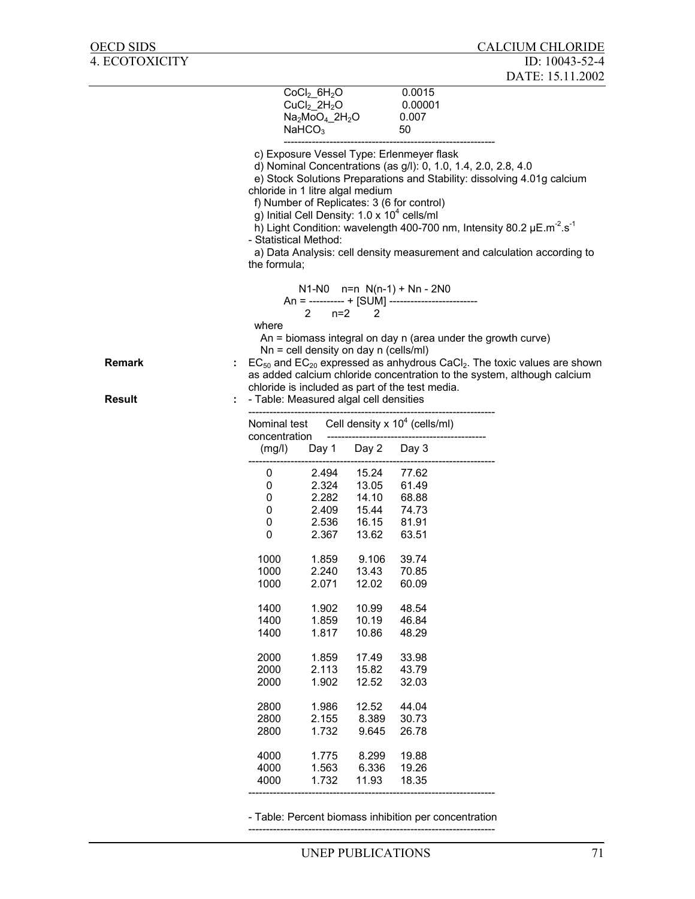| | |
|---|---|
| $CoCl_2\_6H_2O$ | 0.0015 |
| $CuCl_2\_2H_2O$ | 0.00001 |
| $Na_2MoO_4\_2H_2O$ | 0.007 |
| $NaHCO_3$ | 50 |

c) Exposure Vessel Type: Erlenmeyer flask
d) Nominal Concentrations (as g/l): 0, 1.0, 1.4, 2.0, 2.8, 4.0
e) Stock Solutions Preparations and Stability: dissolving 4.01g calcium chloride in 1 litre algal medium
f) Number of Replicates: 3 (6 for control)
g) Initial Cell Density: 1.0 x $10^4$ cells/ml
h) Light Condition: wavelength 400-700 nm, Intensity 80.2 µE.$m^{-2}.s^{-1}$

- Statistical Method:
  a) Data Analysis: cell density measurement and calculation according to the formula;

$$A_n = \frac{N_1 - N_0}{2} + \sum_{n=2}^{n=n} \frac{N_{(n-1)} + N_n - 2N_0}{2}$$

where
An = biomass integral on day n (area under the growth curve)
Nn = cell density on day n (cells/ml)

**Remark** : $EC_{50}$ and $EC_{20}$ expressed as anhydrous $CaCl_2$. The toxic values are shown as added calcium chloride concentration to the system, although calcium chloride is included as part of the test media.

**Result** : - Table: Measured algal cell densities

| Nominal test concentration (mg/l) | Cell density x $10^4$ (cells/ml) Day 1 | Day 2 | Day 3 |
|---|---|---|---|
| 0 | 2.494 | 15.24 | 77.62 |
| 0 | 2.324 | 13.05 | 61.49 |
| 0 | 2.282 | 14.10 | 68.88 |
| 0 | 2.409 | 15.44 | 74.73 |
| 0 | 2.536 | 16.15 | 81.91 |
| 0 | 2.367 | 13.62 | 63.51 |
| 1000 | 1.859 | 9.106 | 39.74 |
| 1000 | 2.240 | 13.43 | 70.85 |
| 1000 | 2.071 | 12.02 | 60.09 |
| 1400 | 1.902 | 10.99 | 48.54 |
| 1400 | 1.859 | 10.19 | 46.84 |
| 1400 | 1.817 | 10.86 | 48.29 |
| 2000 | 1.859 | 17.49 | 33.98 |
| 2000 | 2.113 | 15.82 | 43.79 |
| 2000 | 1.902 | 12.52 | 32.03 |
| 2800 | 1.986 | 12.52 | 44.04 |
| 2800 | 2.155 | 8.389 | 30.73 |
| 2800 | 1.732 | 9.645 | 26.78 |
| 4000 | 1.775 | 8.299 | 19.88 |
| 4000 | 1.563 | 6.336 | 19.26 |
| 4000 | 1.732 | 11.93 | 18.35 |

- Table: Percent biomass inhibition per concentration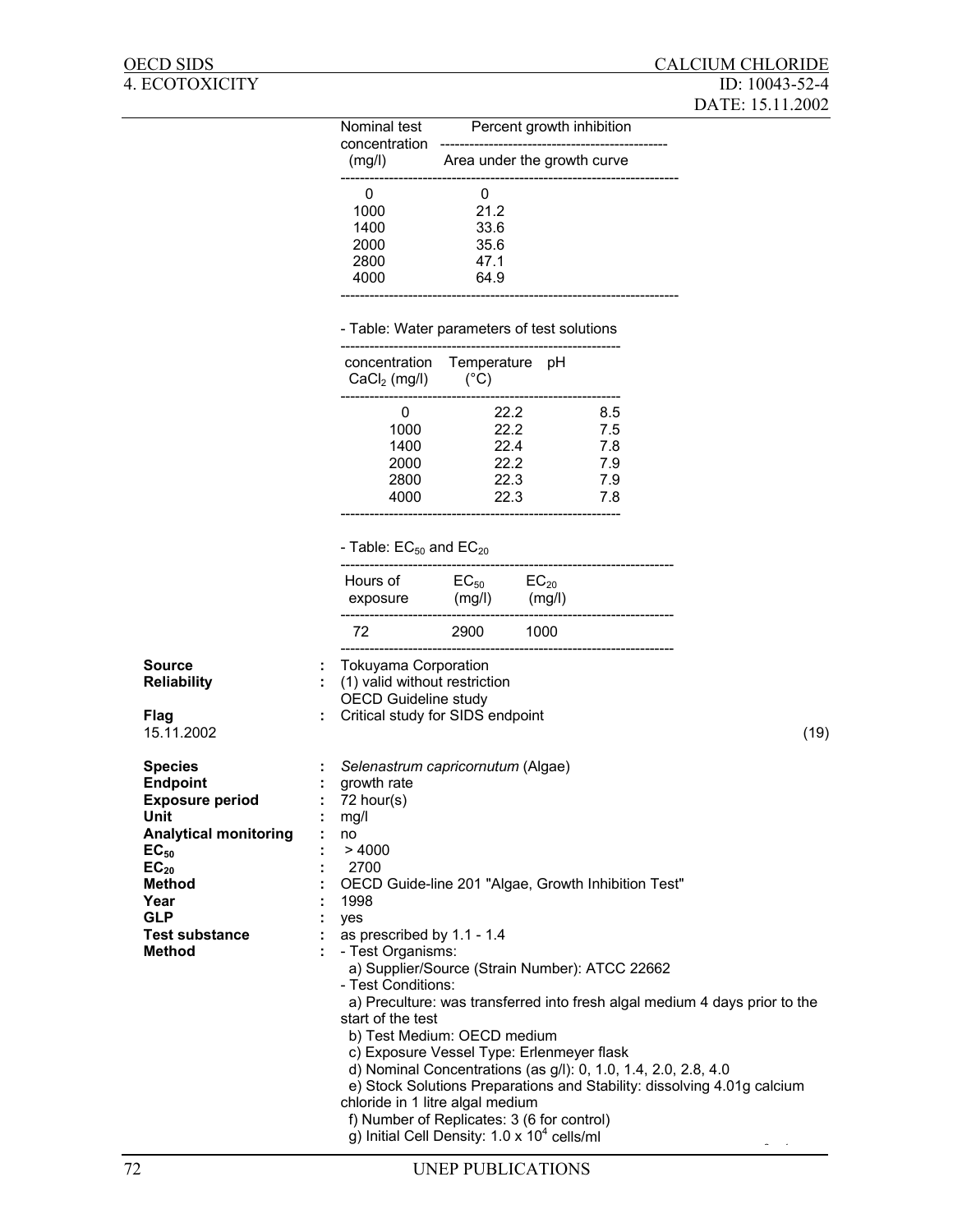| Nominal test concentration (mg/l) | Percent growth inhibition: Area under the growth curve |
|---|---|
| 0 | 0 |
| 1000 | 21.2 |
| 1400 | 33.6 |
| 2000 | 35.6 |
| 2800 | 47.1 |
| 4000 | 64.9 |

- Table: Water parameters of test solutions

| concentration $CaCl_2$ (mg/l) | Temperature (°C) | pH |
|---|---|---|
| 0 | 22.2 | 8.5 |
| 1000 | 22.2 | 7.5 |
| 1400 | 22.4 | 7.8 |
| 2000 | 22.2 | 7.9 |
| 2800 | 22.3 | 7.9 |
| 4000 | 22.3 | 7.8 |

- Table: $EC_{50}$ and $EC_{20}$

| Hours of exposure | $EC_{50}$ (mg/l) | $EC_{20}$ (mg/l) |
|---|---|---|
| 72 | 2900 | 1000 |

**Source** : Tokuyama Corporation
**Reliability** : (1) valid without restriction
OECD Guideline study
**Flag** : Critical study for SIDS endpoint
15.11.2002 (19)

**Species** : *Selenastrum capricornutum* (Algae)
**Endpoint** : growth rate
**Exposure period** : 72 hour(s)
**Unit** : mg/l
**Analytical monitoring** : no
**$EC_{50}$** : > 4000
**$EC_{20}$** : 2700
**Method** : OECD Guide-line 201 "Algae, Growth Inhibition Test"
**Year** : 1998
**GLP** : yes
**Test substance** : as prescribed by 1.1 - 1.4
**Method** : - Test Organisms:
a) Supplier/Source (Strain Number): ATCC 22662
- Test Conditions:
a) Preculture: was transferred into fresh algal medium 4 days prior to the start of the test
b) Test Medium: OECD medium
c) Exposure Vessel Type: Erlenmeyer flask
d) Nominal Concentrations (as g/l): 0, 1.0, 1.4, 2.0, 2.8, 4.0
e) Stock Solutions Preparations and Stability: dissolving 4.01g calcium chloride in 1 litre algal medium
f) Number of Replicates: 3 (6 for control)
g) Initial Cell Density: $1.0 \times 10^4$ cells/ml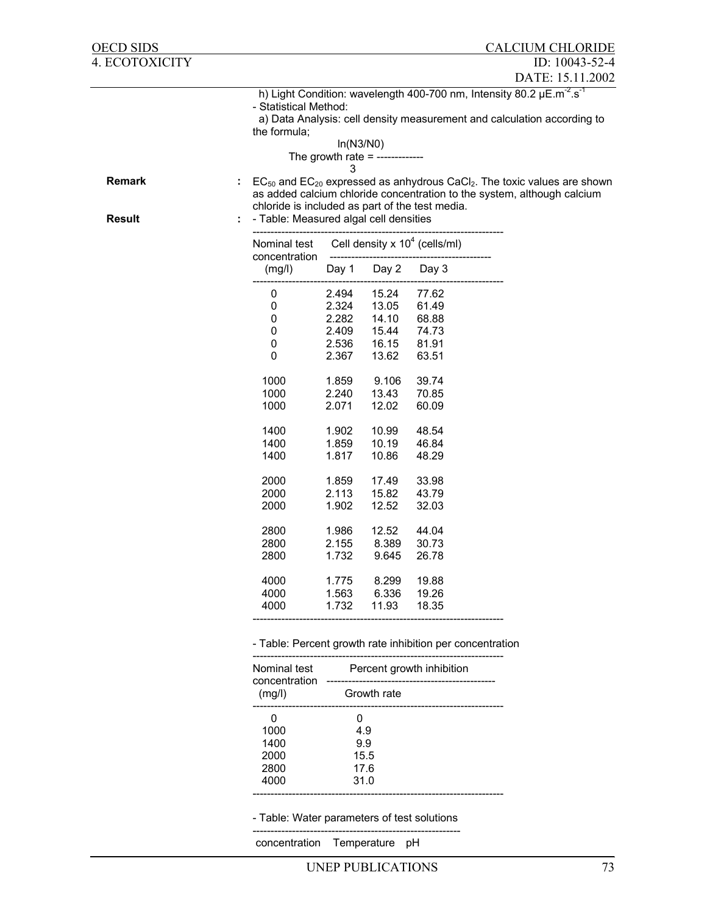h) Light Condition: wavelength 400-700 nm, Intensity 80.2 $\mu E.m^{-2}.s^{-1}$

- Statistical Method:

  a) Data Analysis: cell density measurement and calculation according to the formula;

$$\text{The growth rate} = \frac{\ln(N3/N0)}{3}$$

**Remark** : $EC_{50}$ and $EC_{20}$ expressed as anhydrous $CaCl_2$. The toxic values are shown as added calcium chloride concentration to the system, although calcium chloride is included as part of the test media.

**Result** : - Table: Measured algal cell densities

| Nominal test concentration (mg/l) | Cell density x $10^4$ (cells/ml) | | |
|---|---|---|---|
| | Day 1 | Day 2 | Day 3 |
| 0 | 2.494 | 15.24 | 77.62 |
| 0 | 2.324 | 13.05 | 61.49 |
| 0 | 2.282 | 14.10 | 68.88 |
| 0 | 2.409 | 15.44 | 74.73 |
| 0 | 2.536 | 16.15 | 81.91 |
| 0 | 2.367 | 13.62 | 63.51 |
| 1000 | 1.859 | 9.106 | 39.74 |
| 1000 | 2.240 | 13.43 | 70.85 |
| 1000 | 2.071 | 12.02 | 60.09 |
| 1400 | 1.902 | 10.99 | 48.54 |
| 1400 | 1.859 | 10.19 | 46.84 |
| 1400 | 1.817 | 10.86 | 48.29 |
| 2000 | 1.859 | 17.49 | 33.98 |
| 2000 | 2.113 | 15.82 | 43.79 |
| 2000 | 1.902 | 12.52 | 32.03 |
| 2800 | 1.986 | 12.52 | 44.04 |
| 2800 | 2.155 | 8.389 | 30.73 |
| 2800 | 1.732 | 9.645 | 26.78 |
| 4000 | 1.775 | 8.299 | 19.88 |
| 4000 | 1.563 | 6.336 | 19.26 |
| 4000 | 1.732 | 11.93 | 18.35 |

- Table: Percent growth rate inhibition per concentration

| Nominal test concentration (mg/l) | Percent growth inhibition |
|---|---|
| | Growth rate |
| 0 | 0 |
| 1000 | 4.9 |
| 1400 | 9.9 |
| 2000 | 15.5 |
| 2800 | 17.6 |
| 4000 | 31.0 |

- Table: Water parameters of test solutions

| concentration | Temperature | pH |
|---|---|---|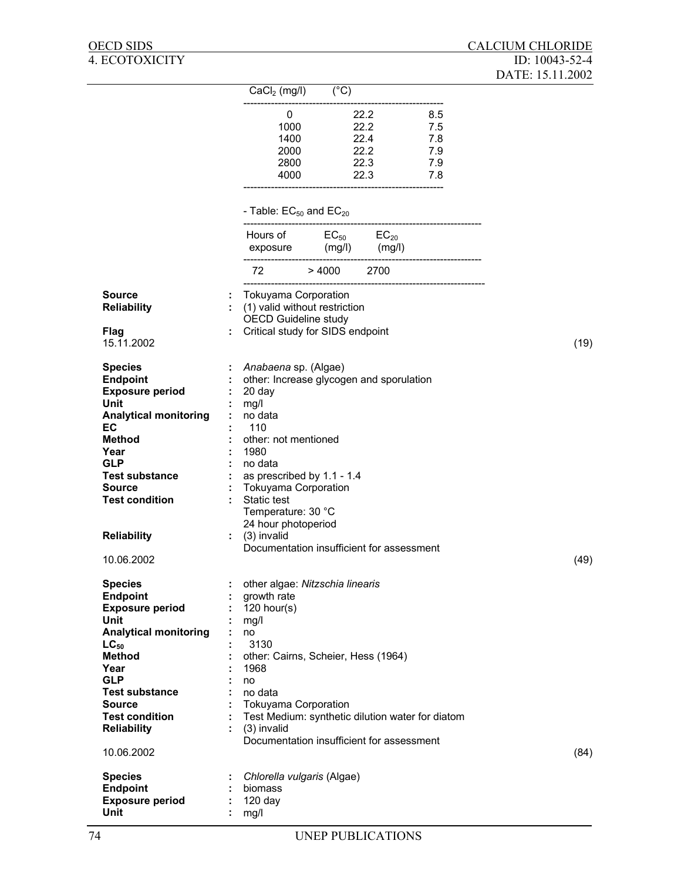| $CaCl_2$ (mg/l) | (°C) | |
|---|---|---|
| 0 | 22.2 | 8.5 |
| 1000 | 22.2 | 7.5 |
| 1400 | 22.4 | 7.8 |
| 2000 | 22.2 | 7.9 |
| 2800 | 22.3 | 7.9 |
| 4000 | 22.3 | 7.8 |

- Table: $EC_{50}$ and $EC_{20}$

| Hours of exposure | $EC_{50}$ (mg/l) | $EC_{20}$ (mg/l) |
|---|---|---|
| 72 | > 4000 | 2700 |

**Source** : Tokuyama Corporation
**Reliability** : (1) valid without restriction
OECD Guideline study
**Flag** : Critical study for SIDS endpoint
15.11.2002 (19)

**Species** : *Anabaena* sp. (Algae)
**Endpoint** : other: Increase glycogen and sporulation
**Exposure period** : 20 day
**Unit** : mg/l
**Analytical monitoring** : no data
**EC** : 110
**Method** : other: not mentioned
**Year** : 1980
**GLP** : no data
**Test substance** : as prescribed by 1.1 - 1.4
**Source** : Tokuyama Corporation
**Test condition** : Static test
Temperature: 30 °C
24 hour photoperiod
**Reliability** : (3) invalid
Documentation insufficient for assessment
10.06.2002 (49)

**Species** : other algae: *Nitzschia linearis*
**Endpoint** : growth rate
**Exposure period** : 120 hour(s)
**Unit** : mg/l
**Analytical monitoring** : no
**$LC_{50}$** : 3130
**Method** : other: Cairns, Scheier, Hess (1964)
**Year** : 1968
**GLP** : no
**Test substance** : no data
**Source** : Tokuyama Corporation
**Test condition** : Test Medium: synthetic dilution water for diatom
**Reliability** : (3) invalid
Documentation insufficient for assessment
10.06.2002 (84)

**Species** : *Chlorella vulgaris* (Algae)
**Endpoint** : biomass
**Exposure period** : 120 day
**Unit** : mg/l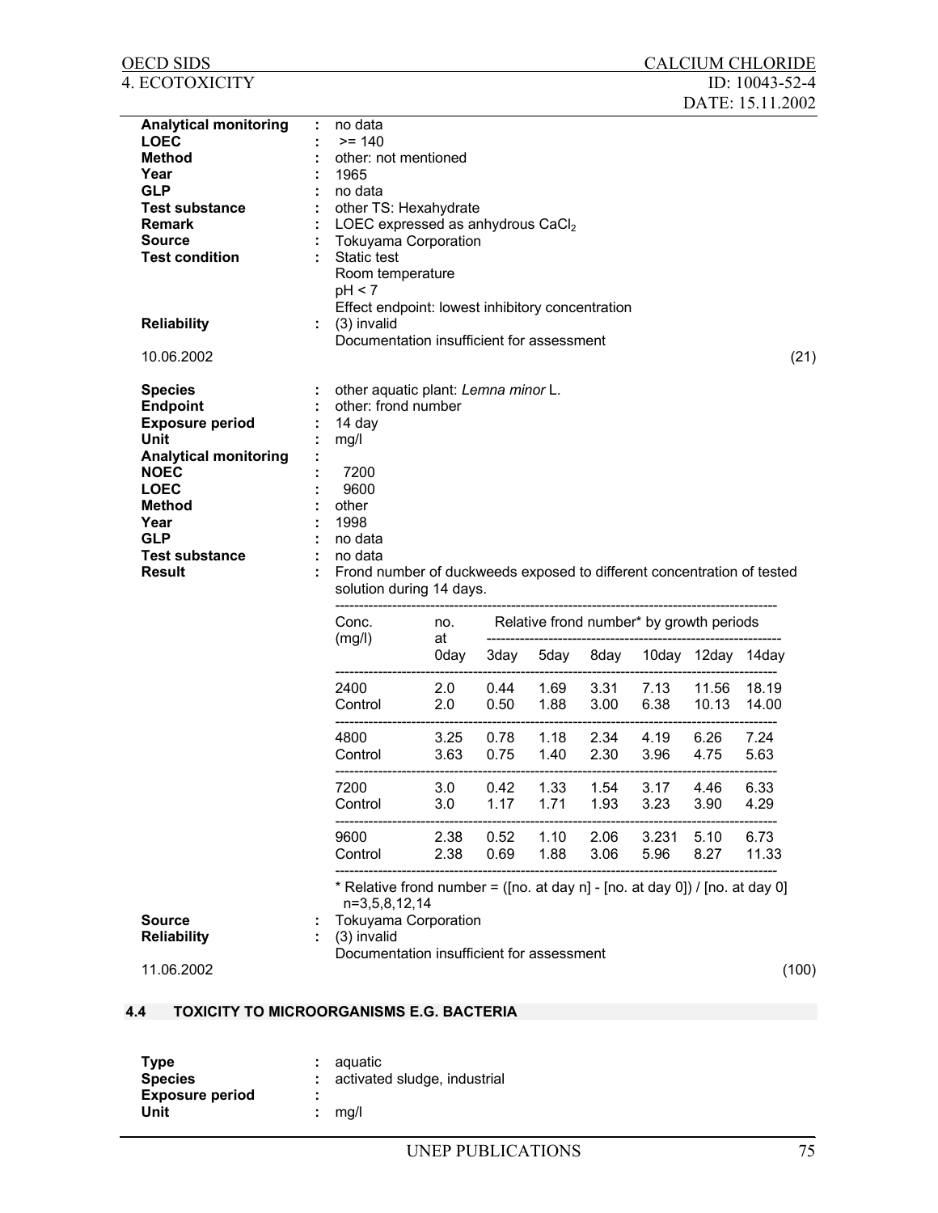| | | |
|---|---|---|
| **Analytical monitoring** | : | no data |
| **LOEC** | : | >= 140 |
| **Method** | : | other: not mentioned |
| **Year** | : | 1965 |
| **GLP** | : | no data |
| **Test substance** | : | other TS: Hexahydrate |
| **Remark** | : | LOEC expressed as anhydrous $CaCl_2$ |
| **Source** | : | Tokuyama Corporation |
| **Test condition** | : | Static test<br>Room temperature<br>pH < 7<br>Effect endpoint: lowest inhibitory concentration |
| **Reliability** | : | (3) invalid<br>Documentation insufficient for assessment |

10.06.2002 (21)

| | | |
|---|---|---|
| **Species** | : | other aquatic plant: *Lemna minor* L. |
| **Endpoint** | : | other: frond number |
| **Exposure period** | : | 14 day |
| **Unit** | : | mg/l |
| **Analytical monitoring** | : | |
| **NOEC** | : | 7200 |
| **LOEC** | : | 9600 |
| **Method** | : | other |
| **Year** | : | 1998 |
| **GLP** | : | no data |
| **Test substance** | : | no data |
| **Result** | : | Frond number of duckweeds exposed to different concentration of tested solution during 14 days. |

| Conc. (mg/l) | no. at 0day | Relative frond number* by growth periods 3day | 5day | 8day | 10day | 12day | 14day |
|---|---|---|---|---|---|---|---|
| 2400 | 2.0 | 0.44 | 1.69 | 3.31 | 7.13 | 11.56 | 18.19 |
| Control | 2.0 | 0.50 | 1.88 | 3.00 | 6.38 | 10.13 | 14.00 |
| 4800 | 3.25 | 0.78 | 1.18 | 2.34 | 4.19 | 6.26 | 7.24 |
| Control | 3.63 | 0.75 | 1.40 | 2.30 | 3.96 | 4.75 | 5.63 |
| 7200 | 3.0 | 0.42 | 1.33 | 1.54 | 3.17 | 4.46 | 6.33 |
| Control | 3.0 | 1.17 | 1.71 | 1.93 | 3.23 | 3.90 | 4.29 |
| 9600 | 2.38 | 0.52 | 1.10 | 2.06 | 3.231 | 5.10 | 6.73 |
| Control | 2.38 | 0.69 | 1.88 | 3.06 | 5.96 | 8.27 | 11.33 |

* Relative frond number = ([no. at day n] - [no. at day 0]) / [no. at day 0]
n=3,5,8,12,14

| | | |
|---|---|---|
| **Source** | : | Tokuyama Corporation |
| **Reliability** | : | (3) invalid<br>Documentation insufficient for assessment |

11.06.2002 (100)

## 4.4 TOXICITY TO MICROORGANISMS E.G. BACTERIA

| | | |
|---|---|---|
| **Type** | : | aquatic |
| **Species** | : | activated sludge, industrial |
| **Exposure period** | : | |
| **Unit** | : | mg/l |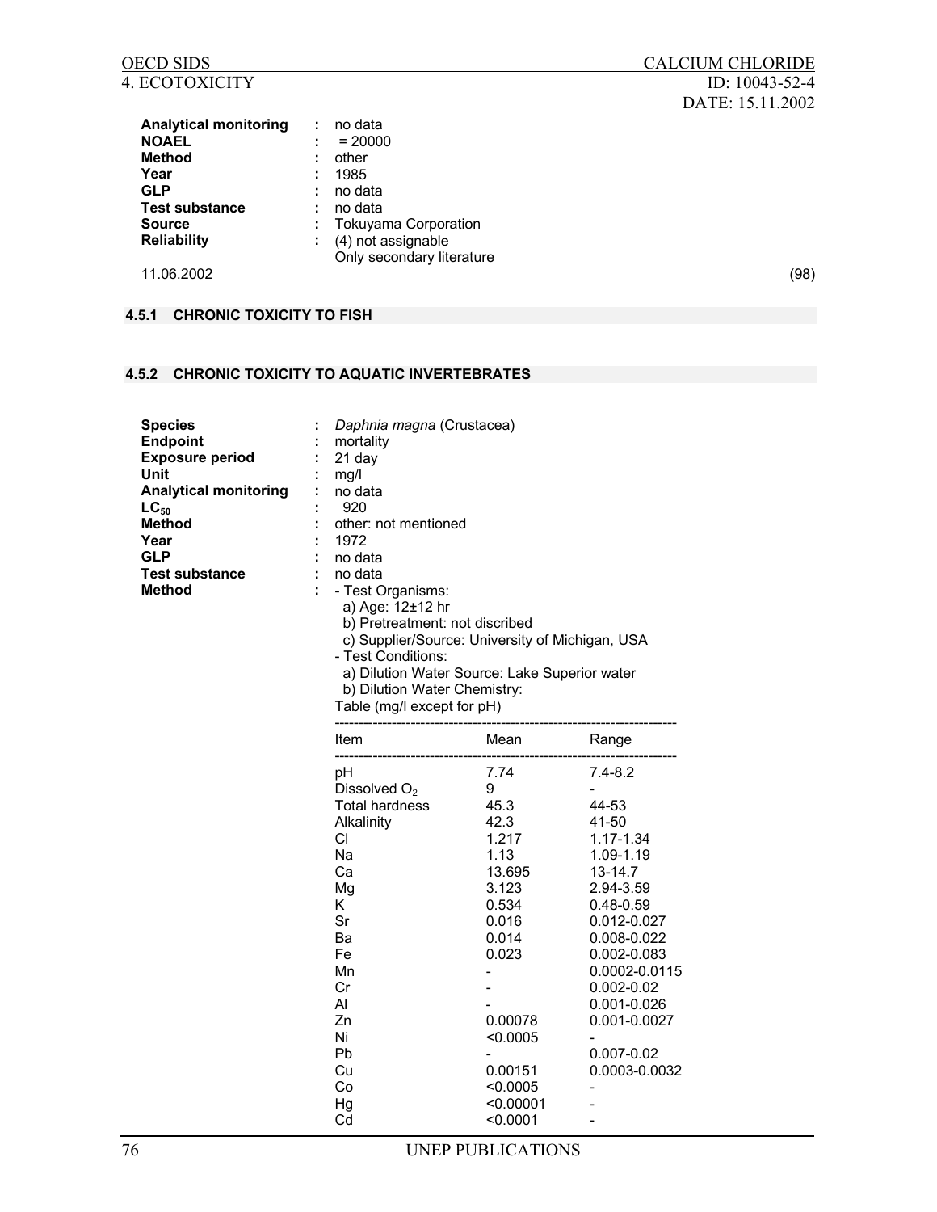| | | |
|---|---|---|
| **Analytical monitoring** | : | no data |
| **NOAEL** | : | = 20000 |
| **Method** | : | other |
| **Year** | : | 1985 |
| **GLP** | : | no data |
| **Test substance** | : | no data |
| **Source** | : | Tokuyama Corporation |
| **Reliability** | : | (4) not assignable<br>Only secondary literature |

11.06.2002 (98)

### 4.5.1 CHRONIC TOXICITY TO FISH

### 4.5.2 CHRONIC TOXICITY TO AQUATIC INVERTEBRATES

| | | |
|---|---|---|
| **Species** | : | *Daphnia magna* (Crustacea) |
| **Endpoint** | : | mortality |
| **Exposure period** | : | 21 day |
| **Unit** | : | mg/l |
| **Analytical monitoring** | : | no data |
| **$LC_{50}$** | : | 920 |
| **Method** | : | other: not mentioned |
| **Year** | : | 1972 |
| **GLP** | : | no data |
| **Test substance** | : | no data |
| **Method** | : | - Test Organisms:<br>a) Age: 12±12 hr<br>b) Pretreatment: not discribed<br>c) Supplier/Source: University of Michigan, USA<br>- Test Conditions:<br>a) Dilution Water Source: Lake Superior water<br>b) Dilution Water Chemistry:<br>Table (mg/l except for pH) |

| Item | Mean | Range |
|---|---|---|
| pH | 7.74 | 7.4-8.2 |
| Dissolved $O_2$ | 9 | - |
| Total hardness | 45.3 | 44-53 |
| Alkalinity | 42.3 | 41-50 |
| Cl | 1.217 | 1.17-1.34 |
| Na | 1.13 | 1.09-1.19 |
| Ca | 13.695 | 13-14.7 |
| Mg | 3.123 | 2.94-3.59 |
| K | 0.534 | 0.48-0.59 |
| Sr | 0.016 | 0.012-0.027 |
| Ba | 0.014 | 0.008-0.022 |
| Fe | 0.023 | 0.002-0.083 |
| Mn | - | 0.0002-0.0115 |
| Cr | - | 0.002-0.02 |
| Al | - | 0.001-0.026 |
| Zn | 0.00078 | 0.001-0.0027 |
| Ni | <0.0005 | - |
| Pb | - | 0.007-0.02 |
| Cu | 0.00151 | 0.0003-0.0032 |
| Co | <0.0005 | - |
| Hg | <0.00001 | - |
| Cd | <0.0001 | - |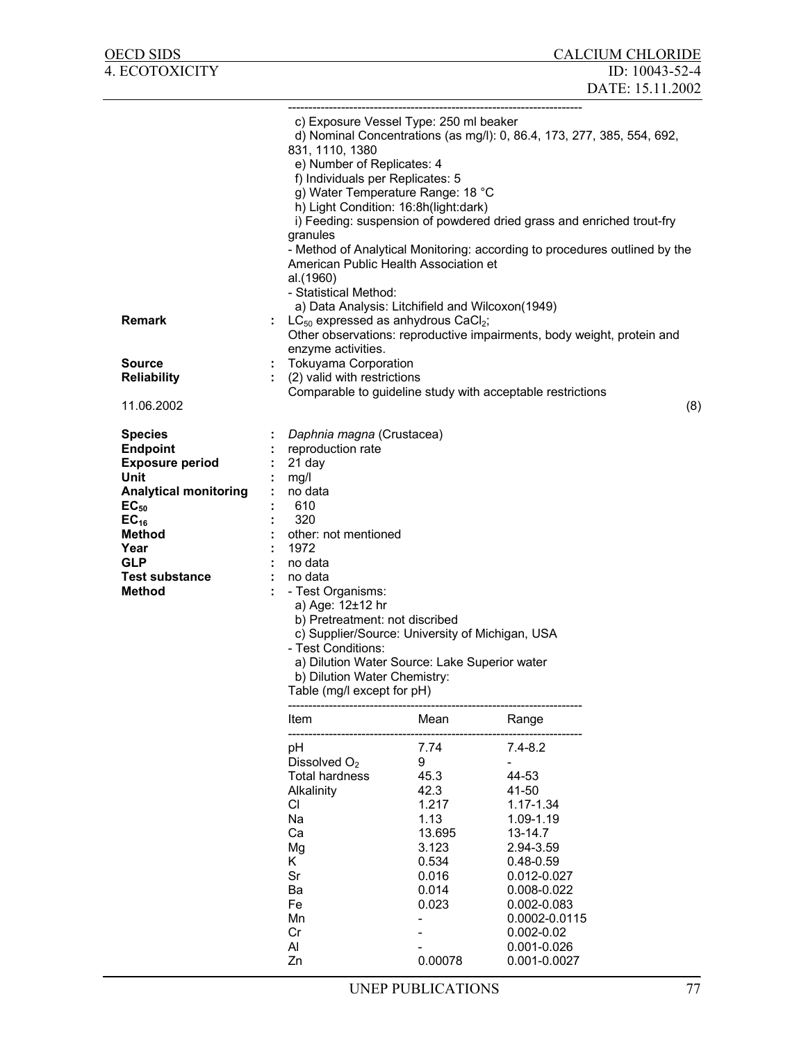c) Exposure Vessel Type: 250 ml beaker
d) Nominal Concentrations (as mg/l): 0, 86.4, 173, 277, 385, 554, 692, 831, 1110, 1380
e) Number of Replicates: 4
f) Individuals per Replicates: 5
g) Water Temperature Range: 18 °C
h) Light Condition: 16:8h(light:dark)
i) Feeding: suspension of powdered dried grass and enriched trout-fry granules

- Method of Analytical Monitoring: according to procedures outlined by the American Public Health Association et al.(1960)
- Statistical Method:
  a) Data Analysis: Litchifield and Wilcoxon(1949)

**Remark** : $LC_{50}$ expressed as anhydrous $CaCl_2$;
Other observations: reproductive impairments, body weight, protein and enzyme activities.

**Source** : Tokuyama Corporation

**Reliability** : (2) valid with restrictions
Comparable to guideline study with acceptable restrictions

11.06.2002 (8)

**Species** : *Daphnia magna* (Crustacea)
**Endpoint** : reproduction rate
**Exposure period** : 21 day
**Unit** : mg/l
**Analytical monitoring** : no data
**$EC_{50}$** : 610
**$EC_{16}$** : 320
**Method** : other: not mentioned
**Year** : 1972
**GLP** : no data
**Test substance** : no data
**Method** :

- Test Organisms:
  a) Age: 12±12 hr
  b) Pretreatment: not discribed
  c) Supplier/Source: University of Michigan, USA
- Test Conditions:
  a) Dilution Water Source: Lake Superior water
  b) Dilution Water Chemistry:

Table (mg/l except for pH)

| Item | Mean | Range |
|---|---|---|
| pH | 7.74 | 7.4-8.2 |
| Dissolved $O_2$ | 9 | - |
| Total hardness | 45.3 | 44-53 |
| Alkalinity | 42.3 | 41-50 |
| Cl | 1.217 | 1.17-1.34 |
| Na | 1.13 | 1.09-1.19 |
| Ca | 13.695 | 13-14.7 |
| Mg | 3.123 | 2.94-3.59 |
| K | 0.534 | 0.48-0.59 |
| Sr | 0.016 | 0.012-0.027 |
| Ba | 0.014 | 0.008-0.022 |
| Fe | 0.023 | 0.002-0.083 |
| Mn | - | 0.0002-0.0115 |
| Cr | - | 0.002-0.02 |
| Al | - | 0.001-0.026 |
| Zn | 0.00078 | 0.001-0.0027 |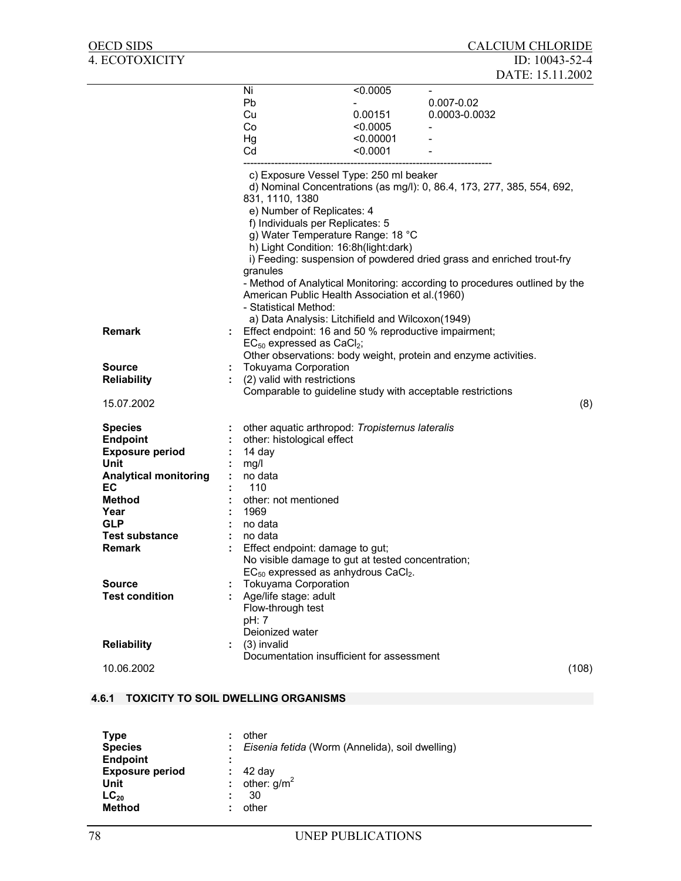| | | |
|---|---|---|
| Ni | <0.0005 | - |
| Pb | - | 0.007-0.02 |
| Cu | 0.00151 | 0.0003-0.0032 |
| Co | <0.0005 | - |
| Hg | <0.00001 | - |
| Cd | <0.0001 | - |

c) Exposure Vessel Type: 250 ml beaker
d) Nominal Concentrations (as mg/l): 0, 86.4, 173, 277, 385, 554, 692, 831, 1110, 1380
e) Number of Replicates: 4
f) Individuals per Replicates: 5
g) Water Temperature Range: 18 °C
h) Light Condition: 16:8h(light:dark)
i) Feeding: suspension of powdered dried grass and enriched trout-fry granules
- Method of Analytical Monitoring: according to procedures outlined by the American Public Health Association et al.(1960)
- Statistical Method:
a) Data Analysis: Litchfield and Wilcoxon(1949)

**Remark** : Effect endpoint: 16 and 50 % reproductive impairment;
$EC_{50}$ expressed as $CaCl_2$;
Other observations: body weight, protein and enzyme activities.

**Source** : Tokuyama Corporation

**Reliability** : (2) valid with restrictions
Comparable to guideline study with acceptable restrictions

15.07.2002 (8)

**Species** : other aquatic arthropod: *Tropisternus lateralis*
**Endpoint** : other: histological effect
**Exposure period** : 14 day
**Unit** : mg/l
**Analytical monitoring** : no data
**EC** : 110
**Method** : other: not mentioned
**Year** : 1969
**GLP** : no data
**Test substance** : no data
**Remark** : Effect endpoint: damage to gut;
No visible damage to gut at tested concentration;
$EC_{50}$ expressed as anhydrous $CaCl_2$.
**Source** : Tokuyama Corporation
**Test condition** : Age/life stage: adult
Flow-through test
pH: 7
Deionized water
**Reliability** : (3) invalid
Documentation insufficient for assessment

10.06.2002 (108)

### 4.6.1 TOXICITY TO SOIL DWELLING ORGANISMS

**Type** : other
**Species** : *Eisenia fetida* (Worm (Annelida), soil dwelling)
**Endpoint** :
**Exposure period** : 42 day
**Unit** : other: $g/m^2$
**$LC_{20}$** : 30
**Method** : other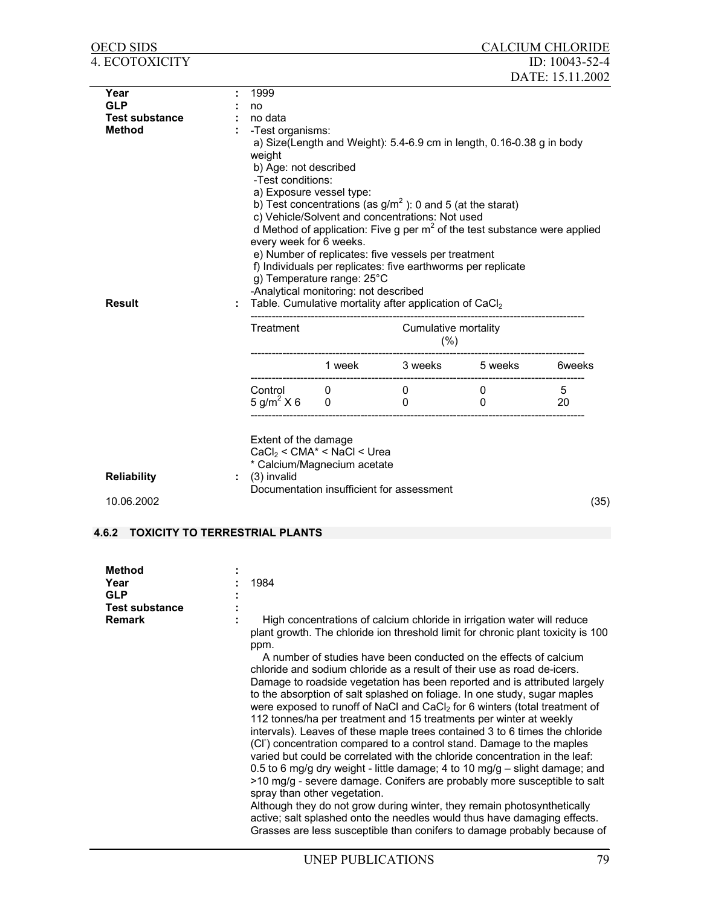| | | |
|---|---|---|
| **Year** | : | 1999 |
| **GLP** | : | no |
| **Test substance** | : | no data |
| **Method** | : | -Test organisms:<br>a) Size(Length and Weight): 5.4-6.9 cm in length, 0.16-0.38 g in body weight<br>b) Age: not described<br>-Test conditions:<br>a) Exposure vessel type:<br>b) Test concentrations (as $g/m^2$ ): 0 and 5 (at the starat)<br>c) Vehicle/Solvent and concentrations: Not used<br>d Method of application: Five g per $m^2$ of the test substance were applied every week for 6 weeks.<br>e) Number of replicates: five vessels per treatment<br>f) Individuals per replicates: five earthworms per replicate<br>g) Temperature range: 25°C<br>-Analytical monitoring: not described |
| **Result** | : | Table. Cumulative mortality after application of $CaCl_2$ |

| Treatment | Cumulative mortality (%) | | | |
|---|---|---|---|---|
| | 1 week | 3 weeks | 5 weeks | 6weeks |
| Control | 0 | 0 | 0 | 5 |
| 5 $g/m^2$ X 6 | 0 | 0 | 0 | 20 |

Extent of the damage
$CaCl_2$ < CMA* < NaCl < Urea
* Calcium/Magnecium acetate

| | | |
|---|---|---|
| **Reliability** | : | (3) invalid<br>Documentation insufficient for assessment |

10.06.2002 (35)

### 4.6.2 TOXICITY TO TERRESTRIAL PLANTS

| | | |
|---|---|---|
| **Method** | : | |
| **Year** | : | 1984 |
| **GLP** | : | |
| **Test substance** | : | |
| **Remark** | : | High concentrations of calcium chloride in irrigation water will reduce plant growth. The chloride ion threshold limit for chronic plant toxicity is 100 ppm.<br>A number of studies have been conducted on the effects of calcium chloride and sodium chloride as a result of their use as road de-icers. Damage to roadside vegetation has been reported and is attributed largely to the absorption of salt splashed on foliage. In one study, sugar maples were exposed to runoff of NaCl and $CaCl_2$ for 6 winters (total treatment of 112 tonnes/ha per treatment and 15 treatments per winter at weekly intervals). Leaves of these maple trees contained 3 to 6 times the chloride ($Cl^-$) concentration compared to a control stand. Damage to the maples varied but could be correlated with the chloride concentration in the leaf: 0.5 to 6 mg/g dry weight - little damage; 4 to 10 mg/g – slight damage; and >10 mg/g - severe damage. Conifers are probably more susceptible to salt spray than other vegetation.<br>Although they do not grow during winter, they remain photosynthetically active; salt splashed onto the needles would thus have damaging effects. Grasses are less susceptible than conifers to damage probably because of |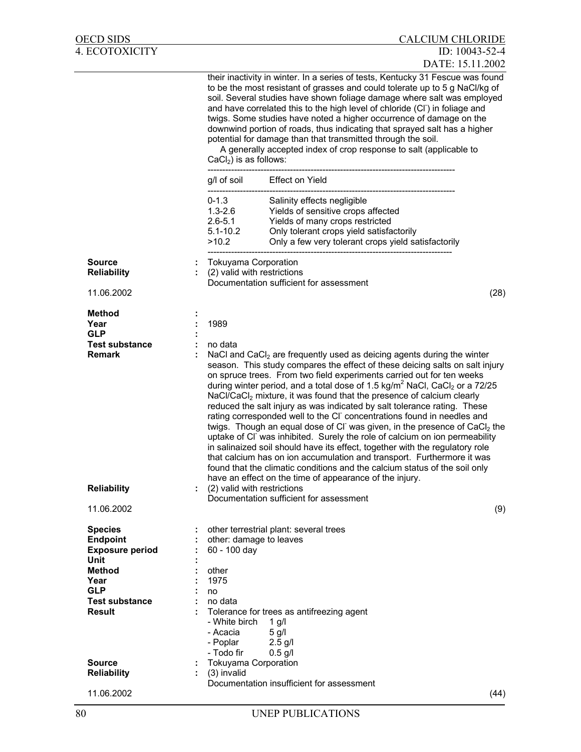their inactivity in winter. In a series of tests, Kentucky 31 Fescue was found to be the most resistant of grasses and could tolerate up to 5 g NaCl/kg of soil. Several studies have shown foliage damage where salt was employed and have correlated this to the high level of chloride ($Cl^-$) in foliage and twigs. Some studies have noted a higher occurrence of damage on the downwind portion of roads, thus indicating that sprayed salt has a higher potential for damage than that transmitted through the soil.

A generally accepted index of crop response to salt (applicable to $CaCl_2$) is as follows:

| g/l of soil | Effect on Yield |
|---|---|
| 0-1.3 | Salinity effects negligible |
| 1.3-2.6 | Yields of sensitive crops affected |
| 2.6-5.1 | Yields of many crops restricted |
| 5.1-10.2 | Only tolerant crops yield satisfactorily |
| >10.2 | Only a few very tolerant crops yield satisfactorily |

**Source** : Tokuyama Corporation
**Reliability** : (2) valid with restrictions
Documentation sufficient for assessment

11.06.2002 (28)

**Method** :
**Year** : 1989
**GLP** :
**Test substance** : no data
**Remark** : NaCl and $CaCl_2$ are frequently used as deicing agents during the winter season. This study compares the effect of these deicing salts on salt injury on spruce trees. From two field experiments carried out for ten weeks during winter period, and a total dose of 1.5 $kg/m^2$ NaCl, $CaCl_2$ or a 72/25 NaCl/$CaCl_2$ mixture, it was found that the presence of calcium clearly reduced the salt injury as was indicated by salt tolerance rating. These rating corresponded well to the $Cl^-$ concentrations found in needles and twigs. Though an equal dose of $Cl^-$ was given, in the presence of $CaCl_2$ the uptake of $Cl^-$ was inhibited. Surely the role of calcium on ion permeability in salinaized soil should have its effect, together with the regulatory role that calcium has on ion accumulation and transport. Furthermore it was found that the climatic conditions and the calcium status of the soil only have an effect on the time of appearance of the injury.
**Reliability** : (2) valid with restrictions
Documentation sufficient for assessment

11.06.2002 (9)

**Species** : other terrestrial plant: several trees
**Endpoint** : other: damage to leaves
**Exposure period** : 60 - 100 day
**Unit** :
**Method** : other
**Year** : 1975
**GLP** : no
**Test substance** : no data
**Result** : Tolerance for trees as antifreezing agent
- White birch 1 g/l
- Acacia 5 g/l
- Poplar 2.5 g/l
- Todo fir 0.5 g/l

**Source** : Tokuyama Corporation
**Reliability** : (3) invalid
Documentation insufficient for assessment

11.06.2002 (44)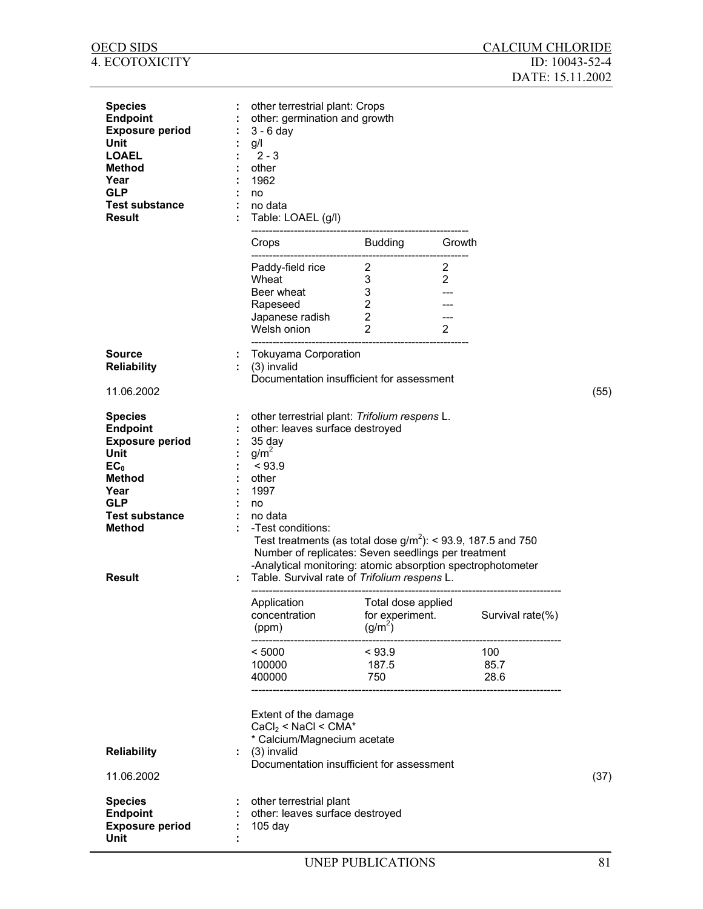| | | |
|---|---|---|
| **Species** | : | other terrestrial plant: Crops |
| **Endpoint** | : | other: germination and growth |
| **Exposure period** | : | 3 - 6 day |
| **Unit** | : | g/l |
| **LOAEL** | : | 2 - 3 |
| **Method** | : | other |
| **Year** | : | 1962 |
| **GLP** | : | no |
| **Test substance** | : | no data |
| **Result** | : | Table: LOAEL (g/l) |

| Crops | Budding | Growth |
|---|---|---|
| Paddy-field rice | 2 | 2 |
| Wheat | 3 | 2 |
| Beer wheat | 3 | --- |
| Rapeseed | 2 | --- |
| Japanese radish | 2 | --- |
| Welsh onion | 2 | 2 |

| | | |
|---|---|---|
| **Source** | : | Tokuyama Corporation |
| **Reliability** | : | (3) invalid<br>Documentation insufficient for assessment |

11.06.2002 (55)

| | | |
|---|---|---|
| **Species** | : | other terrestrial plant: *Trifolium respens* L. |
| **Endpoint** | : | other: leaves surface destroyed |
| **Exposure period** | : | 35 day |
| **Unit** | : | $g/m^2$ |
| **$EC_0$** | : | < 93.9 |
| **Method** | : | other |
| **Year** | : | 1997 |
| **GLP** | : | no |
| **Test substance** | : | no data |
| **Method** | : | -Test conditions:<br>Test treatments (as total dose $g/m^2$): < 93.9, 187.5 and 750<br>Number of replicates: Seven seedlings per treatment<br>-Analytical monitoring: atomic absorption spectrophotometer |
| **Result** | : | Table. Survival rate of *Trifolium respens* L. |

| Application concentration (ppm) | Total dose applied for experiment. ($g/m^2$) | Survival rate(%) |
|---|---|---|
| < 5000 | < 93.9 | 100 |
| 100000 | 187.5 | 85.7 |
| 400000 | 750 | 28.6 |

Extent of the damage
$CaCl_2$ < NaCl < CMA*
* Calcium/Magnecium acetate

| | | |
|---|---|---|
| **Reliability** | : | (3) invalid<br>Documentation insufficient for assessment |

11.06.2002 (37)

| | | |
|---|---|---|
| **Species** | : | other terrestrial plant |
| **Endpoint** | : | other: leaves surface destroyed |
| **Exposure period** | : | 105 day |
| **Unit** | : | |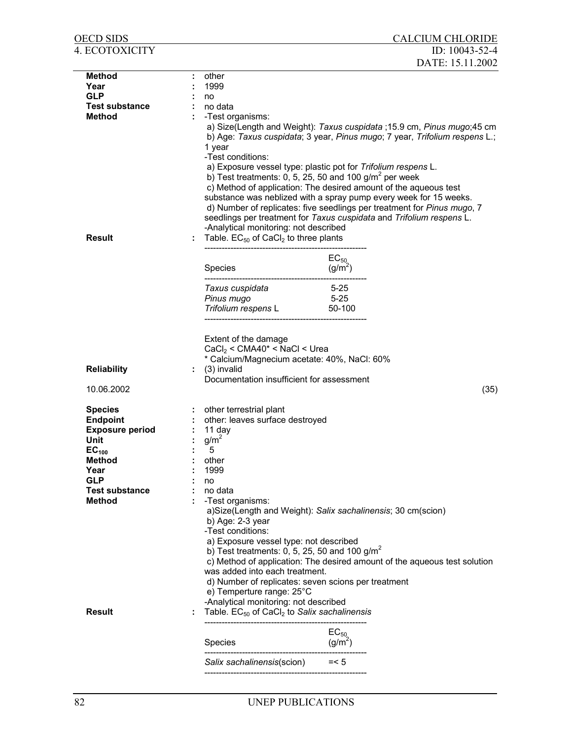| | | |
|---|---|---|
| **Method** | : | other |
| **Year** | : | 1999 |
| **GLP** | : | no |
| **Test substance** | : | no data |

**Method** : -Test organisms:

a) Size(Length and Weight): *Taxus cuspidata* ;15.9 cm, *Pinus mugo*;45 cm
b) Age: *Taxus cuspidata*; 3 year, *Pinus mugo*; 7 year, *Trifolium respens* L.; 1 year

-Test conditions:

a) Exposure vessel type: plastic pot for *Trifolium respens* L.
b) Test treatments: 0, 5, 25, 50 and 100 $g/m^2$ per week
c) Method of application: The desired amount of the aqueous test substance was neblized with a spray pump every week for 15 weeks.
d) Number of replicates: five seedlings per treatment for *Pinus mugo*, 7 seedlings per treatment for *Taxus cuspidata* and *Trifolium respens* L.

-Analytical monitoring: not described

**Result** : Table. $EC_{50}$ of $CaCl_2$ to three plants

| Species | $EC_{50}$ ($g/m^2$) |
|---|---|
| *Taxus cuspidata* | 5-25 |
| *Pinus mugo* | 5-25 |
| *Trifolium respens* L | 50-100 |

Extent of the damage
$CaCl_2$ < CMA40* < NaCl < Urea
\* Calcium/Magnecium acetate: 40%, NaCl: 60%

**Reliability** : (3) invalid
Documentation insufficient for assessment

10.06.2002 (35)

| | | |
|---|---|---|
| **Species** | : | other terrestrial plant |
| **Endpoint** | : | other: leaves surface destroyed |
| **Exposure period** | : | 11 day |
| **Unit** | : | $g/m^2$ |
| **$EC_{100}$** | : | 5 |
| **Method** | : | other |
| **Year** | : | 1999 |
| **GLP** | : | no |
| **Test substance** | : | no data |

**Method** : -Test organisms:

a)Size(Length and Weight): *Salix sachalinensis*; 30 cm(scion)
b) Age: 2-3 year

-Test conditions:

a) Exposure vessel type: not described
b) Test treatments: 0, 5, 25, 50 and 100 $g/m^2$
c) Method of application: The desired amount of the aqueous test solution was added into each treatment.
d) Number of replicates: seven scions per treatment
e) Temperture range: 25°C

-Analytical monitoring: not described

**Result** : Table. $EC_{50}$ of $CaCl_2$ to *Salix sachalinensis*

| Species | $EC_{50}$ ($g/m^2$) |
|---|---|
| *Salix sachalinensis*(scion) | =< 5 |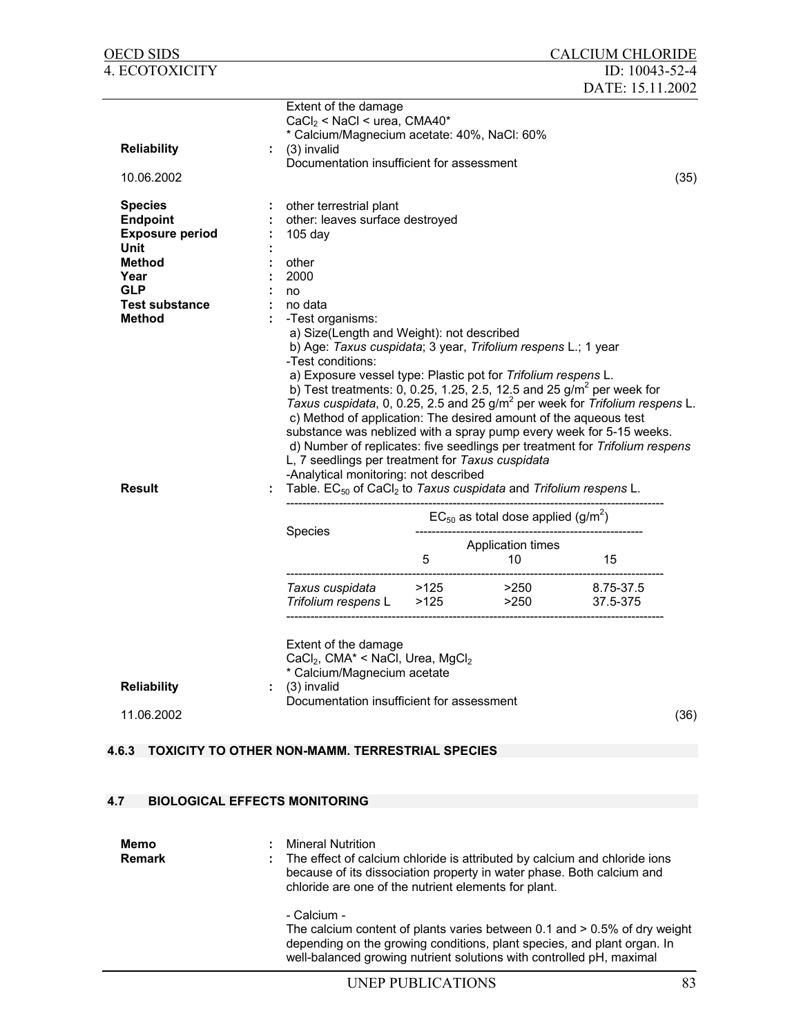Extent of the damage
$CaCl_2$ < NaCl < urea, CMA40*
* Calcium/Magnesium acetate: 40%, NaCl: 60%

**Reliability** : (3) invalid
Documentation insufficient for assessment

10.06.2002 (35)

**Species** : other terrestrial plant
**Endpoint** : other: leaves surface destroyed
**Exposure period** : 105 day
**Unit** :
**Method** : other
**Year** : 2000
**GLP** : no
**Test substance** : no data
**Method** : -Test organisms:
a) Size(Length and Weight): not described
b) Age: *Taxus cuspidata*; 3 year, *Trifolium respens* L.; 1 year
-Test conditions:
a) Exposure vessel type: Plastic pot for *Trifolium respens* L.
b) Test treatments: 0, 0.25, 1.25, 2.5, 12.5 and 25 $g/m^2$ per week for *Taxus cuspidata*, 0, 0.25, 2.5 and 25 $g/m^2$ per week for *Trifolium respens* L.
c) Method of application: The desired amount of the aqueous test substance was neblized with a spray pump every week for 5-15 weeks.
d) Number of replicates: five seedlings per treatment for *Trifolium respens* L, 7 seedlings per treatment for *Taxus cuspidata*
-Analytical monitoring: not described

**Result** : Table. $EC_{50}$ of $CaCl_2$ to *Taxus cuspidata* and *Trifolium respens* L.

| Species | $EC_{50}$ as total dose applied ($g/m^2$) | | |
|---|---|---|---|
| | Application times | | |
| | 5 | 10 | 15 |
| *Taxus cuspidata* | >125 | >250 | 8.75-37.5 |
| *Trifolium respens* L | >125 | >250 | 37.5-375 |

Extent of the damage
$CaCl_2$, CMA* < NaCl, Urea, $MgCl_2$
* Calcium/Magnesium acetate

**Reliability** : (3) invalid
Documentation insufficient for assessment

11.06.2002 (36)

### 4.6.3 TOXICITY TO OTHER NON-MAMM. TERRESTRIAL SPECIES

### 4.7 BIOLOGICAL EFFECTS MONITORING

**Memo** : Mineral Nutrition
**Remark** : The effect of calcium chloride is attributed by calcium and chloride ions because of its dissociation property in water phase. Both calcium and chloride are one of the nutrient elements for plant.

- Calcium -
The calcium content of plants varies between 0.1 and > 0.5% of dry weight depending on the growing conditions, plant species, and plant organ. In well-balanced growing nutrient solutions with controlled pH, maximal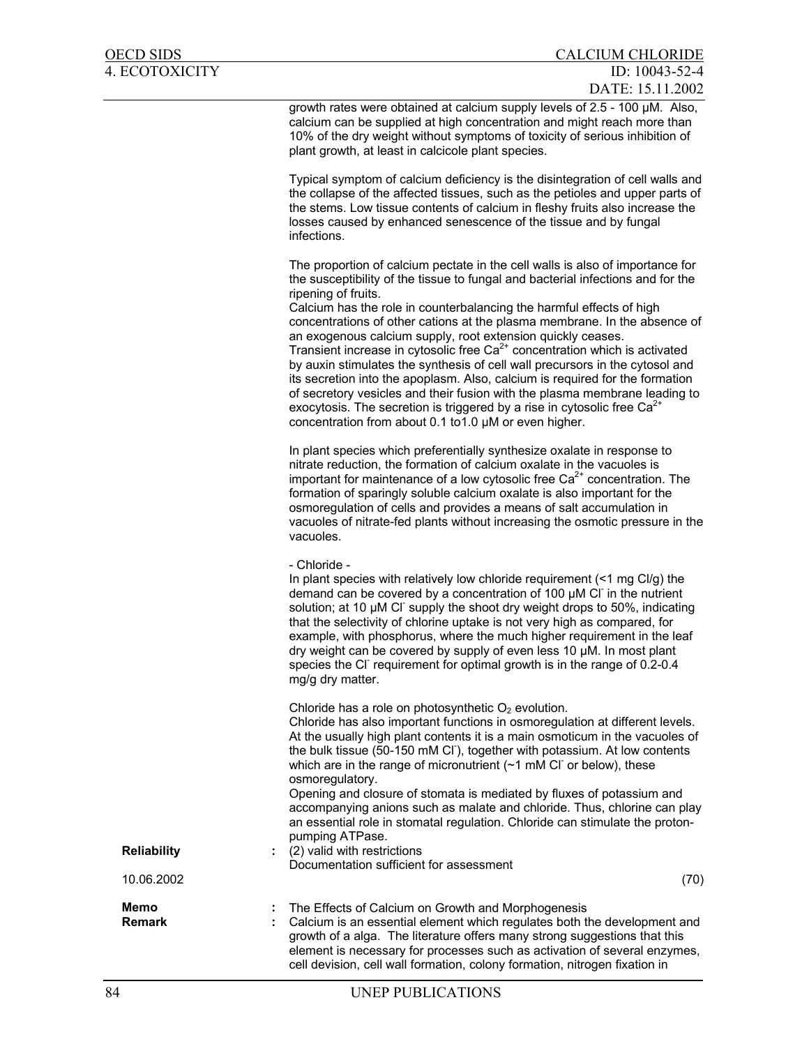growth rates were obtained at calcium supply levels of 2.5 - 100 µM. Also, calcium can be supplied at high concentration and might reach more than 10% of the dry weight without symptoms of toxicity of serious inhibition of plant growth, at least in calcicole plant species.

Typical symptom of calcium deficiency is the disintegration of cell walls and the collapse of the affected tissues, such as the petioles and upper parts of the stems. Low tissue contents of calcium in fleshy fruits also increase the losses caused by enhanced senescence of the tissue and by fungal infections.

The proportion of calcium pectate in the cell walls is also of importance for the susceptibility of the tissue to fungal and bacterial infections and for the ripening of fruits.
Calcium has the role in counterbalancing the harmful effects of high concentrations of other cations at the plasma membrane. In the absence of an exogenous calcium supply, root extension quickly ceases.
Transient increase in cytosolic free $Ca^{2+}$ concentration which is activated by auxin stimulates the synthesis of cell wall precursors in the cytosol and its secretion into the apoplasm. Also, calcium is required for the formation of secretory vesicles and their fusion with the plasma membrane leading to exocytosis. The secretion is triggered by a rise in cytosolic free $Ca^{2+}$ concentration from about 0.1 to1.0 µM or even higher.

In plant species which preferentially synthesize oxalate in response to nitrate reduction, the formation of calcium oxalate in the vacuoles is important for maintenance of a low cytosolic free $Ca^{2+}$ concentration. The formation of sparingly soluble calcium oxalate is also important for the osmoregulation of cells and provides a means of salt accumulation in vacuoles of nitrate-fed plants without increasing the osmotic pressure in the vacuoles.

- Chloride -
In plant species with relatively low chloride requirement (<1 mg Cl/g) the demand can be covered by a concentration of 100 µM $Cl^-$ in the nutrient solution; at 10 µM $Cl^-$ supply the shoot dry weight drops to 50%, indicating that the selectivity of chlorine uptake is not very high as compared, for example, with phosphorus, where the much higher requirement in the leaf dry weight can be covered by supply of even less 10 µM. In most plant species the $Cl^-$ requirement for optimal growth is in the range of 0.2-0.4 mg/g dry matter.

Chloride has a role on photosynthetic $O_2$ evolution.
Chloride has also important functions in osmoregulation at different levels. At the usually high plant contents it is a main osmoticum in the vacuoles of the bulk tissue (50-150 mM $Cl^-$), together with potassium. At low contents which are in the range of micronutrient (~1 mM $Cl^-$ or below), these osmoregulatory.
Opening and closure of stomata is mediated by fluxes of potassium and accompanying anions such as malate and chloride. Thus, chlorine can play an essential role in stomatal regulation. Chloride can stimulate the proton-pumping ATPase.

**Reliability** : (2) valid with restrictions
Documentation sufficient for assessment

10.06.2002 (70)

**Memo** : The Effects of Calcium on Growth and Morphogenesis

**Remark** : Calcium is an essential element which regulates both the development and growth of a alga. The literature offers many strong suggestions that this element is necessary for processes such as activation of several enzymes, cell devision, cell wall formation, colony formation, nitrogen fixation in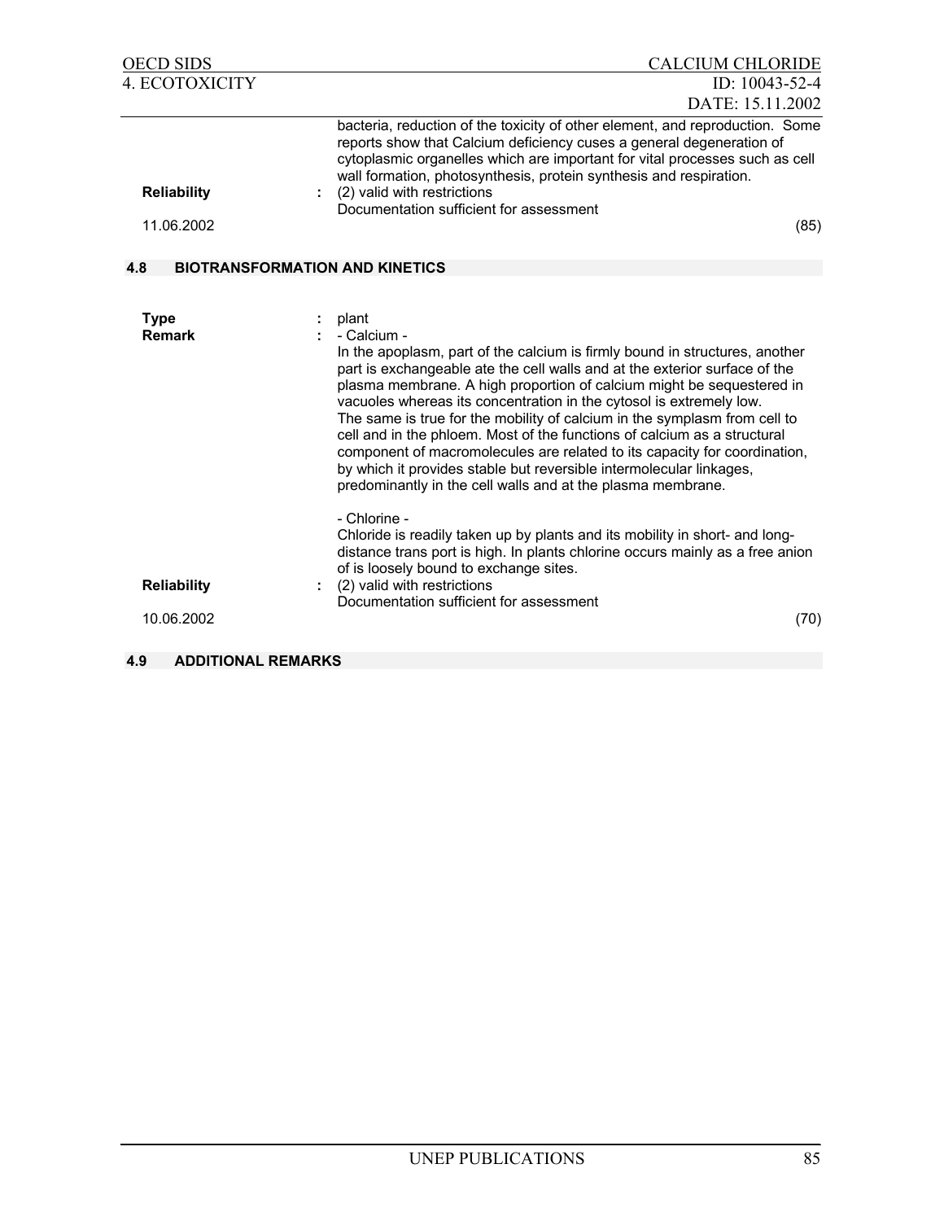bacteria, reduction of the toxicity of other element, and reproduction. Some reports show that Calcium deficiency cuses a general degeneration of cytoplasmic organelles which are important for vital processes such as cell wall formation, photosynthesis, protein synthesis and respiration.

**Reliability** : (2) valid with restrictions
Documentation sufficient for assessment

11.06.2002 (85)

## 4.8 BIOTRANSFORMATION AND KINETICS

**Type** : plant

**Remark** : - Calcium -

In the apoplasm, part of the calcium is firmly bound in structures, another part is exchangeable ate the cell walls and at the exterior surface of the plasma membrane. A high proportion of calcium might be sequestered in vacuoles whereas its concentration in the cytosol is extremely low. The same is true for the mobility of calcium in the symplasm from cell to cell and in the phloem. Most of the functions of calcium as a structural component of macromolecules are related to its capacity for coordination, by which it provides stable but reversible intermolecular linkages, predominantly in the cell walls and at the plasma membrane.

- Chlorine -

Chloride is readily taken up by plants and its mobility in short- and long-distance trans port is high. In plants chlorine occurs mainly as a free anion of is loosely bound to exchange sites.

**Reliability** : (2) valid with restrictions
Documentation sufficient for assessment

10.06.2002 (70)

## 4.9 ADDITIONAL REMARKS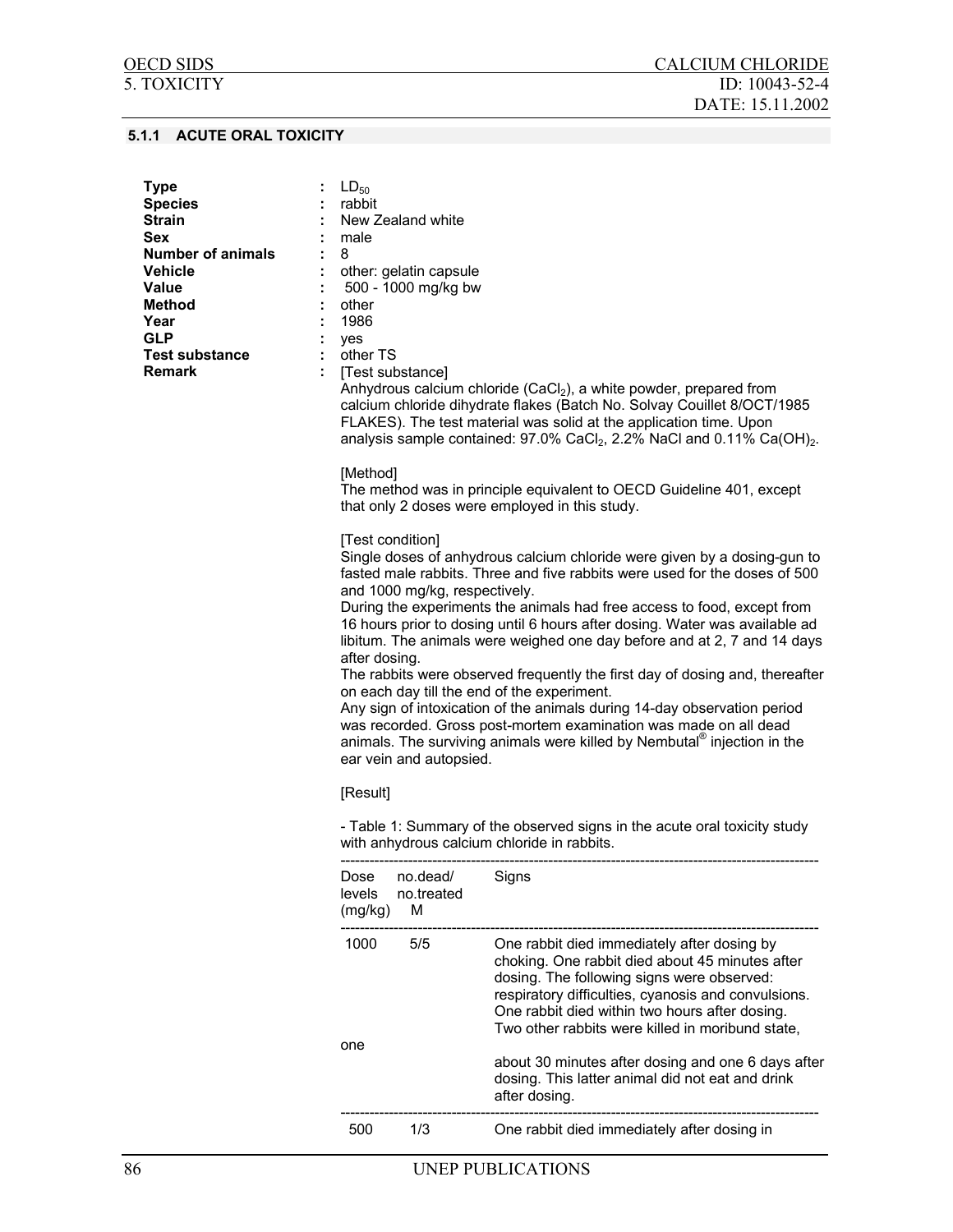### 5.1.1 ACUTE ORAL TOXICITY

**Type** : $LD_{50}$
**Species** : rabbit
**Strain** : New Zealand white
**Sex** : male
**Number of animals** : 8
**Vehicle** : other: gelatin capsule
**Value** : 500 - 1000 mg/kg bw
**Method** : other
**Year** : 1986
**GLP** : yes
**Test substance** : other TS
**Remark** : [Test substance]
Anhydrous calcium chloride ($CaCl_2$), a white powder, prepared from calcium chloride dihydrate flakes (Batch No. Solvay Couillet 8/OCT/1985 FLAKES). The test material was solid at the application time. Upon analysis sample contained: 97.0% $CaCl_2$, 2.2% NaCl and 0.11% $Ca(OH)_2$.

[Method]
The method was in principle equivalent to OECD Guideline 401, except that only 2 doses were employed in this study.

[Test condition]
Single doses of anhydrous calcium chloride were given by a dosing-gun to fasted male rabbits. Three and five rabbits were used for the doses of 500 and 1000 mg/kg, respectively.
During the experiments the animals had free access to food, except from 16 hours prior to dosing until 6 hours after dosing. Water was available ad libitum. The animals were weighed one day before and at 2, 7 and 14 days after dosing.
The rabbits were observed frequently the first day of dosing and, thereafter on each day till the end of the experiment.
Any sign of intoxication of the animals during 14-day observation period was recorded. Gross post-mortem examination was made on all dead animals. The surviving animals were killed by Nembutal® injection in the ear vein and autopsied.

[Result]

- Table 1: Summary of the observed signs in the acute oral toxicity study with anhydrous calcium chloride in rabbits.

| Dose levels (mg/kg) | no.dead/ no.treated M | Signs |
|---|---|---|
| 1000 | 5/5 | One rabbit died immediately after dosing by choking. One rabbit died about 45 minutes after dosing. The following signs were observed: respiratory difficulties, cyanosis and convulsions. One rabbit died within two hours after dosing. Two other rabbits were killed in moribund state, one about 30 minutes after dosing and one 6 days after dosing. This latter animal did not eat and drink after dosing. |
| 500 | 1/3 | One rabbit died immediately after dosing in |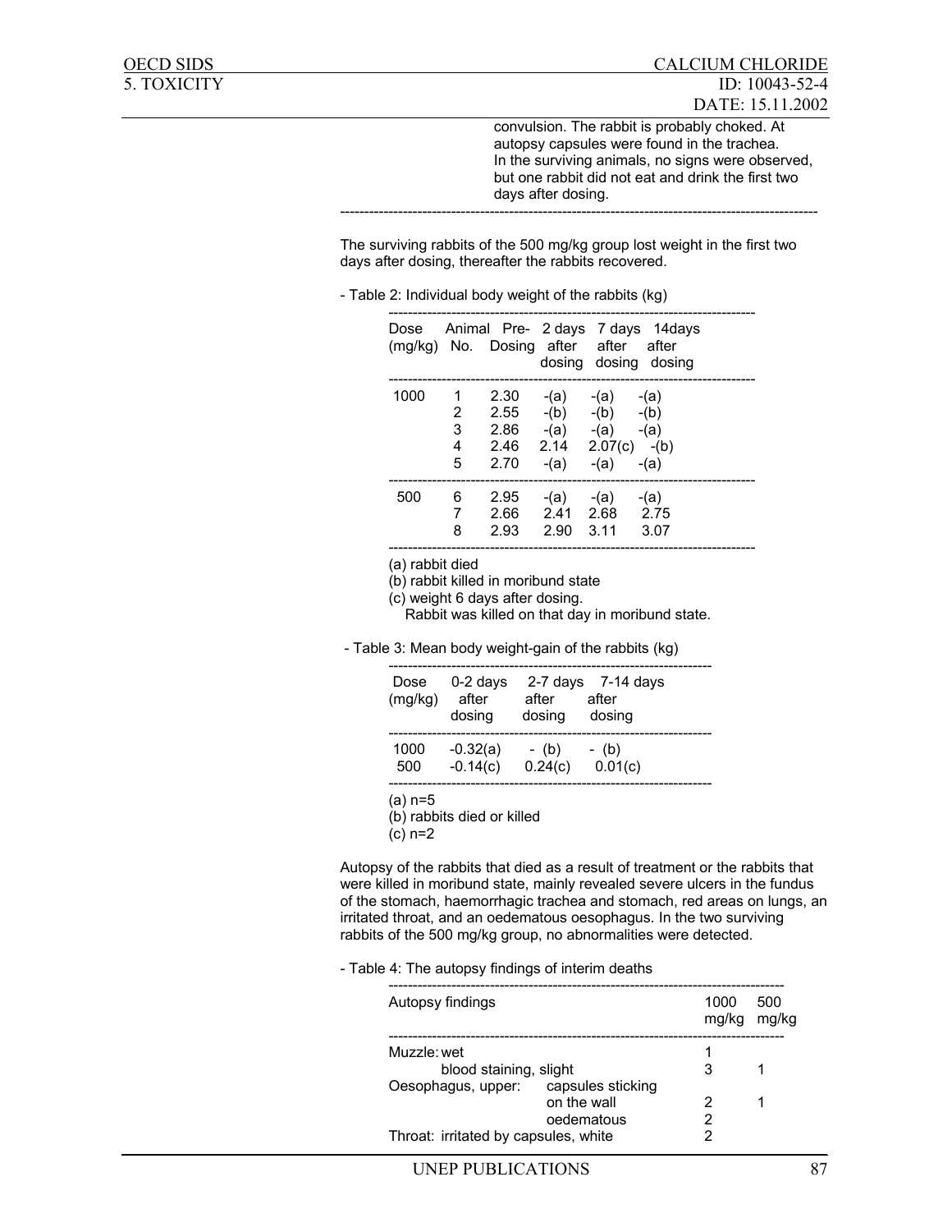convulsion. The rabbit is probably choked. At autopsy capsules were found in the trachea.
In the surviving animals, no signs were observed, but one rabbit did not eat and drink the first two days after dosing.

---

The surviving rabbits of the 500 mg/kg group lost weight in the first two days after dosing, thereafter the rabbits recovered.

- Table 2: Individual body weight of the rabbits (kg)

| Dose (mg/kg) | Animal No. | Pre-Dosing | 2 days after dosing | 7 days after dosing | 14days after dosing |
|---|---|---|---|---|---|
| 1000 | 1 | 2.30 | -(a) | -(a) | -(a) |
| | 2 | 2.55 | -(b) | -(b) | -(b) |
| | 3 | 2.86 | -(a) | -(a) | -(a) |
| | 4 | 2.46 | 2.14 | 2.07(c) | -(b) |
| | 5 | 2.70 | -(a) | -(a) | -(a) |
| 500 | 6 | 2.95 | -(a) | -(a) | -(a) |
| | 7 | 2.66 | 2.41 | 2.68 | 2.75 |
| | 8 | 2.93 | 2.90 | 3.11 | 3.07 |

(a) rabbit died
(b) rabbit killed in moribund state
(c) weight 6 days after dosing.
Rabbit was killed on that day in moribund state.

- Table 3: Mean body weight-gain of the rabbits (kg)

| Dose (mg/kg) | 0-2 days after dosing | 2-7 days after dosing | 7-14 days after dosing |
|---|---|---|---|
| 1000 | -0.32(a) | - (b) | - (b) |
| 500 | -0.14(c) | 0.24(c) | 0.01(c) |

(a) n=5
(b) rabbits died or killed
(c) n=2

Autopsy of the rabbits that died as a result of treatment or the rabbits that were killed in moribund state, mainly revealed severe ulcers in the fundus of the stomach, haemorrhagic trachea and stomach, red areas on lungs, an irritated throat, and an oedematous oesophagus. In the two surviving rabbits of the 500 mg/kg group, no abnormalities were detected.

- Table 4: The autopsy findings of interim deaths

| Autopsy findings | 1000 mg/kg | 500 mg/kg |
|---|---|---|
| Muzzle: wet | 1 | |
| blood staining, slight | 3 | 1 |
| Oesophagus, upper: capsules sticking on the wall | 2 | 1 |
| oedematous | 2 | |
| Throat: irritated by capsules, white | 2 | |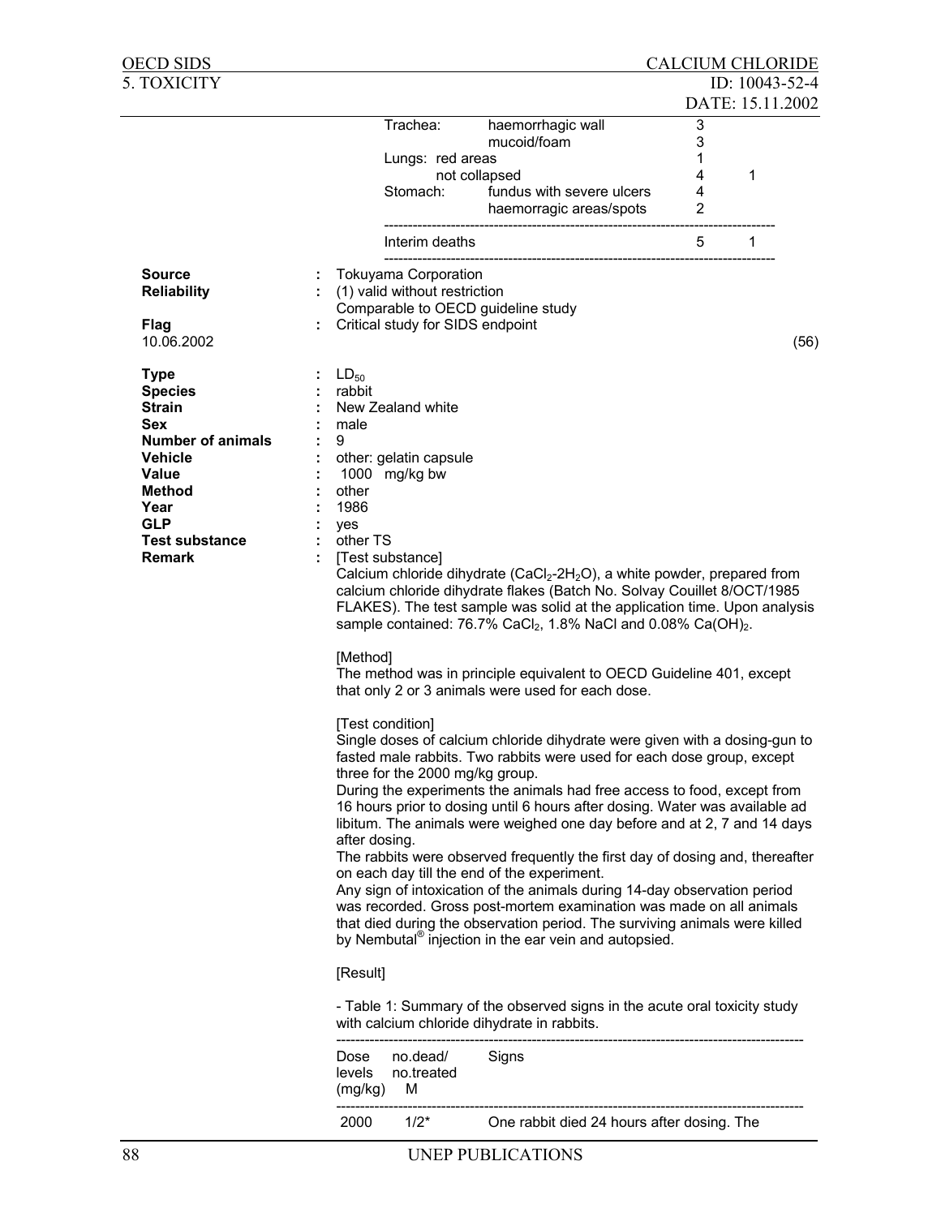| | | | |
|---|---|---|---|
| Trachea: | haemorrhagic wall | 3 | |
| | mucoid/foam | 3 | |
| Lungs: red areas | | 1 | |
| not collapsed | | 4 | 1 |
| Stomach: | fundus with severe ulcers | 4 | |
| | haemorragic areas/spots | 2 | |
| Interim deaths | | 5 | 1 |

**Source** : Tokuyama Corporation

**Reliability** : (1) valid without restriction
Comparable to OECD guideline study

**Flag** : Critical study for SIDS endpoint

10.06.2002 (56)

**Type** : $LD_{50}$

**Species** : rabbit

**Strain** : New Zealand white

**Sex** : male

**Number of animals** : 9

**Vehicle** : other: gelatin capsule

**Value** : 1000 mg/kg bw

**Method** : other

**Year** : 1986

**GLP** : yes

**Test substance** : other TS

**Remark** : [Test substance]

Calcium chloride dihydrate ($CaCl_2$-$2H_2O$), a white powder, prepared from calcium chloride dihydrate flakes (Batch No. Solvay Couillet 8/OCT/1985 FLAKES). The test sample was solid at the application time. Upon analysis sample contained: 76.7% $CaCl_2$, 1.8% NaCl and 0.08% $Ca(OH)_2$.

[Method]

The method was in principle equivalent to OECD Guideline 401, except that only 2 or 3 animals were used for each dose.

[Test condition]

Single doses of calcium chloride dihydrate were given with a dosing-gun to fasted male rabbits. Two rabbits were used for each dose group, except three for the 2000 mg/kg group.

During the experiments the animals had free access to food, except from 16 hours prior to dosing until 6 hours after dosing. Water was available ad libitum. The animals were weighed one day before and at 2, 7 and 14 days after dosing.

The rabbits were observed frequently the first day of dosing and, thereafter on each day till the end of the experiment.

Any sign of intoxication of the animals during 14-day observation period was recorded. Gross post-mortem examination was made on all animals that died during the observation period. The surviving animals were killed by Nembutal® injection in the ear vein and autopsied.

[Result]

- Table 1: Summary of the observed signs in the acute oral toxicity study with calcium chloride dihydrate in rabbits.

| Dose levels (mg/kg) | no.dead/ no.treated M | Signs |
|---|---|---|
| 2000 | 1/2* | One rabbit died 24 hours after dosing. The |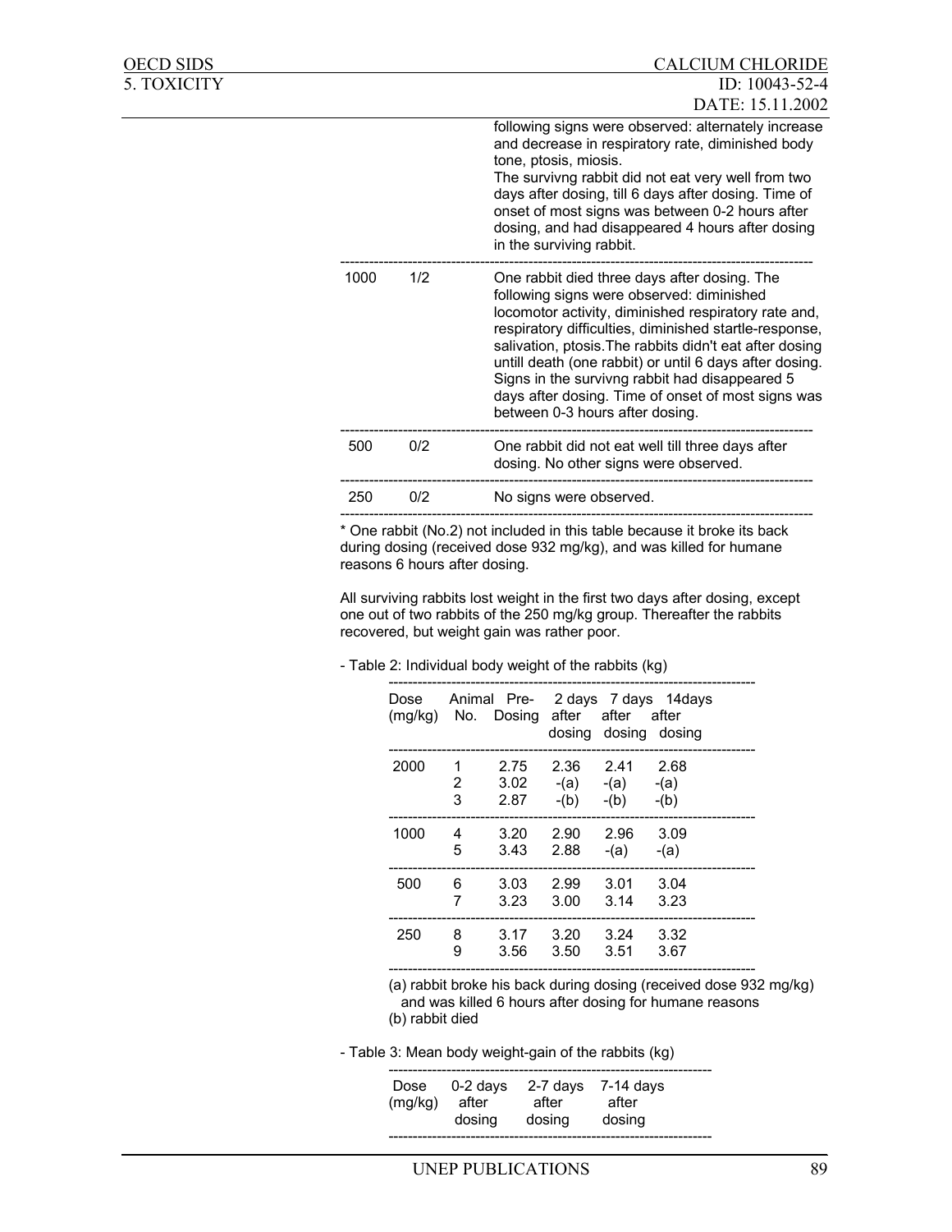| | | |
|---|---|---|
| | | following signs were observed: alternately increase and decrease in respiratory rate, diminished body tone, ptosis, miosis. The survivng rabbit did not eat very well from two days after dosing, till 6 days after dosing. Time of onset of most signs was between 0-2 hours after dosing, and had disappeared 4 hours after dosing in the surviving rabbit. |
| 1000 | 1/2 | One rabbit died three days after dosing. The following signs were observed: diminished locomotor activity, diminished respiratory rate and, respiratory difficulties, diminished startle-response, salivation, ptosis.The rabbits didn't eat after dosing untill death (one rabbit) or until 6 days after dosing. Signs in the survivng rabbit had disappeared 5 days after dosing. Time of onset of most signs was between 0-3 hours after dosing. |
| 500 | 0/2 | One rabbit did not eat well till three days after dosing. No other signs were observed. |
| 250 | 0/2 | No signs were observed. |

* One rabbit (No.2) not included in this table because it broke its back during dosing (received dose 932 mg/kg), and was killed for humane reasons 6 hours after dosing.

All surviving rabbits lost weight in the first two days after dosing, except one out of two rabbits of the 250 mg/kg group. Thereafter the rabbits recovered, but weight gain was rather poor.

- Table 2: Individual body weight of the rabbits (kg)

| Dose (mg/kg) | Animal No. | Pre-Dosing | 2 days after dosing | 7 days after dosing | 14days after dosing |
|---|---|---|---|---|---|
| 2000 | 1 | 2.75 | 2.36 | 2.41 | 2.68 |
| | 2 | 3.02 | -(a) | -(a) | -(a) |
| | 3 | 2.87 | -(b) | -(b) | -(b) |
| 1000 | 4 | 3.20 | 2.90 | 2.96 | 3.09 |
| | 5 | 3.43 | 2.88 | -(a) | -(a) |
| 500 | 6 | 3.03 | 2.99 | 3.01 | 3.04 |
| | 7 | 3.23 | 3.00 | 3.14 | 3.23 |
| 250 | 8 | 3.17 | 3.20 | 3.24 | 3.32 |
| | 9 | 3.56 | 3.50 | 3.51 | 3.67 |

(a) rabbit broke his back during dosing (received dose 932 mg/kg) and was killed 6 hours after dosing for humane reasons
(b) rabbit died

- Table 3: Mean body weight-gain of the rabbits (kg)

| Dose (mg/kg) | 0-2 days after dosing | 2-7 days after dosing | 7-14 days after dosing |
|---|---|---|---|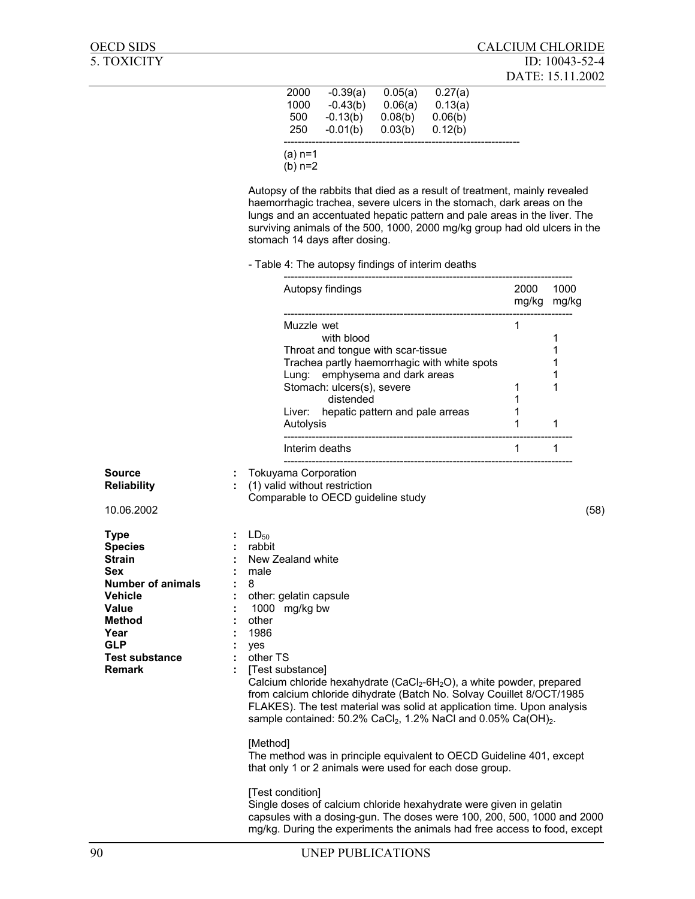| | | | |
|---|---|---|---|
| 2000 | -0.39(a) | 0.05(a) | 0.27(a) |
| 1000 | -0.43(b) | 0.06(a) | 0.13(a) |
| 500 | -0.13(b) | 0.08(b) | 0.06(b) |
| 250 | -0.01(b) | 0.03(b) | 0.12(b) |

(a) n=1
(b) n=2

Autopsy of the rabbits that died as a result of treatment, mainly revealed haemorrhagic trachea, severe ulcers in the stomach, dark areas on the lungs and an accentuated hepatic pattern and pale areas in the liver. The surviving animals of the 500, 1000, 2000 mg/kg group had old ulcers in the stomach 14 days after dosing.

- Table 4: The autopsy findings of interim deaths

| Autopsy findings | 2000 mg/kg | 1000 mg/kg |
|---|---|---|
| Muzzle wet | 1 | |
| with blood | | 1 |
| Throat and tongue with scar-tissue | | 1 |
| Trachea partly haemorrhagic with white spots | | 1 |
| Lung: emphysema and dark areas | | 1 |
| Stomach: ulcers(s), severe | 1 | 1 |
| distended | 1 | |
| Liver: hepatic pattern and pale arreas | 1 | |
| Autolysis | 1 | 1 |
| Interim deaths | 1 | 1 |

**Source** : Tokuyama Corporation
**Reliability** : (1) valid without restriction
Comparable to OECD guideline study

10.06.2002 (58)

**Type** : $LD_{50}$
**Species** : rabbit
**Strain** : New Zealand white
**Sex** : male
**Number of animals** : 8
**Vehicle** : other: gelatin capsule
**Value** : 1000 mg/kg bw
**Method** : other
**Year** : 1986
**GLP** : yes
**Test substance** : other TS
**Remark** : [Test substance]
Calcium chloride hexahydrate ($CaCl_2$-$6H_2O$), a white powder, prepared from calcium chloride dihydrate (Batch No. Solvay Couillet 8/OCT/1985 FLAKES). The test material was solid at application time. Upon analysis sample contained: 50.2% $CaCl_2$, 1.2% NaCl and 0.05% $Ca(OH)_2$.

[Method]
The method was in principle equivalent to OECD Guideline 401, except that only 1 or 2 animals were used for each dose group.

[Test condition]
Single doses of calcium chloride hexahydrate were given in gelatin capsules with a dosing-gun. The doses were 100, 200, 500, 1000 and 2000 mg/kg. During the experiments the animals had free access to food, except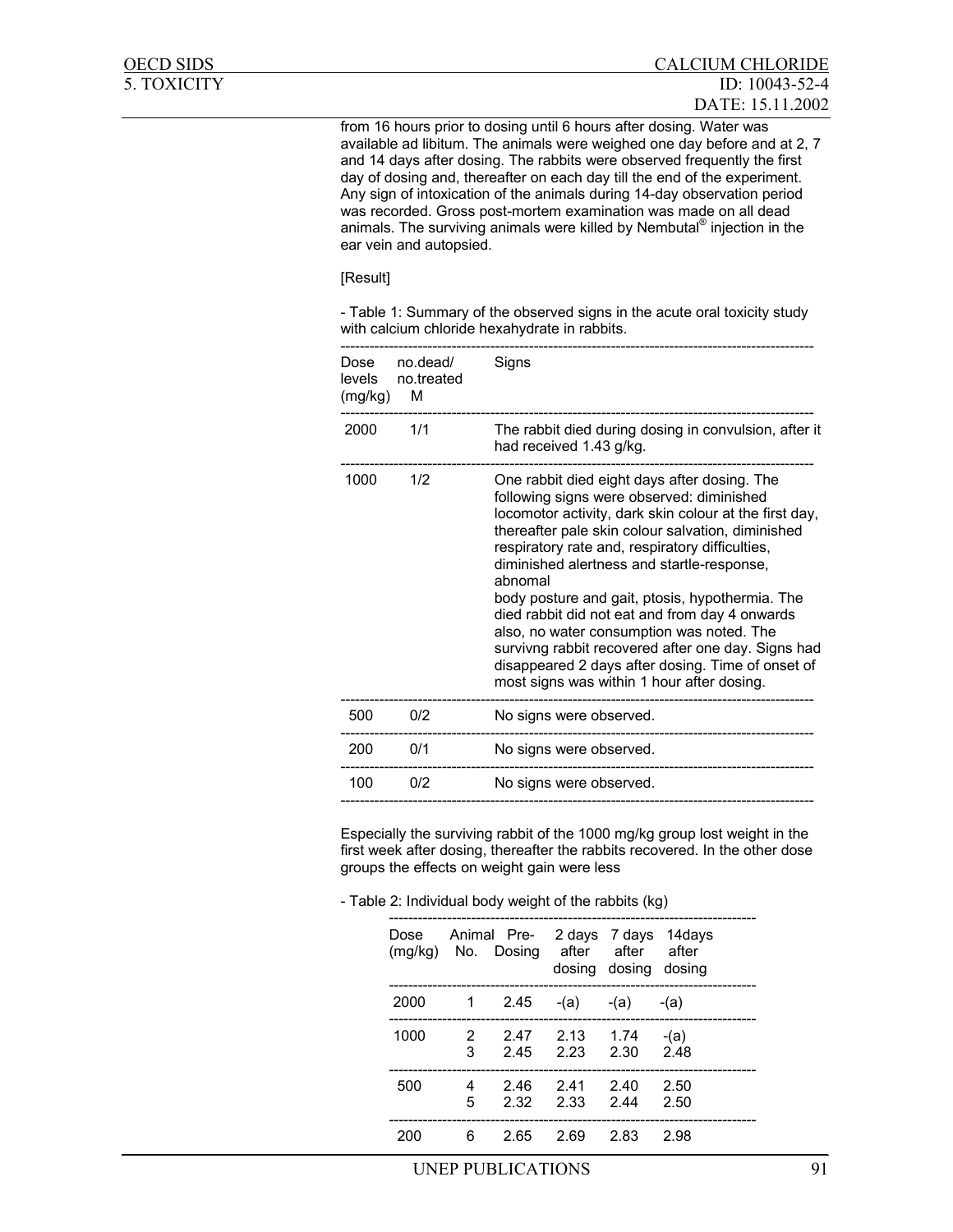from 16 hours prior to dosing until 6 hours after dosing. Water was available ad libitum. The animals were weighed one day before and at 2, 7 and 14 days after dosing. The rabbits were observed frequently the first day of dosing and, thereafter on each day till the end of the experiment. Any sign of intoxication of the animals during 14-day observation period was recorded. Gross post-mortem examination was made on all dead animals. The surviving animals were killed by Nembutal® injection in the ear vein and autopsied.

[Result]

- Table 1: Summary of the observed signs in the acute oral toxicity study with calcium chloride hexahydrate in rabbits.

| Dose levels (mg/kg) | no.dead/ no.treated M | Signs |
|---|---|---|
| 2000 | 1/1 | The rabbit died during dosing in convulsion, after it had received 1.43 g/kg. |
| 1000 | 1/2 | One rabbit died eight days after dosing. The following signs were observed: diminished locomotor activity, dark skin colour at the first day, thereafter pale skin colour salvation, diminished respiratory rate and, respiratory difficulties, diminished alertness and startle-response, abnomal body posture and gait, ptosis, hypothermia. The died rabbit did not eat and from day 4 onwards also, no water consumption was noted. The survivng rabbit recovered after one day. Signs had disappeared 2 days after dosing. Time of onset of most signs was within 1 hour after dosing. |
| 500 | 0/2 | No signs were observed. |
| 200 | 0/1 | No signs were observed. |
| 100 | 0/2 | No signs were observed. |

Especially the surviving rabbit of the 1000 mg/kg group lost weight in the first week after dosing, thereafter the rabbits recovered. In the other dose groups the effects on weight gain were less

- Table 2: Individual body weight of the rabbits (kg)

| Dose (mg/kg) | Animal No. | Pre-Dosing | 2 days after dosing | 7 days after dosing | 14days after dosing |
|---|---|---|---|---|---|
| 2000 | 1 | 2.45 | -(a) | -(a) | -(a) |
| 1000 | 2 | 2.47 | 2.13 | 1.74 | -(a) |
| | 3 | 2.45 | 2.23 | 2.30 | 2.48 |
| 500 | 4 | 2.46 | 2.41 | 2.40 | 2.50 |
| | 5 | 2.32 | 2.33 | 2.44 | 2.50 |
| 200 | 6 | 2.65 | 2.69 | 2.83 | 2.98 |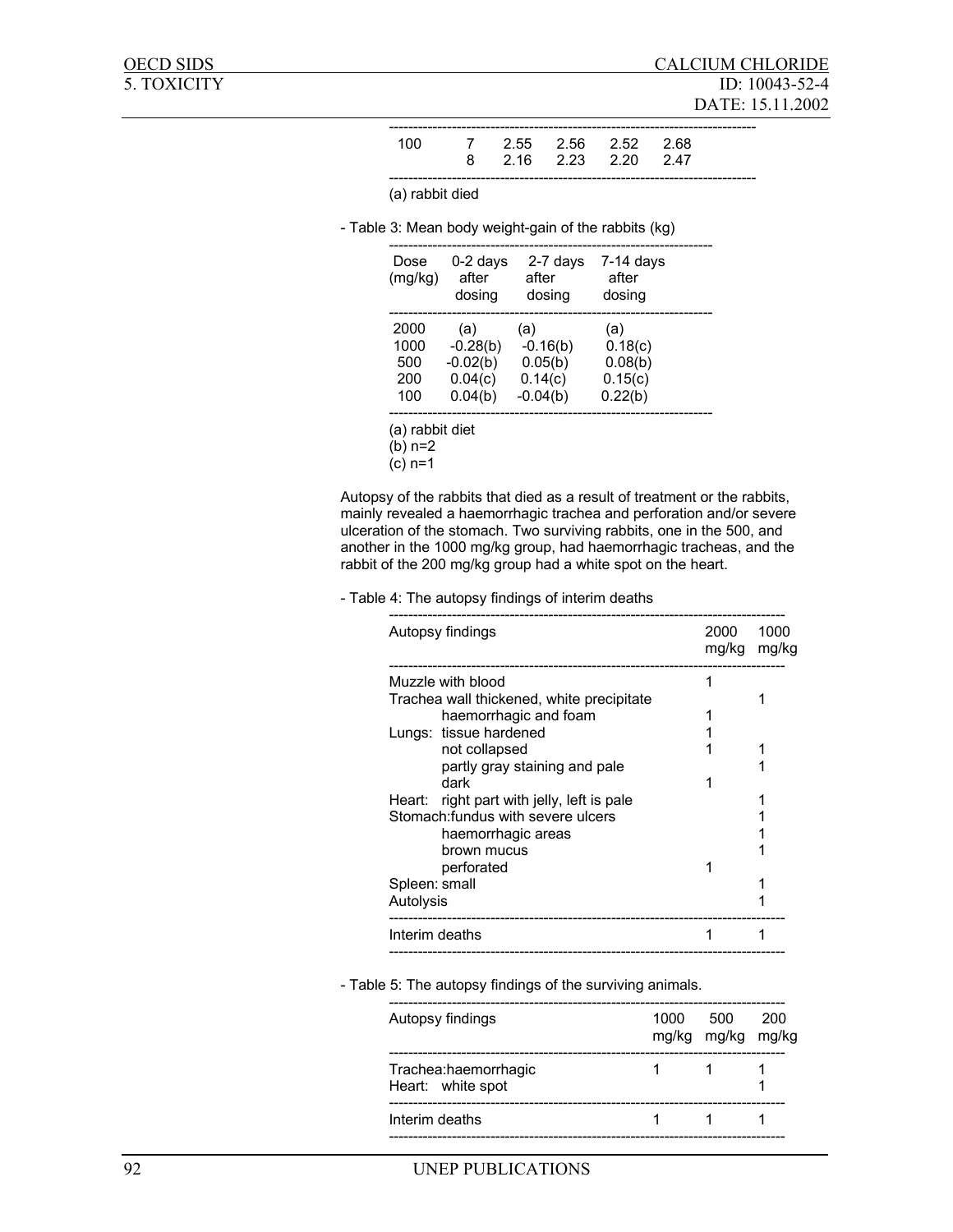| | | | | | |
|---|---|---|---|---|---|
| 100 | 7 | 2.55 | 2.56 | 2.52 | 2.68 |
| | 8 | 2.16 | 2.23 | 2.20 | 2.47 |

(a) rabbit died

- Table 3: Mean body weight-gain of the rabbits (kg)

| Dose (mg/kg) | 0-2 days after dosing | 2-7 days after dosing | 7-14 days after dosing |
|---|---|---|---|
| 2000 | (a) | (a) | (a) |
| 1000 | -0.28(b) | -0.16(b) | 0.18(c) |
| 500 | -0.02(b) | 0.05(b) | 0.08(b) |
| 200 | 0.04(c) | 0.14(c) | 0.15(c) |
| 100 | 0.04(b) | -0.04(b) | 0.22(b) |

(a) rabbit diet
(b) n=2
(c) n=1

Autopsy of the rabbits that died as a result of treatment or the rabbits, mainly revealed a haemorrhagic trachea and perforation and/or severe ulceration of the stomach. Two surviving rabbits, one in the 500, and another in the 1000 mg/kg group, had haemorrhagic tracheas, and the rabbit of the 200 mg/kg group had a white spot on the heart.

- Table 4: The autopsy findings of interim deaths

| Autopsy findings | 2000 mg/kg | 1000 mg/kg |
|---|---|---|
| Muzzle with blood | 1 | |
| Trachea wall thickened, white precipitate | | 1 |
| haemorrhagic and foam | 1 | |
| Lungs: tissue hardened | 1 | |
| not collapsed | 1 | 1 |
| partly gray staining and pale | | 1 |
| dark | 1 | |
| Heart: right part with jelly, left is pale | | 1 |
| Stomach: fundus with severe ulcers | | 1 |
| haemorrhagic areas | | 1 |
| brown mucus | | 1 |
| perforated | 1 | |
| Spleen: small | | 1 |
| Autolysis | | 1 |
| Interim deaths | 1 | 1 |

- Table 5: The autopsy findings of the surviving animals.

| Autopsy findings | 1000 mg/kg | 500 mg/kg | 200 mg/kg |
|---|---|---|---|
| Trachea: haemorrhagic | 1 | 1 | 1 |
| Heart: white spot | | | 1 |
| Interim deaths | 1 | 1 | 1 |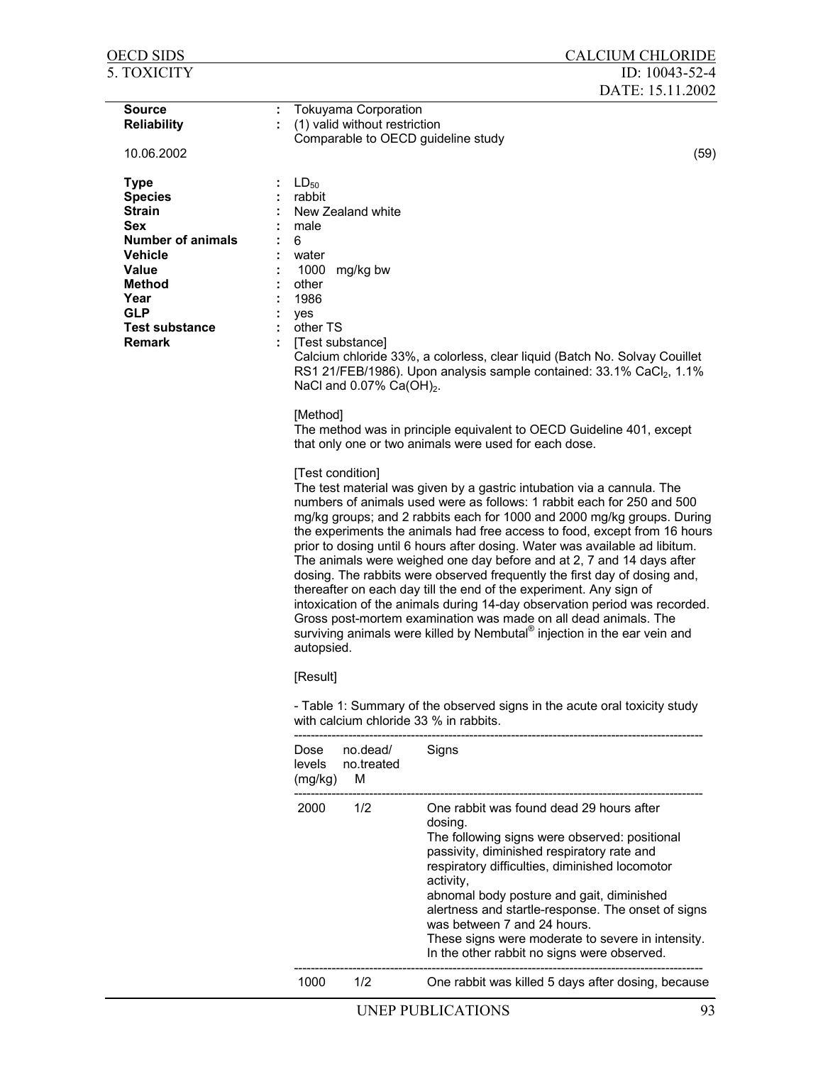| | | |
|---|---|---|
| **Source** | : | Tokuyama Corporation |
| **Reliability** | : | (1) valid without restriction<br>Comparable to OECD guideline study |

10.06.2002 (59)

| | | |
|---|---|---|
| **Type** | : | $LD_{50}$ |
| **Species** | : | rabbit |
| **Strain** | : | New Zealand white |
| **Sex** | : | male |
| **Number of animals** | : | 6 |
| **Vehicle** | : | water |
| **Value** | : | 1000 mg/kg bw |
| **Method** | : | other |
| **Year** | : | 1986 |
| **GLP** | : | yes |
| **Test substance** | : | other TS |
| **Remark** | : | [Test substance] |

Calcium chloride 33%, a colorless, clear liquid (Batch No. Solvay Couillet RS1 21/FEB/1986). Upon analysis sample contained: 33.1% $CaCl_2$, 1.1% NaCl and 0.07% $Ca(OH)_2$.

[Method]
The method was in principle equivalent to OECD Guideline 401, except that only one or two animals were used for each dose.

[Test condition]
The test material was given by a gastric intubation via a cannula. The numbers of animals used were as follows: 1 rabbit each for 250 and 500 mg/kg groups; and 2 rabbits each for 1000 and 2000 mg/kg groups. During the experiments the animals had free access to food, except from 16 hours prior to dosing until 6 hours after dosing. Water was available ad libitum. The animals were weighed one day before and at 2, 7 and 14 days after dosing. The rabbits were observed frequently the first day of dosing and, thereafter on each day till the end of the experiment. Any sign of intoxication of the animals during 14-day observation period was recorded. Gross post-mortem examination was made on all dead animals. The surviving animals were killed by Nembutal® injection in the ear vein and autopsied.

[Result]

- Table 1: Summary of the observed signs in the acute oral toxicity study with calcium chloride 33 % in rabbits.

| Dose levels (mg/kg) | no.dead/ no.treated M | Signs |
|---|---|---|
| 2000 | 1/2 | One rabbit was found dead 29 hours after dosing.<br>The following signs were observed: positional passivity, diminished respiratory rate and respiratory difficulties, diminished locomotor activity,<br>abnomal body posture and gait, diminished alertness and startle-response. The onset of signs was between 7 and 24 hours.<br>These signs were moderate to severe in intensity.<br>In the other rabbit no signs were observed. |
| 1000 | 1/2 | One rabbit was killed 5 days after dosing, because |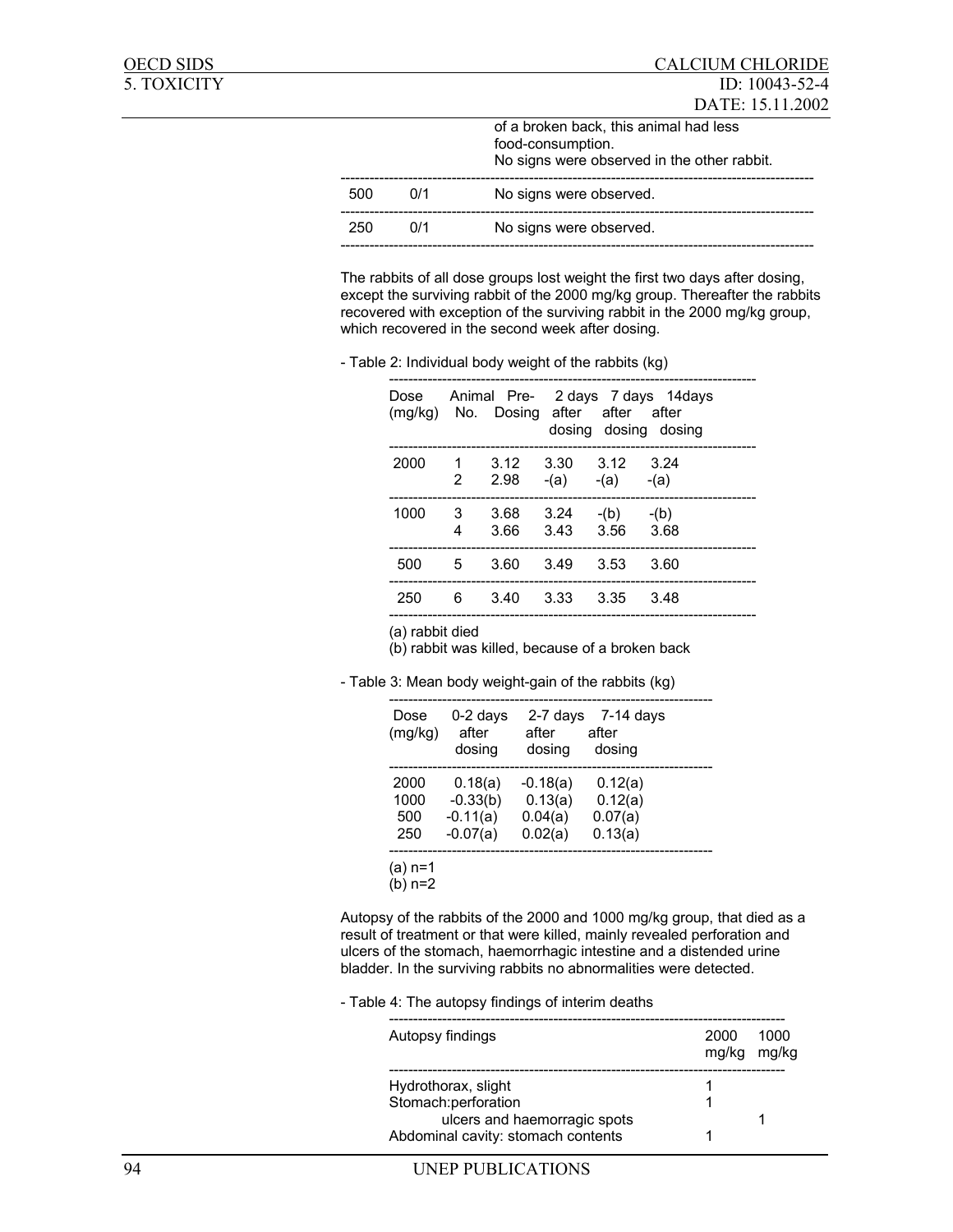| | | |
|---|---|---|
| | | of a broken back, this animal had less food-consumption. No signs were observed in the other rabbit. |
| 500 | 0/1 | No signs were observed. |
| 250 | 0/1 | No signs were observed. |

The rabbits of all dose groups lost weight the first two days after dosing, except the surviving rabbit of the 2000 mg/kg group. Thereafter the rabbits recovered with exception of the surviving rabbit in the 2000 mg/kg group, which recovered in the second week after dosing.

- Table 2: Individual body weight of the rabbits (kg)

| Dose (mg/kg) | Animal No. | Pre-Dosing | 2 days after dosing | 7 days after dosing | 14days after dosing |
|---|---|---|---|---|---|
| 2000 | 1 | 3.12 | 3.30 | 3.12 | 3.24 |
| | 2 | 2.98 | -(a) | -(a) | -(a) |
| 1000 | 3 | 3.68 | 3.24 | -(b) | -(b) |
| | 4 | 3.66 | 3.43 | 3.56 | 3.68 |
| 500 | 5 | 3.60 | 3.49 | 3.53 | 3.60 |
| 250 | 6 | 3.40 | 3.33 | 3.35 | 3.48 |

(a) rabbit died
(b) rabbit was killed, because of a broken back

- Table 3: Mean body weight-gain of the rabbits (kg)

| Dose (mg/kg) | 0-2 days after dosing | 2-7 days after dosing | 7-14 days after dosing |
|---|---|---|---|
| 2000 | 0.18(a) | -0.18(a) | 0.12(a) |
| 1000 | -0.33(b) | 0.13(a) | 0.12(a) |
| 500 | -0.11(a) | 0.04(a) | 0.07(a) |
| 250 | -0.07(a) | 0.02(a) | 0.13(a) |

(a) n=1
(b) n=2

Autopsy of the rabbits of the 2000 and 1000 mg/kg group, that died as a result of treatment or that were killed, mainly revealed perforation and ulcers of the stomach, haemorrhagic intestine and a distended urine bladder. In the surviving rabbits no abnormalities were detected.

- Table 4: The autopsy findings of interim deaths

| Autopsy findings | 2000 mg/kg | 1000 mg/kg |
|---|---|---|
| Hydrothorax, slight | 1 | |
| Stomach:perforation | 1 | |
| ulcers and haemorragic spots | | 1 |
| Abdominal cavity: stomach contents | 1 | |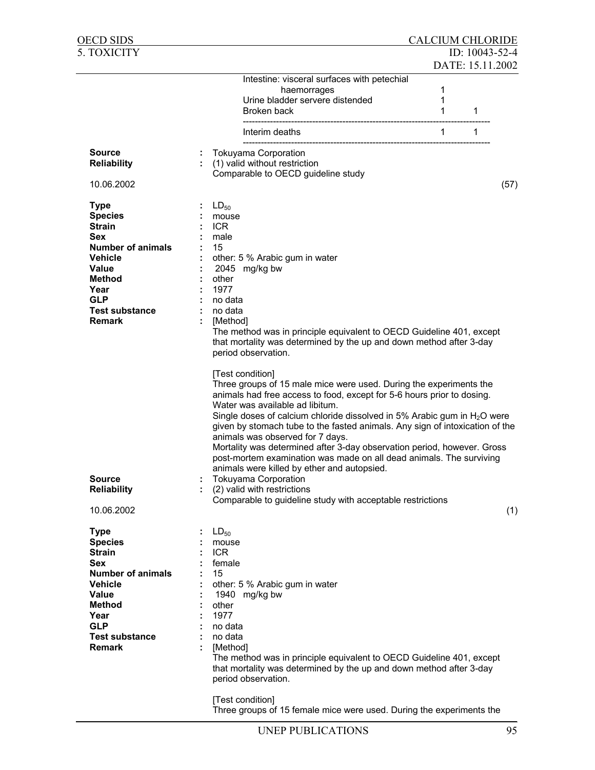| | | |
|---|---|---|
| Intestine: visceral surfaces with petechial haemorrhages | 1 | |
| Urine bladder servere distended | 1 | |
| Broken back | 1 | 1 |
| Interim deaths | 1 | 1 |

**Source** : Tokuyama Corporation
**Reliability** : (1) valid without restriction
Comparable to OECD guideline study

10.06.2002 (57)

**Type** : $LD_{50}$
**Species** : mouse
**Strain** : ICR
**Sex** : male
**Number of animals** : 15
**Vehicle** : other: 5 % Arabic gum in water
**Value** : 2045 mg/kg bw
**Method** : other
**Year** : 1977
**GLP** : no data
**Test substance** : no data
**Remark** : [Method]
The method was in principle equivalent to OECD Guideline 401, except that mortality was determined by the up and down method after 3-day period observation.

[Test condition]
Three groups of 15 male mice were used. During the experiments the animals had free access to food, except for 5-6 hours prior to dosing. Water was available ad libitum.
Single doses of calcium chloride dissolved in 5% Arabic gum in $H_2O$ were given by stomach tube to the fasted animals. Any sign of intoxication of the animals was observed for 7 days.
Mortality was determined after 3-day observation period, however. Gross post-mortem examination was made on all dead animals. The surviving animals were killed by ether and autopsied.

**Source** : Tokuyama Corporation
**Reliability** : (2) valid with restrictions
Comparable to guideline study with acceptable restrictions

10.06.2002 (1)

**Type** : $LD_{50}$
**Species** : mouse
**Strain** : ICR
**Sex** : female
**Number of animals** : 15
**Vehicle** : other: 5 % Arabic gum in water
**Value** : 1940 mg/kg bw
**Method** : other
**Year** : 1977
**GLP** : no data
**Test substance** : no data
**Remark** : [Method]
The method was in principle equivalent to OECD Guideline 401, except that mortality was determined by the up and down method after 3-day period observation.

[Test condition]
Three groups of 15 female mice were used. During the experiments the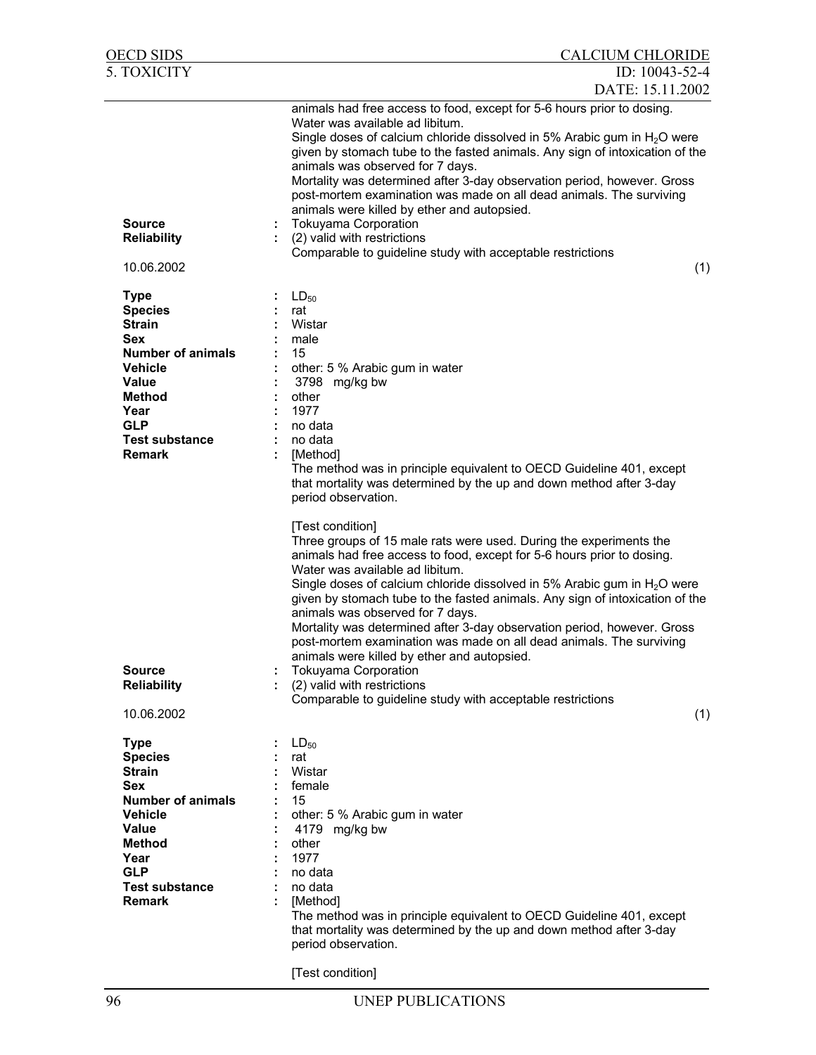animals had free access to food, except for 5-6 hours prior to dosing.
Water was available ad libitum.
Single doses of calcium chloride dissolved in 5% Arabic gum in $H_2O$ were given by stomach tube to the fasted animals. Any sign of intoxication of the animals was observed for 7 days.
Mortality was determined after 3-day observation period, however. Gross post-mortem examination was made on all dead animals. The surviving animals were killed by ether and autopsied.

**Source** : Tokuyama Corporation
**Reliability** : (2) valid with restrictions
Comparable to guideline study with acceptable restrictions

10.06.2002 (1)

**Type** : $LD_{50}$
**Species** : rat
**Strain** : Wistar
**Sex** : male
**Number of animals** : 15
**Vehicle** : other: 5 % Arabic gum in water
**Value** : 3798 mg/kg bw
**Method** : other
**Year** : 1977
**GLP** : no data
**Test substance** : no data
**Remark** : [Method]
The method was in principle equivalent to OECD Guideline 401, except that mortality was determined by the up and down method after 3-day period observation.

[Test condition]
Three groups of 15 male rats were used. During the experiments the animals had free access to food, except for 5-6 hours prior to dosing.
Water was available ad libitum.
Single doses of calcium chloride dissolved in 5% Arabic gum in $H_2O$ were given by stomach tube to the fasted animals. Any sign of intoxication of the animals was observed for 7 days.
Mortality was determined after 3-day observation period, however. Gross post-mortem examination was made on all dead animals. The surviving animals were killed by ether and autopsied.

**Source** : Tokuyama Corporation
**Reliability** : (2) valid with restrictions
Comparable to guideline study with acceptable restrictions

10.06.2002 (1)

**Type** : $LD_{50}$
**Species** : rat
**Strain** : Wistar
**Sex** : female
**Number of animals** : 15
**Vehicle** : other: 5 % Arabic gum in water
**Value** : 4179 mg/kg bw
**Method** : other
**Year** : 1977
**GLP** : no data
**Test substance** : no data
**Remark** : [Method]
The method was in principle equivalent to OECD Guideline 401, except that mortality was determined by the up and down method after 3-day period observation.

[Test condition]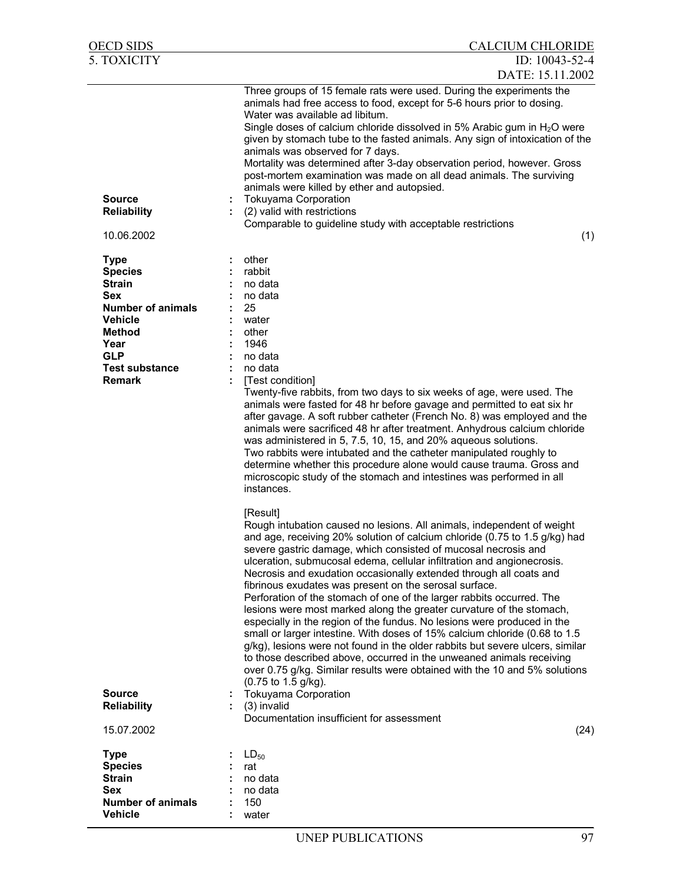Three groups of 15 female rats were used. During the experiments the animals had free access to food, except for 5-6 hours prior to dosing. Water was available ad libitum.
Single doses of calcium chloride dissolved in 5% Arabic gum in $H_2O$ were given by stomach tube to the fasted animals. Any sign of intoxication of the animals was observed for 7 days.
Mortality was determined after 3-day observation period, however. Gross post-mortem examination was made on all dead animals. The surviving animals were killed by ether and autopsied.

**Source** : Tokuyama Corporation
**Reliability** : (2) valid with restrictions
Comparable to guideline study with acceptable restrictions

10.06.2002 (1)

**Type** : other
**Species** : rabbit
**Strain** : no data
**Sex** : no data
**Number of animals** : 25
**Vehicle** : water
**Method** : other
**Year** : 1946
**GLP** : no data
**Test substance** : no data
**Remark** : [Test condition]
Twenty-five rabbits, from two days to six weeks of age, were used. The animals were fasted for 48 hr before gavage and permitted to eat six hr after gavage. A soft rubber catheter (French No. 8) was employed and the animals were sacrificed 48 hr after treatment. Anhydrous calcium chloride was administered in 5, 7.5, 10, 15, and 20% aqueous solutions.
Two rabbits were intubated and the catheter manipulated roughly to determine whether this procedure alone would cause trauma. Gross and microscopic study of the stomach and intestines was performed in all instances.

[Result]
Rough intubation caused no lesions. All animals, independent of weight and age, receiving 20% solution of calcium chloride (0.75 to 1.5 g/kg) had severe gastric damage, which consisted of mucosal necrosis and ulceration, submucosal edema, cellular infiltration and angionecrosis. Necrosis and exudation occasionally extended through all coats and fibrinous exudates was present on the serosal surface.
Perforation of the stomach of one of the larger rabbits occurred. The lesions were most marked along the greater curvature of the stomach, especially in the region of the fundus. No lesions were produced in the small or larger intestine. With doses of 15% calcium chloride (0.68 to 1.5 g/kg), lesions were not found in the older rabbits but severe ulcers, similar to those described above, occurred in the unweaned animals receiving over 0.75 g/kg. Similar results were obtained with the 10 and 5% solutions (0.75 to 1.5 g/kg).

**Source** : Tokuyama Corporation
**Reliability** : (3) invalid
Documentation insufficient for assessment

15.07.2002 (24)

**Type** : $LD_{50}$
**Species** : rat
**Strain** : no data
**Sex** : no data
**Number of animals** : 150
**Vehicle** : water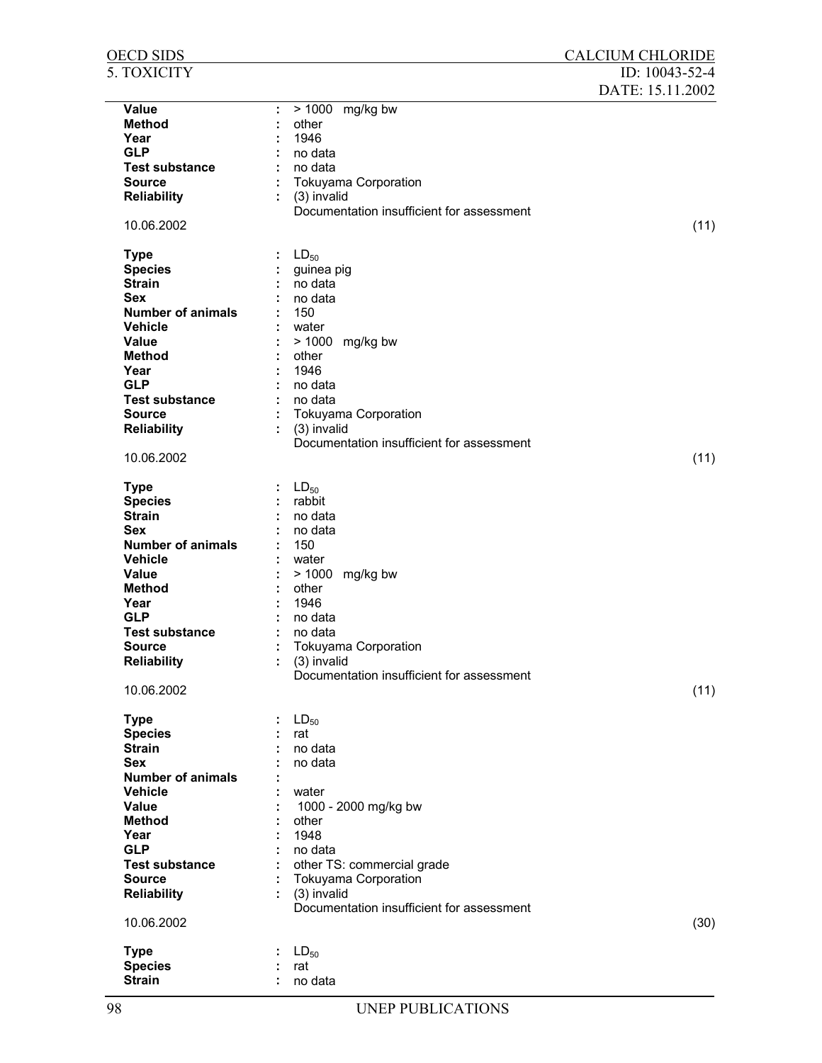| | | |
|---|---|---|
| **Value** | : | > 1000 mg/kg bw |
| **Method** | : | other |
| **Year** | : | 1946 |
| **GLP** | : | no data |
| **Test substance** | : | no data |
| **Source** | : | Tokuyama Corporation |
| **Reliability** | : | (3) invalid |
| | | Documentation insufficient for assessment |

10.06.2002 (11)

| | | |
|---|---|---|
| **Type** | : | $LD_{50}$ |
| **Species** | : | guinea pig |
| **Strain** | : | no data |
| **Sex** | : | no data |
| **Number of animals** | : | 150 |
| **Vehicle** | : | water |
| **Value** | : | > 1000 mg/kg bw |
| **Method** | : | other |
| **Year** | : | 1946 |
| **GLP** | : | no data |
| **Test substance** | : | no data |
| **Source** | : | Tokuyama Corporation |
| **Reliability** | : | (3) invalid |
| | | Documentation insufficient for assessment |

10.06.2002 (11)

| | | |
|---|---|---|
| **Type** | : | $LD_{50}$ |
| **Species** | : | rabbit |
| **Strain** | : | no data |
| **Sex** | : | no data |
| **Number of animals** | : | 150 |
| **Vehicle** | : | water |
| **Value** | : | > 1000 mg/kg bw |
| **Method** | : | other |
| **Year** | : | 1946 |
| **GLP** | : | no data |
| **Test substance** | : | no data |
| **Source** | : | Tokuyama Corporation |
| **Reliability** | : | (3) invalid |
| | | Documentation insufficient for assessment |

10.06.2002 (11)

| | | |
|---|---|---|
| **Type** | : | $LD_{50}$ |
| **Species** | : | rat |
| **Strain** | : | no data |
| **Sex** | : | no data |
| **Number of animals** | : | |
| **Vehicle** | : | water |
| **Value** | : | 1000 - 2000 mg/kg bw |
| **Method** | : | other |
| **Year** | : | 1948 |
| **GLP** | : | no data |
| **Test substance** | : | other TS: commercial grade |
| **Source** | : | Tokuyama Corporation |
| **Reliability** | : | (3) invalid |
| | | Documentation insufficient for assessment |

10.06.2002 (30)

| | | |
|---|---|---|
| **Type** | : | $LD_{50}$ |
| **Species** | : | rat |
| **Strain** | : | no data |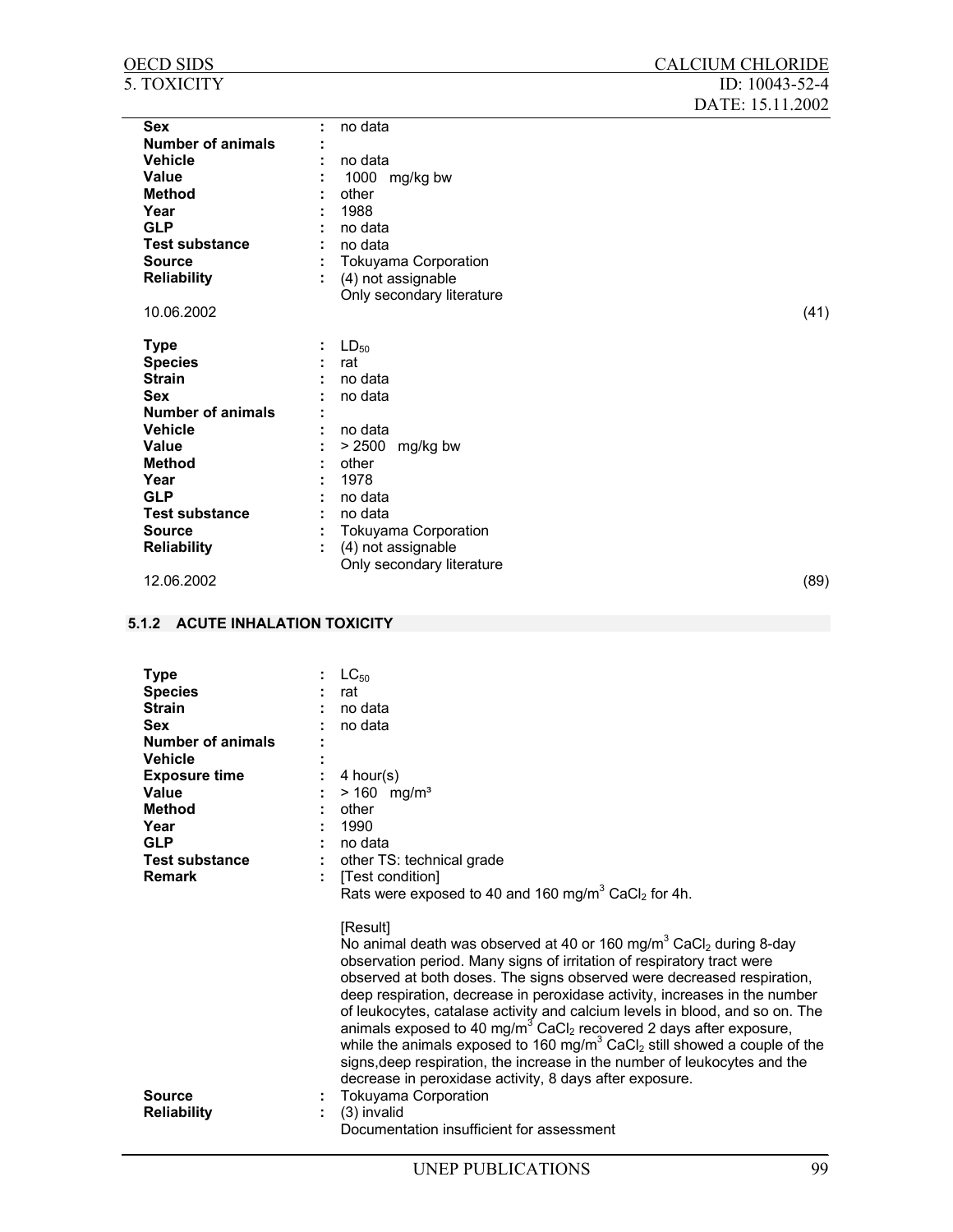| | | |
|---|---|---|
| **Sex** | : | no data |
| **Number of animals** | : | |
| **Vehicle** | : | no data |
| **Value** | : | 1000 mg/kg bw |
| **Method** | : | other |
| **Year** | : | 1988 |
| **GLP** | : | no data |
| **Test substance** | : | no data |
| **Source** | : | Tokuyama Corporation |
| **Reliability** | : | (4) not assignable<br>Only secondary literature |

10.06.2002 (41)

| | | |
|---|---|---|
| **Type** | : | $LD_{50}$ |
| **Species** | : | rat |
| **Strain** | : | no data |
| **Sex** | : | no data |
| **Number of animals** | : | |
| **Vehicle** | : | no data |
| **Value** | : | > 2500 mg/kg bw |
| **Method** | : | other |
| **Year** | : | 1978 |
| **GLP** | : | no data |
| **Test substance** | : | no data |
| **Source** | : | Tokuyama Corporation |
| **Reliability** | : | (4) not assignable<br>Only secondary literature |

12.06.2002 (89)

### 5.1.2 ACUTE INHALATION TOXICITY

| | | |
|---|---|---|
| **Type** | : | $LC_{50}$ |
| **Species** | : | rat |
| **Strain** | : | no data |
| **Sex** | : | no data |
| **Number of animals** | : | |
| **Vehicle** | : | |
| **Exposure time** | : | 4 hour(s) |
| **Value** | : | > 160 mg/m³ |
| **Method** | : | other |
| **Year** | : | 1990 |
| **GLP** | : | no data |
| **Test substance** | : | other TS: technical grade |
| **Remark** | : | [Test condition]<br>Rats were exposed to 40 and 160 mg/m$^3$ $CaCl_2$ for 4h.<br><br>[Result]<br>No animal death was observed at 40 or 160 mg/m$^3$ $CaCl_2$ during 8-day observation period. Many signs of irritation of respiratory tract were observed at both doses. The signs observed were decreased respiration, deep respiration, decrease in peroxidase activity, increases in the number of leukocytes, catalase activity and calcium levels in blood, and so on. The animals exposed to 40 mg/m$^3$ $CaCl_2$ recovered 2 days after exposure, while the animals exposed to 160 mg/m$^3$ $CaCl_2$ still showed a couple of the signs,deep respiration, the increase in the number of leukocytes and the decrease in peroxidase activity, 8 days after exposure. |
| **Source** | : | Tokuyama Corporation |
| **Reliability** | : | (3) invalid<br>Documentation insufficient for assessment |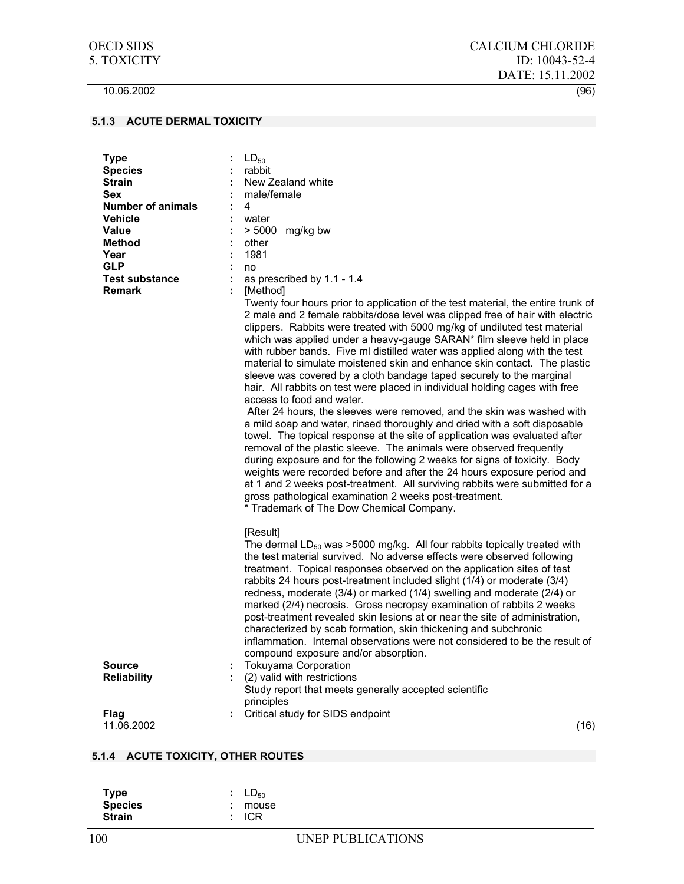10.06.2002 (96)

### 5.1.3 ACUTE DERMAL TOXICITY

**Type** : $LD_{50}$
**Species** : rabbit
**Strain** : New Zealand white
**Sex** : male/female
**Number of animals** : 4
**Vehicle** : water
**Value** : > 5000 mg/kg bw
**Method** : other
**Year** : 1981
**GLP** : no
**Test substance** : as prescribed by 1.1 - 1.4
**Remark** : [Method]

Twenty four hours prior to application of the test material, the entire trunk of 2 male and 2 female rabbits/dose level was clipped free of hair with electric clippers. Rabbits were treated with 5000 mg/kg of undiluted test material which was applied under a heavy-gauge SARAN* film sleeve held in place with rubber bands. Five ml distilled water was applied along with the test material to simulate moistened skin and enhance skin contact. The plastic sleeve was covered by a cloth bandage taped securely to the marginal hair. All rabbits on test were placed in individual holding cages with free access to food and water.

After 24 hours, the sleeves were removed, and the skin was washed with a mild soap and water, rinsed thoroughly and dried with a soft disposable towel. The topical response at the site of application was evaluated after removal of the plastic sleeve. The animals were observed frequently during exposure and for the following 2 weeks for signs of toxicity. Body weights were recorded before and after the 24 hours exposure period and at 1 and 2 weeks post-treatment. All surviving rabbits were submitted for a gross pathological examination 2 weeks post-treatment.
* Trademark of The Dow Chemical Company.

[Result]

The dermal $LD_{50}$ was >5000 mg/kg. All four rabbits topically treated with the test material survived. No adverse effects were observed following treatment. Topical responses observed on the application sites of test rabbits 24 hours post-treatment included slight (1/4) or moderate (3/4) redness, moderate (3/4) or marked (1/4) swelling and moderate (2/4) or marked (2/4) necrosis. Gross necropsy examination of rabbits 2 weeks post-treatment revealed skin lesions at or near the site of administration, characterized by scab formation, skin thickening and subchronic inflammation. Internal observations were not considered to be the result of compound exposure and/or absorption.

**Source** : Tokuyama Corporation
**Reliability** : (2) valid with restrictions
Study report that meets generally accepted scientific principles
**Flag** : Critical study for SIDS endpoint
11.06.2002 (16)

### 5.1.4 ACUTE TOXICITY, OTHER ROUTES

**Type** : $LD_{50}$
**Species** : mouse
**Strain** : ICR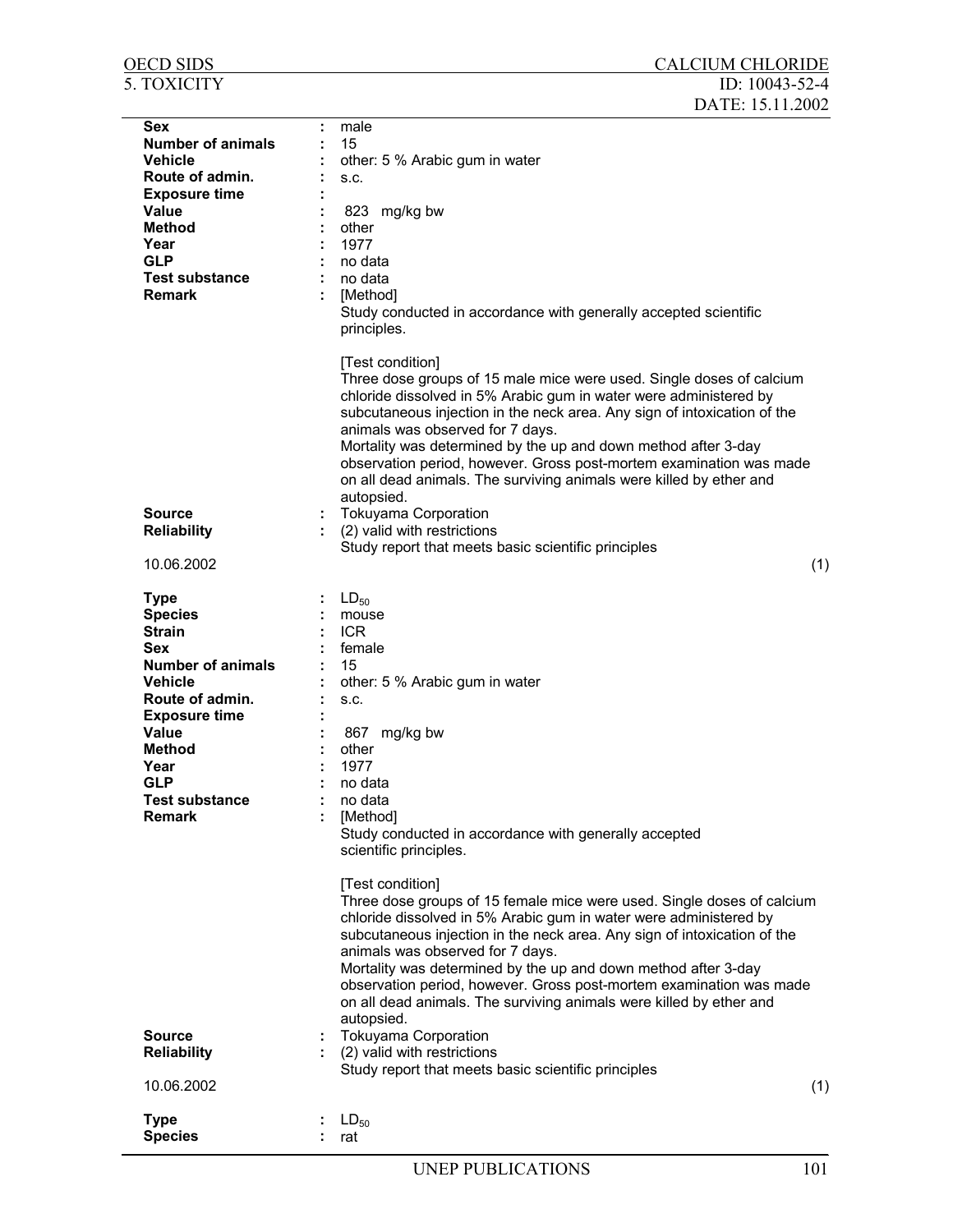| | | |
|---|---|---|
| **Sex** | : | male |
| **Number of animals** | : | 15 |
| **Vehicle** | : | other: 5 % Arabic gum in water |
| **Route of admin.** | : | s.c. |
| **Exposure time** | : | |
| **Value** | : | 823 mg/kg bw |
| **Method** | : | other |
| **Year** | : | 1977 |
| **GLP** | : | no data |
| **Test substance** | : | no data |
| **Remark** | : | [Method]<br>Study conducted in accordance with generally accepted scientific principles.<br><br>[Test condition]<br>Three dose groups of 15 male mice were used. Single doses of calcium chloride dissolved in 5% Arabic gum in water were administered by subcutaneous injection in the neck area. Any sign of intoxication of the animals was observed for 7 days.<br>Mortality was determined by the up and down method after 3-day observation period, however. Gross post-mortem examination was made on all dead animals. The surviving animals were killed by ether and autopsied. |
| **Source** | : | Tokuyama Corporation |
| **Reliability** | : | (2) valid with restrictions<br>Study report that meets basic scientific principles |

10.06.2002 (1)

| | | |
|---|---|---|
| **Type** | : | $LD_{50}$ |
| **Species** | : | mouse |
| **Strain** | : | ICR |
| **Sex** | : | female |
| **Number of animals** | : | 15 |
| **Vehicle** | : | other: 5 % Arabic gum in water |
| **Route of admin.** | : | s.c. |
| **Exposure time** | : | |
| **Value** | : | 867 mg/kg bw |
| **Method** | : | other |
| **Year** | : | 1977 |
| **GLP** | : | no data |
| **Test substance** | : | no data |
| **Remark** | : | [Method]<br>Study conducted in accordance with generally accepted scientific principles.<br><br>[Test condition]<br>Three dose groups of 15 female mice were used. Single doses of calcium chloride dissolved in 5% Arabic gum in water were administered by subcutaneous injection in the neck area. Any sign of intoxication of the animals was observed for 7 days.<br>Mortality was determined by the up and down method after 3-day observation period, however. Gross post-mortem examination was made on all dead animals. The surviving animals were killed by ether and autopsied. |
| **Source** | : | Tokuyama Corporation |
| **Reliability** | : | (2) valid with restrictions<br>Study report that meets basic scientific principles |

10.06.2002 (1)

| | | |
|---|---|---|
| **Type** | : | $LD_{50}$ |
| **Species** | : | rat |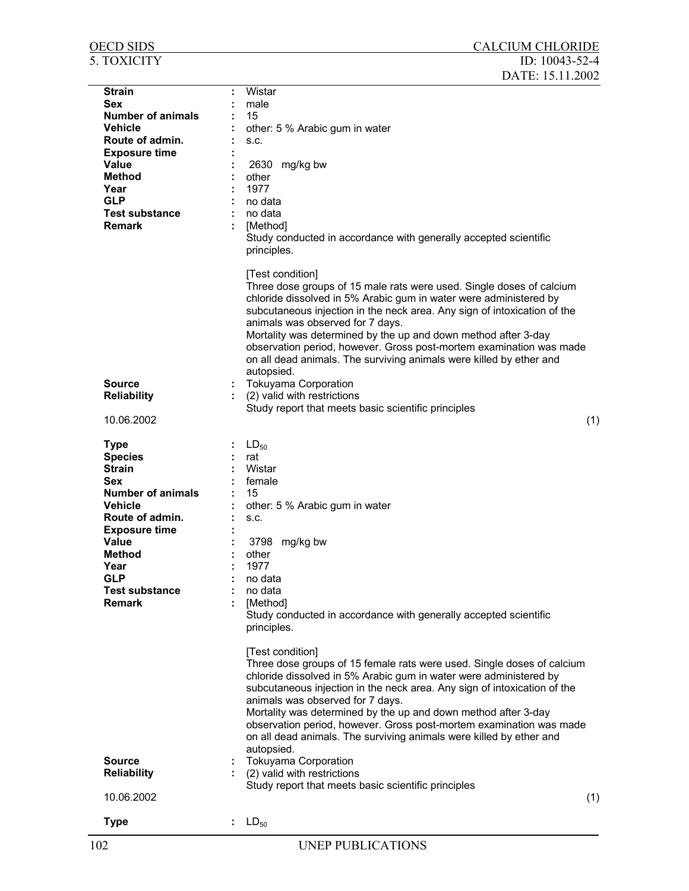**Strain** : Wistar
**Sex** : male
**Number of animals** : 15
**Vehicle** : other: 5 % Arabic gum in water
**Route of admin.** : s.c.
**Exposure time** :
**Value** : 2630 mg/kg bw
**Method** : other
**Year** : 1977
**GLP** : no data
**Test substance** : no data
**Remark** : [Method]
Study conducted in accordance with generally accepted scientific principles.

[Test condition]
Three dose groups of 15 male rats were used. Single doses of calcium chloride dissolved in 5% Arabic gum in water were administered by subcutaneous injection in the neck area. Any sign of intoxication of the animals was observed for 7 days.
Mortality was determined by the up and down method after 3-day observation period, however. Gross post-mortem examination was made on all dead animals. The surviving animals were killed by ether and autopsied.

**Source** : Tokuyama Corporation
**Reliability** : (2) valid with restrictions
Study report that meets basic scientific principles

10.06.2002 (1)

**Type** : $LD_{50}$
**Species** : rat
**Strain** : Wistar
**Sex** : female
**Number of animals** : 15
**Vehicle** : other: 5 % Arabic gum in water
**Route of admin.** : s.c.
**Exposure time** :
**Value** : 3798 mg/kg bw
**Method** : other
**Year** : 1977
**GLP** : no data
**Test substance** : no data
**Remark** : [Method]
Study conducted in accordance with generally accepted scientific principles.

[Test condition]
Three dose groups of 15 female rats were used. Single doses of calcium chloride dissolved in 5% Arabic gum in water were administered by subcutaneous injection in the neck area. Any sign of intoxication of the animals was observed for 7 days.
Mortality was determined by the up and down method after 3-day observation period, however. Gross post-mortem examination was made on all dead animals. The surviving animals were killed by ether and autopsied.

**Source** : Tokuyama Corporation
**Reliability** : (2) valid with restrictions
Study report that meets basic scientific principles

10.06.2002 (1)

**Type** : $LD_{50}$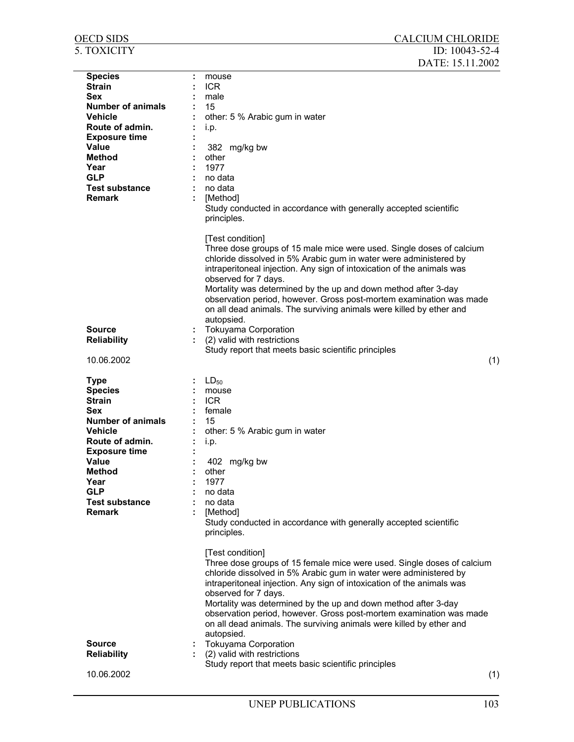| | | |
|---|---|---|
| **Species** | : | mouse |
| **Strain** | : | ICR |
| **Sex** | : | male |
| **Number of animals** | : | 15 |
| **Vehicle** | : | other: 5 % Arabic gum in water |
| **Route of admin.** | : | i.p. |
| **Exposure time** | : | |
| **Value** | : | 382 mg/kg bw |
| **Method** | : | other |
| **Year** | : | 1977 |
| **GLP** | : | no data |
| **Test substance** | : | no data |
| **Remark** | : | [Method] Study conducted in accordance with generally accepted scientific principles.<br><br>[Test condition] Three dose groups of 15 male mice were used. Single doses of calcium chloride dissolved in 5% Arabic gum in water were administered by intraperitoneal injection. Any sign of intoxication of the animals was observed for 7 days. Mortality was determined by the up and down method after 3-day observation period, however. Gross post-mortem examination was made on all dead animals. The surviving animals were killed by ether and autopsied. |
| **Source** | : | Tokuyama Corporation |
| **Reliability** | : | (2) valid with restrictions<br>Study report that meets basic scientific principles |

10.06.2002 (1)

| | | |
|---|---|---|
| **Type** | : | $LD_{50}$ |
| **Species** | : | mouse |
| **Strain** | : | ICR |
| **Sex** | : | female |
| **Number of animals** | : | 15 |
| **Vehicle** | : | other: 5 % Arabic gum in water |
| **Route of admin.** | : | i.p. |
| **Exposure time** | : | |
| **Value** | : | 402 mg/kg bw |
| **Method** | : | other |
| **Year** | : | 1977 |
| **GLP** | : | no data |
| **Test substance** | : | no data |
| **Remark** | : | [Method] Study conducted in accordance with generally accepted scientific principles.<br><br>[Test condition] Three dose groups of 15 female mice were used. Single doses of calcium chloride dissolved in 5% Arabic gum in water were administered by intraperitoneal injection. Any sign of intoxication of the animals was observed for 7 days. Mortality was determined by the up and down method after 3-day observation period, however. Gross post-mortem examination was made on all dead animals. The surviving animals were killed by ether and autopsied. |
| **Source** | : | Tokuyama Corporation |
| **Reliability** | : | (2) valid with restrictions<br>Study report that meets basic scientific principles |

10.06.2002 (1)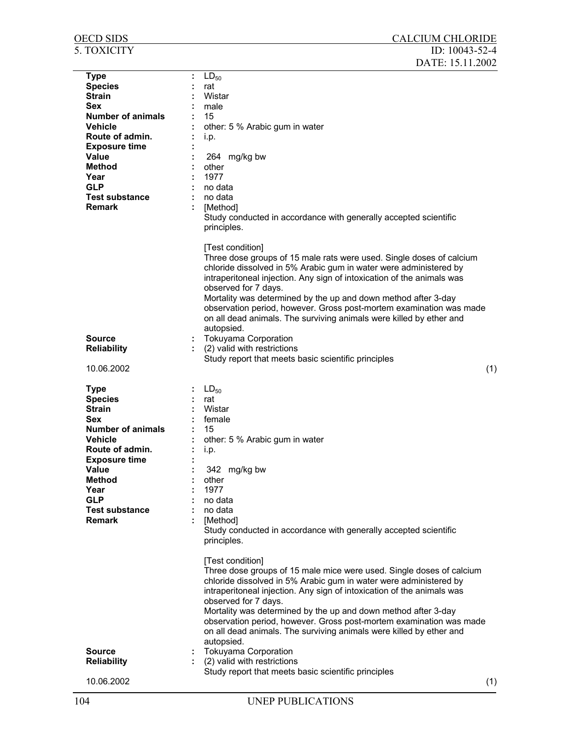| | | |
|---|---|---|
| **Type** | : | $LD_{50}$ |
| **Species** | : | rat |
| **Strain** | : | Wistar |
| **Sex** | : | male |
| **Number of animals** | : | 15 |
| **Vehicle** | : | other: 5 % Arabic gum in water |
| **Route of admin.** | : | i.p. |
| **Exposure time** | : | |
| **Value** | : | 264 mg/kg bw |
| **Method** | : | other |
| **Year** | : | 1977 |
| **GLP** | : | no data |
| **Test substance** | : | no data |
| **Remark** | : | [Method]<br>Study conducted in accordance with generally accepted scientific principles.<br><br>[Test condition]<br>Three dose groups of 15 male rats were used. Single doses of calcium chloride dissolved in 5% Arabic gum in water were administered by intraperitoneal injection. Any sign of intoxication of the animals was observed for 7 days.<br>Mortality was determined by the up and down method after 3-day observation period, however. Gross post-mortem examination was made on all dead animals. The surviving animals were killed by ether and autopsied. |
| **Source** | : | Tokuyama Corporation |
| **Reliability** | : | (2) valid with restrictions<br>Study report that meets basic scientific principles |

10.06.2002 (1)

| | | |
|---|---|---|
| **Type** | : | $LD_{50}$ |
| **Species** | : | rat |
| **Strain** | : | Wistar |
| **Sex** | : | female |
| **Number of animals** | : | 15 |
| **Vehicle** | : | other: 5 % Arabic gum in water |
| **Route of admin.** | : | i.p. |
| **Exposure time** | : | |
| **Value** | : | 342 mg/kg bw |
| **Method** | : | other |
| **Year** | : | 1977 |
| **GLP** | : | no data |
| **Test substance** | : | no data |
| **Remark** | : | [Method]<br>Study conducted in accordance with generally accepted scientific principles.<br><br>[Test condition]<br>Three dose groups of 15 male mice were used. Single doses of calcium chloride dissolved in 5% Arabic gum in water were administered by intraperitoneal injection. Any sign of intoxication of the animals was observed for 7 days.<br>Mortality was determined by the up and down method after 3-day observation period, however. Gross post-mortem examination was made on all dead animals. The surviving animals were killed by ether and autopsied. |
| **Source** | : | Tokuyama Corporation |
| **Reliability** | : | (2) valid with restrictions<br>Study report that meets basic scientific principles |

10.06.2002 (1)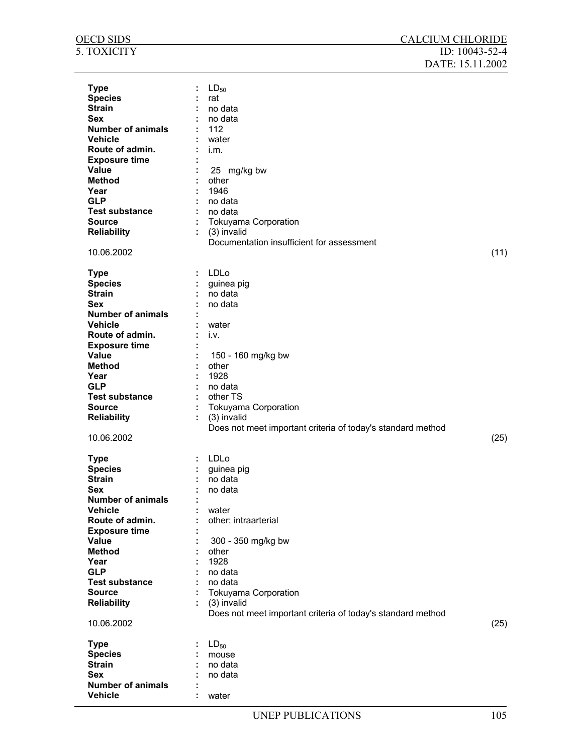| | | |
|---|---|---|
| **Type** | : | $LD_{50}$ |
| **Species** | : | rat |
| **Strain** | : | no data |
| **Sex** | : | no data |
| **Number of animals** | : | 112 |
| **Vehicle** | : | water |
| **Route of admin.** | : | i.m. |
| **Exposure time** | : | |
| **Value** | : | 25 mg/kg bw |
| **Method** | : | other |
| **Year** | : | 1946 |
| **GLP** | : | no data |
| **Test substance** | : | no data |
| **Source** | : | Tokuyama Corporation |
| **Reliability** | : | (3) invalid<br>Documentation insufficient for assessment |

10.06.2002 (11)

| | | |
|---|---|---|
| **Type** | : | LDLo |
| **Species** | : | guinea pig |
| **Strain** | : | no data |
| **Sex** | : | no data |
| **Number of animals** | : | |
| **Vehicle** | : | water |
| **Route of admin.** | : | i.v. |
| **Exposure time** | : | |
| **Value** | : | 150 - 160 mg/kg bw |
| **Method** | : | other |
| **Year** | : | 1928 |
| **GLP** | : | no data |
| **Test substance** | : | other TS |
| **Source** | : | Tokuyama Corporation |
| **Reliability** | : | (3) invalid<br>Does not meet important criteria of today's standard method |

10.06.2002 (25)

| | | |
|---|---|---|
| **Type** | : | LDLo |
| **Species** | : | guinea pig |
| **Strain** | : | no data |
| **Sex** | : | no data |
| **Number of animals** | : | |
| **Vehicle** | : | water |
| **Route of admin.** | : | other: intraarterial |
| **Exposure time** | : | |
| **Value** | : | 300 - 350 mg/kg bw |
| **Method** | : | other |
| **Year** | : | 1928 |
| **GLP** | : | no data |
| **Test substance** | : | no data |
| **Source** | : | Tokuyama Corporation |
| **Reliability** | : | (3) invalid<br>Does not meet important criteria of today's standard method |

10.06.2002 (25)

| | | |
|---|---|---|
| **Type** | : | $LD_{50}$ |
| **Species** | : | mouse |
| **Strain** | : | no data |
| **Sex** | : | no data |
| **Number of animals** | : | |
| **Vehicle** | : | water |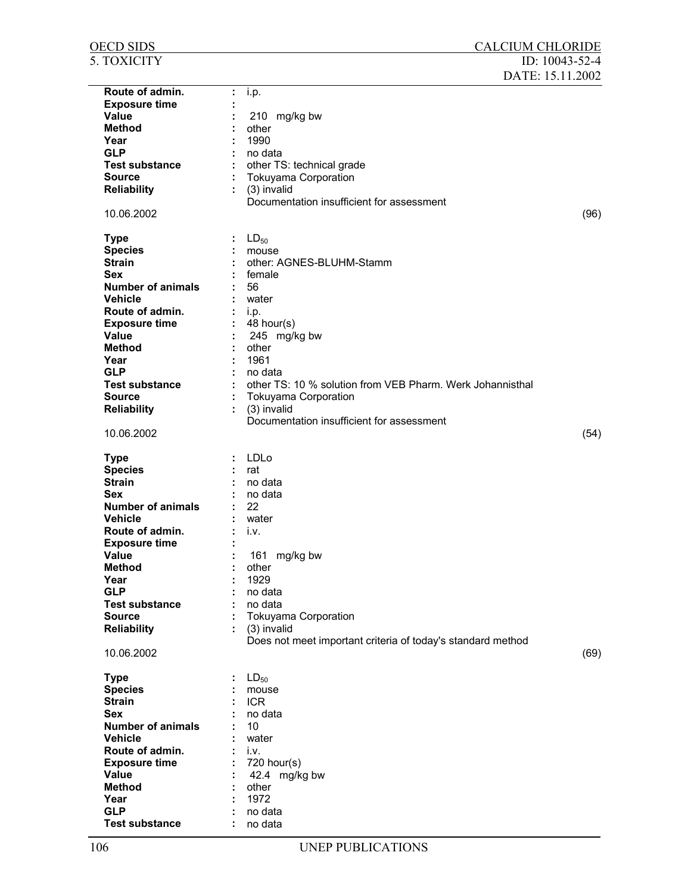**Route of admin.** : i.p.
**Exposure time** :
**Value** : 210 mg/kg bw
**Method** : other
**Year** : 1990
**GLP** : no data
**Test substance** : other TS: technical grade
**Source** : Tokuyama Corporation
**Reliability** : (3) invalid
Documentation insufficient for assessment

10.06.2002 (96)

**Type** : $LD_{50}$
**Species** : mouse
**Strain** : other: AGNES-BLUHM-Stamm
**Sex** : female
**Number of animals** : 56
**Vehicle** : water
**Route of admin.** : i.p.
**Exposure time** : 48 hour(s)
**Value** : 245 mg/kg bw
**Method** : other
**Year** : 1961
**GLP** : no data
**Test substance** : other TS: 10 % solution from VEB Pharm. Werk Johannisthal
**Source** : Tokuyama Corporation
**Reliability** : (3) invalid
Documentation insufficient for assessment

10.06.2002 (54)

**Type** : LDLo
**Species** : rat
**Strain** : no data
**Sex** : no data
**Number of animals** : 22
**Vehicle** : water
**Route of admin.** : i.v.
**Exposure time** :
**Value** : 161 mg/kg bw
**Method** : other
**Year** : 1929
**GLP** : no data
**Test substance** : no data
**Source** : Tokuyama Corporation
**Reliability** : (3) invalid
Does not meet important criteria of today's standard method

10.06.2002 (69)

**Type** : $LD_{50}$
**Species** : mouse
**Strain** : ICR
**Sex** : no data
**Number of animals** : 10
**Vehicle** : water
**Route of admin.** : i.v.
**Exposure time** : 720 hour(s)
**Value** : 42.4 mg/kg bw
**Method** : other
**Year** : 1972
**GLP** : no data
**Test substance** : no data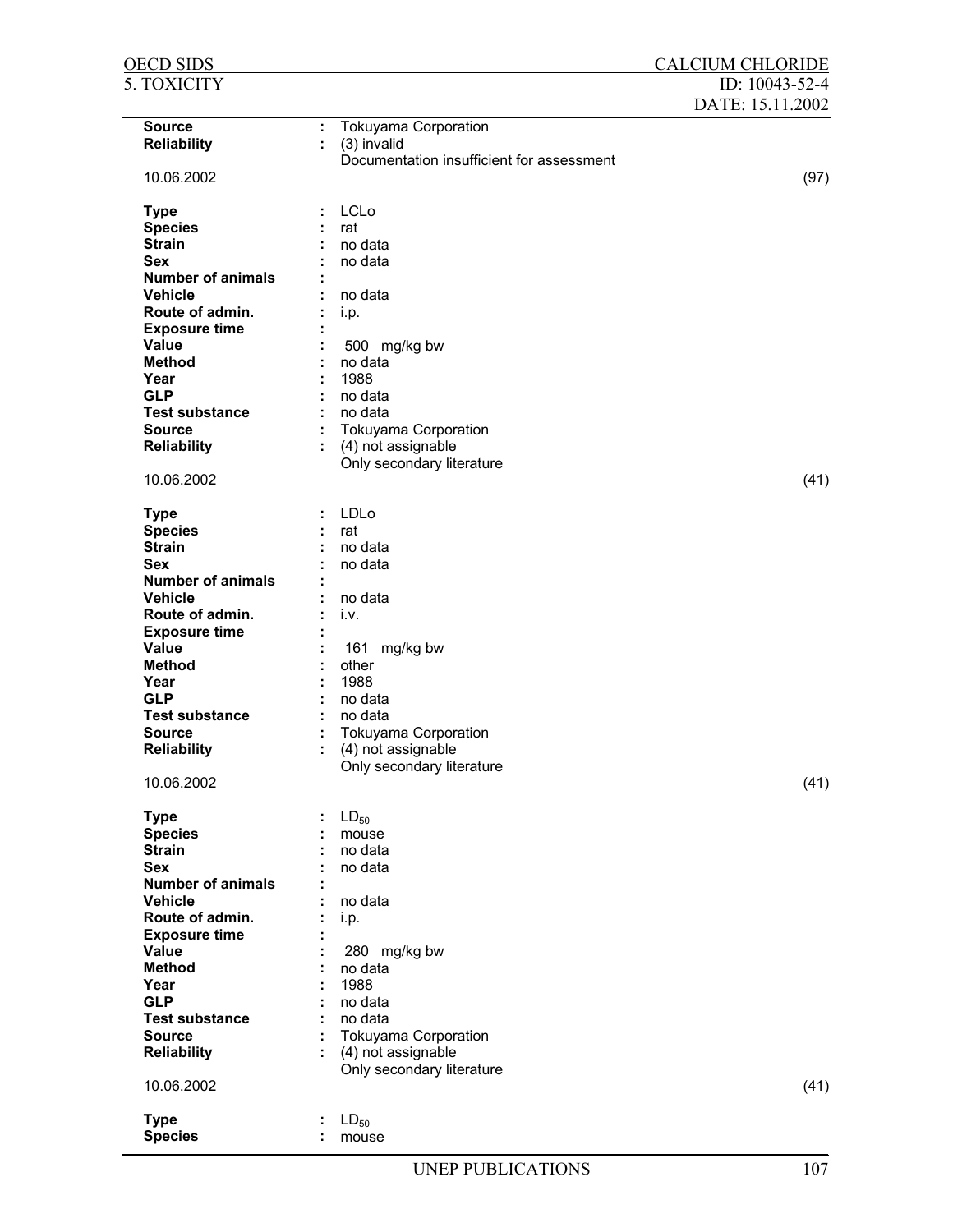| | | |
|---|---|---|
| **Source** | : | Tokuyama Corporation |
| **Reliability** | : | (3) invalid<br>Documentation insufficient for assessment |
| 10.06.2002 | | (97) |

| | | |
|---|---|---|
| **Type** | : | LCLo |
| **Species** | : | rat |
| **Strain** | : | no data |
| **Sex** | : | no data |
| **Number of animals** | : | |
| **Vehicle** | : | no data |
| **Route of admin.** | : | i.p. |
| **Exposure time** | : | |
| **Value** | : | 500 mg/kg bw |
| **Method** | : | no data |
| **Year** | : | 1988 |
| **GLP** | : | no data |
| **Test substance** | : | no data |
| **Source** | : | Tokuyama Corporation |
| **Reliability** | : | (4) not assignable<br>Only secondary literature |
| 10.06.2002 | | (41) |

| | | |
|---|---|---|
| **Type** | : | LDLo |
| **Species** | : | rat |
| **Strain** | : | no data |
| **Sex** | : | no data |
| **Number of animals** | : | |
| **Vehicle** | : | no data |
| **Route of admin.** | : | i.v. |
| **Exposure time** | : | |
| **Value** | : | 161 mg/kg bw |
| **Method** | : | other |
| **Year** | : | 1988 |
| **GLP** | : | no data |
| **Test substance** | : | no data |
| **Source** | : | Tokuyama Corporation |
| **Reliability** | : | (4) not assignable<br>Only secondary literature |
| 10.06.2002 | | (41) |

| | | |
|---|---|---|
| **Type** | : | $LD_{50}$ |
| **Species** | : | mouse |
| **Strain** | : | no data |
| **Sex** | : | no data |
| **Number of animals** | : | |
| **Vehicle** | : | no data |
| **Route of admin.** | : | i.p. |
| **Exposure time** | : | |
| **Value** | : | 280 mg/kg bw |
| **Method** | : | no data |
| **Year** | : | 1988 |
| **GLP** | : | no data |
| **Test substance** | : | no data |
| **Source** | : | Tokuyama Corporation |
| **Reliability** | : | (4) not assignable<br>Only secondary literature |
| 10.06.2002 | | (41) |

| | | |
|---|---|---|
| **Type** | : | $LD_{50}$ |
| **Species** | : | mouse |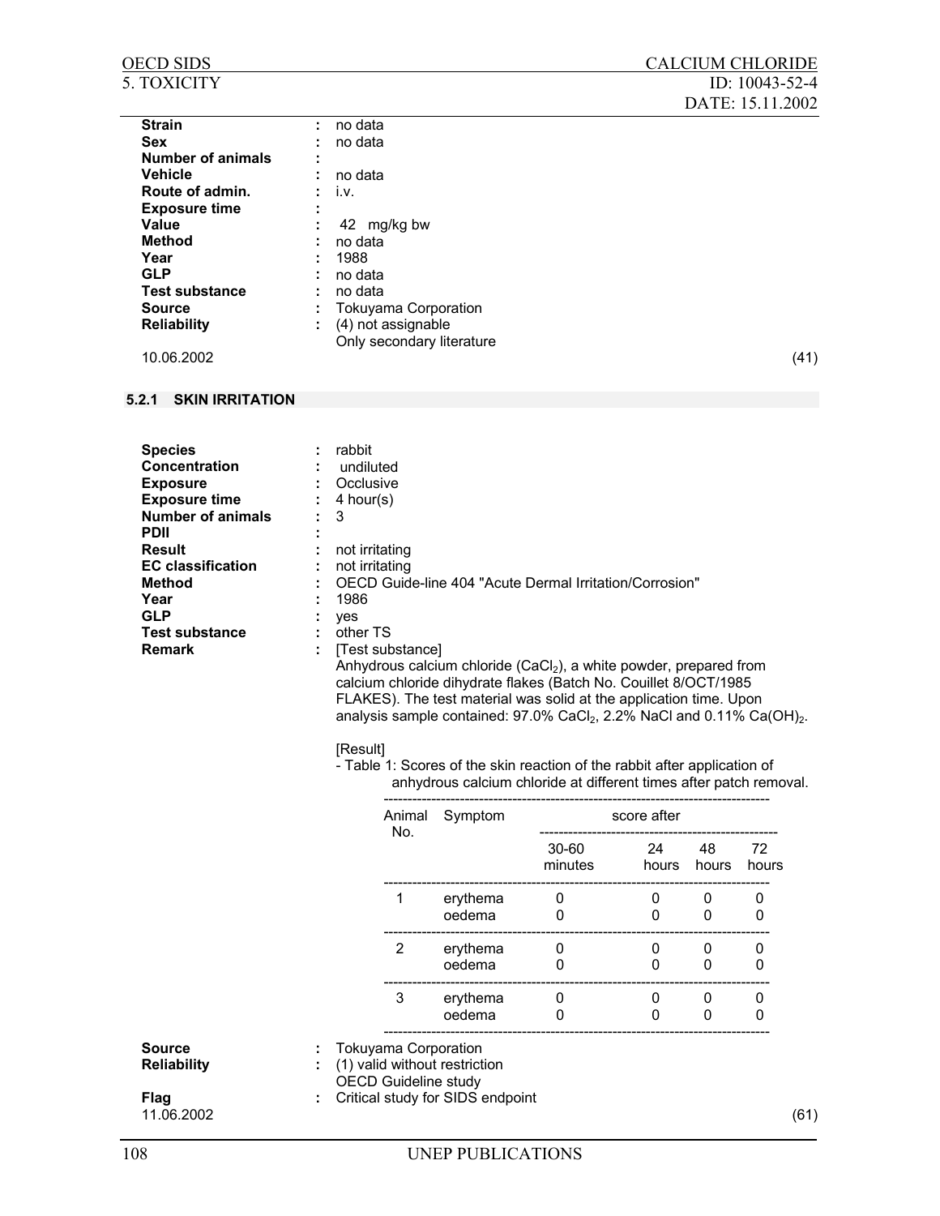**Strain** : no data
**Sex** : no data
**Number of animals** :
**Vehicle** : no data
**Route of admin.** : i.v.
**Exposure time** :
**Value** : 42 mg/kg bw
**Method** : no data
**Year** : 1988
**GLP** : no data
**Test substance** : no data
**Source** : Tokuyama Corporation
**Reliability** : (4) not assignable
Only secondary literature

10.06.2002 (41)

### 5.2.1 SKIN IRRITATION

**Species** : rabbit
**Concentration** : undiluted
**Exposure** : Occlusive
**Exposure time** : 4 hour(s)
**Number of animals** : 3
**PDII** :
**Result** : not irritating
**EC classification** : not irritating
**Method** : OECD Guide-line 404 "Acute Dermal Irritation/Corrosion"
**Year** : 1986
**GLP** : yes
**Test substance** : other TS
**Remark** : [Test substance]
Anhydrous calcium chloride ($CaCl_2$), a white powder, prepared from calcium chloride dihydrate flakes (Batch No. Couillet 8/OCT/1985 FLAKES). The test material was solid at the application time. Upon analysis sample contained: 97.0% $CaCl_2$, 2.2% NaCl and 0.11% $Ca(OH)_2$.

[Result]
- Table 1: Scores of the skin reaction of the rabbit after application of anhydrous calcium chloride at different times after patch removal.

| Animal No. | Symptom | score after | | | |
|---|---|---|---|---|---|
| | | 30-60 minutes | 24 hours | 48 hours | 72 hours |
| 1 | erythema | 0 | 0 | 0 | 0 |
| | oedema | 0 | 0 | 0 | 0 |
| 2 | erythema | 0 | 0 | 0 | 0 |
| | oedema | 0 | 0 | 0 | 0 |
| 3 | erythema | 0 | 0 | 0 | 0 |
| | oedema | 0 | 0 | 0 | 0 |

**Source** : Tokuyama Corporation
**Reliability** : (1) valid without restriction
OECD Guideline study
**Flag** : Critical study for SIDS endpoint

11.06.2002 (61)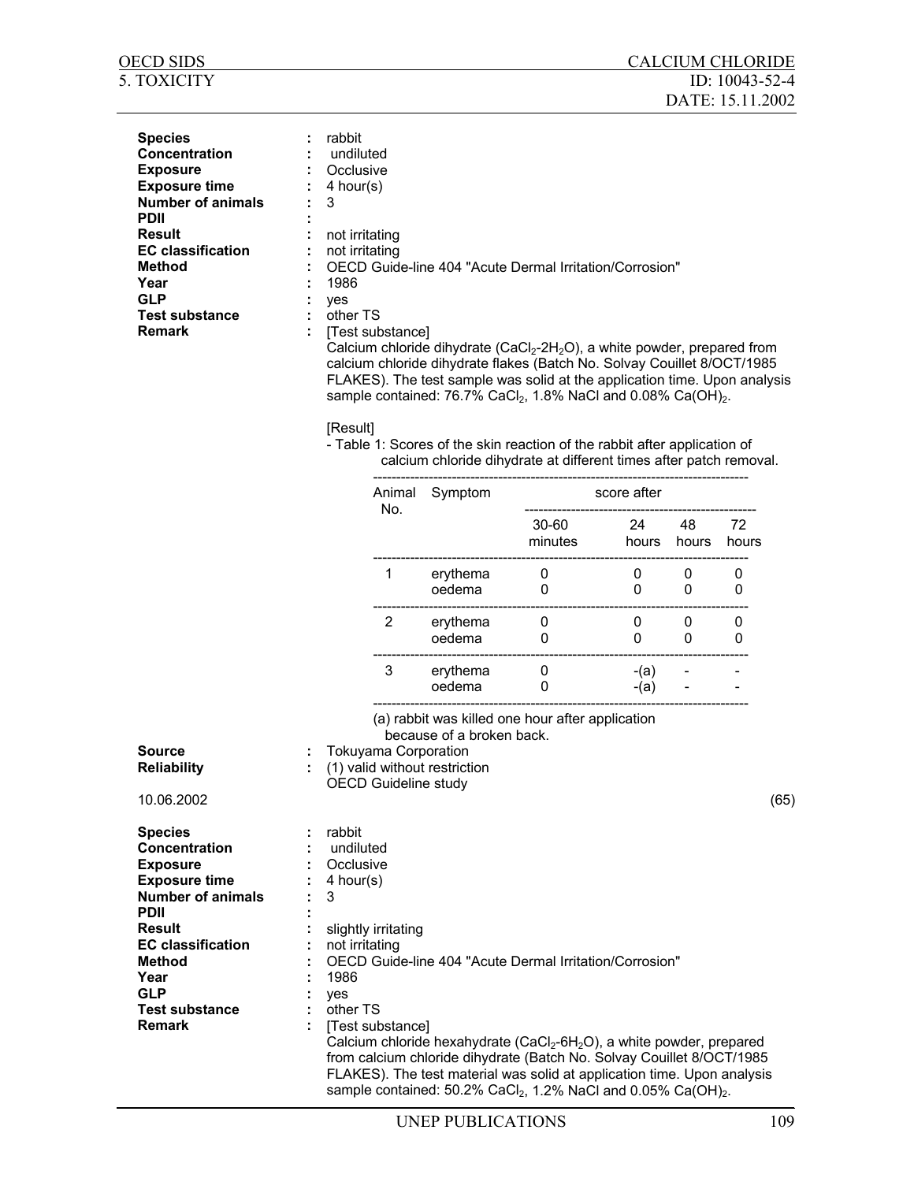| | | |
|---|---|---|
| **Species** | : | rabbit |
| **Concentration** | : | undiluted |
| **Exposure** | : | Occlusive |
| **Exposure time** | : | 4 hour(s) |
| **Number of animals** | : | 3 |
| **PDII** | : | |
| **Result** | : | not irritating |
| **EC classification** | : | not irritating |
| **Method** | : | OECD Guide-line 404 "Acute Dermal Irritation/Corrosion" |
| **Year** | : | 1986 |
| **GLP** | : | yes |
| **Test substance** | : | other TS |
| **Remark** | : | [Test substance] |

Calcium chloride dihydrate ($CaCl_2$-$2H_2O$), a white powder, prepared from calcium chloride dihydrate flakes (Batch No. Solvay Couillet 8/OCT/1985 FLAKES). The test sample was solid at the application time. Upon analysis sample contained: 76.7% $CaCl_2$, 1.8% NaCl and 0.08% $Ca(OH)_2$.

[Result]

- Table 1: Scores of the skin reaction of the rabbit after application of calcium chloride dihydrate at different times after patch removal.

| Animal No. | Symptom | score after | | | |
|---|---|---|---|---|---|
| | | 30-60 minutes | 24 hours | 48 hours | 72 hours |
| 1 | erythema | 0 | 0 | 0 | 0 |
| | oedema | 0 | 0 | 0 | 0 |
| 2 | erythema | 0 | 0 | 0 | 0 |
| | oedema | 0 | 0 | 0 | 0 |
| 3 | erythema | 0 | -(a) | - | - |
| | oedema | 0 | -(a) | - | - |

(a) rabbit was killed one hour after application because of a broken back.

| | | |
|---|---|---|
| **Source** | : | Tokuyama Corporation |
| **Reliability** | : | (1) valid without restriction<br>OECD Guideline study |

10.06.2002 (65)

| | | |
|---|---|---|
| **Species** | : | rabbit |
| **Concentration** | : | undiluted |
| **Exposure** | : | Occlusive |
| **Exposure time** | : | 4 hour(s) |
| **Number of animals** | : | 3 |
| **PDII** | : | |
| **Result** | : | slightly irritating |
| **EC classification** | : | not irritating |
| **Method** | : | OECD Guide-line 404 "Acute Dermal Irritation/Corrosion" |
| **Year** | : | 1986 |
| **GLP** | : | yes |
| **Test substance** | : | other TS |
| **Remark** | : | [Test substance] |

Calcium chloride hexahydrate ($CaCl_2$-$6H_2O$), a white powder, prepared from calcium chloride dihydrate (Batch No. Solvay Couillet 8/OCT/1985 FLAKES). The test material was solid at application time. Upon analysis sample contained: 50.2% $CaCl_2$, 1.2% NaCl and 0.05% $Ca(OH)_2$.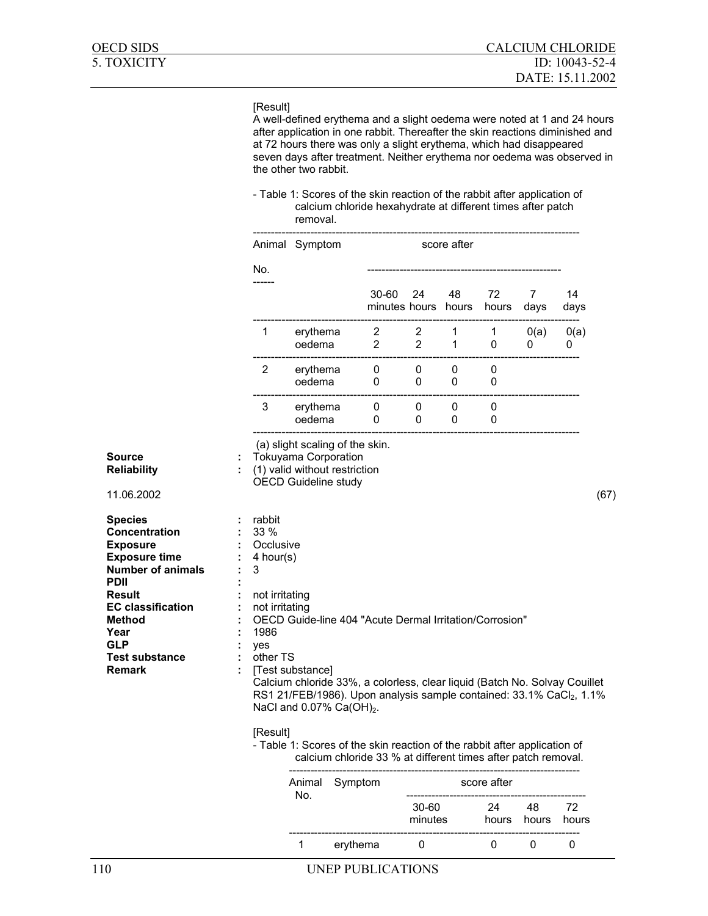[Result]
A well-defined erythema and a slight oedema were noted at 1 and 24 hours after application in one rabbit. Thereafter the skin reactions diminished and at 72 hours there was only a slight erythema, which had disappeared seven days after treatment. Neither erythema nor oedema was observed in the other two rabbit.

- Table 1: Scores of the skin reaction of the rabbit after application of calcium chloride hexahydrate at different times after patch removal.

| Animal No. | Symptom | score after 30-60 minutes | 24 hours | 48 hours | 72 hours | 7 days | 14 days |
|---|---|---|---|---|---|---|---|
| 1 | erythema | 2 | 2 | 1 | 1 | 0(a) | 0(a) |
| | oedema | 2 | 2 | 1 | 0 | 0 | 0 |
| 2 | erythema | 0 | 0 | 0 | 0 | | |
| | oedema | 0 | 0 | 0 | 0 | | |
| 3 | erythema | 0 | 0 | 0 | 0 | | |
| | oedema | 0 | 0 | 0 | 0 | | |

(a) slight scaling of the skin.

**Source** : Tokuyama Corporation
**Reliability** : (1) valid without restriction
OECD Guideline study

11.06.2002 (67)

**Species** : rabbit
**Concentration** : 33 %
**Exposure** : Occlusive
**Exposure time** : 4 hour(s)
**Number of animals** : 3
**PDII** :
**Result** : not irritating
**EC classification** : not irritating
**Method** : OECD Guide-line 404 "Acute Dermal Irritation/Corrosion"
**Year** : 1986
**GLP** : yes
**Test substance** : other TS
**Remark** : [Test substance]
Calcium chloride 33%, a colorless, clear liquid (Batch No. Solvay Couillet RS1 21/FEB/1986). Upon analysis sample contained: 33.1% $CaCl_2$, 1.1% NaCl and 0.07% $Ca(OH)_2$.

[Result]
- Table 1: Scores of the skin reaction of the rabbit after application of calcium chloride 33 % at different times after patch removal.

| Animal No. | Symptom | score after 30-60 minutes | 24 hours | 48 hours | 72 hours |
|---|---|---|---|---|---|
| 1 | erythema | 0 | 0 | 0 | 0 |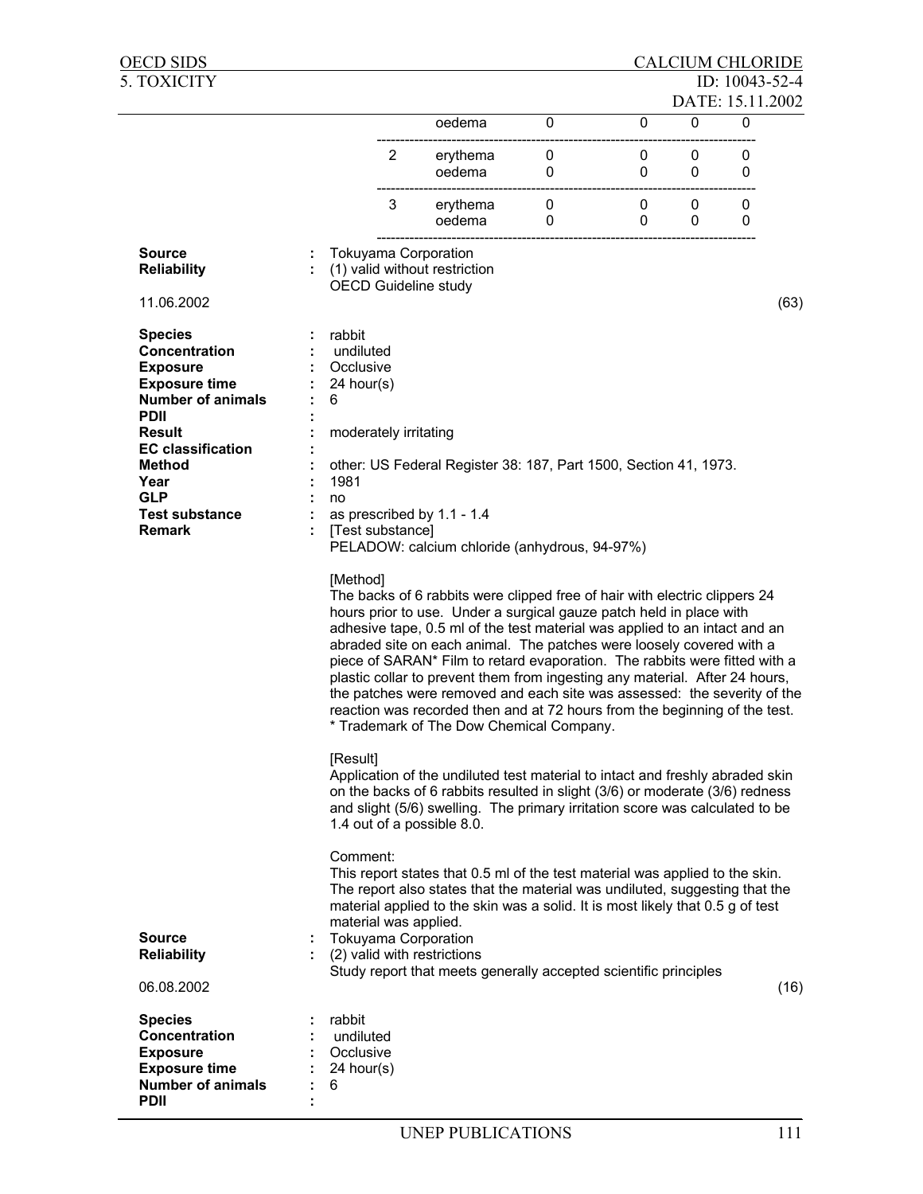| | | | | | |
|---|---|---|---|---|---|
| | oedema | 0 | 0 | 0 | 0 |
| 2 | erythema | 0 | 0 | 0 | 0 |
| | oedema | 0 | 0 | 0 | 0 |
| 3 | erythema | 0 | 0 | 0 | 0 |
| | oedema | 0 | 0 | 0 | 0 |

**Source** : Tokuyama Corporation
**Reliability** : (1) valid without restriction
OECD Guideline study

11.06.2002 (63)

**Species** : rabbit
**Concentration** : undiluted
**Exposure** : Occlusive
**Exposure time** : 24 hour(s)
**Number of animals** : 6
**PDII** :
**Result** : moderately irritating
**EC classification** :
**Method** : other: US Federal Register 38: 187, Part 1500, Section 41, 1973.
**Year** : 1981
**GLP** : no
**Test substance** : as prescribed by 1.1 - 1.4
**Remark** : [Test substance]
PELADOW: calcium chloride (anhydrous, 94-97%)

[Method]
The backs of 6 rabbits were clipped free of hair with electric clippers 24 hours prior to use. Under a surgical gauze patch held in place with adhesive tape, 0.5 ml of the test material was applied to an intact and an abraded site on each animal. The patches were loosely covered with a piece of SARAN* Film to retard evaporation. The rabbits were fitted with a plastic collar to prevent them from ingesting any material. After 24 hours, the patches were removed and each site was assessed: the severity of the reaction was recorded then and at 72 hours from the beginning of the test.
* Trademark of The Dow Chemical Company.

[Result]
Application of the undiluted test material to intact and freshly abraded skin on the backs of 6 rabbits resulted in slight (3/6) or moderate (3/6) redness and slight (5/6) swelling. The primary irritation score was calculated to be 1.4 out of a possible 8.0.

Comment:
This report states that 0.5 ml of the test material was applied to the skin. The report also states that the material was undiluted, suggesting that the material applied to the skin was a solid. It is most likely that 0.5 g of test material was applied.

**Source** : Tokuyama Corporation
**Reliability** : (2) valid with restrictions
Study report that meets generally accepted scientific principles

06.08.2002 (16)

**Species** : rabbit
**Concentration** : undiluted
**Exposure** : Occlusive
**Exposure time** : 24 hour(s)
**Number of animals** : 6
**PDII** :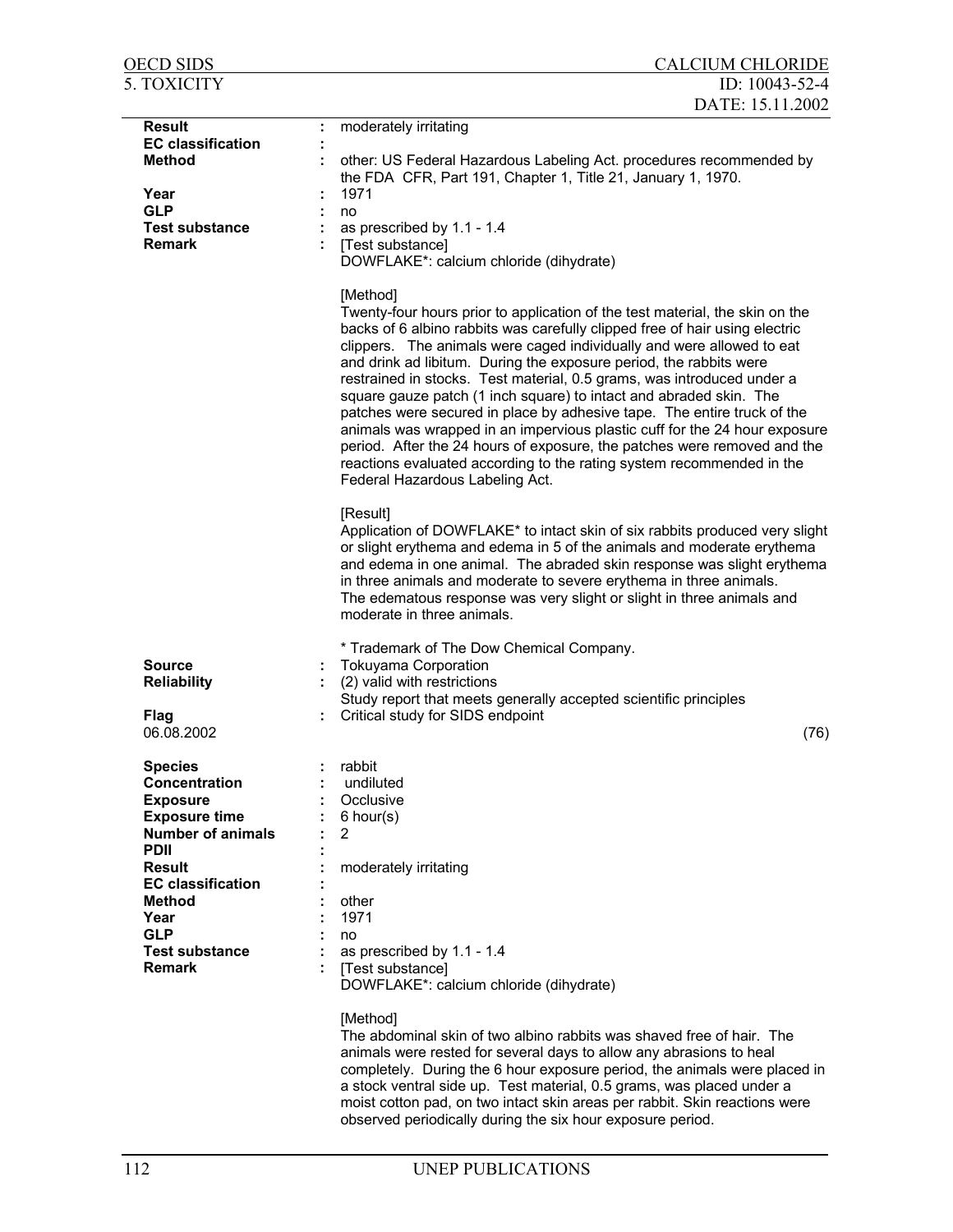| | | |
|---|---|---|
| **Result** | : | moderately irritating |
| **EC classification** | : | |
| **Method** | : | other: US Federal Hazardous Labeling Act. procedures recommended by the FDA CFR, Part 191, Chapter 1, Title 21, January 1, 1970. |
| **Year** | : | 1971 |
| **GLP** | : | no |
| **Test substance** | : | as prescribed by 1.1 - 1.4 |
| **Remark** | : | [Test substance] |

DOWFLAKE*: calcium chloride (dihydrate)

[Method]
Twenty-four hours prior to application of the test material, the skin on the backs of 6 albino rabbits was carefully clipped free of hair using electric clippers. The animals were caged individually and were allowed to eat and drink ad libitum. During the exposure period, the rabbits were restrained in stocks. Test material, 0.5 grams, was introduced under a square gauze patch (1 inch square) to intact and abraded skin. The patches were secured in place by adhesive tape. The entire truck of the animals was wrapped in an impervious plastic cuff for the 24 hour exposure period. After the 24 hours of exposure, the patches were removed and the reactions evaluated according to the rating system recommended in the Federal Hazardous Labeling Act.

[Result]
Application of DOWFLAKE* to intact skin of six rabbits produced very slight or slight erythema and edema in 5 of the animals and moderate erythema and edema in one animal. The abraded skin response was slight erythema in three animals and moderate to severe erythema in three animals. The edematous response was very slight or slight in three animals and moderate in three animals.

\* Trademark of The Dow Chemical Company.

| | | |
|---|---|---|
| **Source** | : | Tokuyama Corporation |
| **Reliability** | : | (2) valid with restrictions<br>Study report that meets generally accepted scientific principles |
| **Flag** | : | Critical study for SIDS endpoint |

06.08.2002 (76)

| | | |
|---|---|---|
| **Species** | : | rabbit |
| **Concentration** | : | undiluted |
| **Exposure** | : | Occlusive |
| **Exposure time** | : | 6 hour(s) |
| **Number of animals** | : | 2 |
| **PDII** | : | |
| **Result** | : | moderately irritating |
| **EC classification** | : | |
| **Method** | : | other |
| **Year** | : | 1971 |
| **GLP** | : | no |
| **Test substance** | : | as prescribed by 1.1 - 1.4 |
| **Remark** | : | [Test substance] |

DOWFLAKE*: calcium chloride (dihydrate)

[Method]
The abdominal skin of two albino rabbits was shaved free of hair. The animals were rested for several days to allow any abrasions to heal completely. During the 6 hour exposure period, the animals were placed in a stock ventral side up. Test material, 0.5 grams, was placed under a moist cotton pad, on two intact skin areas per rabbit. Skin reactions were observed periodically during the six hour exposure period.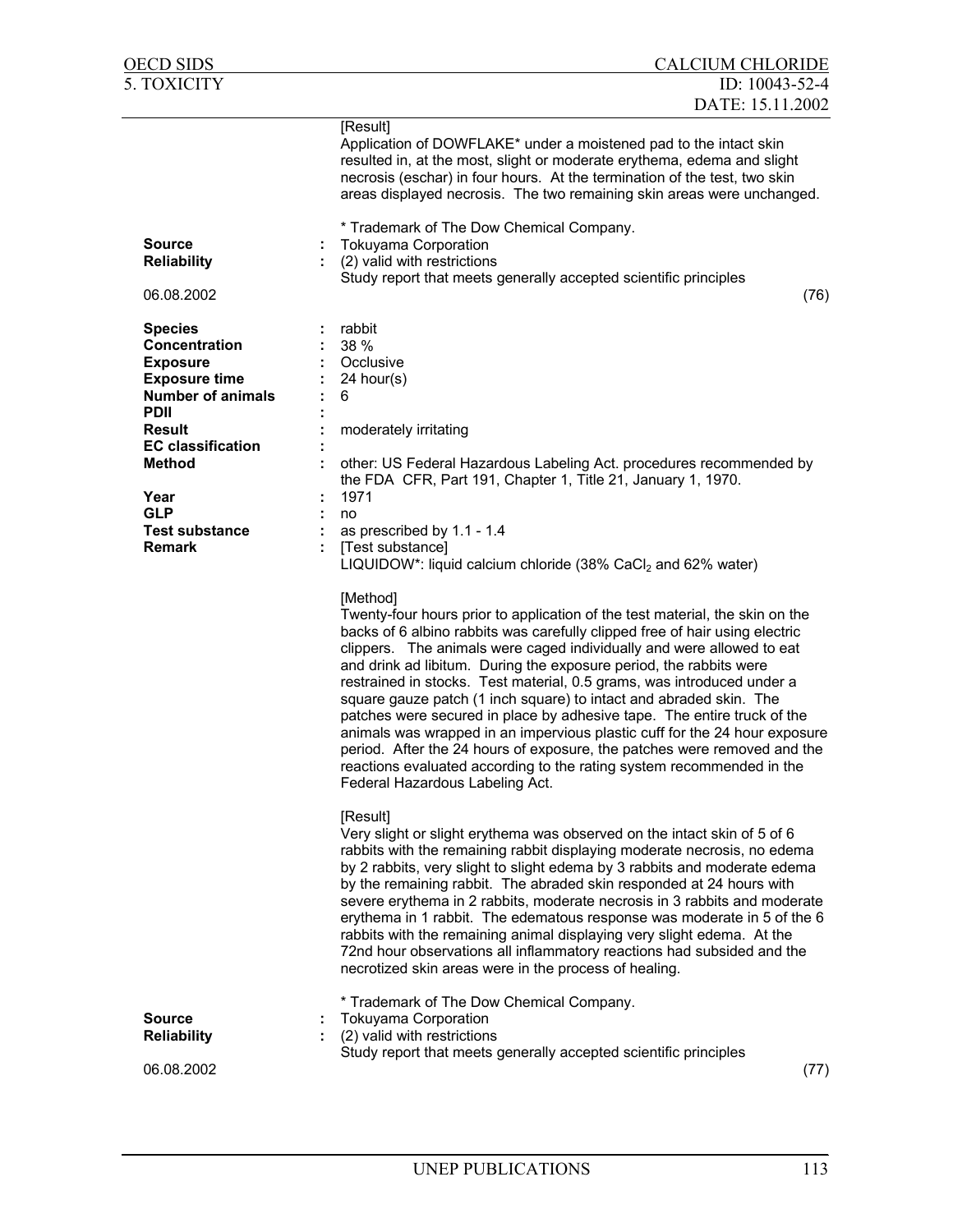[Result]
Application of DOWFLAKE* under a moistened pad to the intact skin resulted in, at the most, slight or moderate erythema, edema and slight necrosis (eschar) in four hours. At the termination of the test, two skin areas displayed necrosis. The two remaining skin areas were unchanged.

* Trademark of The Dow Chemical Company.

**Source** : Tokuyama Corporation
**Reliability** : (2) valid with restrictions
Study report that meets generally accepted scientific principles

06.08.2002 (76)

**Species** : rabbit
**Concentration** : 38 %
**Exposure** : Occlusive
**Exposure time** : 24 hour(s)
**Number of animals** : 6
**PDII** :
**Result** : moderately irritating
**EC classification** :
**Method** : other: US Federal Hazardous Labeling Act. procedures recommended by the FDA CFR, Part 191, Chapter 1, Title 21, January 1, 1970.
**Year** : 1971
**GLP** : no
**Test substance** : as prescribed by 1.1 - 1.4
**Remark** : [Test substance]
LIQUIDOW*: liquid calcium chloride (38% $CaCl_2$ and 62% water)

[Method]
Twenty-four hours prior to application of the test material, the skin on the backs of 6 albino rabbits was carefully clipped free of hair using electric clippers. The animals were caged individually and were allowed to eat and drink ad libitum. During the exposure period, the rabbits were restrained in stocks. Test material, 0.5 grams, was introduced under a square gauze patch (1 inch square) to intact and abraded skin. The patches were secured in place by adhesive tape. The entire truck of the animals was wrapped in an impervious plastic cuff for the 24 hour exposure period. After the 24 hours of exposure, the patches were removed and the reactions evaluated according to the rating system recommended in the Federal Hazardous Labeling Act.

[Result]
Very slight or slight erythema was observed on the intact skin of 5 of 6 rabbits with the remaining rabbit displaying moderate necrosis, no edema by 2 rabbits, very slight to slight edema by 3 rabbits and moderate edema by the remaining rabbit. The abraded skin responded at 24 hours with severe erythema in 2 rabbits, moderate necrosis in 3 rabbits and moderate erythema in 1 rabbit. The edematous response was moderate in 5 of the 6 rabbits with the remaining animal displaying very slight edema. At the 72nd hour observations all inflammatory reactions had subsided and the necrotized skin areas were in the process of healing.

* Trademark of The Dow Chemical Company.

**Source** : Tokuyama Corporation
**Reliability** : (2) valid with restrictions
Study report that meets generally accepted scientific principles

06.08.2002 (77)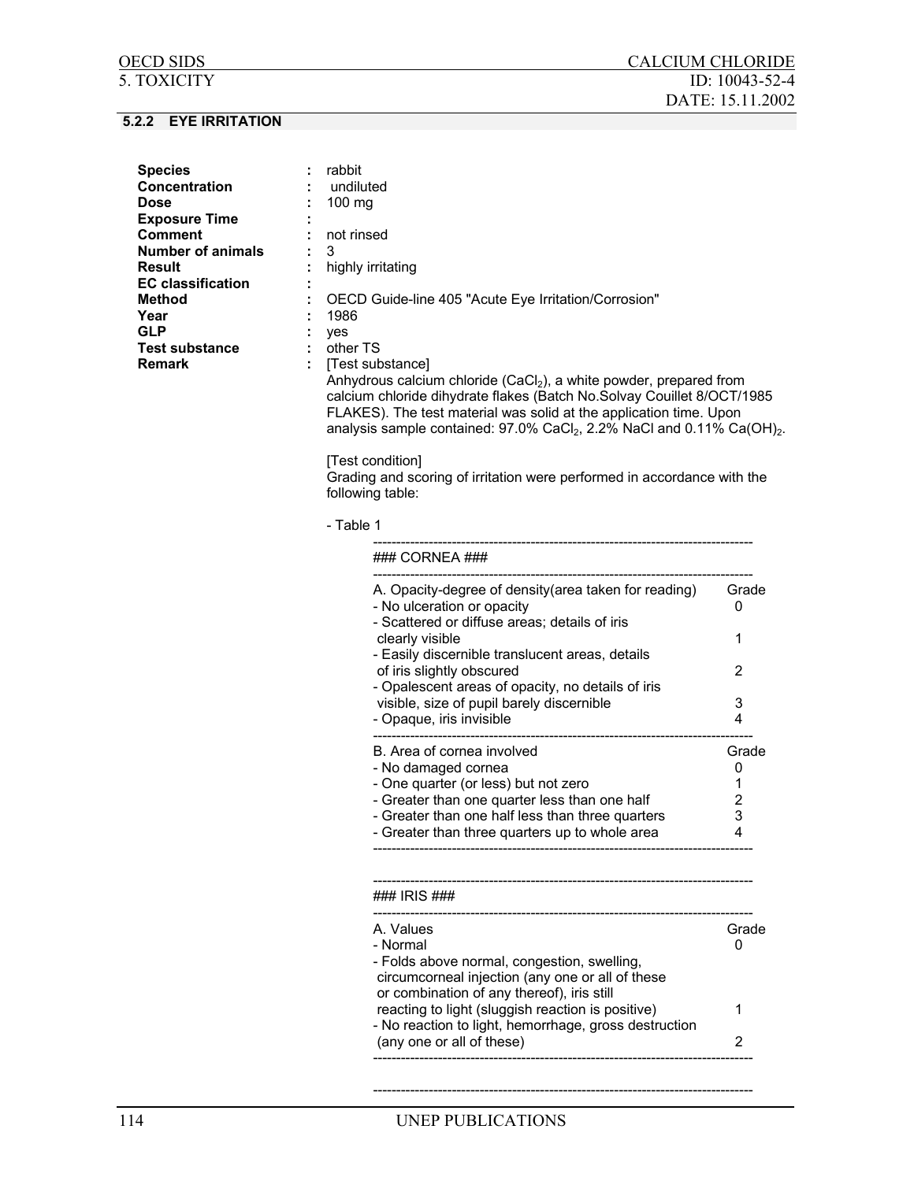## 5.2.2 EYE IRRITATION

| | | |
|---|---|---|
| **Species** | : | rabbit |
| **Concentration** | : | undiluted |
| **Dose** | : | 100 mg |
| **Exposure Time** | : | |
| **Comment** | : | not rinsed |
| **Number of animals** | : | 3 |
| **Result** | : | highly irritating |
| **EC classification** | : | |
| **Method** | : | OECD Guide-line 405 "Acute Eye Irritation/Corrosion" |
| **Year** | : | 1986 |
| **GLP** | : | yes |
| **Test substance** | : | other TS |
| **Remark** | : | [Test substance] |

Anhydrous calcium chloride ($CaCl_2$), a white powder, prepared from calcium chloride dihydrate flakes (Batch No.Solvay Couillet 8/OCT/1985 FLAKES). The test material was solid at the application time. Upon analysis sample contained: 97.0% $CaCl_2$, 2.2% NaCl and 0.11% $Ca(OH)_2$.

[Test condition]

Grading and scoring of irritation were performed in accordance with the following table:

- Table 1

### CORNEA

| A. Opacity-degree of density(area taken for reading) | Grade |
|---|---|
| - No ulceration or opacity | 0 |
| - Scattered or diffuse areas; details of iris clearly visible | 1 |
| - Easily discernible translucent areas, details of iris slightly obscured | 2 |
| - Opalescent areas of opacity, no details of iris visible, size of pupil barely discernible | 3 |
| - Opaque, iris invisible | 4 |

| B. Area of cornea involved | Grade |
|---|---|
| - No damaged cornea | 0 |
| - One quarter (or less) but not zero | 1 |
| - Greater than one quarter less than one half | 2 |
| - Greater than one half less than three quarters | 3 |
| - Greater than three quarters up to whole area | 4 |

### IRIS

| A. Values | Grade |
|---|---|
| - Normal | 0 |
| - Folds above normal, congestion, swelling, circumcorneal injection (any one or all of these or combination of any thereof), iris still reacting to light (sluggish reaction is positive) | 1 |
| - No reaction to light, hemorrhage, gross destruction (any one or all of these) | 2 |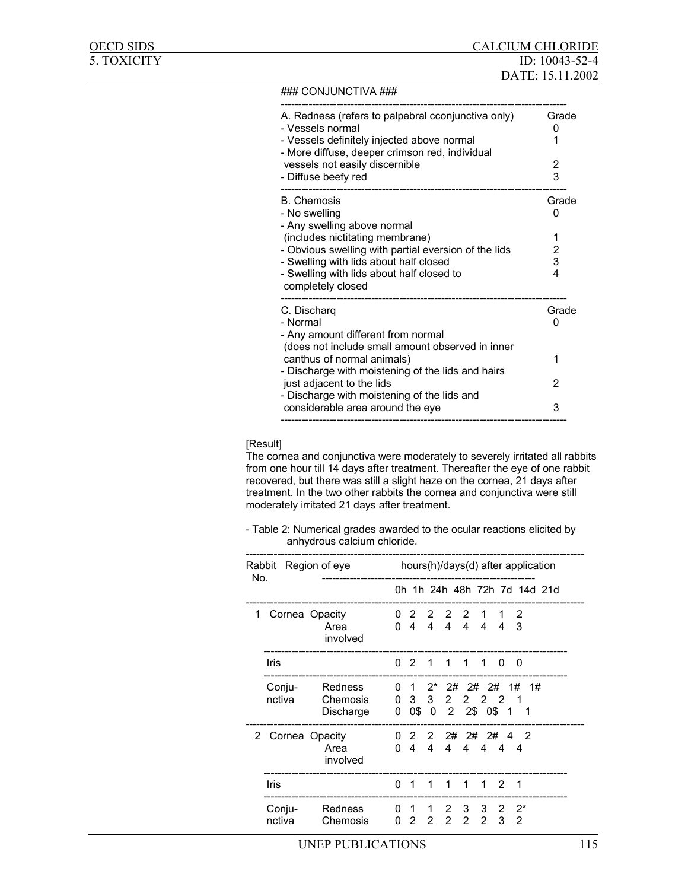### CONJUNCTIVA ###

| A. Redness (refers to palpebral cconjunctiva only) | Grade |
|---|---|
| - Vessels normal | 0 |
| - Vessels definitely injected above normal | 1 |
| - More diffuse, deeper crimson red, individual vessels not easily discernible | 2 |
| - Diffuse beefy red | 3 |

| B. Chemosis | Grade |
|---|---|
| - No swelling | 0 |
| - Any swelling above normal (includes nictitating membrane) | 1 |
| - Obvious swelling with partial eversion of the lids | 2 |
| - Swelling with lids about half closed | 3 |
| - Swelling with lids about half closed to completely closed | 4 |

| C. Discharq | Grade |
|---|---|
| - Normal | 0 |
| - Any amount different from normal (does not include small amount observed in inner canthus of normal animals) | 1 |
| - Discharge with moistening of the lids and hairs just adjacent to the lids | 2 |
| - Discharge with moistening of the lids and considerable area around the eye | 3 |

[Result]
The cornea and conjunctiva were moderately to severely irritated all rabbits from one hour till 14 days after treatment. Thereafter the eye of one rabbit recovered, but there was still a slight haze on the cornea, 21 days after treatment. In the two other rabbits the cornea and conjunctiva were still moderately irritated 21 days after treatment.

- Table 2: Numerical grades awarded to the ocular reactions elicited by anhydrous calcium chloride.

| Rabbit No. | Region of eye | | 0h | 1h | 24h | 48h | 72h | 7d | 14d | 21d |
|---|---|---|---|---|---|---|---|---|---|---|
| 1 | Cornea | Opacity | 0 | 2 | 2 | 2 | 2 | 1 | 1 | 2 |
| | | Area involved | 0 | 4 | 4 | 4 | 4 | 4 | 4 | 3 |
| | Iris | | 0 | 2 | 1 | 1 | 1 | 1 | 0 | 0 |
| | Conjunctiva | Redness | 0 | 1 | 2* | 2# | 2# | 2# | 1# | 1# |
| | | Chemosis | 0 | 3 | 3 | 2 | 2 | 2 | 2 | 1 |
| | | Discharge | 0 | 0$ | 0 | 2 | 2$ | 0$ | 1 | 1 |
| 2 | Cornea | Opacity | 0 | 2 | 2 | 2# | 2# | 2# | 4 | 2 |
| | | Area involved | 0 | 4 | 4 | 4 | 4 | 4 | 4 | 4 |
| | Iris | | 0 | 1 | 1 | 1 | 1 | 1 | 2 | 1 |
| | Conjunctiva | Redness | 0 | 1 | 1 | 2 | 3 | 3 | 2 | 2* |
| | | Chemosis | 0 | 2 | 2 | 2 | 2 | 2 | 3 | 2 |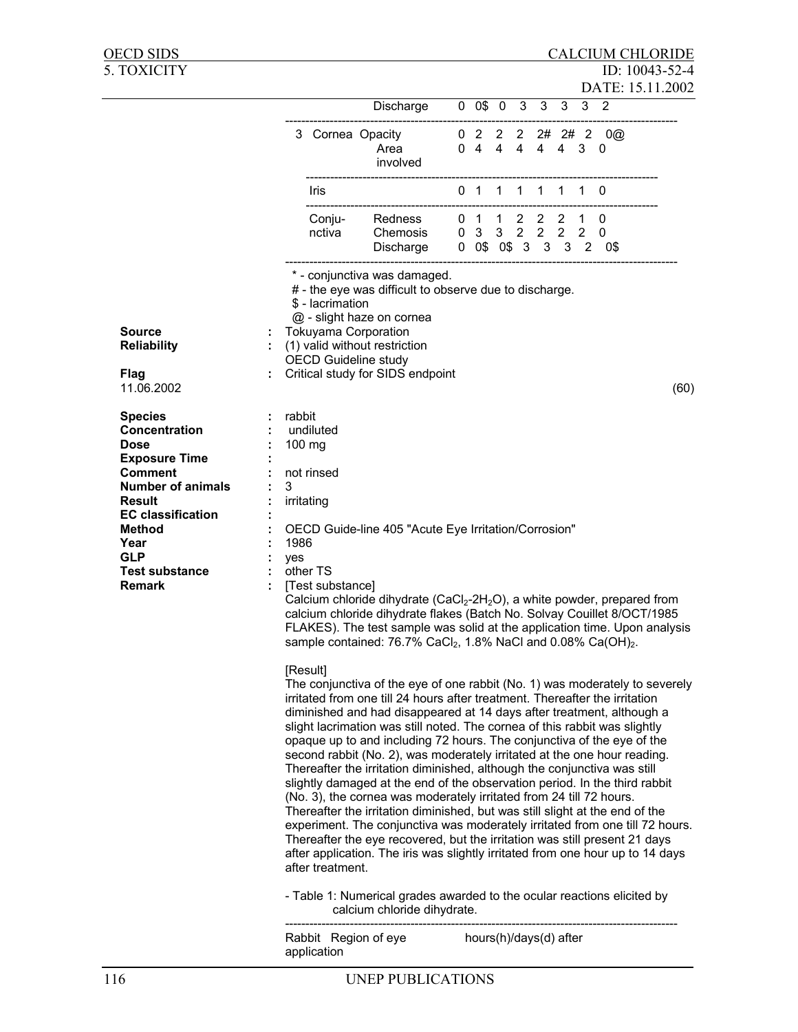| | | | | | | | | | | | |
|---|---|---|---|---|---|---|---|---|---|---|---|
| | | Discharge | 0 | 0$ | 0 | 3 | 3 | 3 | 3 | 2 |
| 3 | Cornea | Opacity | 0 | 2 | 2 | 2 | 2# | 2# | 2 | 0@ |
| | | Area involved | 0 | 4 | 4 | 4 | 4 | 4 | 3 | 0 |
| | Iris | | 0 | 1 | 1 | 1 | 1 | 1 | 1 | 0 |
| | Conjunctiva | Redness | 0 | 1 | 1 | 2 | 2 | 2 | 1 | 0 |
| | | Chemosis | 0 | 3 | 3 | 2 | 2 | 2 | 2 | 0 |
| | | Discharge | 0 | 0$ | 0$ | 3 | 3 | 3 | 2 | 0$ |

\* - conjunctiva was damaged.
\# - the eye was difficult to observe due to discharge.
$ - lacrimation
@ - slight haze on cornea

**Source** : Tokuyama Corporation
**Reliability** : (1) valid without restriction
OECD Guideline study
**Flag** : Critical study for SIDS endpoint
11.06.2002 (60)

**Species** : rabbit
**Concentration** : undiluted
**Dose** : 100 mg
**Exposure Time** :
**Comment** : not rinsed
**Number of animals** : 3
**Result** : irritating
**EC classification** :
**Method** : OECD Guide-line 405 "Acute Eye Irritation/Corrosion"
**Year** : 1986
**GLP** : yes
**Test substance** : other TS
**Remark** : [Test substance]

Calcium chloride dihydrate ($CaCl_2$-$2H_2O$), a white powder, prepared from calcium chloride dihydrate flakes (Batch No. Solvay Couillet 8/OCT/1985 FLAKES). The test sample was solid at the application time. Upon analysis sample contained: 76.7% $CaCl_2$, 1.8% NaCl and 0.08% $Ca(OH)_2$.

[Result]

The conjunctiva of the eye of one rabbit (No. 1) was moderately to severely irritated from one till 24 hours after treatment. Thereafter the irritation diminished and had disappeared at 14 days after treatment, although a slight lacrimation was still noted. The cornea of this rabbit was slightly opaque up to and including 72 hours. The conjunctiva of the eye of the second rabbit (No. 2), was moderately irritated at the one hour reading. Thereafter the irritation diminished, although the conjunctiva was still slightly damaged at the end of the observation period. In the third rabbit (No. 3), the cornea was moderately irritated from 24 till 72 hours. Thereafter the irritation diminished, but was still slight at the end of the experiment. The conjunctiva was moderately irritated from one till 72 hours. Thereafter the eye recovered, but the irritation was still present 21 days after application. The iris was slightly irritated from one hour up to 14 days after treatment.

- Table 1: Numerical grades awarded to the ocular reactions elicited by calcium chloride dihydrate.

| Rabbit | Region of eye | | hours(h)/days(d) after application |
|---|---|---|---|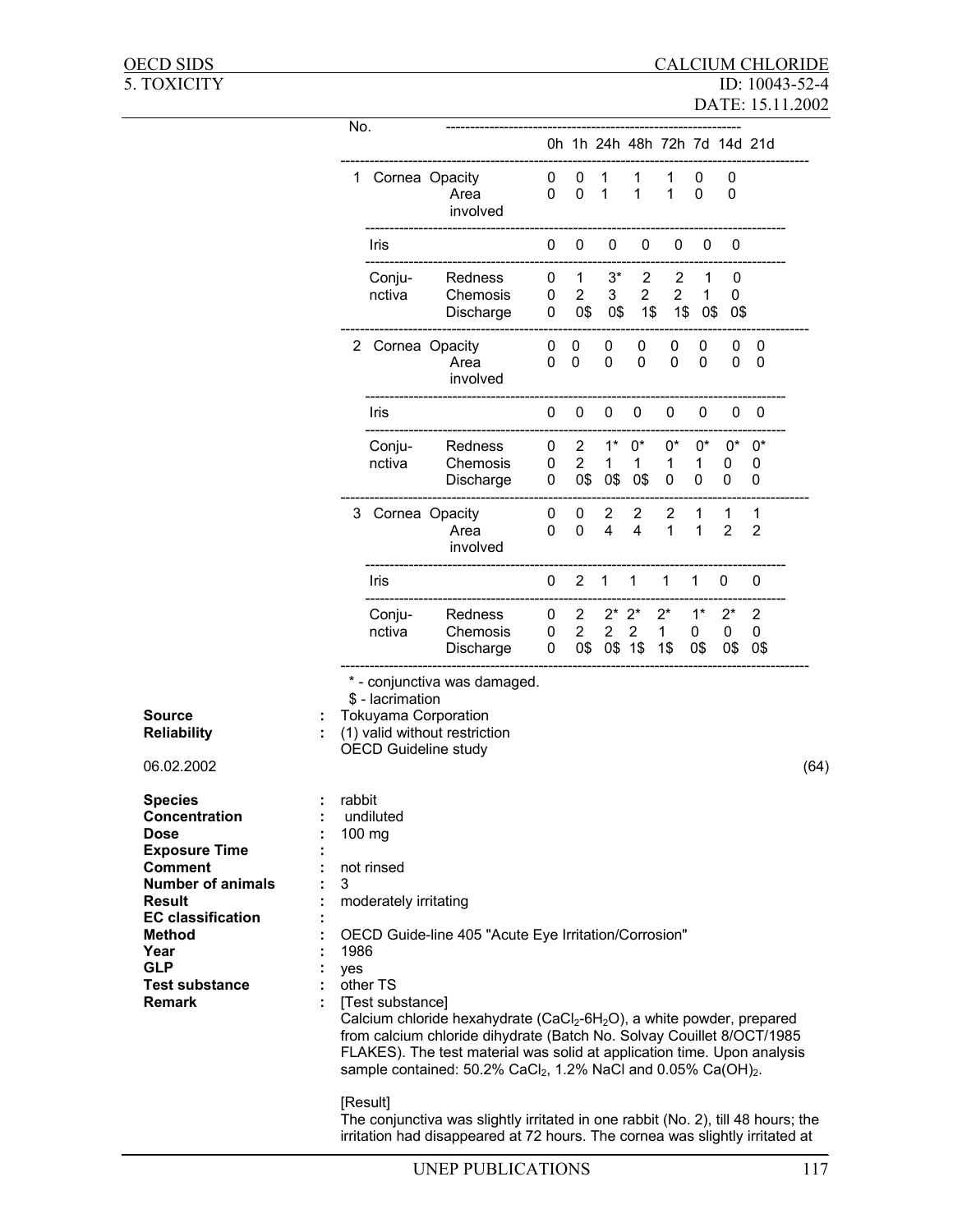| No. | | | 0h | 1h | 24h | 48h | 72h | 7d | 14d | 21d |
|---|---|---|---|---|---|---|---|---|---|---|
| 1 | Cornea | Opacity | 0 | 0 | 1 | 1 | 1 | 0 | 0 | |
| | | Area involved | 0 | 0 | 1 | 1 | 1 | 0 | 0 | |
| | Iris | | 0 | 0 | 0 | 0 | 0 | 0 | 0 | |
| | Conjunctiva | Redness | 0 | 1 | 3* | 2 | 2 | 1 | 0 | |
| | | Chemosis | 0 | 2 | 3 | 2 | 2 | 1 | 0 | |
| | | Discharge | 0 | 0$ | 0$ | 1$ | 1$ | 0$ | 0$ | |
| 2 | Cornea | Opacity | 0 | 0 | 0 | 0 | 0 | 0 | 0 | 0 |
| | | Area involved | 0 | 0 | 0 | 0 | 0 | 0 | 0 | 0 |
| | Iris | | 0 | 0 | 0 | 0 | 0 | 0 | 0 | 0 |
| | Conjunctiva | Redness | 0 | 2 | 1* | 0* | 0* | 0* | 0* | 0* |
| | | Chemosis | 0 | 2 | 1 | 1 | 1 | 1 | 0 | 0 |
| | | Discharge | 0 | 0$ | 0$ | 0$ | 0 | 0 | 0 | 0 |
| 3 | Cornea | Opacity | 0 | 0 | 2 | 2 | 2 | 1 | 1 | 1 |
| | | Area involved | 0 | 0 | 4 | 4 | 1 | 1 | 2 | 2 |
| | Iris | | 0 | 2 | 1 | 1 | 1 | 1 | 0 | 0 |
| | Conjunctiva | Redness | 0 | 2 | 2* | 2* | 2* | 1* | 2* | 2 |
| | | Chemosis | 0 | 2 | 2 | 2 | 1 | 0 | 0 | 0 |
| | | Discharge | 0 | 0$ | 0$ | 1$ | 1$ | 0$ | 0$ | 0$ |

\* - conjunctiva was damaged.
$ - lacrimation

**Source** : Tokuyama Corporation
**Reliability** : (1) valid without restriction
OECD Guideline study

06.02.2002 (64)

**Species** : rabbit
**Concentration** : undiluted
**Dose** : 100 mg
**Exposure Time** :
**Comment** : not rinsed
**Number of animals** : 3
**Result** : moderately irritating
**EC classification** :
**Method** : OECD Guide-line 405 "Acute Eye Irritation/Corrosion"
**Year** : 1986
**GLP** : yes
**Test substance** : other TS
**Remark** : [Test substance]
Calcium chloride hexahydrate ($CaCl_2$-$6H_2O$), a white powder, prepared from calcium chloride dihydrate (Batch No. Solvay Couillet 8/OCT/1985 FLAKES). The test material was solid at application time. Upon analysis sample contained: 50.2% $CaCl_2$, 1.2% NaCl and 0.05% $Ca(OH)_2$.

[Result]
The conjunctiva was slightly irritated in one rabbit (No. 2), till 48 hours; the irritation had disappeared at 72 hours. The cornea was slightly irritated at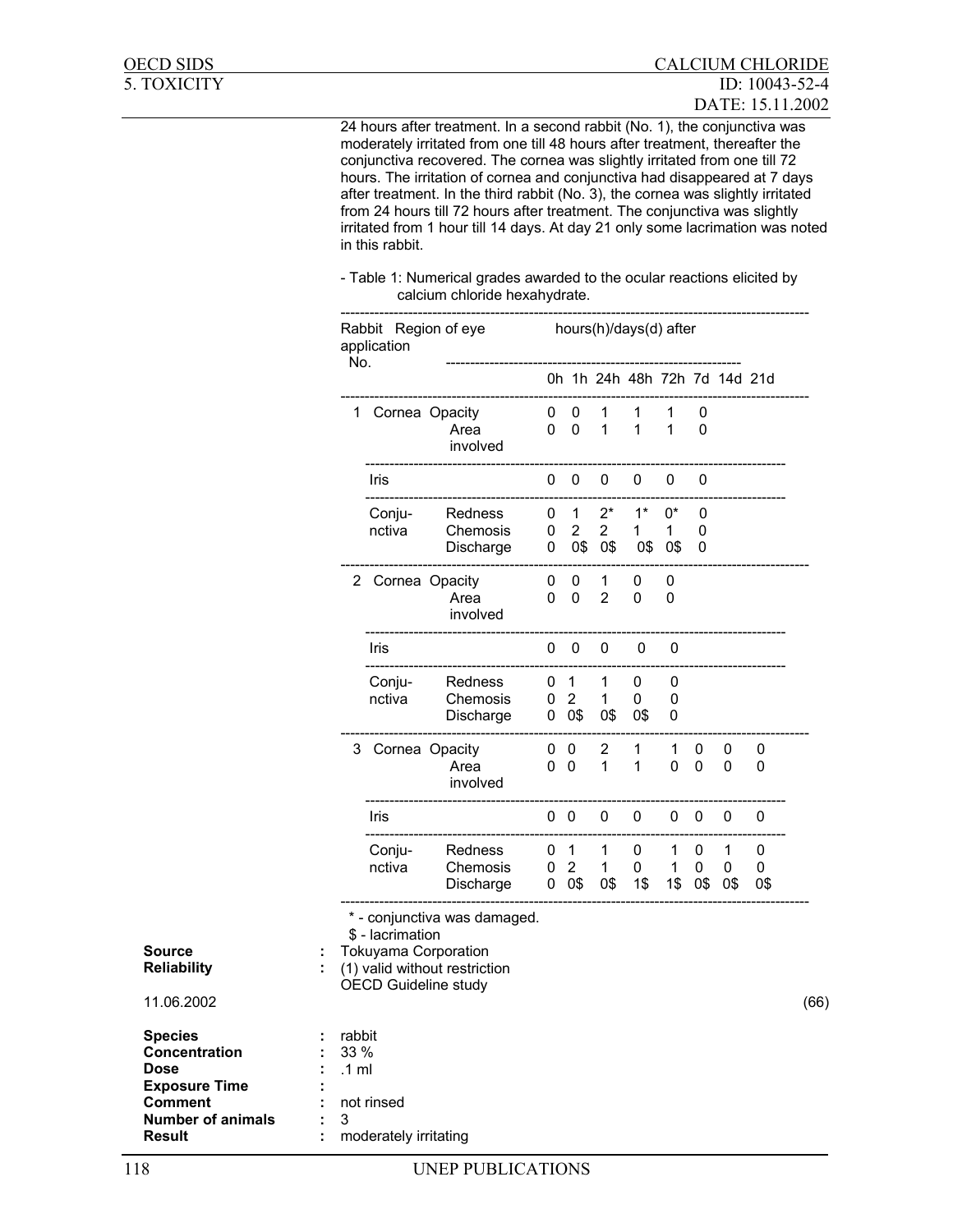24 hours after treatment. In a second rabbit (No. 1), the conjunctiva was moderately irritated from one till 48 hours after treatment, thereafter the conjunctiva recovered. The cornea was slightly irritated from one till 72 hours. The irritation of cornea and conjunctiva had disappeared at 7 days after treatment. In the third rabbit (No. 3), the cornea was slightly irritated from 24 hours till 72 hours after treatment. The conjunctiva was slightly irritated from 1 hour till 14 days. At day 21 only some lacrimation was noted in this rabbit.

- Table 1: Numerical grades awarded to the ocular reactions elicited by calcium chloride hexahydrate.

| Rabbit No. | Region of eye application | | 0h | 1h | 24h | 48h | 72h | 7d | 14d | 21d |
|---|---|---|---|---|---|---|---|---|---|---|
| 1 | Cornea | Opacity | 0 | 0 | 1 | 1 | 1 | 0 | | |
| | | Area involved | 0 | 0 | 1 | 1 | 1 | 0 | | |
| | Iris | | 0 | 0 | 0 | 0 | 0 | 0 | | |
| | Conjunctiva | Redness | 0 | 1 | 2* | 1* | 0* | 0 | | |
| | | Chemosis | 0 | 2 | 2 | 1 | 1 | 0 | | |
| | | Discharge | 0 | 0$ | 0$ | 0$ | 0$ | 0 | | |
| 2 | Cornea | Opacity | 0 | 0 | 1 | 0 | 0 | | | |
| | | Area involved | 0 | 0 | 2 | 0 | 0 | | | |
| | Iris | | 0 | 0 | 0 | 0 | 0 | | | |
| | Conjunctiva | Redness | 0 | 1 | 1 | 0 | 0 | | | |
| | | Chemosis | 0 | 2 | 1 | 0 | 0 | | | |
| | | Discharge | 0 | 0$ | 0$ | 0$ | 0 | | | |
| 3 | Cornea | Opacity | 0 | 0 | 2 | 1 | 1 | 0 | 0 | 0 |
| | | Area involved | 0 | 0 | 1 | 1 | 0 | 0 | 0 | 0 |
| | Iris | | 0 | 0 | 0 | 0 | 0 | 0 | 0 | 0 |
| | Conjunctiva | Redness | 0 | 1 | 1 | 0 | 1 | 0 | 1 | 0 |
| | | Chemosis | 0 | 2 | 1 | 0 | 1 | 0 | 0 | 0 |
| | | Discharge | 0 | 0$ | 0$ | 1$ | 1$ | 0$ | 0$ | 0$ |

\* - conjunctiva was damaged.
$ - lacrimation

**Source** : Tokuyama Corporation
**Reliability** : (1) valid without restriction
OECD Guideline study

11.06.2002 (66)

**Species** : rabbit
**Concentration** : 33 %
**Dose** : .1 ml
**Exposure Time** :
**Comment** : not rinsed
**Number of animals** : 3
**Result** : moderately irritating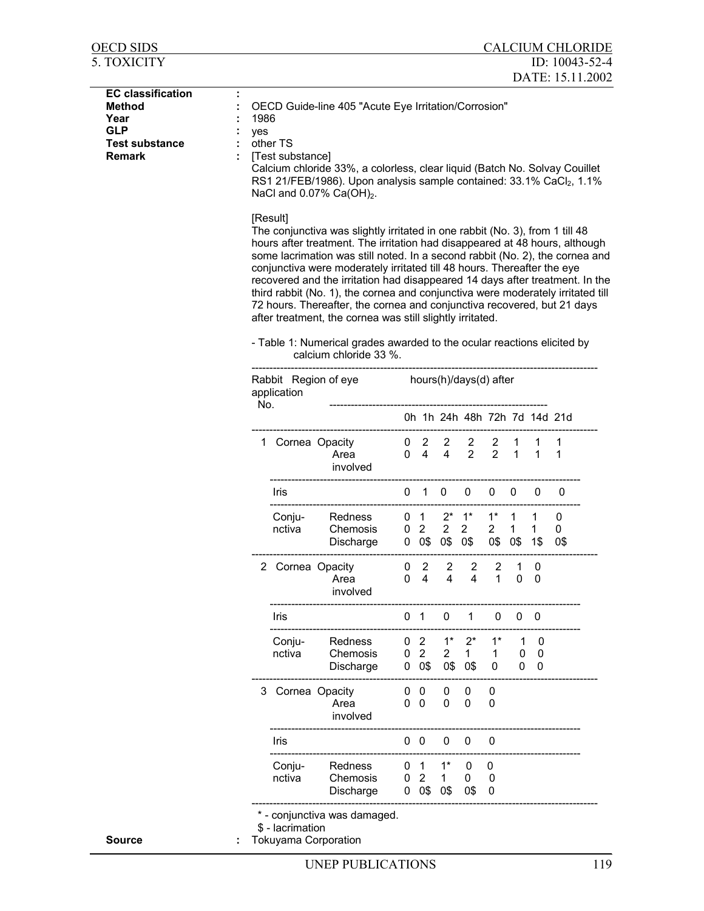**EC classification** :

**Method** : OECD Guide-line 405 "Acute Eye Irritation/Corrosion"

**Year** : 1986

**GLP** : yes

**Test substance** : other TS

**Remark** : [Test substance]
Calcium chloride 33%, a colorless, clear liquid (Batch No. Solvay Couillet RS1 21/FEB/1986). Upon analysis sample contained: 33.1% $CaCl_2$, 1.1% NaCl and 0.07% $Ca(OH)_2$.

[Result]
The conjunctiva was slightly irritated in one rabbit (No. 3), from 1 till 48 hours after treatment. The irritation had disappeared at 48 hours, although some lacrimation was still noted. In a second rabbit (No. 2), the cornea and conjunctiva were moderately irritated till 48 hours. Thereafter the eye recovered and the irritation had disappeared 14 days after treatment. In the third rabbit (No. 1), the cornea and conjunctiva were moderately irritated till 72 hours. Thereafter, the cornea and conjunctiva recovered, but 21 days after treatment, the cornea was still slightly irritated.

- Table 1: Numerical grades awarded to the ocular reactions elicited by calcium chloride 33 %.

| Rabbit No. | Region of eye application | | 0h | 1h | 24h | 48h | 72h | 7d | 14d | 21d |
|---|---|---|---|---|---|---|---|---|---|---|
| 1 | Cornea | Opacity | 0 | 2 | 2 | 2 | 2 | 1 | 1 | 1 |
| | | Area involved | 0 | 4 | 4 | 2 | 2 | 1 | 1 | 1 |
| | Iris | | 0 | 1 | 0 | 0 | 0 | 0 | 0 | 0 |
| | Conjunctiva | Redness | 0 | 1 | 2* | 1* | 1* | 1 | 1 | 0 |
| | | Chemosis | 0 | 2 | 2 | 2 | 2 | 1 | 1 | 0 |
| | | Discharge | 0 | 0$ | 0$ | 0$ | 0$ | 0$ | 1$ | 0$ |
| 2 | Cornea | Opacity | 0 | 2 | 2 | 2 | 2 | 1 | 0 | |
| | | Area involved | 0 | 4 | 4 | 4 | 1 | 0 | 0 | |
| | Iris | | 0 | 1 | 0 | 1 | 0 | 0 | 0 | |
| | Conjunctiva | Redness | 0 | 2 | 1* | 2* | 1* | 1 | 0 | |
| | | Chemosis | 0 | 2 | 2 | 1 | 1 | 0 | 0 | |
| | | Discharge | 0 | 0$ | 0$ | 0$ | 0 | 0 | 0 | |
| 3 | Cornea | Opacity | 0 | 0 | 0 | 0 | 0 | | | |
| | | Area involved | 0 | 0 | 0 | 0 | 0 | | | |
| | Iris | | 0 | 0 | 0 | 0 | 0 | | | |
| | Conjunctiva | Redness | 0 | 1 | 1* | 0 | 0 | | | |
| | | Chemosis | 0 | 2 | 1 | 0 | 0 | | | |
| | | Discharge | 0 | 0$ | 0$ | 0$ | 0 | | | |

\* - conjunctiva was damaged.
$ - lacrimation

**Source** : Tokuyama Corporation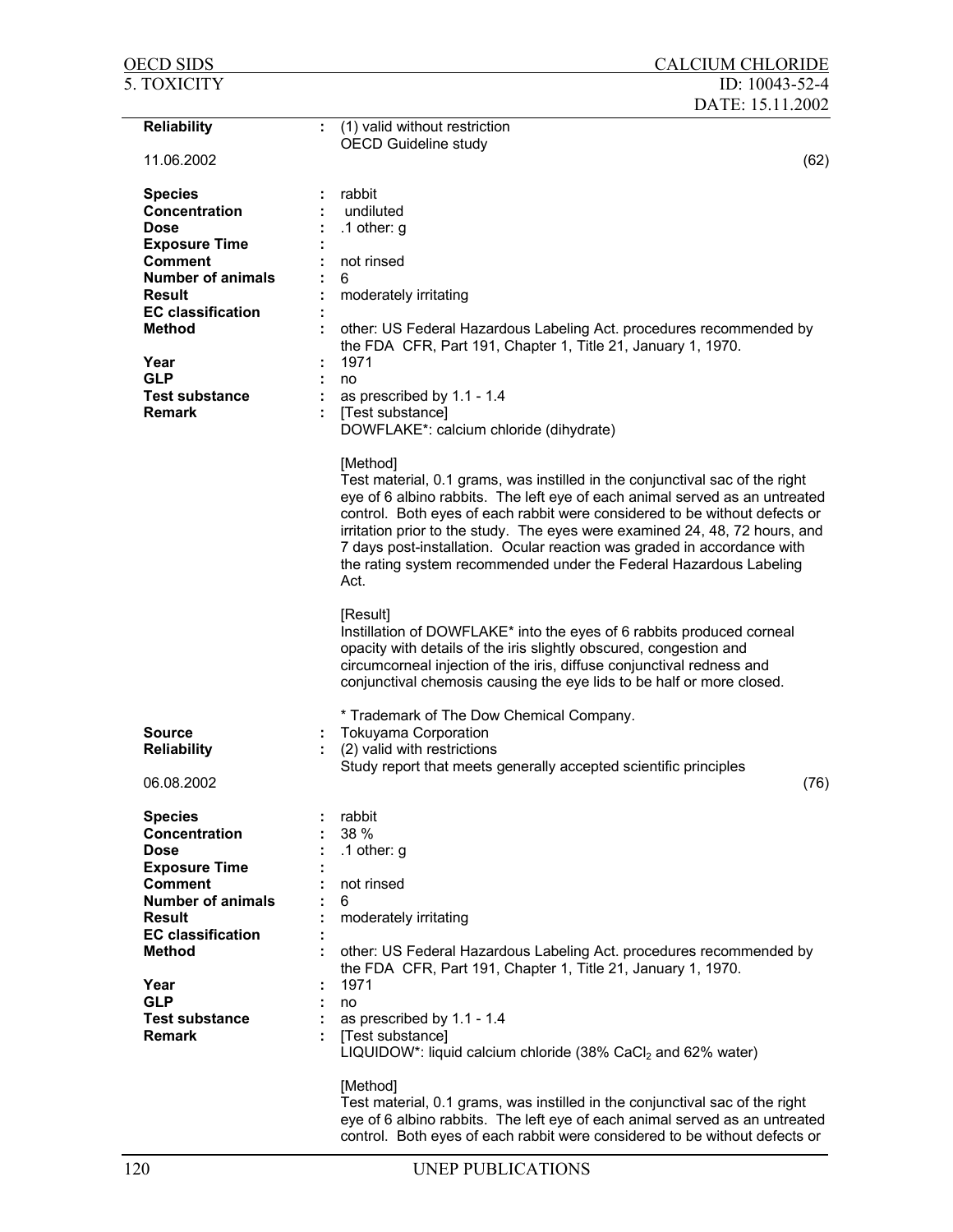| | | |
|---|---|---|
| **Reliability** | : | (1) valid without restriction<br>OECD Guideline study |
| 11.06.2002 | | (62) |

| | | |
|---|---|---|
| **Species** | : | rabbit |
| **Concentration** | : | undiluted |
| **Dose** | : | .1 other: g |
| **Exposure Time** | : | |
| **Comment** | : | not rinsed |
| **Number of animals** | : | 6 |
| **Result** | : | moderately irritating |
| **EC classification** | : | |
| **Method** | : | other: US Federal Hazardous Labeling Act. procedures recommended by the FDA CFR, Part 191, Chapter 1, Title 21, January 1, 1970. |
| **Year** | : | 1971 |
| **GLP** | : | no |
| **Test substance** | : | as prescribed by 1.1 - 1.4 |
| **Remark** | : | [Test substance]<br>DOWFLAKE*: calcium chloride (dihydrate)<br><br>[Method]<br>Test material, 0.1 grams, was instilled in the conjunctival sac of the right eye of 6 albino rabbits. The left eye of each animal served as an untreated control. Both eyes of each rabbit were considered to be without defects or irritation prior to the study. The eyes were examined 24, 48, 72 hours, and 7 days post-installation. Ocular reaction was graded in accordance with the rating system recommended under the Federal Hazardous Labeling Act.<br><br>[Result]<br>Instillation of DOWFLAKE* into the eyes of 6 rabbits produced corneal opacity with details of the iris slightly obscured, congestion and circumcorneal injection of the iris, diffuse conjunctival redness and conjunctival chemosis causing the eye lids to be half or more closed.<br><br>* Trademark of The Dow Chemical Company. |
| **Source** | : | Tokuyama Corporation |
| **Reliability** | : | (2) valid with restrictions<br>Study report that meets generally accepted scientific principles |
| 06.08.2002 | | (76) |

| | | |
|---|---|---|
| **Species** | : | rabbit |
| **Concentration** | : | 38 % |
| **Dose** | : | .1 other: g |
| **Exposure Time** | : | |
| **Comment** | : | not rinsed |
| **Number of animals** | : | 6 |
| **Result** | : | moderately irritating |
| **EC classification** | : | |
| **Method** | : | other: US Federal Hazardous Labeling Act. procedures recommended by the FDA CFR, Part 191, Chapter 1, Title 21, January 1, 1970. |
| **Year** | : | 1971 |
| **GLP** | : | no |
| **Test substance** | : | as prescribed by 1.1 - 1.4 |
| **Remark** | : | [Test substance]<br>LIQUIDOW*: liquid calcium chloride (38% $CaCl_2$ and 62% water)<br><br>[Method]<br>Test material, 0.1 grams, was instilled in the conjunctival sac of the right eye of 6 albino rabbits. The left eye of each animal served as an untreated control. Both eyes of each rabbit were considered to be without defects or |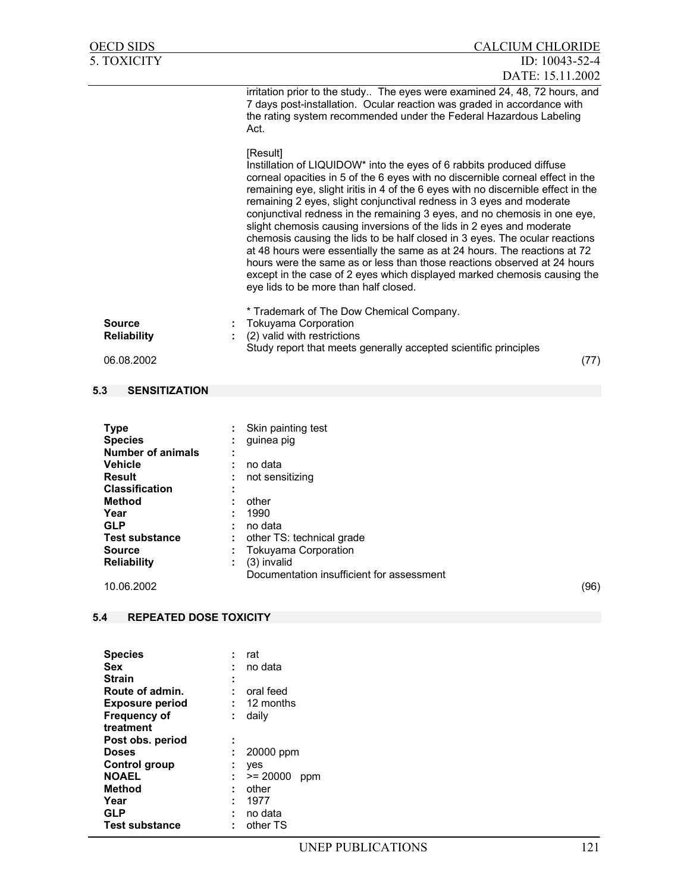irritation prior to the study.. The eyes were examined 24, 48, 72 hours, and 7 days post-installation. Ocular reaction was graded in accordance with the rating system recommended under the Federal Hazardous Labeling Act.

[Result]
Instillation of LIQUIDOW* into the eyes of 6 rabbits produced diffuse corneal opacities in 5 of the 6 eyes with no discernible corneal effect in the remaining eye, slight iritis in 4 of the 6 eyes with no discernible effect in the remaining 2 eyes, slight conjunctival redness in 3 eyes and moderate conjunctival redness in the remaining 3 eyes, and no chemosis in one eye, slight chemosis causing inversions of the lids in 2 eyes and moderate chemosis causing the lids to be half closed in 3 eyes. The ocular reactions at 48 hours were essentially the same as at 24 hours. The reactions at 72 hours were the same as or less than those reactions observed at 24 hours except in the case of 2 eyes which displayed marked chemosis causing the eye lids to be more than half closed.

\* Trademark of The Dow Chemical Company.

**Source** : Tokuyama Corporation
**Reliability** : (2) valid with restrictions
Study report that meets generally accepted scientific principles

06.08.2002 (77)

## 5.3 SENSITIZATION

**Type** : Skin painting test
**Species** : guinea pig
**Number of animals** :
**Vehicle** : no data
**Result** : not sensitizing
**Classification** :
**Method** : other
**Year** : 1990
**GLP** : no data
**Test substance** : other TS: technical grade
**Source** : Tokuyama Corporation
**Reliability** : (3) invalid
Documentation insufficient for assessment

10.06.2002 (96)

## 5.4 REPEATED DOSE TOXICITY

**Species** : rat
**Sex** : no data
**Strain** :
**Route of admin.** : oral feed
**Exposure period** : 12 months
**Frequency of treatment** : daily
**Post obs. period** :
**Doses** : 20000 ppm
**Control group** : yes
**NOAEL** : >= 20000 ppm
**Method** : other
**Year** : 1977
**GLP** : no data
**Test substance** : other TS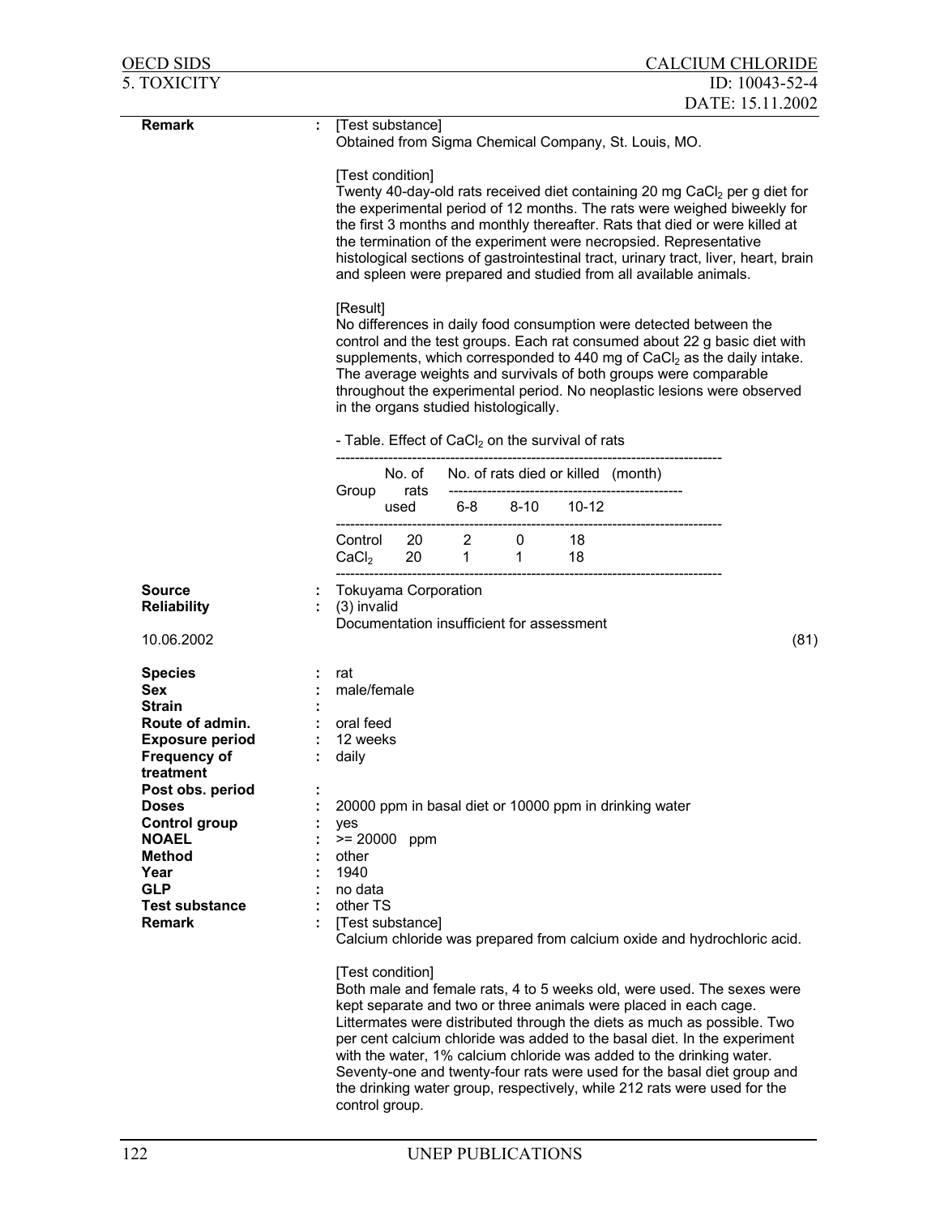| | | |
|---|---|---|
| **Remark** | : | [Test substance]<br>Obtained from Sigma Chemical Company, St. Louis, MO.<br><br>[Test condition]<br>Twenty 40-day-old rats received diet containing 20 mg $CaCl_2$ per g diet for the experimental period of 12 months. The rats were weighed biweekly for the first 3 months and monthly thereafter. Rats that died or were killed at the termination of the experiment were necropsied. Representative histological sections of gastrointestinal tract, urinary tract, liver, heart, brain and spleen were prepared and studied from all available animals.<br><br>[Result]<br>No differences in daily food consumption were detected between the control and the test groups. Each rat consumed about 22 g basic diet with supplements, which corresponded to 440 mg of $CaCl_2$ as the daily intake. The average weights and survivals of both groups were comparable throughout the experimental period. No neoplastic lesions were observed in the organs studied histologically. |

- Table. Effect of $CaCl_2$ on the survival of rats

| Group | No. of rats used | No. of rats died or killed (month) 6-8 | 8-10 | 10-12 |
|---|---|---|---|---|
| Control | 20 | 2 | 0 | 18 |
| $CaCl_2$ | 20 | 1 | 1 | 18 |

| | | |
|---|---|---|
| **Source** | : | Tokuyama Corporation |
| **Reliability** | : | (3) invalid<br>Documentation insufficient for assessment |

10.06.2002 (81)

| | | |
|---|---|---|
| **Species** | : | rat |
| **Sex** | : | male/female |
| **Strain** | : | |
| **Route of admin.** | : | oral feed |
| **Exposure period** | : | 12 weeks |
| **Frequency of treatment** | : | daily |
| **Post obs. period** | : | |
| **Doses** | : | 20000 ppm in basal diet or 10000 ppm in drinking water |
| **Control group** | : | yes |
| **NOAEL** | : | >= 20000 ppm |
| **Method** | : | other |
| **Year** | : | 1940 |
| **GLP** | : | no data |
| **Test substance** | : | other TS |
| **Remark** | : | [Test substance]<br>Calcium chloride was prepared from calcium oxide and hydrochloric acid.<br><br>[Test condition]<br>Both male and female rats, 4 to 5 weeks old, were used. The sexes were kept separate and two or three animals were placed in each cage. Littermates were distributed through the diets as much as possible. Two per cent calcium chloride was added to the basal diet. In the experiment with the water, 1% calcium chloride was added to the drinking water. Seventy-one and twenty-four rats were used for the basal diet group and the drinking water group, respectively, while 212 rats were used for the control group. |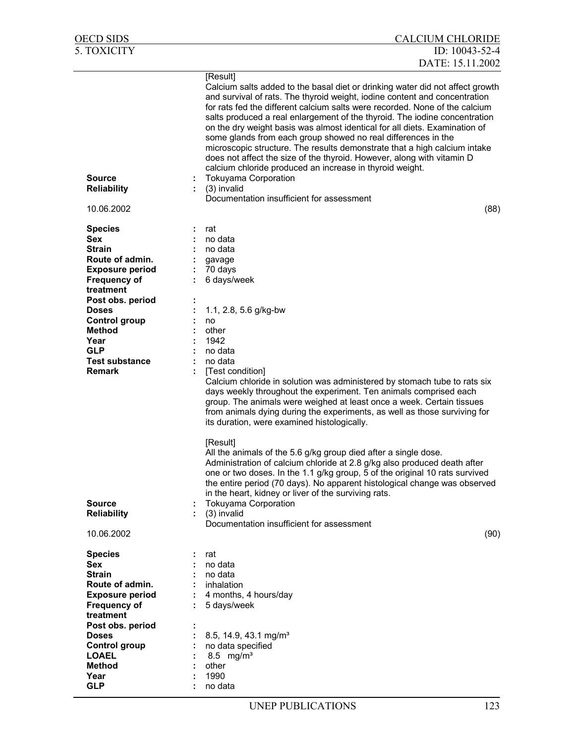[Result]
Calcium salts added to the basal diet or drinking water did not affect growth and survival of rats. The thyroid weight, iodine content and concentration for rats fed the different calcium salts were recorded. None of the calcium salts produced a real enlargement of the thyroid. The iodine concentration on the dry weight basis was almost identical for all diets. Examination of some glands from each group showed no real differences in the microscopic structure. The results demonstrate that a high calcium intake does not affect the size of the thyroid. However, along with vitamin D calcium chloride produced an increase in thyroid weight.

**Source** : Tokuyama Corporation
**Reliability** : (3) invalid
Documentation insufficient for assessment

10.06.2002 (88)

**Species** : rat
**Sex** : no data
**Strain** : no data
**Route of admin.** : gavage
**Exposure period** : 70 days
**Frequency of treatment** : 6 days/week
**Post obs. period** :
**Doses** : 1.1, 2.8, 5.6 g/kg-bw
**Control group** : no
**Method** : other
**Year** : 1942
**GLP** : no data
**Test substance** : no data
**Remark** : [Test condition]
Calcium chloride in solution was administered by stomach tube to rats six days weekly throughout the experiment. Ten animals comprised each group. The animals were weighed at least once a week. Certain tissues from animals dying during the experiments, as well as those surviving for its duration, were examined histologically.

[Result]
All the animals of the 5.6 g/kg group died after a single dose. Administration of calcium chloride at 2.8 g/kg also produced death after one or two doses. In the 1.1 g/kg group, 5 of the original 10 rats survived the entire period (70 days). No apparent histological change was observed in the heart, kidney or liver of the surviving rats.

**Source** : Tokuyama Corporation
**Reliability** : (3) invalid
Documentation insufficient for assessment

10.06.2002 (90)

**Species** : rat
**Sex** : no data
**Strain** : no data
**Route of admin.** : inhalation
**Exposure period** : 4 months, 4 hours/day
**Frequency of treatment** : 5 days/week
**Post obs. period** :
**Doses** : 8.5, 14.9, 43.1 mg/m³
**Control group** : no data specified
**LOAEL** : 8.5 mg/m³
**Method** : other
**Year** : 1990
**GLP** : no data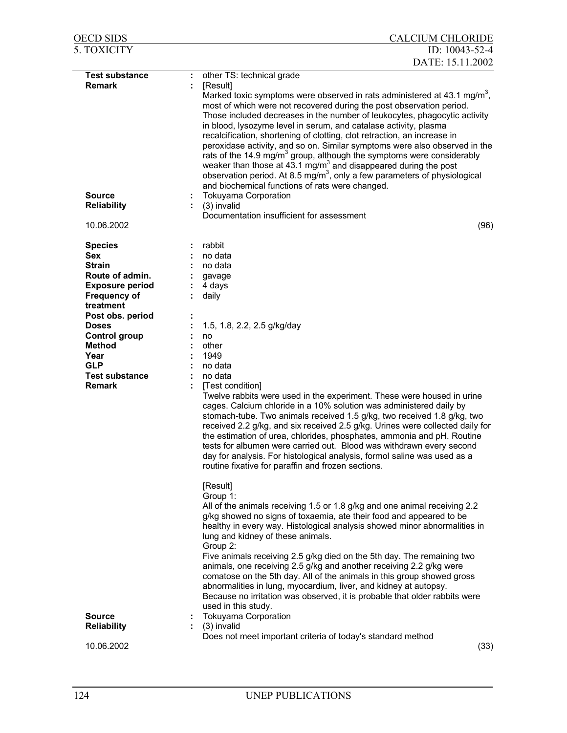**Test substance** : other TS: technical grade

**Remark** : [Result]

Marked toxic symptoms were observed in rats administered at 43.1 mg/m$^3$, most of which were not recovered during the post observation period. Those included decreases in the number of leukocytes, phagocytic activity in blood, lysozyme level in serum, and catalase activity, plasma recalcification, shortening of clotting, clot retraction, an increase in peroxidase activity, and so on. Similar symptoms were also observed in the rats of the 14.9 mg/m$^3$ group, although the symptoms were considerably weaker than those at 43.1 mg/m$^3$ and disappeared during the post observation period. At 8.5 mg/m$^3$, only a few parameters of physiological and biochemical functions of rats were changed.

**Source** : Tokuyama Corporation

**Reliability** : (3) invalid
Documentation insufficient for assessment

10.06.2002 (96)

**Species** : rabbit
**Sex** : no data
**Strain** : no data
**Route of admin.** : gavage
**Exposure period** : 4 days
**Frequency of treatment** : daily
**Post obs. period** :
**Doses** : 1.5, 1.8, 2.2, 2.5 g/kg/day
**Control group** : no
**Method** : other
**Year** : 1949
**GLP** : no data
**Test substance** : no data

**Remark** : [Test condition]

Twelve rabbits were used in the experiment. These were housed in urine cages. Calcium chloride in a 10% solution was administered daily by stomach-tube. Two animals received 1.5 g/kg, two received 1.8 g/kg, two received 2.2 g/kg, and six received 2.5 g/kg. Urines were collected daily for the estimation of urea, chlorides, phosphates, ammonia and pH. Routine tests for albumen were carried out. Blood was withdrawn every second day for analysis. For histological analysis, formol saline was used as a routine fixative for paraffin and frozen sections.

[Result]

Group 1:
All of the animals receiving 1.5 or 1.8 g/kg and one animal receiving 2.2 g/kg showed no signs of toxaemia, ate their food and appeared to be healthy in every way. Histological analysis showed minor abnormalities in lung and kidney of these animals.

Group 2:
Five animals receiving 2.5 g/kg died on the 5th day. The remaining two animals, one receiving 2.5 g/kg and another receiving 2.2 g/kg were comatose on the 5th day. All of the animals in this group showed gross abnormalities in lung, myocardium, liver, and kidney at autopsy. Because no irritation was observed, it is probable that older rabbits were used in this study.

**Source** : Tokuyama Corporation

**Reliability** : (3) invalid
Does not meet important criteria of today's standard method

10.06.2002 (33)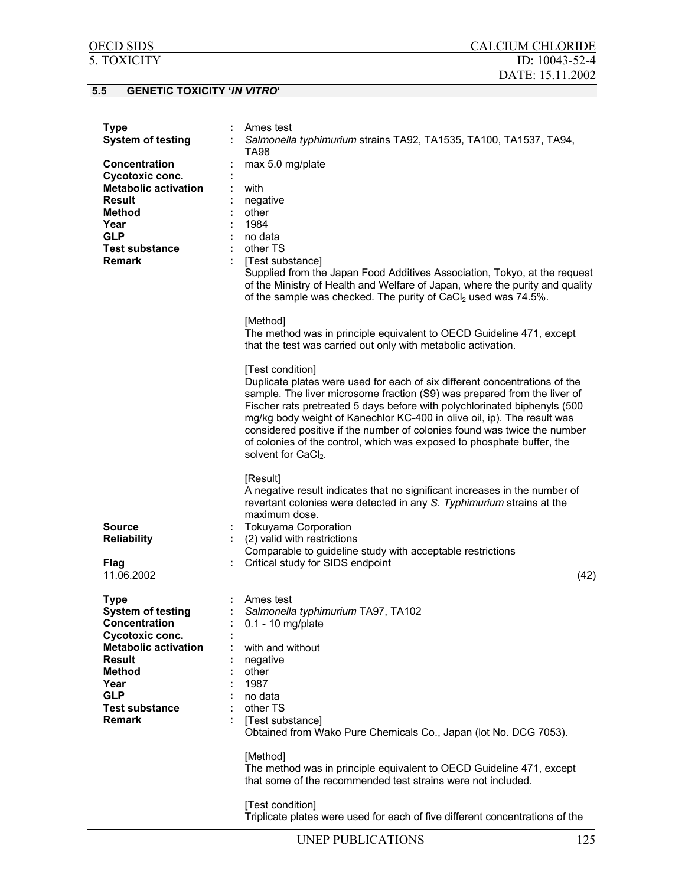## 5.5 GENETIC TOXICITY '*IN VITRO*'

**Type** : Ames test
**System of testing** : *Salmonella typhimurium* strains TA92, TA1535, TA100, TA1537, TA94, TA98
**Concentration** : max 5.0 mg/plate
**Cycotoxic conc.** :
**Metabolic activation** : with
**Result** : negative
**Method** : other
**Year** : 1984
**GLP** : no data
**Test substance** : other TS
**Remark** : [Test substance]
Supplied from the Japan Food Additives Association, Tokyo, at the request of the Ministry of Health and Welfare of Japan, where the purity and quality of the sample was checked. The purity of $CaCl_2$ used was 74.5%.

[Method]
The method was in principle equivalent to OECD Guideline 471, except that the test was carried out only with metabolic activation.

[Test condition]
Duplicate plates were used for each of six different concentrations of the sample. The liver microsome fraction (S9) was prepared from the liver of Fischer rats pretreated 5 days before with polychlorinated biphenyls (500 mg/kg body weight of Kanechlor KC-400 in olive oil, ip). The result was considered positive if the number of colonies found was twice the number of colonies of the control, which was exposed to phosphate buffer, the solvent for $CaCl_2$.

[Result]
A negative result indicates that no significant increases in the number of revertant colonies were detected in any *S. Typhimurium* strains at the maximum dose.

**Source** : Tokuyama Corporation
**Reliability** : (2) valid with restrictions
Comparable to guideline study with acceptable restrictions
**Flag** : Critical study for SIDS endpoint
11.06.2002 (42)

**Type** : Ames test
**System of testing** : *Salmonella typhimurium* TA97, TA102
**Concentration** : 0.1 - 10 mg/plate
**Cycotoxic conc.** :
**Metabolic activation** : with and without
**Result** : negative
**Method** : other
**Year** : 1987
**GLP** : no data
**Test substance** : other TS
**Remark** : [Test substance]
Obtained from Wako Pure Chemicals Co., Japan (lot No. DCG 7053).

[Method]
The method was in principle equivalent to OECD Guideline 471, except that some of the recommended test strains were not included.

[Test condition]
Triplicate plates were used for each of five different concentrations of the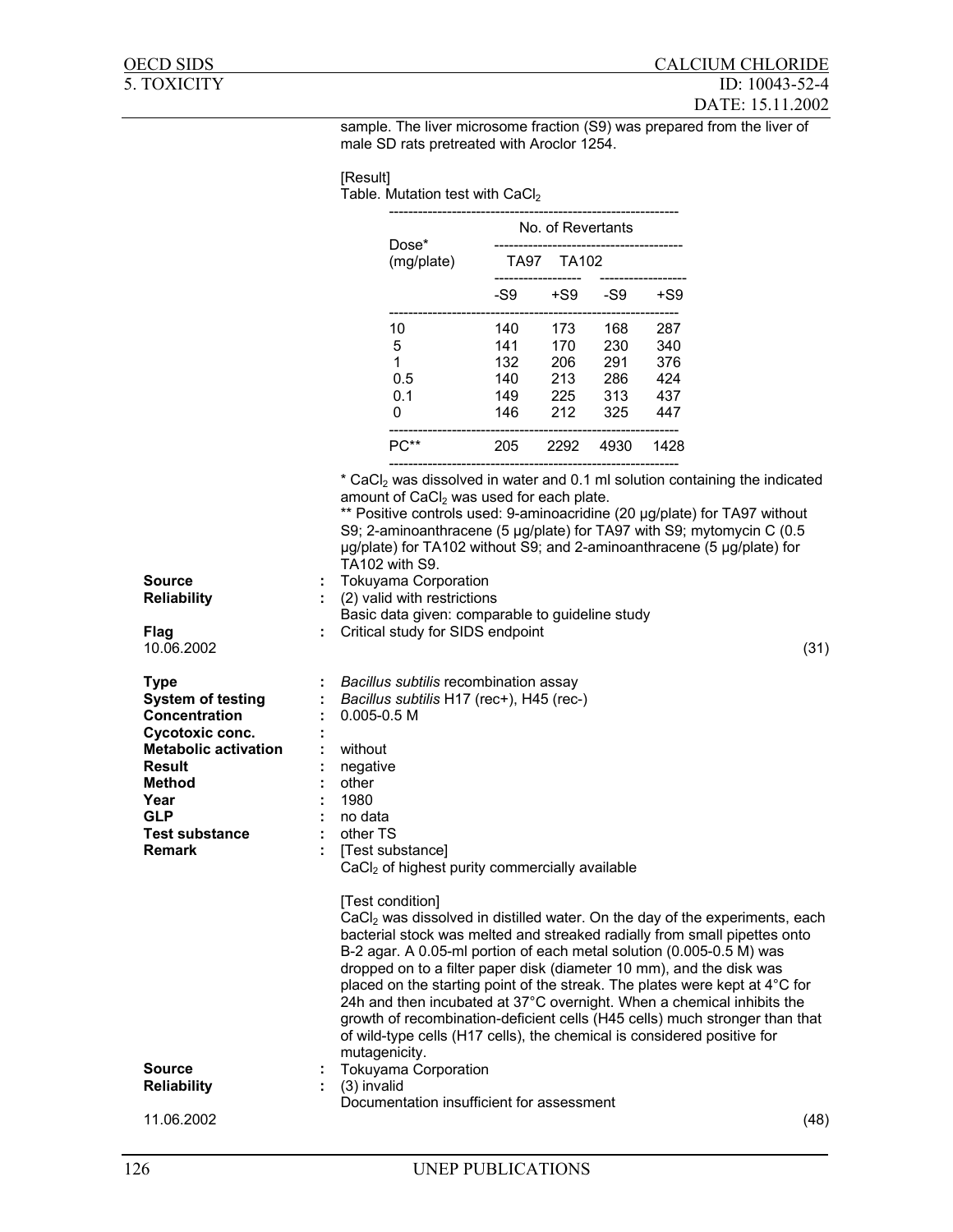sample. The liver microsome fraction (S9) was prepared from the liver of male SD rats pretreated with Aroclor 1254.

[Result]
Table. Mutation test with $CaCl_2$

| Dose* (mg/plate) | No. of Revertants | | | |
|---|---|---|---|---|
| | TA97 | | TA102 | |
| | -S9 | +S9 | -S9 | +S9 |
| 10 | 140 | 173 | 168 | 287 |
| 5 | 141 | 170 | 230 | 340 |
| 1 | 132 | 206 | 291 | 376 |
| 0.5 | 140 | 213 | 286 | 424 |
| 0.1 | 149 | 225 | 313 | 437 |
| 0 | 146 | 212 | 325 | 447 |
| PC** | 205 | 2292 | 4930 | 1428 |

\* $CaCl_2$ was dissolved in water and 0.1 ml solution containing the indicated amount of $CaCl_2$ was used for each plate.
** Positive controls used: 9-aminoacridine (20 µg/plate) for TA97 without S9; 2-aminoanthracene (5 µg/plate) for TA97 with S9; mytomycin C (0.5 µg/plate) for TA102 without S9; and 2-aminoanthracene (5 µg/plate) for TA102 with S9.

**Source** : Tokuyama Corporation
**Reliability** : (2) valid with restrictions
Basic data given: comparable to guideline study
**Flag** : Critical study for SIDS endpoint
10.06.2002 (31)

**Type** : *Bacillus subtilis* recombination assay
**System of testing** : *Bacillus subtilis* H17 (rec+), H45 (rec-)
**Concentration** : 0.005-0.5 M
**Cycotoxic conc.** :
**Metabolic activation** : without
**Result** : negative
**Method** : other
**Year** : 1980
**GLP** : no data
**Test substance** : other TS
**Remark** : [Test substance]
$CaCl_2$ of highest purity commercially available

[Test condition]
$CaCl_2$ was dissolved in distilled water. On the day of the experiments, each bacterial stock was melted and streaked radially from small pipettes onto B-2 agar. A 0.05-ml portion of each metal solution (0.005-0.5 M) was dropped on to a filter paper disk (diameter 10 mm), and the disk was placed on the starting point of the streak. The plates were kept at 4°C for 24h and then incubated at 37°C overnight. When a chemical inhibits the growth of recombination-deficient cells (H45 cells) much stronger than that of wild-type cells (H17 cells), the chemical is considered positive for mutagenicity.

**Source** : Tokuyama Corporation
**Reliability** : (3) invalid
Documentation insufficient for assessment
11.06.2002 (48)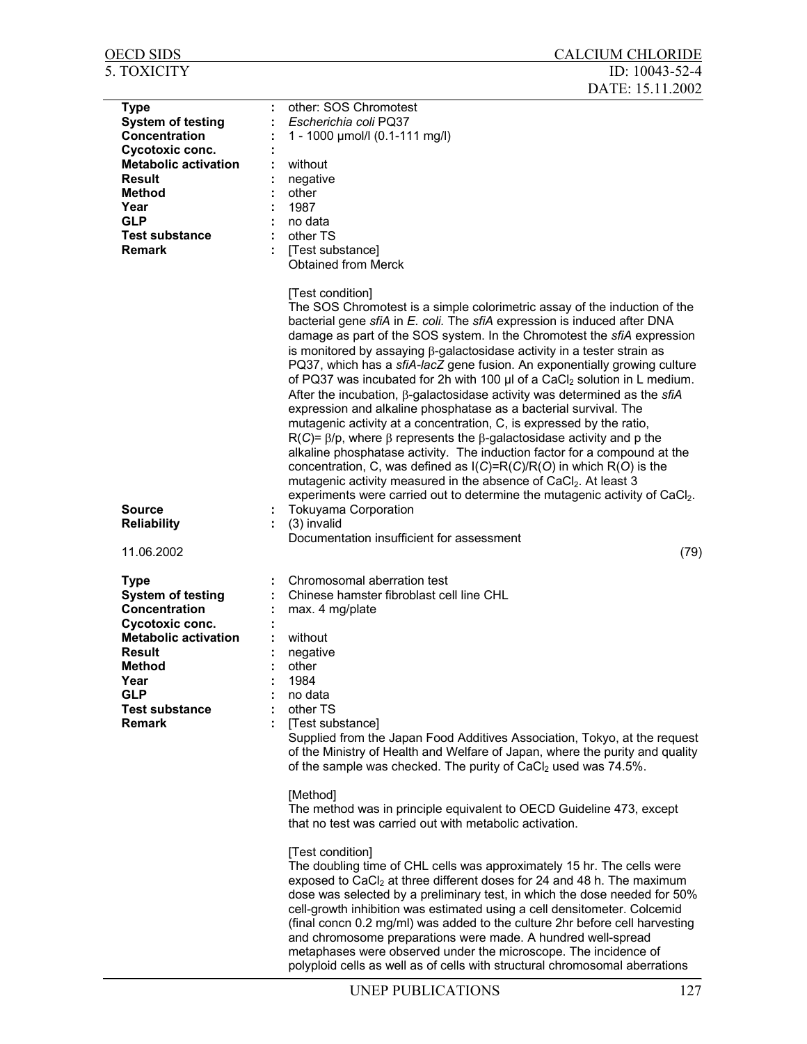| | | |
|---|---|---|
| **Type** | : | other: SOS Chromotest |
| **System of testing** | : | *Escherichia coli* PQ37 |
| **Concentration** | : | 1 - 1000 µmol/l (0.1-111 mg/l) |
| **Cycotoxic conc.** | : | |
| **Metabolic activation** | : | without |
| **Result** | : | negative |
| **Method** | : | other |
| **Year** | : | 1987 |
| **GLP** | : | no data |
| **Test substance** | : | other TS |
| **Remark** | : | [Test substance]<br>Obtained from Merck<br><br>[Test condition]<br>The SOS Chromotest is a simple colorimetric assay of the induction of the bacterial gene *sfiA* in *E. coli.* The *sfiA* expression is induced after DNA damage as part of the SOS system. In the Chromotest the *sfiA* expression is monitored by assaying β-galactosidase activity in a tester strain as PQ37, which has a *sfiA-lacZ* gene fusion. An exponentially growing culture of PQ37 was incubated for 2h with 100 µl of a $CaCl_2$ solution in L medium. After the incubation, β-galactosidase activity was determined as the *sfiA* expression and alkaline phosphatase as a bacterial survival. The mutagenic activity at a concentration, C, is expressed by the ratio, $R(C)= \beta/p$, where β represents the β-galactosidase activity and p the alkaline phosphatase activity. The induction factor for a compound at the concentration, C, was defined as $I(C)=R(C)/R(O)$ in which $R(O)$ is the mutagenic activity measured in the absence of $CaCl_2$. At least 3 experiments were carried out to determine the mutagenic activity of $CaCl_2$. |
| **Source** | : | Tokuyama Corporation |
| **Reliability** | : | (3) invalid<br>Documentation insufficient for assessment |
| 11.06.2002 | | (79) |

| | | |
|---|---|---|
| **Type** | : | Chromosomal aberration test |
| **System of testing** | : | Chinese hamster fibroblast cell line CHL |
| **Concentration** | : | max. 4 mg/plate |
| **Cycotoxic conc.** | : | |
| **Metabolic activation** | : | without |
| **Result** | : | negative |
| **Method** | : | other |
| **Year** | : | 1984 |
| **GLP** | : | no data |
| **Test substance** | : | other TS |
| **Remark** | : | [Test substance]<br>Supplied from the Japan Food Additives Association, Tokyo, at the request of the Ministry of Health and Welfare of Japan, where the purity and quality of the sample was checked. The purity of $CaCl_2$ used was 74.5%.<br><br>[Method]<br>The method was in principle equivalent to OECD Guideline 473, except that no test was carried out with metabolic activation.<br><br>[Test condition]<br>The doubling time of CHL cells was approximately 15 hr. The cells were exposed to $CaCl_2$ at three different doses for 24 and 48 h. The maximum dose was selected by a preliminary test, in which the dose needed for 50% cell-growth inhibition was estimated using a cell densitometer. Colcemid (final concn 0.2 mg/ml) was added to the culture 2hr before cell harvesting and chromosome preparations were made. A hundred well-spread metaphases were observed under the microscope. The incidence of polyploid cells as well as of cells with structural chromosomal aberrations |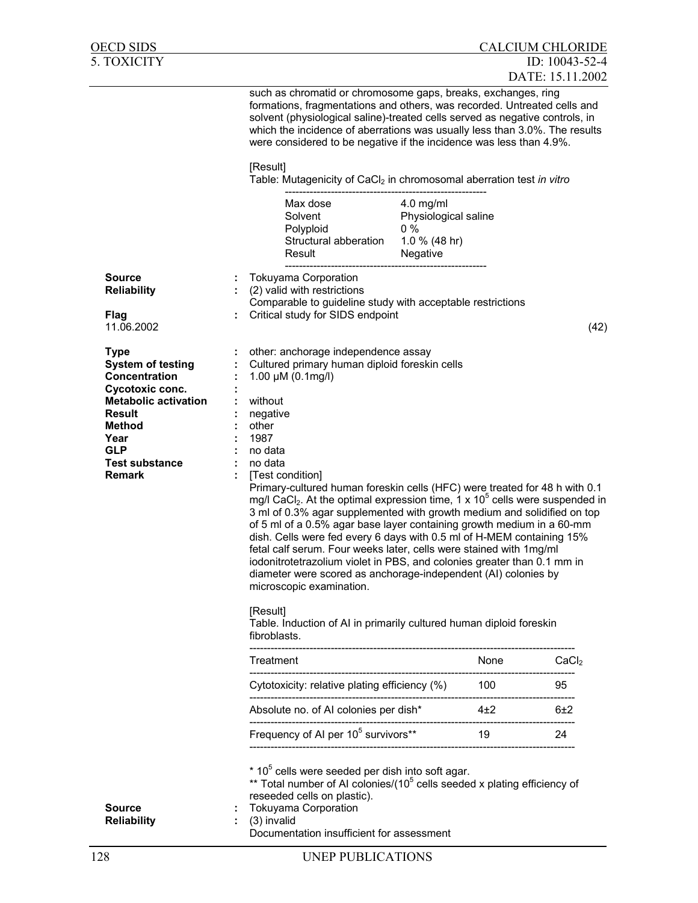such as chromatid or chromosome gaps, breaks, exchanges, ring formations, fragmentations and others, was recorded. Untreated cells and solvent (physiological saline)-treated cells served as negative controls, in which the incidence of aberrations was usually less than 3.0%. The results were considered to be negative if the incidence was less than 4.9%.

[Result]

Table: Mutagenicity of $CaCl_2$ in chromosomal aberration test *in vitro*

| | |
|---|---|
| Max dose | 4.0 mg/ml |
| Solvent | Physiological saline |
| Polyploid | 0 % |
| Structural abberation | 1.0 % (48 hr) |
| Result | Negative |

**Source** : Tokuyama Corporation
**Reliability** : (2) valid with restrictions
Comparable to guideline study with acceptable restrictions
**Flag** : Critical study for SIDS endpoint
11.06.2002 (42)

**Type** : other: anchorage independence assay
**System of testing** : Cultured primary human diploid foreskin cells
**Concentration** : 1.00 µM (0.1mg/l)
**Cycotoxic conc.** :
**Metabolic activation** : without
**Result** : negative
**Method** : other
**Year** : 1987
**GLP** : no data
**Test substance** : no data
**Remark** : [Test condition]

Primary-cultured human foreskin cells (HFC) were treated for 48 h with 0.1 mg/l $CaCl_2$. At the optimal expression time, $1 \times 10^5$ cells were suspended in 3 ml of 0.3% agar supplemented with growth medium and solidified on top of 5 ml of a 0.5% agar base layer containing growth medium in a 60-mm dish. Cells were fed every 6 days with 0.5 ml of H-MEM containing 15% fetal calf serum. Four weeks later, cells were stained with 1mg/ml iodonitrotetrazolium violet in PBS, and colonies greater than 0.1 mm in diameter were scored as anchorage-independent (AI) colonies by microscopic examination.

[Result]

Table. Induction of AI in primarily cultured human diploid foreskin fibroblasts.

| Treatment | None | $CaCl_2$ |
|---|---|---|
| Cytotoxicity: relative plating efficiency (%) | 100 | 95 |
| Absolute no. of AI colonies per dish* | 4±2 | 6±2 |
| Frequency of AI per $10^5$ survivors** | 19 | 24 |

\* $10^5$ cells were seeded per dish into soft agar.
\*\* Total number of AI colonies/($10^5$ cells seeded x plating efficiency of reseeded cells on plastic).

**Source** : Tokuyama Corporation
**Reliability** : (3) invalid
Documentation insufficient for assessment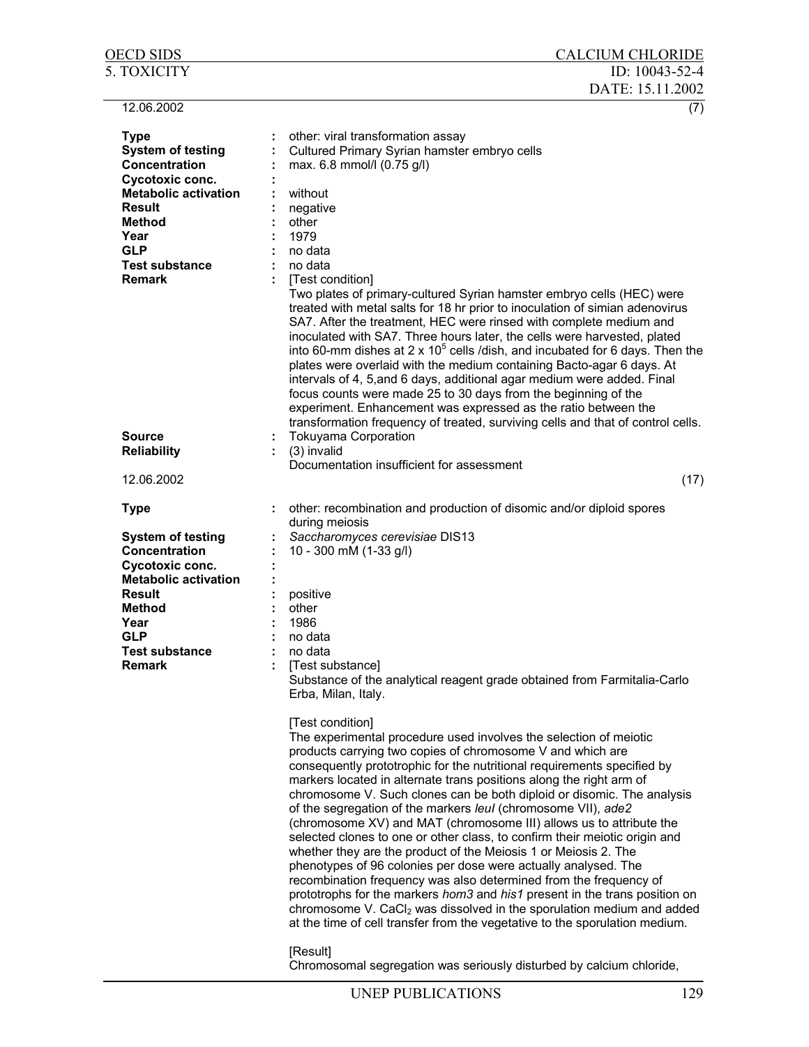12.06.2002 (7)

| | | |
|---|---|---|
| **Type** | : | other: viral transformation assay |
| **System of testing** | : | Cultured Primary Syrian hamster embryo cells |
| **Concentration** | : | max. 6.8 mmol/l (0.75 g/l) |
| **Cycotoxic conc.** | : | |
| **Metabolic activation** | : | without |
| **Result** | : | negative |
| **Method** | : | other |
| **Year** | : | 1979 |
| **GLP** | : | no data |
| **Test substance** | : | no data |
| **Remark** | : | [Test condition] Two plates of primary-cultured Syrian hamster embryo cells (HEC) were treated with metal salts for 18 hr prior to inoculation of simian adenovirus SA7. After the treatment, HEC were rinsed with complete medium and inoculated with SA7. Three hours later, the cells were harvested, plated into 60-mm dishes at 2 x $10^5$ cells /dish, and incubated for 6 days. Then the plates were overlaid with the medium containing Bacto-agar 6 days. At intervals of 4, 5,and 6 days, additional agar medium were added. Final focus counts were made 25 to 30 days from the beginning of the experiment. Enhancement was expressed as the ratio between the transformation frequency of treated, surviving cells and that of control cells. |
| **Source** | : | Tokuyama Corporation |
| **Reliability** | : | (3) invalid<br>Documentation insufficient for assessment |

12.06.2002 (17)

| | | |
|---|---|---|
| **Type** | : | other: recombination and production of disomic and/or diploid spores during meiosis |
| **System of testing** | : | *Saccharomyces cerevisiae* DIS13 |
| **Concentration** | : | 10 - 300 mM (1-33 g/l) |
| **Cycotoxic conc.** | : | |
| **Metabolic activation** | : | |
| **Result** | : | positive |
| **Method** | : | other |
| **Year** | : | 1986 |
| **GLP** | : | no data |
| **Test substance** | : | no data |
| **Remark** | : | [Test substance] Substance of the analytical reagent grade obtained from Farmitalia-Carlo Erba, Milan, Italy. |

[Test condition]
The experimental procedure used involves the selection of meiotic products carrying two copies of chromosome V and which are consequently prototrophic for the nutritional requirements specified by markers located in alternate trans positions along the right arm of chromosome V. Such clones can be both diploid or disomic. The analysis of the segregation of the markers *leuI* (chromosome VII), *ade2* (chromosome XV) and MAT (chromosome III) allows us to attribute the selected clones to one or other class, to confirm their meiotic origin and whether they are the product of the Meiosis 1 or Meiosis 2. The phenotypes of 96 colonies per dose were actually analysed. The recombination frequency was also determined from the frequency of prototrophs for the markers *hom3* and *his1* present in the trans position on chromosome V. $CaCl_2$ was dissolved in the sporulation medium and added at the time of cell transfer from the vegetative to the sporulation medium.

[Result]
Chromosomal segregation was seriously disturbed by calcium chloride,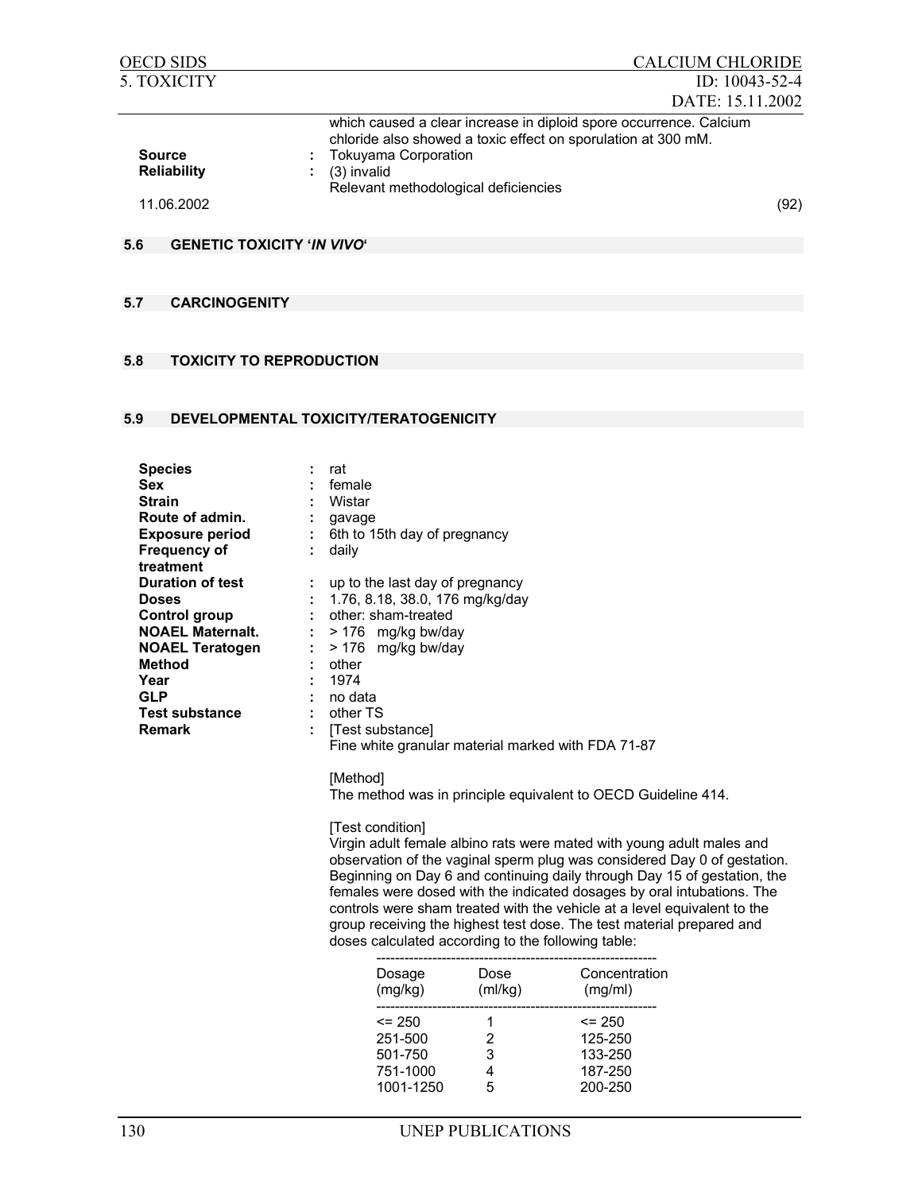which caused a clear increase in diploid spore occurrence. Calcium chloride also showed a toxic effect on sporulation at 300 mM.

**Source** : Tokuyama Corporation
**Reliability** : (3) invalid
Relevant methodological deficiencies

11.06.2002 (92)

## 5.6 GENETIC TOXICITY '*IN VIVO*'

## 5.7 CARCINOGENITY

## 5.8 TOXICITY TO REPRODUCTION

## 5.9 DEVELOPMENTAL TOXICITY/TERATOGENICITY

**Species** : rat
**Sex** : female
**Strain** : Wistar
**Route of admin.** : gavage
**Exposure period** : 6th to 15th day of pregnancy
**Frequency of treatment** : daily
**Duration of test** : up to the last day of pregnancy
**Doses** : 1.76, 8.18, 38.0, 176 mg/kg/day
**Control group** : other: sham-treated
**NOAEL Maternalt.** : > 176 mg/kg bw/day
**NOAEL Teratogen** : > 176 mg/kg bw/day
**Method** : other
**Year** : 1974
**GLP** : no data
**Test substance** : other TS
**Remark** : [Test substance]
Fine white granular material marked with FDA 71-87

[Method]
The method was in principle equivalent to OECD Guideline 414.

[Test condition]
Virgin adult female albino rats were mated with young adult males and observation of the vaginal sperm plug was considered Day 0 of gestation. Beginning on Day 6 and continuing daily through Day 15 of gestation, the females were dosed with the indicated dosages by oral intubations. The controls were sham treated with the vehicle at a level equivalent to the group receiving the highest test dose. The test material prepared and doses calculated according to the following table:

| Dosage (mg/kg) | Dose (ml/kg) | Concentration (mg/ml) |
|---|---|---|
| <= 250 | 1 | <= 250 |
| 251-500 | 2 | 125-250 |
| 501-750 | 3 | 133-250 |
| 751-1000 | 4 | 187-250 |
| 1001-1250 | 5 | 200-250 |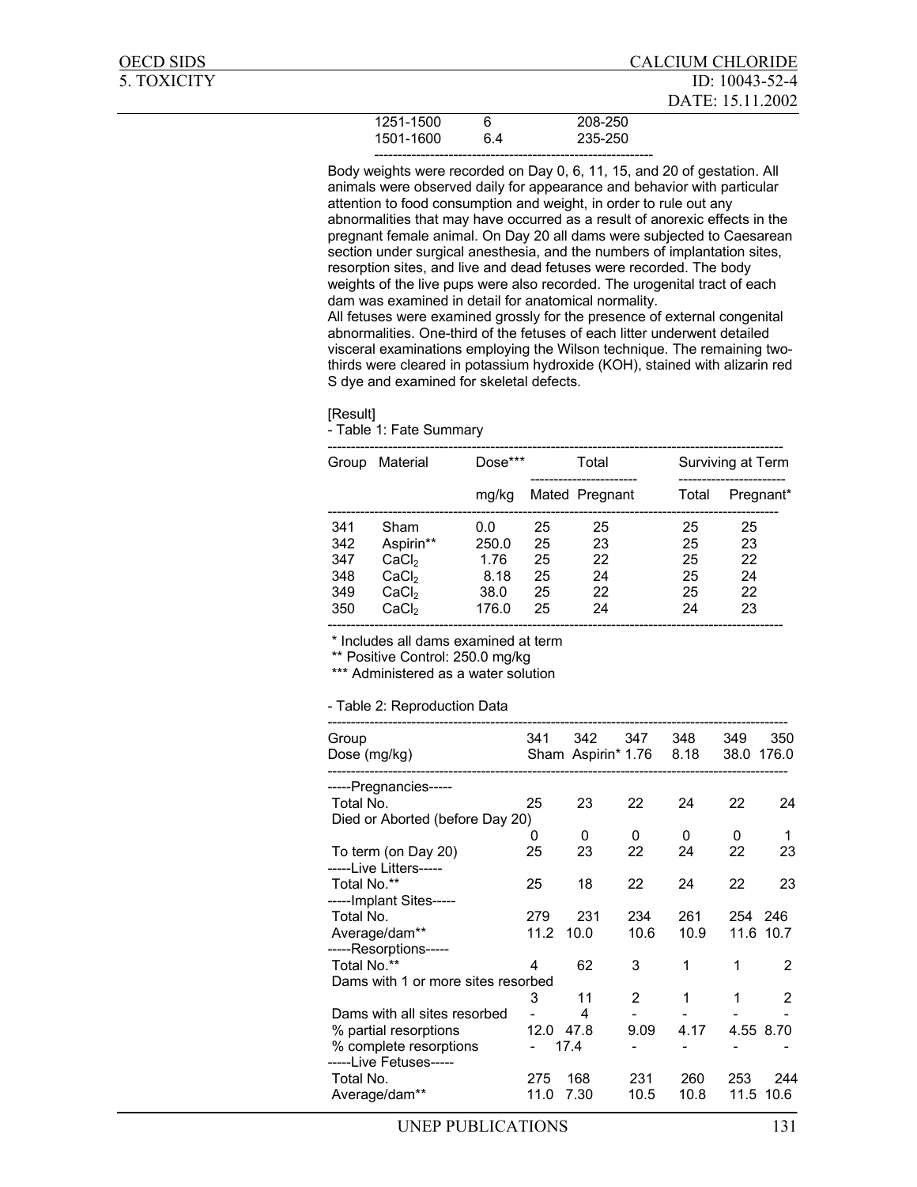| | | |
|---|---|---|
| 1251-1500 | 6 | 208-250 |
| 1501-1600 | 6.4 | 235-250 |

Body weights were recorded on Day 0, 6, 11, 15, and 20 of gestation. All animals were observed daily for appearance and behavior with particular attention to food consumption and weight, in order to rule out any abnormalities that may have occurred as a result of anorexic effects in the pregnant female animal. On Day 20 all dams were subjected to Caesarean section under surgical anesthesia, and the numbers of implantation sites, resorption sites, and live and dead fetuses were recorded. The body weights of the live pups were also recorded. The urogenital tract of each dam was examined in detail for anatomical normality.
All fetuses were examined grossly for the presence of external congenital abnormalities. One-third of the fetuses of each litter underwent detailed visceral examinations employing the Wilson technique. The remaining two-thirds were cleared in potassium hydroxide (KOH), stained with alizarin red S dye and examined for skeletal defects.

[Result]
- Table 1: Fate Summary

| Group | Material | Dose*** | Total | | Surviving at Term | |
|---|---|---|---|---|---|---|
| | | mg/kg | Mated | Pregnant | Total | Pregnant* |
| 341 | Sham | 0.0 | 25 | 25 | 25 | 25 |
| 342 | Aspirin** | 250.0 | 25 | 23 | 25 | 23 |
| 347 | $CaCl_2$ | 1.76 | 25 | 22 | 25 | 22 |
| 348 | $CaCl_2$ | 8.18 | 25 | 24 | 25 | 24 |
| 349 | $CaCl_2$ | 38.0 | 25 | 22 | 25 | 22 |
| 350 | $CaCl_2$ | 176.0 | 25 | 24 | 24 | 23 |

\* Includes all dams examined at term
\** Positive Control: 250.0 mg/kg
\*** Administered as a water solution

- Table 2: Reproduction Data

| Group<br>Dose (mg/kg) | 341<br>Sham | 342<br>Aspirin* | 347<br>1.76 | 348<br>8.18 | 349<br>38.0 | 350<br>176.0 |
|---|---|---|---|---|---|---|
| -----Pregnancies----- | | | | | | |
| Total No. | 25 | 23 | 22 | 24 | 22 | 24 |
| Died or Aborted (before Day 20) | 0 | 0 | 0 | 0 | 0 | 1 |
| To term (on Day 20) | 25 | 23 | 22 | 24 | 22 | 23 |
| -----Live Litters----- | | | | | | |
| Total No.** | 25 | 18 | 22 | 24 | 22 | 23 |
| -----Implant Sites----- | | | | | | |
| Total No. | 279 | 231 | 234 | 261 | 254 | 246 |
| Average/dam** | 11.2 | 10.0 | 10.6 | 10.9 | 11.6 | 10.7 |
| -----Resorptions----- | | | | | | |
| Total No.** | 4 | 62 | 3 | 1 | 1 | 2 |
| Dams with 1 or more sites resorbed | 3 | 11 | 2 | 1 | 1 | 2 |
| Dams with all sites resorbed | - | 4 | - | - | - | - |
| % partial resorptions | 12.0 | 47.8 | 9.09 | 4.17 | 4.55 | 8.70 |
| % complete resorptions | - | 17.4 | - | - | - | - |
| -----Live Fetuses----- | | | | | | |
| Total No. | 275 | 168 | 231 | 260 | 253 | 244 |
| Average/dam** | 11.0 | 7.30 | 10.5 | 10.8 | 11.5 | 10.6 |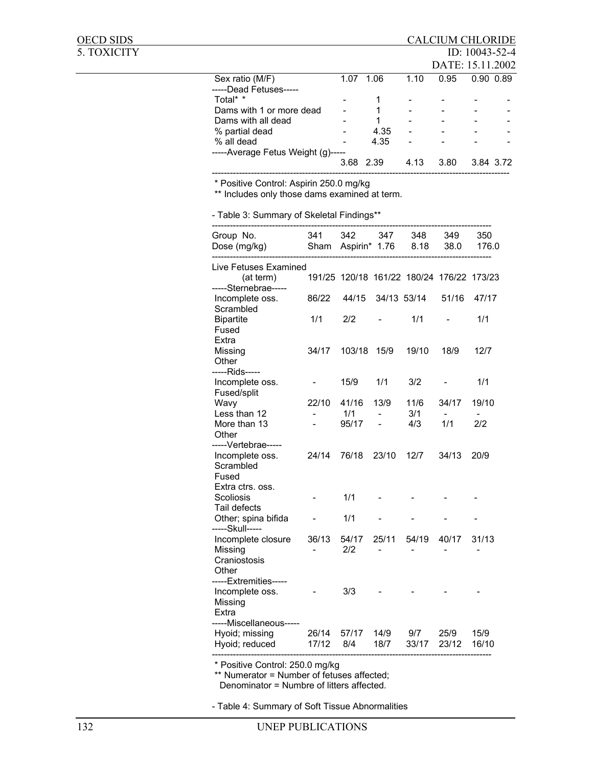| | | | | | | |
|---|---|---|---|---|---|---|
| Sex ratio (M/F) | 1.07 | 1.06 | 1.10 | 0.95 | 0.90 | 0.89 |
| -----Dead Fetuses----- | | | | | | |
| Total* * | - | 1 | - | - | - | - |
| Dams with 1 or more dead | - | 1 | - | - | - | - |
| Dams with all dead | - | 1 | - | - | - | - |
| % partial dead | - | 4.35 | - | - | - | - |
| % all dead | - | 4.35 | - | - | - | - |
| -----Average Fetus Weight (g)----- | | | | | | |
| | 3.68 | 2.39 | 4.13 | 3.80 | 3.84 | 3.72 |

* Positive Control: Aspirin 250.0 mg/kg
** Includes only those dams examined at term.

- Table 3: Summary of Skeletal Findings**

| Group No. | 341 | 342 | 347 | 348 | 349 | 350 |
|---|---|---|---|---|---|---|
| Dose (mg/kg) | Sham | Aspirin* | 1.76 | 8.18 | 38.0 | 176.0 |
| Live Fetuses Examined (at term) | 191/25 | 120/18 | 161/22 | 180/24 | 176/22 | 173/23 |
| -----Sternebrae----- | | | | | | |
| Incomplete oss. | 86/22 | 44/15 | 34/13 | 53/14 | 51/16 | 47/17 |
| Scrambled | | | | | | |
| Bipartite | 1/1 | 2/2 | - | 1/1 | - | 1/1 |
| Fused | | | | | | |
| Extra | | | | | | |
| Missing | 34/17 | 103/18 | 15/9 | 19/10 | 18/9 | 12/7 |
| Other | | | | | | |
| -----Rids----- | | | | | | |
| Incomplete oss. | - | 15/9 | 1/1 | 3/2 | - | 1/1 |
| Fused/split | | | | | | |
| Wavy | 22/10 | 41/16 | 13/9 | 11/6 | 34/17 | 19/10 |
| Less than 12 | - | 1/1 | - | 3/1 | - | - |
| More than 13 | - | 95/17 | - | 4/3 | 1/1 | 2/2 |
| Other | | | | | | |
| -----Vertebrae----- | | | | | | |
| Incomplete oss. | 24/14 | 76/18 | 23/10 | 12/7 | 34/13 | 20/9 |
| Scrambled | | | | | | |
| Fused | | | | | | |
| Extra ctrs. oss. | | | | | | |
| Scoliosis | - | 1/1 | - | - | - | - |
| Tail defects | | | | | | |
| Other; spina bifida | - | 1/1 | - | - | - | - |
| -----Skull----- | | | | | | |
| Incomplete closure | 36/13 | 54/17 | 25/11 | 54/19 | 40/17 | 31/13 |
| Missing | - | 2/2 | - | - | - | - |
| Craniostosis | | | | | | |
| Other | | | | | | |
| -----Extremities----- | | | | | | |
| Incomplete oss. | - | 3/3 | - | - | - | - |
| Missing | | | | | | |
| Extra | | | | | | |
| -----Miscellaneous----- | | | | | | |
| Hyoid; missing | 26/14 | 57/17 | 14/9 | 9/7 | 25/9 | 15/9 |
| Hyoid; reduced | 17/12 | 8/4 | 18/7 | 33/17 | 23/12 | 16/10 |

* Positive Control: 250.0 mg/kg
** Numerator = Number of fetuses affected;
Denominator = Numbre of litters affected.

- Table 4: Summary of Soft Tissue Abnormalities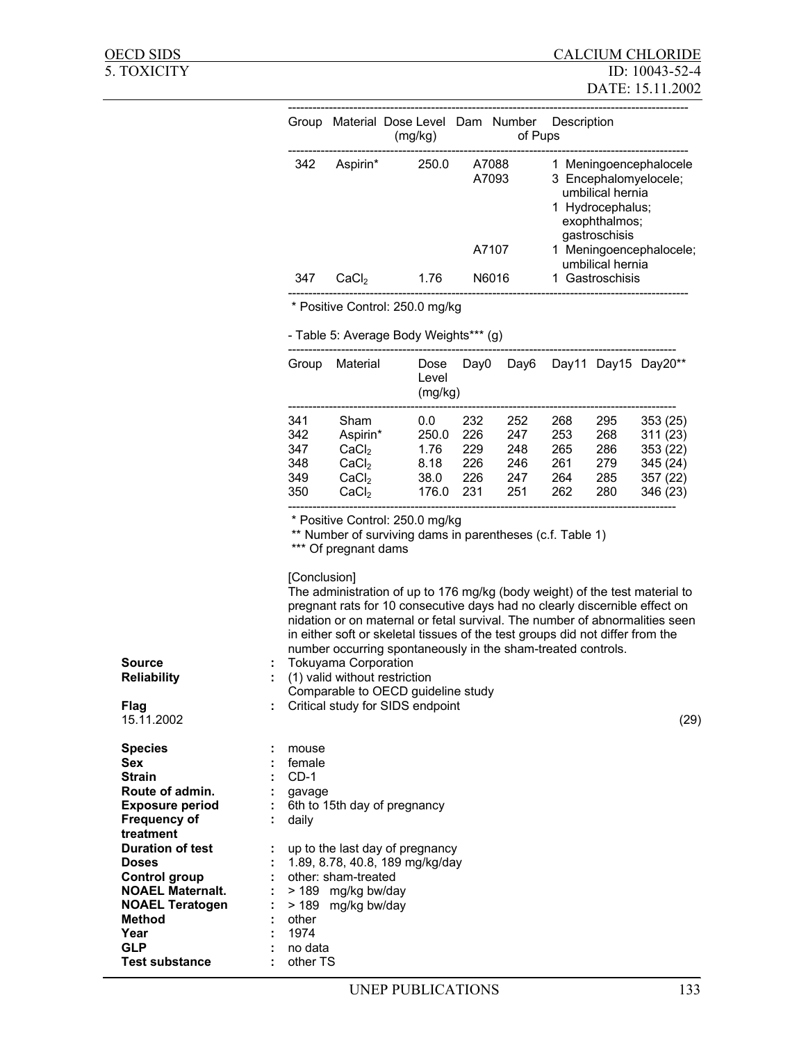| Group | Material | Dose Level (mg/kg) | Dam | Number of Pups | Description |
|---|---|---|---|---|---|
| 342 | Aspirin* | 250.0 | A7088 | 1 | Meningoencephalocele |
| | | | A7093 | 3 | Encephalomyelocele; umbilical hernia |
| | | | | 1 | Hydrocephalus; exophthalmos; gastroschisis |
| | | | A7107 | 1 | Meningoencephalocele; umbilical hernia |
| 347 | $CaCl_2$ | 1.76 | N6016 | 1 | Gastroschisis |

\* Positive Control: 250.0 mg/kg

- Table 5: Average Body Weights*** (g)

| Group | Material | Dose Level (mg/kg) | Day0 | Day6 | Day11 | Day15 | Day20** |
|---|---|---|---|---|---|---|---|
| 341 | Sham | 0.0 | 232 | 252 | 268 | 295 | 353 (25) |
| 342 | Aspirin* | 250.0 | 226 | 247 | 253 | 268 | 311 (23) |
| 347 | $CaCl_2$ | 1.76 | 229 | 248 | 265 | 286 | 353 (22) |
| 348 | $CaCl_2$ | 8.18 | 226 | 246 | 261 | 279 | 345 (24) |
| 349 | $CaCl_2$ | 38.0 | 226 | 247 | 264 | 285 | 357 (22) |
| 350 | $CaCl_2$ | 176.0 | 231 | 251 | 262 | 280 | 346 (23) |

\* Positive Control: 250.0 mg/kg
\*\* Number of surviving dams in parentheses (c.f. Table 1)
\*\*\* Of pregnant dams

[Conclusion]
The administration of up to 176 mg/kg (body weight) of the test material to pregnant rats for 10 consecutive days had no clearly discernible effect on nidation or on maternal or fetal survival. The number of abnormalities seen in either soft or skeletal tissues of the test groups did not differ from the number occurring spontaneously in the sham-treated controls.

**Source** : Tokuyama Corporation
**Reliability** : (1) valid without restriction
Comparable to OECD guideline study
**Flag** : Critical study for SIDS endpoint
15.11.2002 (29)

**Species** : mouse
**Sex** : female
**Strain** : CD-1
**Route of admin.** : gavage
**Exposure period** : 6th to 15th day of pregnancy
**Frequency of treatment** : daily
**Duration of test** : up to the last day of pregnancy
**Doses** : 1.89, 8.78, 40.8, 189 mg/kg/day
**Control group** : other: sham-treated
**NOAEL Maternalt.** : > 189 mg/kg bw/day
**NOAEL Teratogen** : > 189 mg/kg bw/day
**Method** : other
**Year** : 1974
**GLP** : no data
**Test substance** : other TS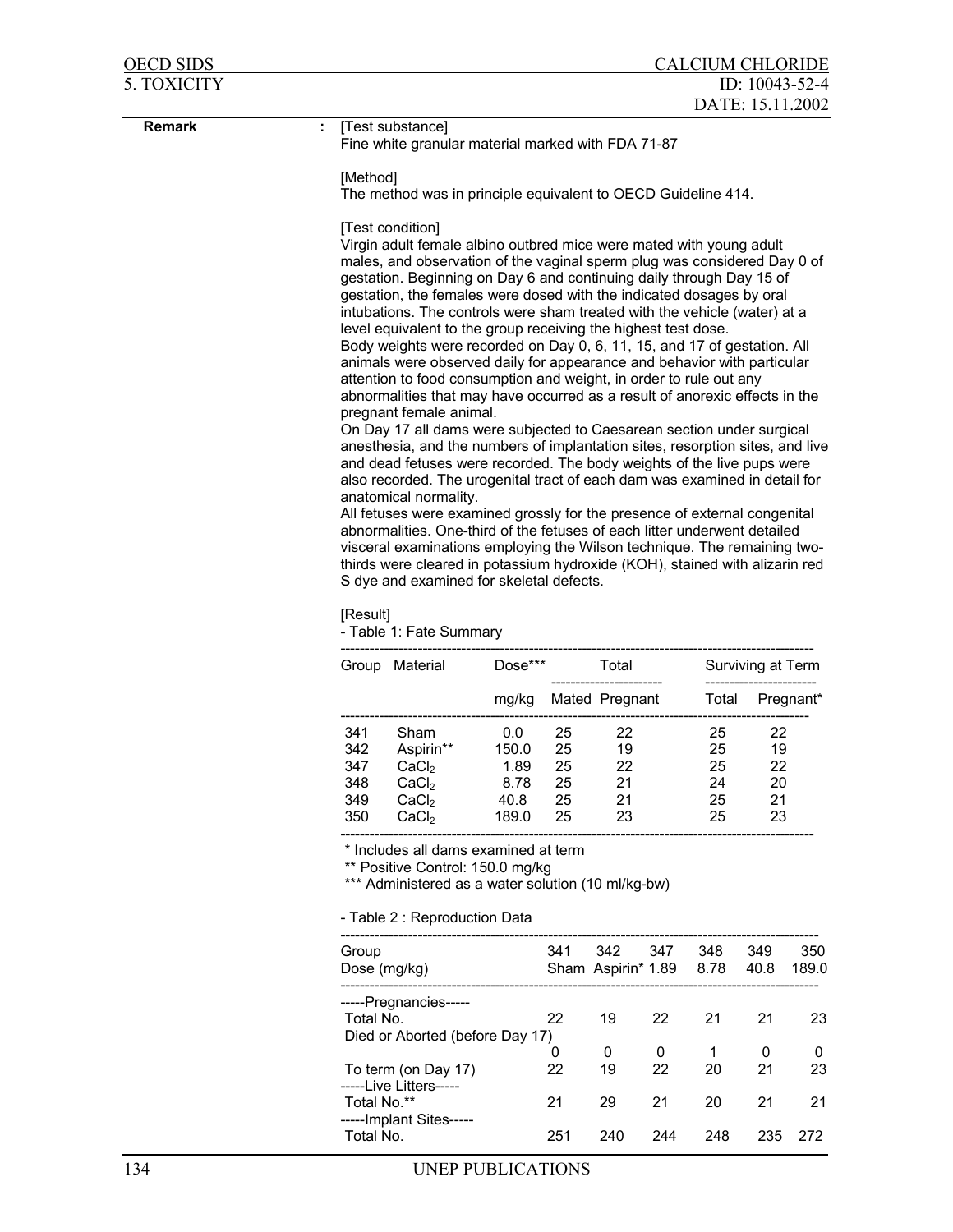**Remark** : [Test substance]
Fine white granular material marked with FDA 71-87

[Method]
The method was in principle equivalent to OECD Guideline 414.

[Test condition]
Virgin adult female albino outbred mice were mated with young adult males, and observation of the vaginal sperm plug was considered Day 0 of gestation. Beginning on Day 6 and continuing daily through Day 15 of gestation, the females were dosed with the indicated dosages by oral intubations. The controls were sham treated with the vehicle (water) at a level equivalent to the group receiving the highest test dose.
Body weights were recorded on Day 0, 6, 11, 15, and 17 of gestation. All animals were observed daily for appearance and behavior with particular attention to food consumption and weight, in order to rule out any abnormalities that may have occurred as a result of anorexic effects in the pregnant female animal.
On Day 17 all dams were subjected to Caesarean section under surgical anesthesia, and the numbers of implantation sites, resorption sites, and live and dead fetuses were recorded. The body weights of the live pups were also recorded. The urogenital tract of each dam was examined in detail for anatomical normality.
All fetuses were examined grossly for the presence of external congenital abnormalities. One-third of the fetuses of each litter underwent detailed visceral examinations employing the Wilson technique. The remaining two-thirds were cleared in potassium hydroxide (KOH), stained with alizarin red S dye and examined for skeletal defects.

[Result]
- Table 1: Fate Summary

| Group | Material | Dose*** | Total | | Surviving at Term | |
|---|---|---|---|---|---|---|
| | | mg/kg | Mated | Pregnant | Total | Pregnant* |
| 341 | Sham | 0.0 | 25 | 22 | 25 | 22 |
| 342 | Aspirin** | 150.0 | 25 | 19 | 25 | 19 |
| 347 | $CaCl_2$ | 1.89 | 25 | 22 | 25 | 22 |
| 348 | $CaCl_2$ | 8.78 | 25 | 21 | 24 | 20 |
| 349 | $CaCl_2$ | 40.8 | 25 | 21 | 25 | 21 |
| 350 | $CaCl_2$ | 189.0 | 25 | 23 | 25 | 23 |

\* Includes all dams examined at term
** Positive Control: 150.0 mg/kg
*** Administered as a water solution (10 ml/kg-bw)

- Table 2 : Reproduction Data

| Group<br>Dose (mg/kg) | 341<br>Sham | 342<br>Aspirin* | 347<br>1.89 | 348<br>8.78 | 349<br>40.8 | 350<br>189.0 |
|---|---|---|---|---|---|---|
| -----Pregnancies----- | | | | | | |
| Total No. | 22 | 19 | 22 | 21 | 21 | 23 |
| Died or Aborted (before Day 17) | 0 | 0 | 0 | 1 | 0 | 0 |
| To term (on Day 17) | 22 | 19 | 22 | 20 | 21 | 23 |
| -----Live Litters----- | | | | | | |
| Total No.** | 21 | 29 | 21 | 20 | 21 | 21 |
| -----Implant Sites----- | | | | | | |
| Total No. | 251 | 240 | 244 | 248 | 235 | 272 |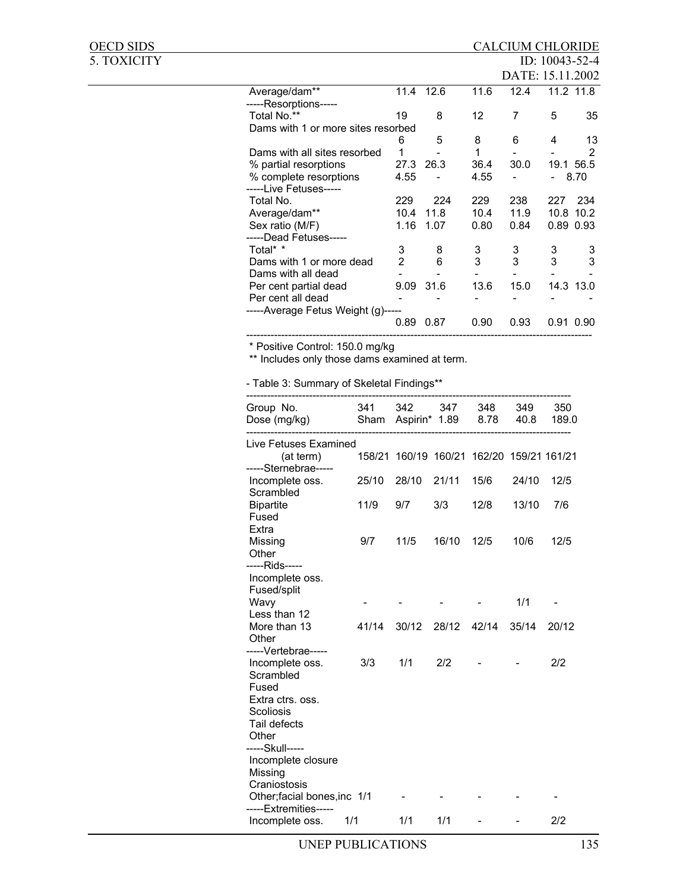| | | | | | | |
|---|---|---|---|---|---|---|
| Average/dam** | 11.4 | 12.6 | 11.6 | 12.4 | 11.2 | 11.8 |
| -----Resorptions----- | | | | | | |
| Total No.** | 19 | 8 | 12 | 7 | 5 | 35 |
| Dams with 1 or more sites resorbed | 6 | 5 | 8 | 6 | 4 | 13 |
| Dams with all sites resorbed | 1 | - | 1 | - | - | 2 |
| % partial resorptions | 27.3 | 26.3 | 36.4 | 30.0 | 19.1 | 56.5 |
| % complete resorptions | 4.55 | - | 4.55 | - | - | 8.70 |
| -----Live Fetuses----- | | | | | | |
| Total No. | 229 | 224 | 229 | 238 | 227 | 234 |
| Average/dam** | 10.4 | 11.8 | 10.4 | 11.9 | 10.8 | 10.2 |
| Sex ratio (M/F) | 1.16 | 1.07 | 0.80 | 0.84 | 0.89 | 0.93 |
| -----Dead Fetuses----- | | | | | | |
| Total* * | 3 | 8 | 3 | 3 | 3 | 3 |
| Dams with 1 or more dead | 2 | 6 | 3 | 3 | 3 | 3 |
| Dams with all dead | - | - | - | - | - | - |
| Per cent partial dead | 9.09 | 31.6 | 13.6 | 15.0 | 14.3 | 13.0 |
| Per cent all dead | - | - | - | - | - | - |
| -----Average Fetus Weight (g)----- | 0.89 | 0.87 | 0.90 | 0.93 | 0.91 | 0.90 |

\* Positive Control: 150.0 mg/kg

** Includes only those dams examined at term.

- Table 3: Summary of Skeletal Findings**

| Group No. | 341 | 342 | 347 | 348 | 349 | 350 |
|---|---|---|---|---|---|---|
| Dose (mg/kg) | Sham | Aspirin* | 1.89 | 8.78 | 40.8 | 189.0 |
| Live Fetuses Examined (at term) | 158/21 | 160/19 | 160/21 | 162/20 | 159/21 | 161/21 |
| -----Sternebrae----- | | | | | | |
| Incomplete oss. | 25/10 | 28/10 | 21/11 | 15/6 | 24/10 | 12/5 |
| Scrambled | | | | | | |
| Bipartite | 11/9 | 9/7 | 3/3 | 12/8 | 13/10 | 7/6 |
| Fused | | | | | | |
| Extra | | | | | | |
| Missing | 9/7 | 11/5 | 16/10 | 12/5 | 10/6 | 12/5 |
| Other | | | | | | |
| -----Rids----- | | | | | | |
| Incomplete oss. | | | | | | |
| Fused/split | | | | | | |
| Wavy | - | - | - | - | 1/1 | - |
| Less than 12 | | | | | | |
| More than 13 | 41/14 | 30/12 | 28/12 | 42/14 | 35/14 | 20/12 |
| Other | | | | | | |
| -----Vertebrae----- | | | | | | |
| Incomplete oss. | 3/3 | 1/1 | 2/2 | - | - | 2/2 |
| Scrambled | | | | | | |
| Fused | | | | | | |
| Extra ctrs. oss. | | | | | | |
| Scoliosis | | | | | | |
| Tail defects | | | | | | |
| Other | | | | | | |
| -----Skull----- | | | | | | |
| Incomplete closure | | | | | | |
| Missing | | | | | | |
| Craniostosis | | | | | | |
| Other;facial bones,inc | 1/1 | - | - | - | - | - |
| -----Extremities----- | | | | | | |
| Incomplete oss. | 1/1 | 1/1 | 1/1 | - | - | 2/2 |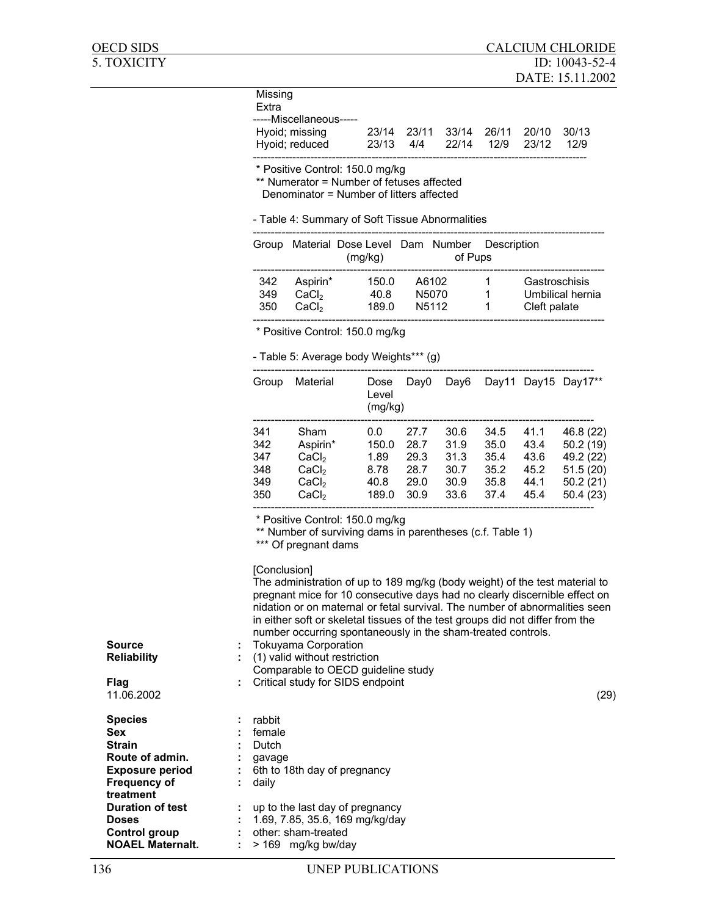Missing
Extra

| -----Miscellaneous----- | | | | | | |
|---|---|---|---|---|---|---|
| Hyoid; missing | 23/14 | 23/11 | 33/14 | 26/11 | 20/10 | 30/13 |
| Hyoid; reduced | 23/13 | 4/4 | 22/14 | 12/9 | 23/12 | 12/9 |

\* Positive Control: 150.0 mg/kg
\*\* Numerator = Number of fetuses affected
Denominator = Number of litters affected

- Table 4: Summary of Soft Tissue Abnormalities

| Group | Material | Dose Level (mg/kg) | Dam | Number of Pups | Description |
|---|---|---|---|---|---|
| 342 | Aspirin* | 150.0 | A6102 | 1 | Gastroschisis |
| 349 | $CaCl_2$ | 40.8 | N5070 | 1 | Umbilical hernia |
| 350 | $CaCl_2$ | 189.0 | N5112 | 1 | Cleft palate |

\* Positive Control: 150.0 mg/kg

- Table 5: Average body Weights*** (g)

| Group | Material | Dose Level (mg/kg) | Day0 | Day6 | Day11 | Day15 | Day17** |
|---|---|---|---|---|---|---|---|
| 341 | Sham | 0.0 | 27.7 | 30.6 | 34.5 | 41.1 | 46.8 (22) |
| 342 | Aspirin* | 150.0 | 28.7 | 31.9 | 35.0 | 43.4 | 50.2 (19) |
| 347 | $CaCl_2$ | 1.89 | 29.3 | 31.3 | 35.4 | 43.6 | 49.2 (22) |
| 348 | $CaCl_2$ | 8.78 | 28.7 | 30.7 | 35.2 | 45.2 | 51.5 (20) |
| 349 | $CaCl_2$ | 40.8 | 29.0 | 30.9 | 35.8 | 44.1 | 50.2 (21) |
| 350 | $CaCl_2$ | 189.0 | 30.9 | 33.6 | 37.4 | 45.4 | 50.4 (23) |

\* Positive Control: 150.0 mg/kg
\*\* Number of surviving dams in parentheses (c.f. Table 1)
\*\*\* Of pregnant dams

[Conclusion]
The administration of up to 189 mg/kg (body weight) of the test material to pregnant mice for 10 consecutive days had no clearly discernible effect on nidation or on maternal or fetal survival. The number of abnormalities seen in either soft or skeletal tissues of the test groups did not differ from the number occurring spontaneously in the sham-treated controls.

**Source** : Tokuyama Corporation
**Reliability** : (1) valid without restriction
Comparable to OECD guideline study
**Flag** : Critical study for SIDS endpoint
11.06.2002 (29)

**Species** : rabbit
**Sex** : female
**Strain** : Dutch
**Route of admin.** : gavage
**Exposure period** : 6th to 18th day of pregnancy
**Frequency of treatment** : daily
**Duration of test** : up to the last day of pregnancy
**Doses** : 1.69, 7.85, 35.6, 169 mg/kg/day
**Control group** : other: sham-treated
**NOAEL Maternalt.** : > 169 mg/kg bw/day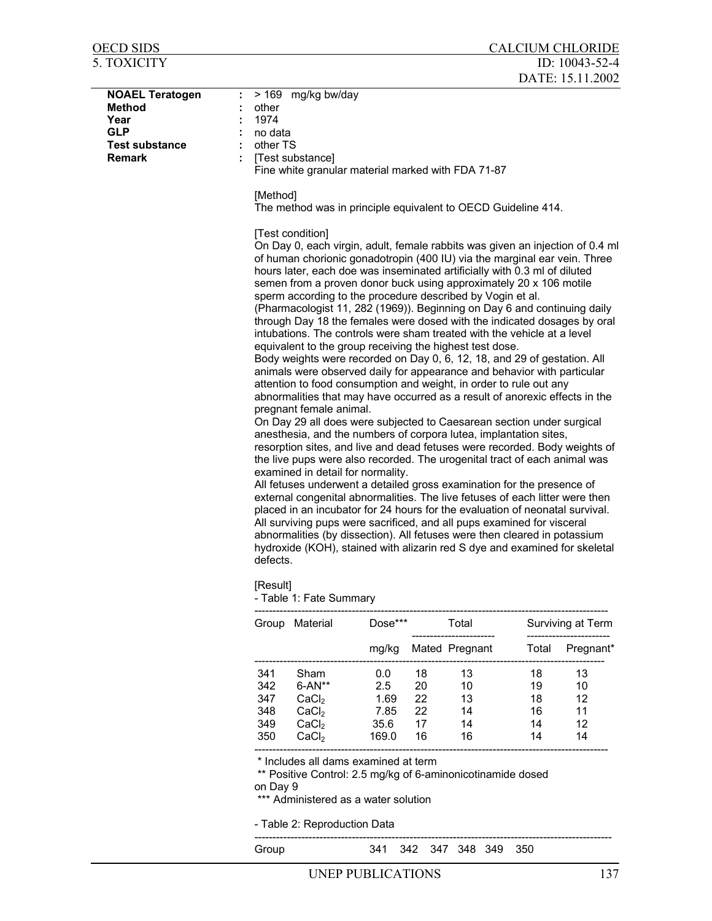| | | |
|---|---|---|
| **NOAEL Teratogen** | : | > 169 mg/kg bw/day |
| **Method** | : | other |
| **Year** | : | 1974 |
| **GLP** | : | no data |
| **Test substance** | : | other TS |
| **Remark** | : | [Test substance] |

Fine white granular material marked with FDA 71-87

[Method]
The method was in principle equivalent to OECD Guideline 414.

[Test condition]
On Day 0, each virgin, adult, female rabbits was given an injection of 0.4 ml of human chorionic gonadotropin (400 IU) via the marginal ear vein. Three hours later, each doe was inseminated artificially with 0.3 ml of diluted semen from a proven donor buck using approximately 20 x 106 motile sperm according to the procedure described by Vogin et al. (Pharmacologist 11, 282 (1969)). Beginning on Day 6 and continuing daily through Day 18 the females were dosed with the indicated dosages by oral intubations. The controls were sham treated with the vehicle at a level equivalent to the group receiving the highest test dose.
Body weights were recorded on Day 0, 6, 12, 18, and 29 of gestation. All animals were observed daily for appearance and behavior with particular attention to food consumption and weight, in order to rule out any abnormalities that may have occurred as a result of anorexic effects in the pregnant female animal.
On Day 29 all does were subjected to Caesarean section under surgical anesthesia, and the numbers of corpora lutea, implantation sites, resorption sites, and live and dead fetuses were recorded. Body weights of the live pups were also recorded. The urogenital tract of each animal was examined in detail for normality.
All fetuses underwent a detailed gross examination for the presence of external congenital abnormalities. The live fetuses of each litter were then placed in an incubator for 24 hours for the evaluation of neonatal survival. All surviving pups were sacrificed, and all pups examined for visceral abnormalities (by dissection). All fetuses were then cleared in potassium hydroxide (KOH), stained with alizarin red S dye and examined for skeletal defects.

[Result]
- Table 1: Fate Summary

| Group | Material | Dose*** | Total | | Surviving at Term | |
|---|---|---|---|---|---|---|
| | | mg/kg | Mated | Pregnant | Total | Pregnant* |
| 341 | Sham | 0.0 | 18 | 13 | 18 | 13 |
| 342 | 6-AN** | 2.5 | 20 | 10 | 19 | 10 |
| 347 | $CaCl_2$ | 1.69 | 22 | 13 | 18 | 12 |
| 348 | $CaCl_2$ | 7.85 | 22 | 14 | 16 | 11 |
| 349 | $CaCl_2$ | 35.6 | 17 | 14 | 14 | 12 |
| 350 | $CaCl_2$ | 169.0 | 16 | 16 | 14 | 14 |

\* Includes all dams examined at term
** Positive Control: 2.5 mg/kg of 6-aminonicotinamide dosed on Day 9
*** Administered as a water solution

- Table 2: Reproduction Data

| Group | 341 | 342 | 347 | 348 | 349 | 350 |
|---|---|---|---|---|---|---|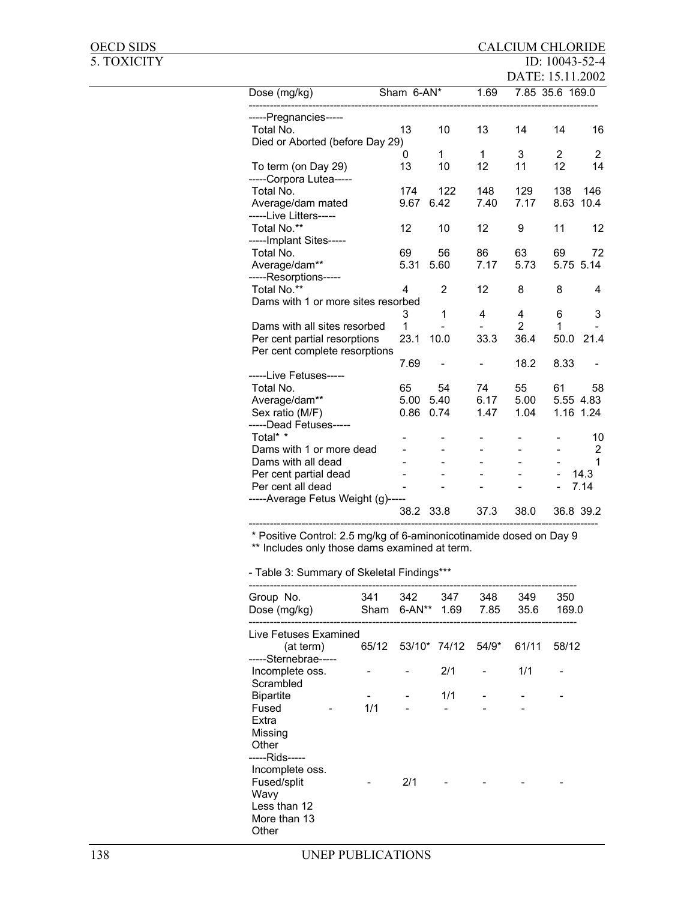| Dose (mg/kg) | Sham | 6-AN* | 1.69 | 7.85 | 35.6 | 169.0 |
|---|---|---|---|---|---|---|
| -----Pregnancies----- | | | | | | |
| Total No. | 13 | 10 | 13 | 14 | 14 | 16 |
| Died or Aborted (before Day 29) | 0 | 1 | 1 | 3 | 2 | 2 |
| To term (on Day 29) | 13 | 10 | 12 | 11 | 12 | 14 |
| -----Corpora Lutea----- | | | | | | |
| Total No. | 174 | 122 | 148 | 129 | 138 | 146 |
| Average/dam mated | 9.67 | 6.42 | 7.40 | 7.17 | 8.63 | 10.4 |
| -----Live Litters----- | | | | | | |
| Total No.** | 12 | 10 | 12 | 9 | 11 | 12 |
| -----Implant Sites----- | | | | | | |
| Total No. | 69 | 56 | 86 | 63 | 69 | 72 |
| Average/dam** | 5.31 | 5.60 | 7.17 | 5.73 | 5.75 | 5.14 |
| -----Resorptions----- | | | | | | |
| Total No.** | 4 | 2 | 12 | 8 | 8 | 4 |
| Dams with 1 or more sites resorbed | 3 | 1 | 4 | 4 | 6 | 3 |
| Dams with all sites resorbed | 1 | - | - | 2 | 1 | - |
| Per cent partial resorptions | 23.1 | 10.0 | 33.3 | 36.4 | 50.0 | 21.4 |
| Per cent complete resorptions | 7.69 | - | - | 18.2 | 8.33 | - |
| -----Live Fetuses----- | | | | | | |
| Total No. | 65 | 54 | 74 | 55 | 61 | 58 |
| Average/dam** | 5.00 | 5.40 | 6.17 | 5.00 | 5.55 | 4.83 |
| Sex ratio (M/F) | 0.86 | 0.74 | 1.47 | 1.04 | 1.16 | 1.24 |
| -----Dead Fetuses----- | | | | | | |
| Total* * | - | - | - | - | - | 10 |
| Dams with 1 or more dead | - | - | - | - | - | 2 |
| Dams with all dead | - | - | - | - | - | 1 |
| Per cent partial dead | - | - | - | - | - | 14.3 |
| Per cent all dead | - | - | - | - | - | 7.14 |
| -----Average Fetus Weight (g)----- | 38.2 | 33.8 | 37.3 | 38.0 | 36.8 | 39.2 |

\* Positive Control: 2.5 mg/kg of 6-aminonicotinamide dosed on Day 9
** Includes only those dams examined at term.

- Table 3: Summary of Skeletal Findings***

| Group No. | 341 | 342 | 347 | 348 | 349 | 350 |
|---|---|---|---|---|---|---|
| Dose (mg/kg) | Sham | 6-AN** | 1.69 | 7.85 | 35.6 | 169.0 |
| Live Fetuses Examined (at term) | 65/12 | 53/10* | 74/12 | 54/9* | 61/11 | 58/12 |
| -----Sternebrae----- | | | | | | |
| Incomplete oss. | - | - | 2/1 | - | 1/1 | - |
| Scrambled | | | | | | |
| Bipartite | - | - | 1/1 | - | - | - |
| Fused | - | 1/1 | - | - | - | - |
| Extra | | | | | | |
| Missing | | | | | | |
| Other | | | | | | |
| -----Rids----- | | | | | | |
| Incomplete oss. | | | | | | |
| Fused/split | - | 2/1 | - | - | - | - |
| Wavy | | | | | | |
| Less than 12 | | | | | | |
| More than 13 | | | | | | |
| Other | | | | | | |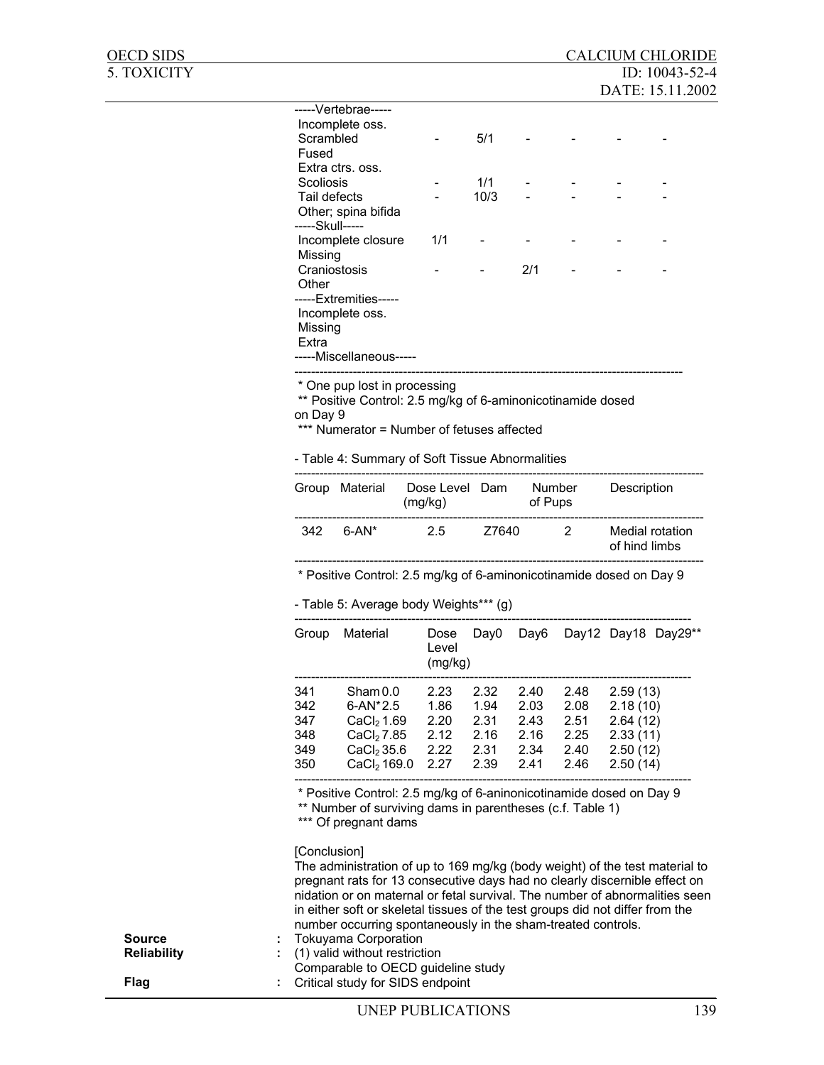| | | | | | | |
|---|---|---|---|---|---|---|
| -----Vertebrae----- | | | | | | |
| Incomplete oss. | | | | | | |
| Scrambled | - | 5/1 | - | - | - | - |
| Fused | | | | | | |
| Extra ctrs. oss. | | | | | | |
| Scoliosis | - | 1/1 | - | - | - | - |
| Tail defects | - | 10/3 | - | - | - | - |
| Other; spina bifida | | | | | | |
| -----Skull----- | | | | | | |
| Incomplete closure | 1/1 | - | - | - | - | - |
| Missing | | | | | | |
| Craniostosis | - | - | 2/1 | - | - | - |
| Other | | | | | | |
| -----Extremities----- | | | | | | |
| Incomplete oss. | | | | | | |
| Missing | | | | | | |
| Extra | | | | | | |
| -----Miscellaneous----- | | | | | | |

\* One pup lost in processing
\*\* Positive Control: 2.5 mg/kg of 6-aminonicotinamide dosed on Day 9
\*\*\* Numerator = Number of fetuses affected

- Table 4: Summary of Soft Tissue Abnormalities

| Group | Material | Dose Level (mg/kg) | Dam | Number of Pups | Description |
|---|---|---|---|---|---|
| 342 | 6-AN* | 2.5 | Z7640 | 2 | Medial rotation of hind limbs |

\* Positive Control: 2.5 mg/kg of 6-aminonicotinamide dosed on Day 9

- Table 5: Average body Weights*** (g)

| Group | Material | Dose Level (mg/kg) | Day0 | Day6 | Day12 | Day18 | Day29** |
|---|---|---|---|---|---|---|---|
| 341 | Sham | 0.0 | 2.23 | 2.32 | 2.40 | 2.48 | 2.59 (13) |
| 342 | 6-AN* | 2.5 | 1.86 | 1.94 | 2.03 | 2.08 | 2.18 (10) |
| 347 | $CaCl_2$ | 1.69 | 2.20 | 2.31 | 2.43 | 2.51 | 2.64 (12) |
| 348 | $CaCl_2$ | 7.85 | 2.12 | 2.16 | 2.16 | 2.25 | 2.33 (11) |
| 349 | $CaCl_2$ | 35.6 | 2.22 | 2.31 | 2.34 | 2.40 | 2.50 (12) |
| 350 | $CaCl_2$ | 169.0 | 2.27 | 2.39 | 2.41 | 2.46 | 2.50 (14) |

\* Positive Control: 2.5 mg/kg of 6-aninonicotinamide dosed on Day 9
\*\* Number of surviving dams in parentheses (c.f. Table 1)
\*\*\* Of pregnant dams

[Conclusion]
The administration of up to 169 mg/kg (body weight) of the test material to pregnant rats for 13 consecutive days had no clearly discernible effect on nidation or on maternal or fetal survival. The number of abnormalities seen in either soft or skeletal tissues of the test groups did not differ from the number occurring spontaneously in the sham-treated controls.

**Source** : Tokuyama Corporation
**Reliability** : (1) valid without restriction
Comparable to OECD guideline study
**Flag** : Critical study for SIDS endpoint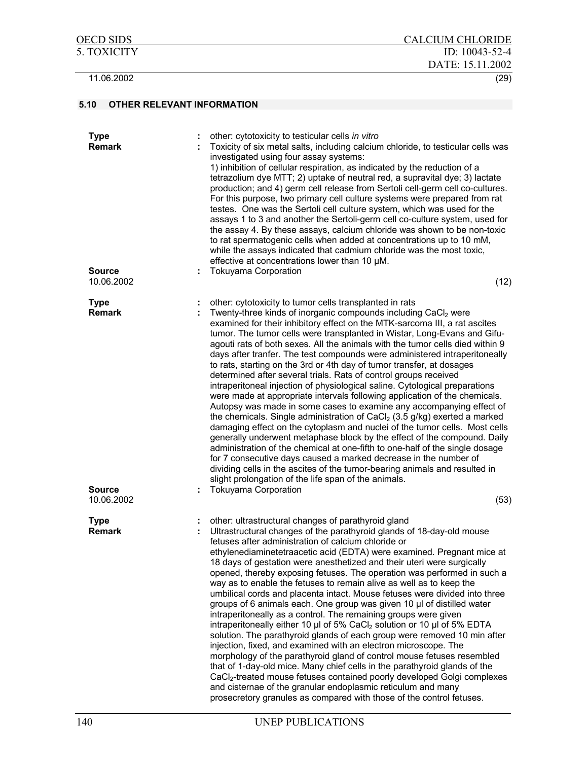11.06.2002 (29)

### 5.10 OTHER RELEVANT INFORMATION

**Type** : other: cytotoxicity to testicular cells *in vitro*

**Remark** : Toxicity of six metal salts, including calcium chloride, to testicular cells was investigated using four assay systems:
1) inhibition of cellular respiration, as indicated by the reduction of a tetrazolium dye MTT; 2) uptake of neutral red, a supravital dye; 3) lactate production; and 4) germ cell release from Sertoli cell-germ cell co-cultures. For this purpose, two primary cell culture systems were prepared from rat testes. One was the Sertoli cell culture system, which was used for the assays 1 to 3 and another the Sertoli-germ cell co-culture system, used for the assay 4. By these assays, calcium chloride was shown to be non-toxic to rat spermatogenic cells when added at concentrations up to 10 mM, while the assays indicated that cadmium chloride was the most toxic, effective at concentrations lower than 10 µM.

**Source** : Tokuyama Corporation

10.06.2002 (12)

**Type** : other: cytotoxicity to tumor cells transplanted in rats

**Remark** : Twenty-three kinds of inorganic compounds including $CaCl_2$ were examined for their inhibitory effect on the MTK-sarcoma III, a rat ascites tumor. The tumor cells were transplanted in Wistar, Long-Evans and Gifu-agouti rats of both sexes. All the animals with the tumor cells died within 9 days after tranfer. The test compounds were administered intraperitoneally to rats, starting on the 3rd or 4th day of tumor transfer, at dosages determined after several trials. Rats of control groups received intraperitoneal injection of physiological saline. Cytological preparations were made at appropriate intervals following application of the chemicals. Autopsy was made in some cases to examine any accompanying effect of the chemicals. Single administration of $CaCl_2$ (3.5 g/kg) exerted a marked damaging effect on the cytoplasm and nuclei of the tumor cells. Most cells generally underwent metaphase block by the effect of the compound. Daily administration of the chemical at one-fifth to one-half of the single dosage for 7 consecutive days caused a marked decrease in the number of dividing cells in the ascites of the tumor-bearing animals and resulted in slight prolongation of the life span of the animals.

**Source** : Tokuyama Corporation

10.06.2002 (53)

**Type** : other: ultrastructural changes of parathyroid gland

**Remark** : Ultrastructural changes of the parathyroid glands of 18-day-old mouse fetuses after administration of calcium chloride or ethylenediaminetetraacetic acid (EDTA) were examined. Pregnant mice at 18 days of gestation were anesthetized and their uteri were surgically opened, thereby exposing fetuses. The operation was performed in such a way as to enable the fetuses to remain alive as well as to keep the umbilical cords and placenta intact. Mouse fetuses were divided into three groups of 6 animals each. One group was given 10 µl of distilled water intraperitoneally as a control. The remaining groups were given intraperitoneally either 10 µl of 5% $CaCl_2$ solution or 10 µl of 5% EDTA solution. The parathyroid glands of each group were removed 10 min after injection, fixed, and examined with an electron microscope. The morphology of the parathyroid gland of control mouse fetuses resembled that of 1-day-old mice. Many chief cells in the parathyroid glands of the $CaCl_2$-treated mouse fetuses contained poorly developed Golgi complexes and cisternae of the granular endoplasmic reticulum and many prosecretory granules as compared with those of the control fetuses.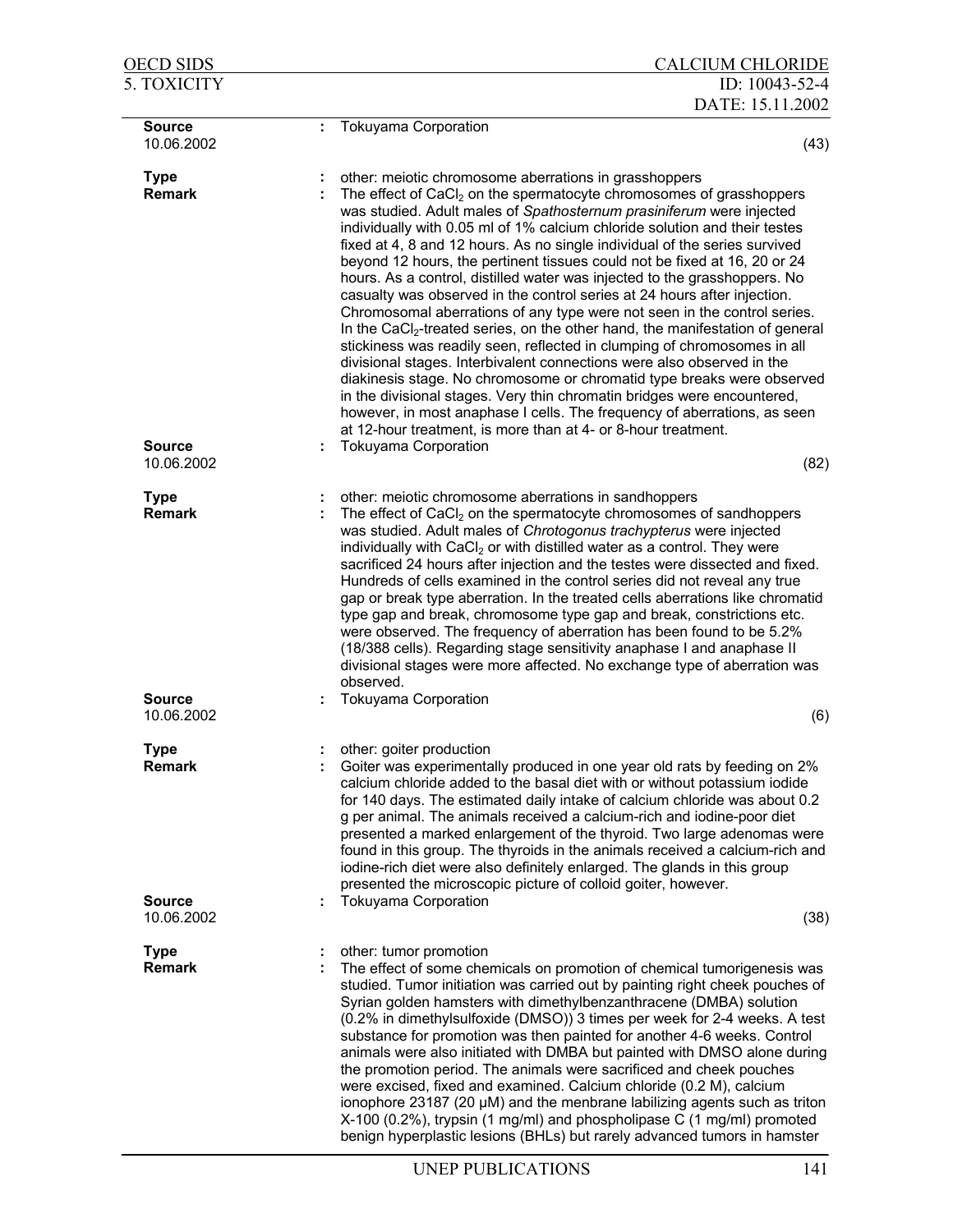| | | |
|---|---|---|
| **Source** | : | Tokuyama Corporation |
| 10.06.2002 | | (43) |
| | | |
| **Type** | : | other: meiotic chromosome aberrations in grasshoppers |
| **Remark** | : | The effect of $CaCl_2$ on the spermatocyte chromosomes of grasshoppers was studied. Adult males of *Spathosternum prasiniferum* were injected individually with 0.05 ml of 1% calcium chloride solution and their testes fixed at 4, 8 and 12 hours. As no single individual of the series survived beyond 12 hours, the pertinent tissues could not be fixed at 16, 20 or 24 hours. As a control, distilled water was injected to the grasshoppers. No casualty was observed in the control series at 24 hours after injection. Chromosomal aberrations of any type were not seen in the control series. In the $CaCl_2$-treated series, on the other hand, the manifestation of general stickiness was readily seen, reflected in clumping of chromosomes in all divisional stages. Interbivalent connections were also observed in the diakinesis stage. No chromosome or chromatid type breaks were observed in the divisional stages. Very thin chromatin bridges were encountered, however, in most anaphase I cells. The frequency of aberrations, as seen at 12-hour treatment, is more than at 4- or 8-hour treatment. |
| **Source** | : | Tokuyama Corporation |
| 10.06.2002 | | (82) |
| | | |
| **Type** | : | other: meiotic chromosome aberrations in sandhoppers |
| **Remark** | : | The effect of $CaCl_2$ on the spermatocyte chromosomes of sandhoppers was studied. Adult males of *Chrotogonus trachypterus* were injected individually with $CaCl_2$ or with distilled water as a control. They were sacrificed 24 hours after injection and the testes were dissected and fixed. Hundreds of cells examined in the control series did not reveal any true gap or break type aberration. In the treated cells aberrations like chromatid type gap and break, chromosome type gap and break, constrictions etc. were observed. The frequency of aberration has been found to be 5.2% (18/388 cells). Regarding stage sensitivity anaphase I and anaphase II divisional stages were more affected. No exchange type of aberration was observed. |
| **Source** | : | Tokuyama Corporation |
| 10.06.2002 | | (6) |
| | | |
| **Type** | : | other: goiter production |
| **Remark** | : | Goiter was experimentally produced in one year old rats by feeding on 2% calcium chloride added to the basal diet with or without potassium iodide for 140 days. The estimated daily intake of calcium chloride was about 0.2 g per animal. The animals received a calcium-rich and iodine-poor diet presented a marked enlargement of the thyroid. Two large adenomas were found in this group. The thyroids in the animals received a calcium-rich and iodine-rich diet were also definitely enlarged. The glands in this group presented the microscopic picture of colloid goiter, however. |
| **Source** | : | Tokuyama Corporation |
| 10.06.2002 | | (38) |
| | | |
| **Type** | : | other: tumor promotion |
| **Remark** | : | The effect of some chemicals on promotion of chemical tumorigenesis was studied. Tumor initiation was carried out by painting right cheek pouches of Syrian golden hamsters with dimethylbenzanthracene (DMBA) solution (0.2% in dimethylsulfoxide (DMSO)) 3 times per week for 2-4 weeks. A test substance for promotion was then painted for another 4-6 weeks. Control animals were also initiated with DMBA but painted with DMSO alone during the promotion period. The animals were sacrificed and cheek pouches were excised, fixed and examined. Calcium chloride (0.2 M), calcium ionophore 23187 (20 µM) and the menbrane labilizing agents such as triton X-100 (0.2%), trypsin (1 mg/ml) and phospholipase C (1 mg/ml) promoted benign hyperplastic lesions (BHLs) but rarely advanced tumors in hamster |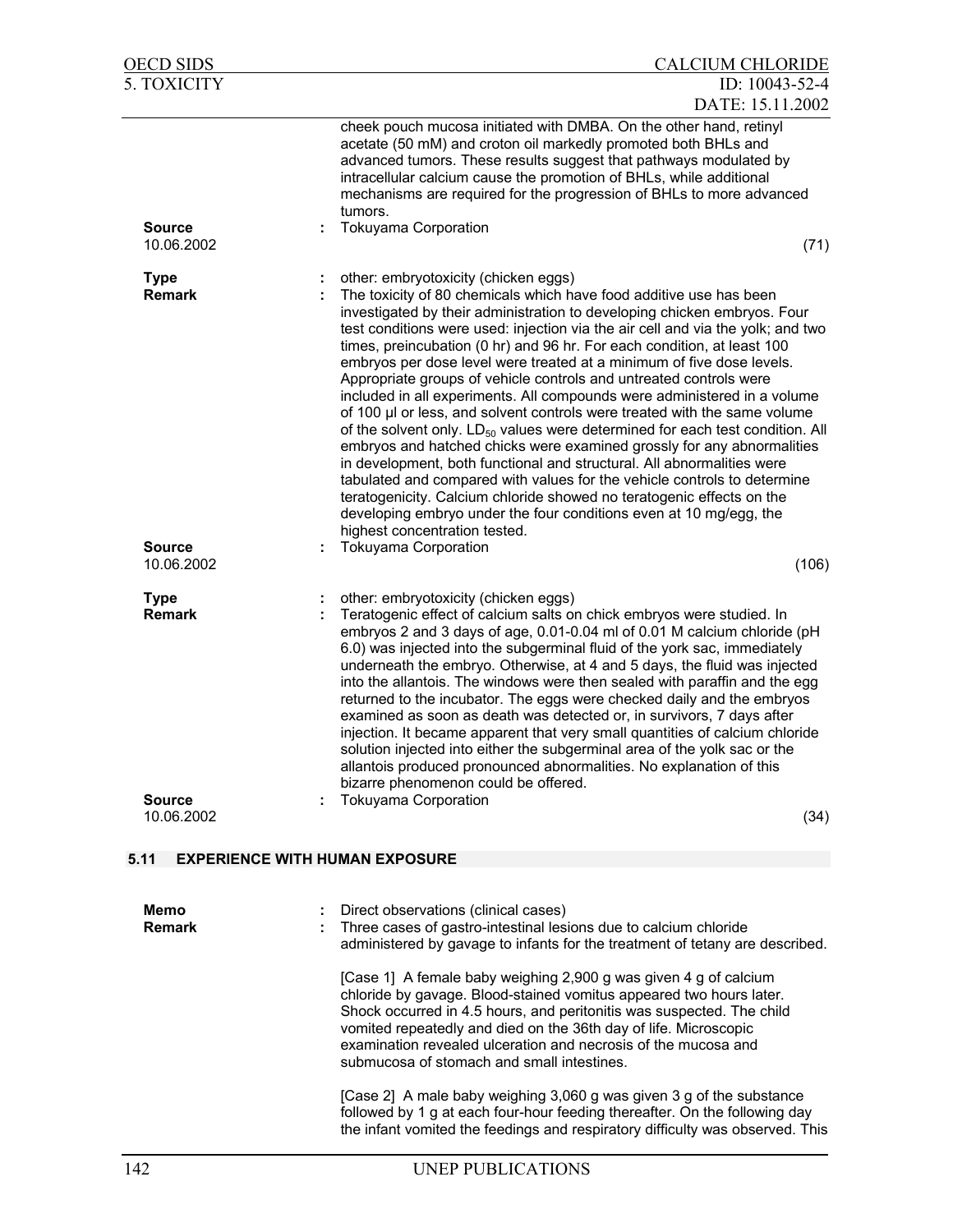cheek pouch mucosa initiated with DMBA. On the other hand, retinyl acetate (50 mM) and croton oil markedly promoted both BHLs and advanced tumors. These results suggest that pathways modulated by intracellular calcium cause the promotion of BHLs, while additional mechanisms are required for the progression of BHLs to more advanced tumors.

**Source** : Tokuyama Corporation

10.06.2002 (71)

**Type** : other: embryotoxicity (chicken eggs)

**Remark** : The toxicity of 80 chemicals which have food additive use has been investigated by their administration to developing chicken embryos. Four test conditions were used: injection via the air cell and via the yolk; and two times, preincubation (0 hr) and 96 hr. For each condition, at least 100 embryos per dose level were treated at a minimum of five dose levels. Appropriate groups of vehicle controls and untreated controls were included in all experiments. All compounds were administered in a volume of 100 µl or less, and solvent controls were treated with the same volume of the solvent only. $LD_{50}$ values were determined for each test condition. All embryos and hatched chicks were examined grossly for any abnormalities in development, both functional and structural. All abnormalities were tabulated and compared with values for the vehicle controls to determine teratogenicity. Calcium chloride showed no teratogenic effects on the developing embryo under the four conditions even at 10 mg/egg, the highest concentration tested.

**Source** : Tokuyama Corporation

10.06.2002 (106)

**Type** : other: embryotoxicity (chicken eggs)

**Remark** : Teratogenic effect of calcium salts on chick embryos were studied. In embryos 2 and 3 days of age, 0.01-0.04 ml of 0.01 M calcium chloride (pH 6.0) was injected into the subgerminal fluid of the york sac, immediately underneath the embryo. Otherwise, at 4 and 5 days, the fluid was injected into the allantois. The windows were then sealed with paraffin and the egg returned to the incubator. The eggs were checked daily and the embryos examined as soon as death was detected or, in survivors, 7 days after injection. It became apparent that very small quantities of calcium chloride solution injected into either the subgerminal area of the yolk sac or the allantois produced pronounced abnormalities. No explanation of this bizarre phenomenon could be offered.

**Source** : Tokuyama Corporation

10.06.2002 (34)

## 5.11 EXPERIENCE WITH HUMAN EXPOSURE

**Memo** : Direct observations (clinical cases)

**Remark** : Three cases of gastro-intestinal lesions due to calcium chloride administered by gavage to infants for the treatment of tetany are described.

[Case 1] A female baby weighing 2,900 g was given 4 g of calcium chloride by gavage. Blood-stained vomitus appeared two hours later. Shock occurred in 4.5 hours, and peritonitis was suspected. The child vomited repeatedly and died on the 36th day of life. Microscopic examination revealed ulceration and necrosis of the mucosa and submucosa of stomach and small intestines.

[Case 2] A male baby weighing 3,060 g was given 3 g of the substance followed by 1 g at each four-hour feeding thereafter. On the following day the infant vomited the feedings and respiratory difficulty was observed. This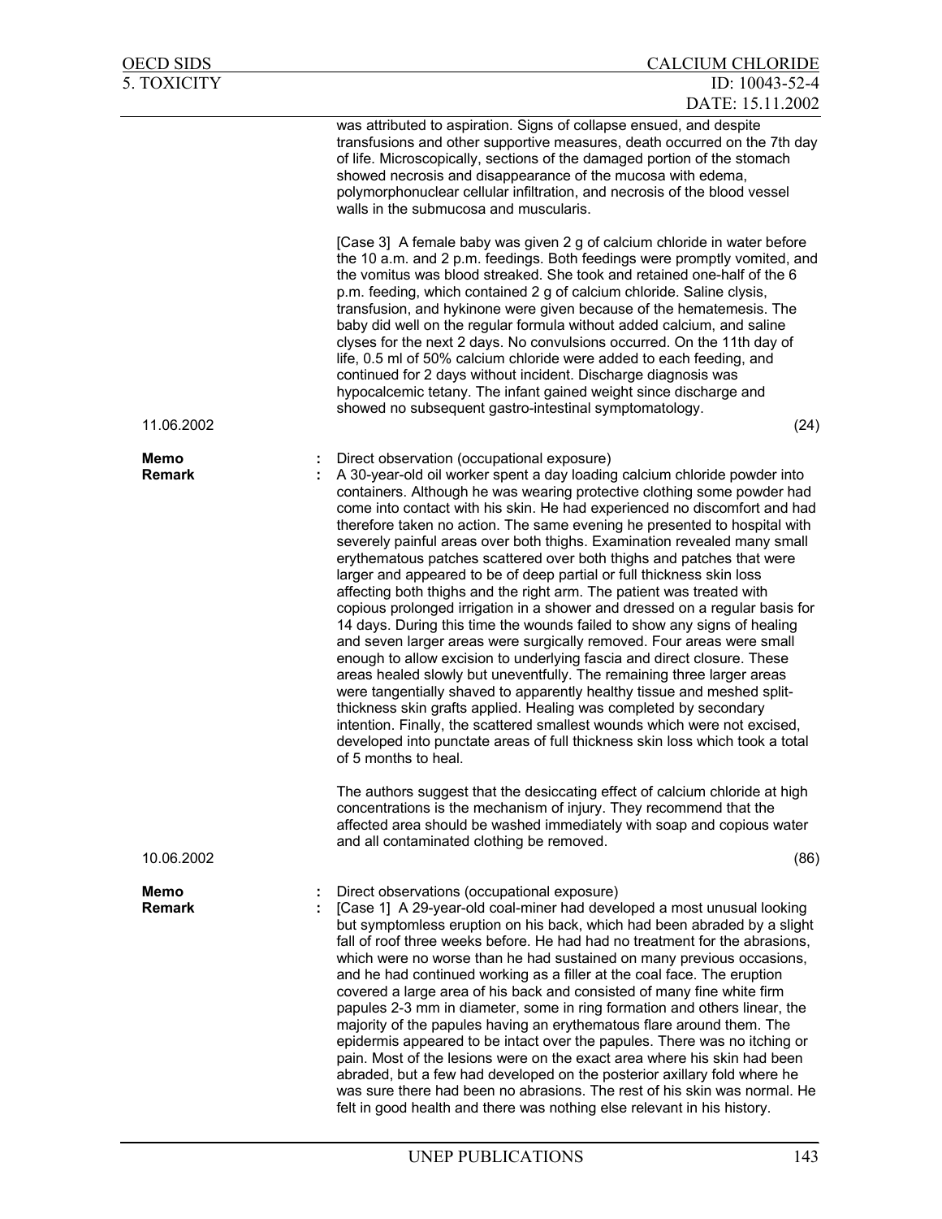was attributed to aspiration. Signs of collapse ensued, and despite transfusions and other supportive measures, death occurred on the 7th day of life. Microscopically, sections of the damaged portion of the stomach showed necrosis and disappearance of the mucosa with edema, polymorphonuclear cellular infiltration, and necrosis of the blood vessel walls in the submucosa and muscularis.

[Case 3] A female baby was given 2 g of calcium chloride in water before the 10 a.m. and 2 p.m. feedings. Both feedings were promptly vomited, and the vomitus was blood streaked. She took and retained one-half of the 6 p.m. feeding, which contained 2 g of calcium chloride. Saline clysis, transfusion, and hykinone were given because of the hematemesis. The baby did well on the regular formula without added calcium, and saline clyses for the next 2 days. No convulsions occurred. On the 11th day of life, 0.5 ml of 50% calcium chloride were added to each feeding, and continued for 2 days without incident. Discharge diagnosis was hypocalcemic tetany. The infant gained weight since discharge and showed no subsequent gastro-intestinal symptomatology.

11.06.2002 (24)

**Memo** : Direct observation (occupational exposure)

**Remark** : A 30-year-old oil worker spent a day loading calcium chloride powder into containers. Although he was wearing protective clothing some powder had come into contact with his skin. He had experienced no discomfort and had therefore taken no action. The same evening he presented to hospital with severely painful areas over both thighs. Examination revealed many small erythematous patches scattered over both thighs and patches that were larger and appeared to be of deep partial or full thickness skin loss affecting both thighs and the right arm. The patient was treated with copious prolonged irrigation in a shower and dressed on a regular basis for 14 days. During this time the wounds failed to show any signs of healing and seven larger areas were surgically removed. Four areas were small enough to allow excision to underlying fascia and direct closure. These areas healed slowly but uneventfully. The remaining three larger areas were tangentially shaved to apparently healthy tissue and meshed split-thickness skin grafts applied. Healing was completed by secondary intention. Finally, the scattered smallest wounds which were not excised, developed into punctate areas of full thickness skin loss which took a total of 5 months to heal.

The authors suggest that the desiccating effect of calcium chloride at high concentrations is the mechanism of injury. They recommend that the affected area should be washed immediately with soap and copious water and all contaminated clothing be removed.

10.06.2002 (86)

**Memo** : Direct observations (occupational exposure)

**Remark** : [Case 1] A 29-year-old coal-miner had developed a most unusual looking but symptomless eruption on his back, which had been abraded by a slight fall of roof three weeks before. He had had no treatment for the abrasions, which were no worse than he had sustained on many previous occasions, and he had continued working as a filler at the coal face. The eruption covered a large area of his back and consisted of many fine white firm papules 2-3 mm in diameter, some in ring formation and others linear, the majority of the papules having an erythematous flare around them. The epidermis appeared to be intact over the papules. There was no itching or pain. Most of the lesions were on the exact area where his skin had been abraded, but a few had developed on the posterior axillary fold where he was sure there had been no abrasions. The rest of his skin was normal. He felt in good health and there was nothing else relevant in his history.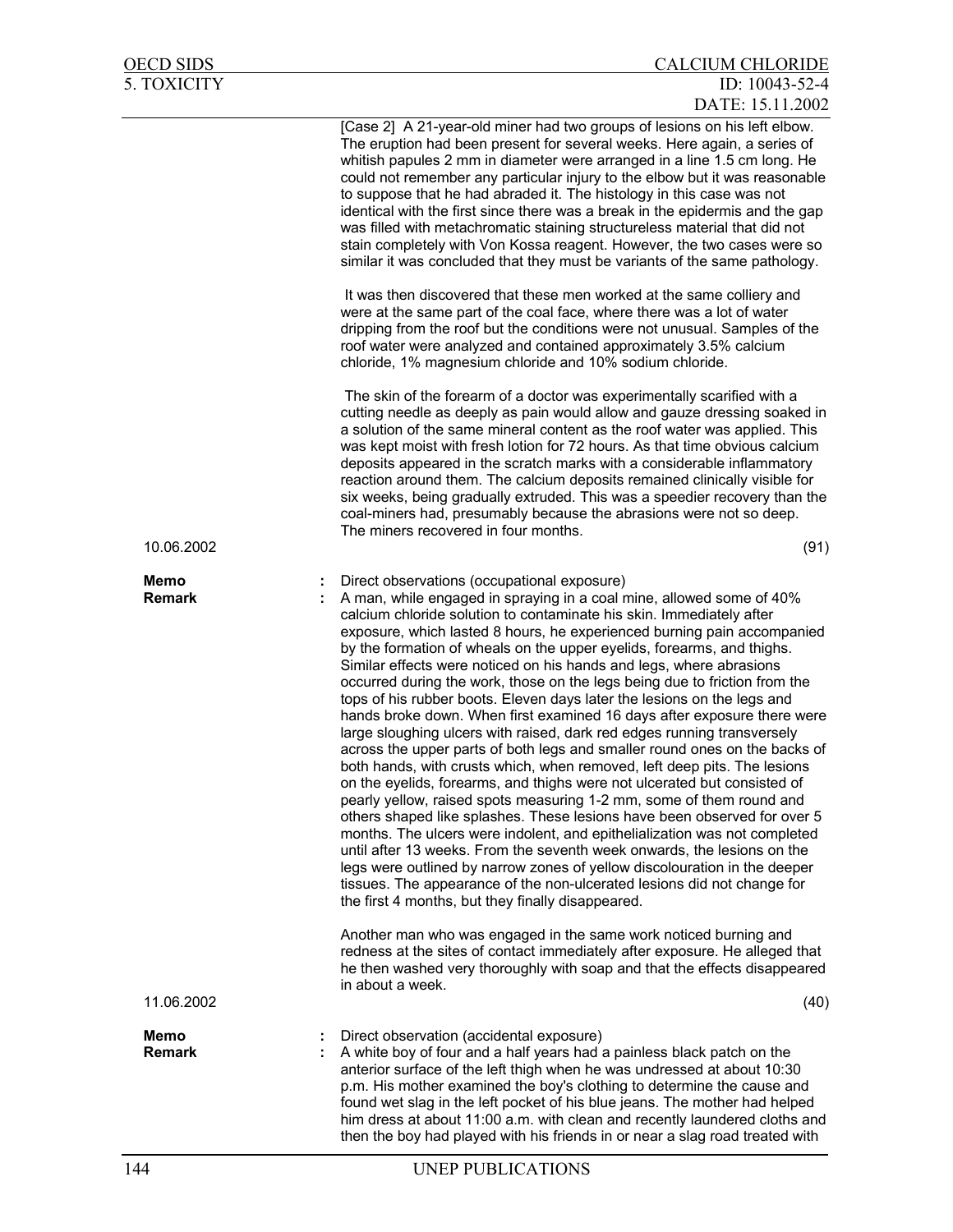[Case 2] A 21-year-old miner had two groups of lesions on his left elbow. The eruption had been present for several weeks. Here again, a series of whitish papules 2 mm in diameter were arranged in a line 1.5 cm long. He could not remember any particular injury to the elbow but it was reasonable to suppose that he had abraded it. The histology in this case was not identical with the first since there was a break in the epidermis and the gap was filled with metachromatic staining structureless material that did not stain completely with Von Kossa reagent. However, the two cases were so similar it was concluded that they must be variants of the same pathology.

It was then discovered that these men worked at the same colliery and were at the same part of the coal face, where there was a lot of water dripping from the roof but the conditions were not unusual. Samples of the roof water were analyzed and contained approximately 3.5% calcium chloride, 1% magnesium chloride and 10% sodium chloride.

The skin of the forearm of a doctor was experimentally scarified with a cutting needle as deeply as pain would allow and gauze dressing soaked in a solution of the same mineral content as the roof water was applied. This was kept moist with fresh lotion for 72 hours. As that time obvious calcium deposits appeared in the scratch marks with a considerable inflammatory reaction around them. The calcium deposits remained clinically visible for six weeks, being gradually extruded. This was a speedier recovery than the coal-miners had, presumably because the abrasions were not so deep. The miners recovered in four months.

10.06.2002 (91)

**Memo** : Direct observations (occupational exposure)

**Remark** : A man, while engaged in spraying in a coal mine, allowed some of 40% calcium chloride solution to contaminate his skin. Immediately after exposure, which lasted 8 hours, he experienced burning pain accompanied by the formation of wheals on the upper eyelids, forearms, and thighs. Similar effects were noticed on his hands and legs, where abrasions occurred during the work, those on the legs being due to friction from the tops of his rubber boots. Eleven days later the lesions on the legs and hands broke down. When first examined 16 days after exposure there were large sloughing ulcers with raised, dark red edges running transversely across the upper parts of both legs and smaller round ones on the backs of both hands, with crusts which, when removed, left deep pits. The lesions on the eyelids, forearms, and thighs were not ulcerated but consisted of pearly yellow, raised spots measuring 1-2 mm, some of them round and others shaped like splashes. These lesions have been observed for over 5 months. The ulcers were indolent, and epithelialization was not completed until after 13 weeks. From the seventh week onwards, the lesions on the legs were outlined by narrow zones of yellow discolouration in the deeper tissues. The appearance of the non-ulcerated lesions did not change for the first 4 months, but they finally disappeared.

Another man who was engaged in the same work noticed burning and redness at the sites of contact immediately after exposure. He alleged that he then washed very thoroughly with soap and that the effects disappeared in about a week.

11.06.2002 (40)

**Memo** : Direct observation (accidental exposure)

**Remark** : A white boy of four and a half years had a painless black patch on the anterior surface of the left thigh when he was undressed at about 10:30 p.m. His mother examined the boy's clothing to determine the cause and found wet slag in the left pocket of his blue jeans. The mother had helped him dress at about 11:00 a.m. with clean and recently laundered cloths and then the boy had played with his friends in or near a slag road treated with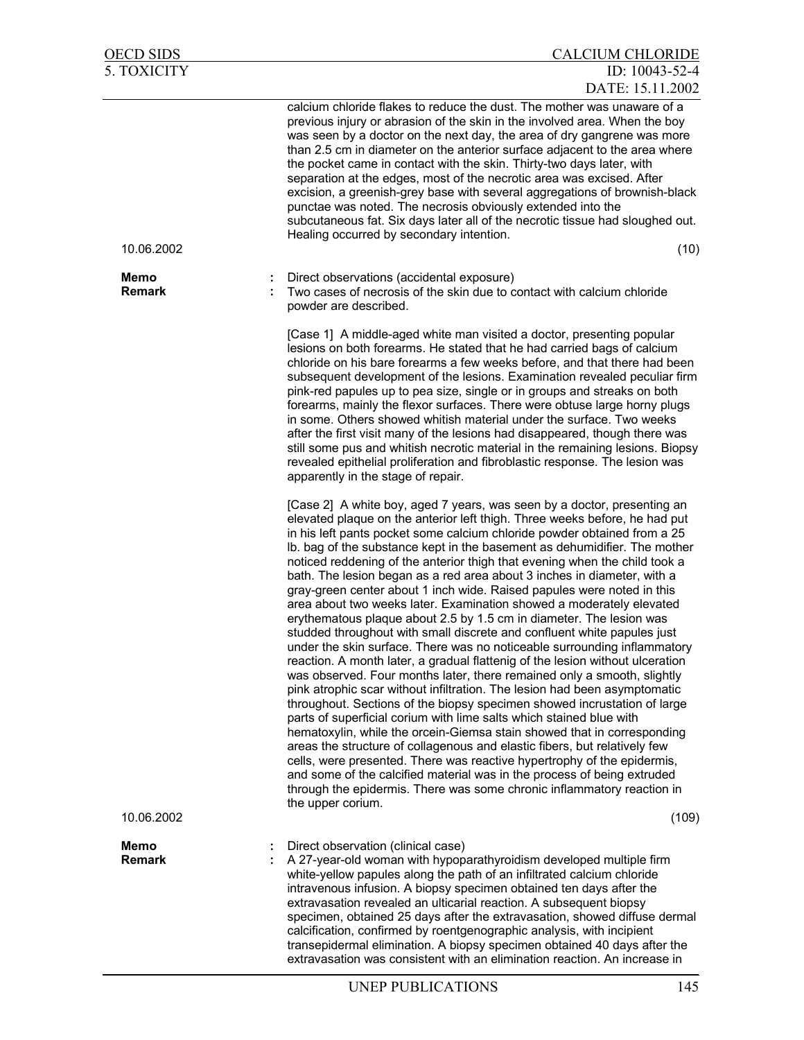calcium chloride flakes to reduce the dust. The mother was unaware of a previous injury or abrasion of the skin in the involved area. When the boy was seen by a doctor on the next day, the area of dry gangrene was more than 2.5 cm in diameter on the anterior surface adjacent to the area where the pocket came in contact with the skin. Thirty-two days later, with separation at the edges, most of the necrotic area was excised. After excision, a greenish-grey base with several aggregations of brownish-black punctae was noted. The necrosis obviously extended into the subcutaneous fat. Six days later all of the necrotic tissue had sloughed out. Healing occurred by secondary intention.

10.06.2002 (10)

**Memo** : Direct observations (accidental exposure)

**Remark** : Two cases of necrosis of the skin due to contact with calcium chloride powder are described.

[Case 1] A middle-aged white man visited a doctor, presenting popular lesions on both forearms. He stated that he had carried bags of calcium chloride on his bare forearms a few weeks before, and that there had been subsequent development of the lesions. Examination revealed peculiar firm pink-red papules up to pea size, single or in groups and streaks on both forearms, mainly the flexor surfaces. There were obtuse large horny plugs in some. Others showed whitish material under the surface. Two weeks after the first visit many of the lesions had disappeared, though there was still some pus and whitish necrotic material in the remaining lesions. Biopsy revealed epithelial proliferation and fibroblastic response. The lesion was apparently in the stage of repair.

[Case 2] A white boy, aged 7 years, was seen by a doctor, presenting an elevated plaque on the anterior left thigh. Three weeks before, he had put in his left pants pocket some calcium chloride powder obtained from a 25 lb. bag of the substance kept in the basement as dehumidifier. The mother noticed reddening of the anterior thigh that evening when the child took a bath. The lesion began as a red area about 3 inches in diameter, with a gray-green center about 1 inch wide. Raised papules were noted in this area about two weeks later. Examination showed a moderately elevated erythematous plaque about 2.5 by 1.5 cm in diameter. The lesion was studded throughout with small discrete and confluent white papules just under the skin surface. There was no noticeable surrounding inflammatory reaction. A month later, a gradual flattenig of the lesion without ulceration was observed. Four months later, there remained only a smooth, slightly pink atrophic scar without infiltration. The lesion had been asymptomatic throughout. Sections of the biopsy specimen showed incrustation of large parts of superficial corium with lime salts which stained blue with hematoxylin, while the orcein-Giemsa stain showed that in corresponding areas the structure of collagenous and elastic fibers, but relatively few cells, were presented. There was reactive hypertrophy of the epidermis, and some of the calcified material was in the process of being extruded through the epidermis. There was some chronic inflammatory reaction in the upper corium.

10.06.2002 (109)

**Memo** : Direct observation (clinical case)

**Remark** : A 27-year-old woman with hypoparathyroidism developed multiple firm white-yellow papules along the path of an infiltrated calcium chloride intravenous infusion. A biopsy specimen obtained ten days after the extravasation revealed an ulticarial reaction. A subsequent biopsy specimen, obtained 25 days after the extravasation, showed diffuse dermal calcification, confirmed by roentgenographic analysis, with incipient transepidermal elimination. A biopsy specimen obtained 40 days after the extravasation was consistent with an elimination reaction. An increase in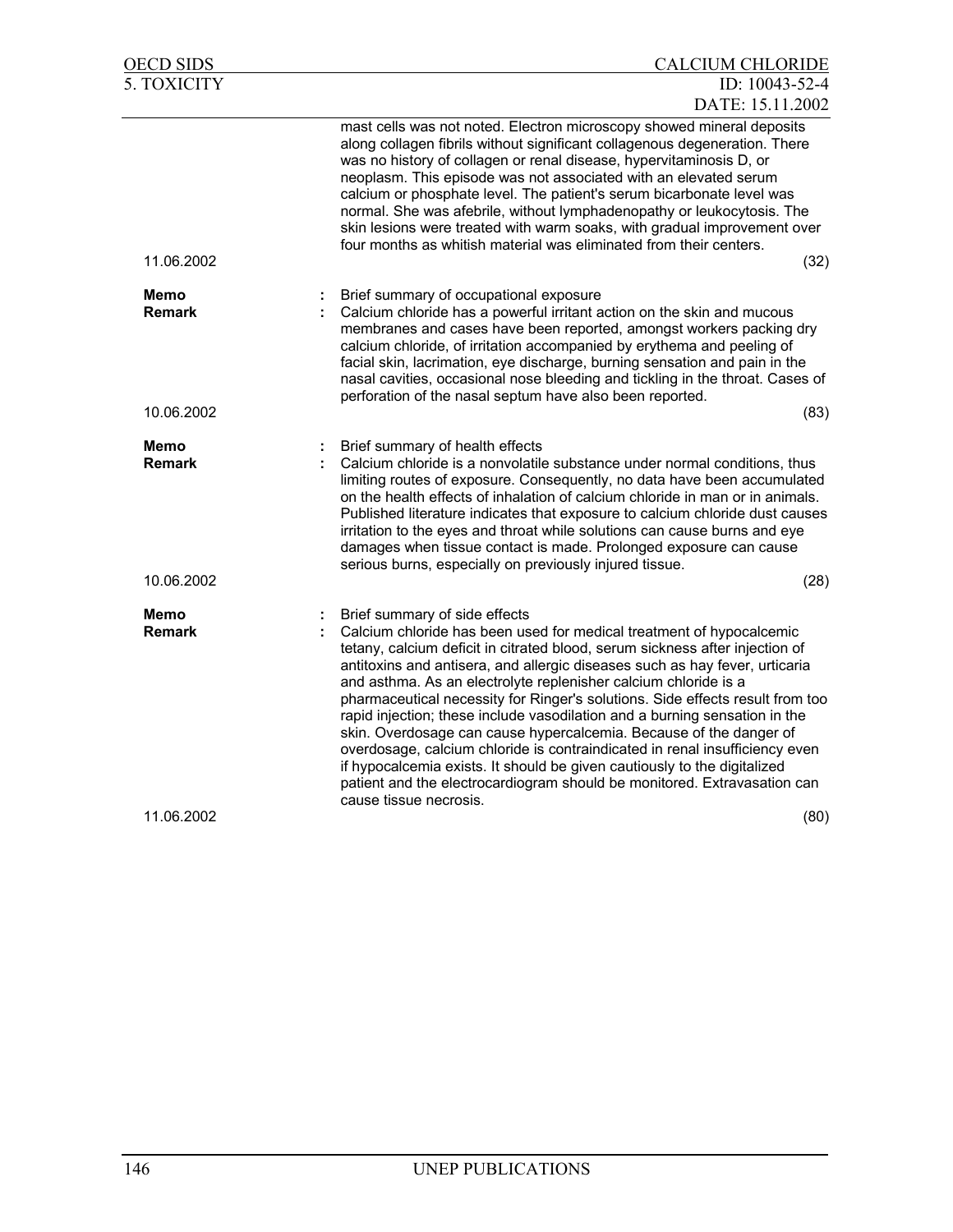mast cells was not noted. Electron microscopy showed mineral deposits along collagen fibrils without significant collagenous degeneration. There was no history of collagen or renal disease, hypervitaminosis D, or neoplasm. This episode was not associated with an elevated serum calcium or phosphate level. The patient's serum bicarbonate level was normal. She was afebrile, without lymphadenopathy or leukocytosis. The skin lesions were treated with warm soaks, with gradual improvement over four months as whitish material was eliminated from their centers.

11.06.2002 (32)

**Memo** : Brief summary of occupational exposure

**Remark** : Calcium chloride has a powerful irritant action on the skin and mucous membranes and cases have been reported, amongst workers packing dry calcium chloride, of irritation accompanied by erythema and peeling of facial skin, lacrimation, eye discharge, burning sensation and pain in the nasal cavities, occasional nose bleeding and tickling in the throat. Cases of perforation of the nasal septum have also been reported.

10.06.2002 (83)

**Memo** : Brief summary of health effects

**Remark** : Calcium chloride is a nonvolatile substance under normal conditions, thus limiting routes of exposure. Consequently, no data have been accumulated on the health effects of inhalation of calcium chloride in man or in animals. Published literature indicates that exposure to calcium chloride dust causes irritation to the eyes and throat while solutions can cause burns and eye damages when tissue contact is made. Prolonged exposure can cause serious burns, especially on previously injured tissue.

10.06.2002 (28)

**Memo** : Brief summary of side effects

**Remark** : Calcium chloride has been used for medical treatment of hypocalcemic tetany, calcium deficit in citrated blood, serum sickness after injection of antitoxins and antisera, and allergic diseases such as hay fever, urticaria and asthma. As an electrolyte replenisher calcium chloride is a pharmaceutical necessity for Ringer's solutions. Side effects result from too rapid injection; these include vasodilation and a burning sensation in the skin. Overdosage can cause hypercalcemia. Because of the danger of overdosage, calcium chloride is contraindicated in renal insufficiency even if hypocalcemia exists. It should be given cautiously to the digitalized patient and the electrocardiogram should be monitored. Extravasation can cause tissue necrosis.

11.06.2002 (80)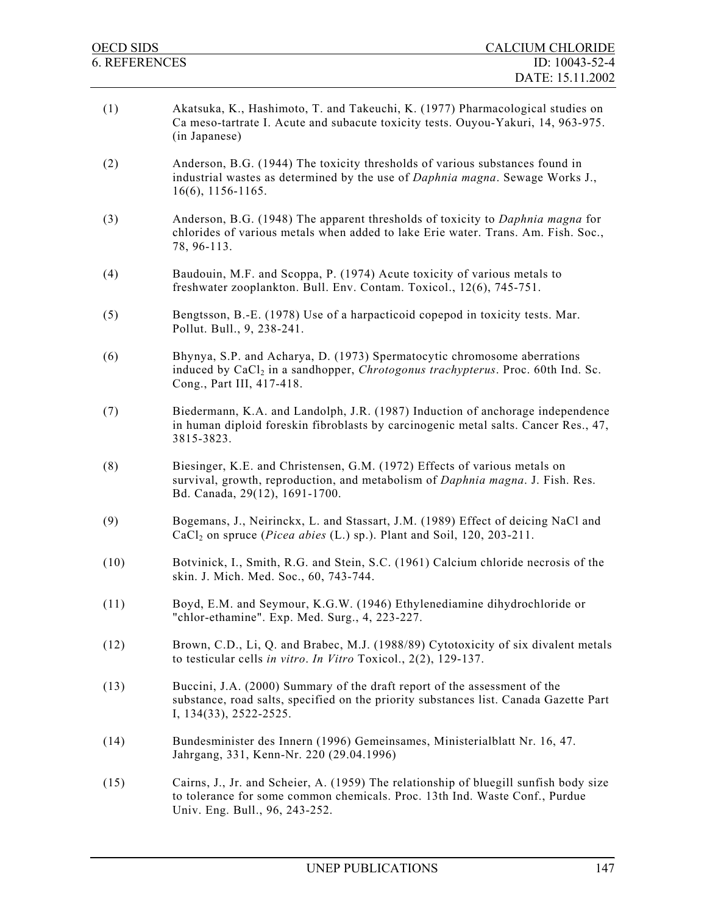(1) Akatsuka, K., Hashimoto, T. and Takeuchi, K. (1977) Pharmacological studies on Ca meso-tartrate I. Acute and subacute toxicity tests. Ouyou-Yakuri, 14, 963-975. (in Japanese)

(2) Anderson, B.G. (1944) The toxicity thresholds of various substances found in industrial wastes as determined by the use of *Daphnia magna*. Sewage Works J., 16(6), 1156-1165.

(3) Anderson, B.G. (1948) The apparent thresholds of toxicity to *Daphnia magna* for chlorides of various metals when added to lake Erie water. Trans. Am. Fish. Soc., 78, 96-113.

(4) Baudouin, M.F. and Scoppa, P. (1974) Acute toxicity of various metals to freshwater zooplankton. Bull. Env. Contam. Toxicol., 12(6), 745-751.

(5) Bengtsson, B.-E. (1978) Use of a harpacticoid copepod in toxicity tests. Mar. Pollut. Bull., 9, 238-241.

(6) Bhynya, S.P. and Acharya, D. (1973) Spermatocytic chromosome aberrations induced by $CaCl_2$ in a sandhopper, *Chrotogonus trachypterus*. Proc. 60th Ind. Sc. Cong., Part III, 417-418.

(7) Biedermann, K.A. and Landolph, J.R. (1987) Induction of anchorage independence in human diploid foreskin fibroblasts by carcinogenic metal salts. Cancer Res., 47, 3815-3823.

(8) Biesinger, K.E. and Christensen, G.M. (1972) Effects of various metals on survival, growth, reproduction, and metabolism of *Daphnia magna*. J. Fish. Res. Bd. Canada, 29(12), 1691-1700.

(9) Bogemans, J., Neirinckx, L. and Stassart, J.M. (1989) Effect of deicing NaCl and $CaCl_2$ on spruce (*Picea abies* (L.) sp.). Plant and Soil, 120, 203-211.

(10) Botvinick, I., Smith, R.G. and Stein, S.C. (1961) Calcium chloride necrosis of the skin. J. Mich. Med. Soc., 60, 743-744.

(11) Boyd, E.M. and Seymour, K.G.W. (1946) Ethylenediamine dihydrochloride or "chlor-ethamine". Exp. Med. Surg., 4, 223-227.

(12) Brown, C.D., Li, Q. and Brabec, M.J. (1988/89) Cytotoxicity of six divalent metals to testicular cells *in vitro*. *In Vitro* Toxicol., 2(2), 129-137.

(13) Buccini, J.A. (2000) Summary of the draft report of the assessment of the substance, road salts, specified on the priority substances list. Canada Gazette Part I, 134(33), 2522-2525.

(14) Bundesminister des Innern (1996) Gemeinsames, Ministerialblatt Nr. 16, 47. Jahrgang, 331, Kenn-Nr. 220 (29.04.1996)

(15) Cairns, J., Jr. and Scheier, A. (1959) The relationship of bluegill sunfish body size to tolerance for some common chemicals. Proc. 13th Ind. Waste Conf., Purdue Univ. Eng. Bull., 96, 243-252.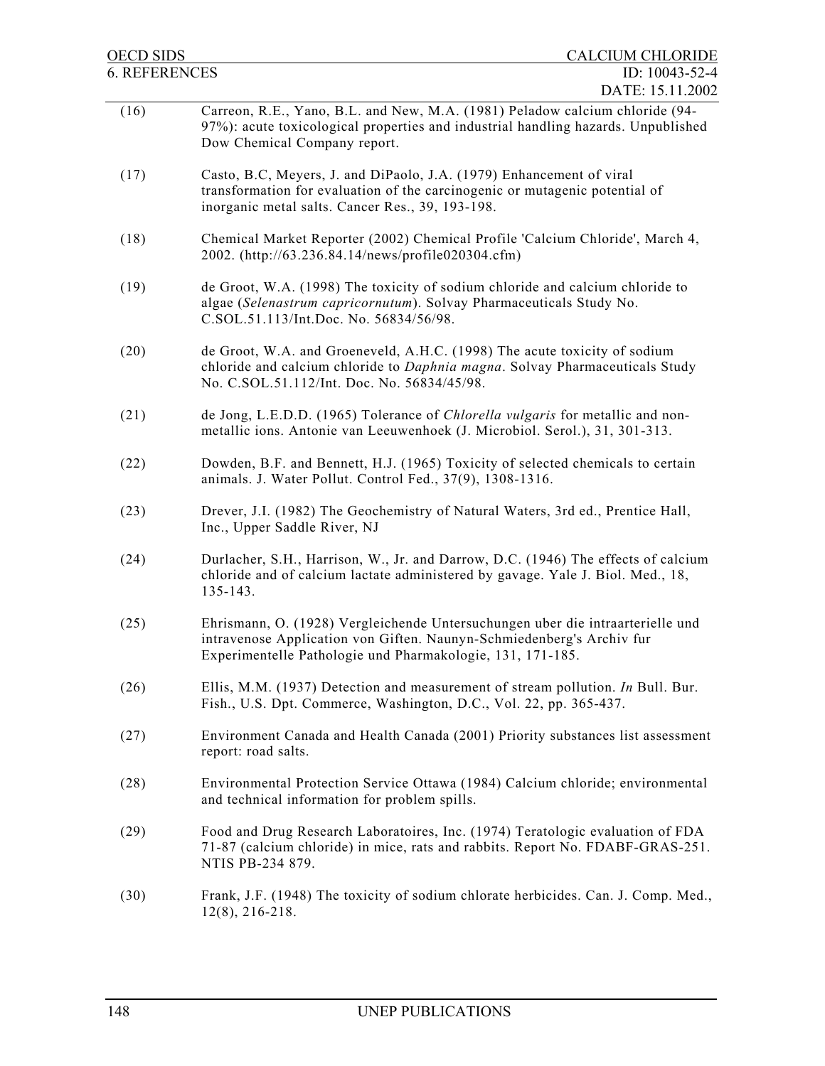(16) Carreon, R.E., Yano, B.L. and New, M.A. (1981) Peladow calcium chloride (94-97%): acute toxicological properties and industrial handling hazards. Unpublished Dow Chemical Company report.

(17) Casto, B.C, Meyers, J. and DiPaolo, J.A. (1979) Enhancement of viral transformation for evaluation of the carcinogenic or mutagenic potential of inorganic metal salts. Cancer Res., 39, 193-198.

(18) Chemical Market Reporter (2002) Chemical Profile 'Calcium Chloride', March 4, 2002. (http://63.236.84.14/news/profile020304.cfm)

(19) de Groot, W.A. (1998) The toxicity of sodium chloride and calcium chloride to algae (*Selenastrum capricornutum*). Solvay Pharmaceuticals Study No. C.SOL.51.113/Int.Doc. No. 56834/56/98.

(20) de Groot, W.A. and Groeneveld, A.H.C. (1998) The acute toxicity of sodium chloride and calcium chloride to *Daphnia magna*. Solvay Pharmaceuticals Study No. C.SOL.51.112/Int. Doc. No. 56834/45/98.

(21) de Jong, L.E.D.D. (1965) Tolerance of *Chlorella vulgaris* for metallic and non-metallic ions. Antonie van Leeuwenhoek (J. Microbiol. Serol.), 31, 301-313.

(22) Dowden, B.F. and Bennett, H.J. (1965) Toxicity of selected chemicals to certain animals. J. Water Pollut. Control Fed., 37(9), 1308-1316.

(23) Drever, J.I. (1982) The Geochemistry of Natural Waters, 3rd ed., Prentice Hall, Inc., Upper Saddle River, NJ

(24) Durlacher, S.H., Harrison, W., Jr. and Darrow, D.C. (1946) The effects of calcium chloride and of calcium lactate administered by gavage. Yale J. Biol. Med., 18, 135-143.

(25) Ehrismann, O. (1928) Vergleichende Untersuchungen uber die intraarterielle und intravenose Application von Giften. Naunyn-Schmiedenberg's Archiv fur Experimentelle Pathologie und Pharmakologie, 131, 171-185.

(26) Ellis, M.M. (1937) Detection and measurement of stream pollution. *In* Bull. Bur. Fish., U.S. Dpt. Commerce, Washington, D.C., Vol. 22, pp. 365-437.

(27) Environment Canada and Health Canada (2001) Priority substances list assessment report: road salts.

(28) Environmental Protection Service Ottawa (1984) Calcium chloride; environmental and technical information for problem spills.

(29) Food and Drug Research Laboratoires, Inc. (1974) Teratologic evaluation of FDA 71-87 (calcium chloride) in mice, rats and rabbits. Report No. FDABF-GRAS-251. NTIS PB-234 879.

(30) Frank, J.F. (1948) The toxicity of sodium chlorate herbicides. Can. J. Comp. Med., 12(8), 216-218.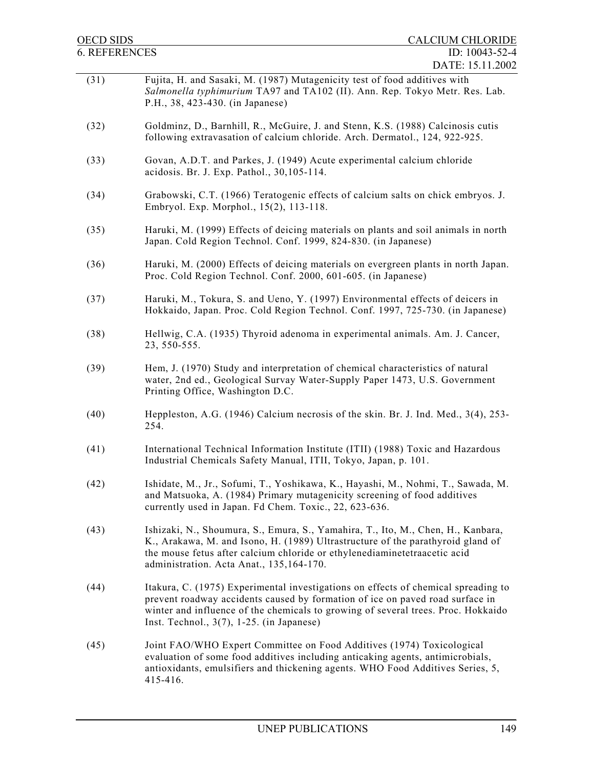(31) Fujita, H. and Sasaki, M. (1987) Mutagenicity test of food additives with *Salmonella typhimurium* TA97 and TA102 (II). Ann. Rep. Tokyo Metr. Res. Lab. P.H., 38, 423-430. (in Japanese)

(32) Goldminz, D., Barnhill, R., McGuire, J. and Stenn, K.S. (1988) Calcinosis cutis following extravasation of calcium chloride. Arch. Dermatol., 124, 922-925.

(33) Govan, A.D.T. and Parkes, J. (1949) Acute experimental calcium chloride acidosis. Br. J. Exp. Pathol., 30,105-114.

(34) Grabowski, C.T. (1966) Teratogenic effects of calcium salts on chick embryos. J. Embryol. Exp. Morphol., 15(2), 113-118.

(35) Haruki, M. (1999) Effects of deicing materials on plants and soil animals in north Japan. Cold Region Technol. Conf. 1999, 824-830. (in Japanese)

(36) Haruki, M. (2000) Effects of deicing materials on evergreen plants in north Japan. Proc. Cold Region Technol. Conf. 2000, 601-605. (in Japanese)

(37) Haruki, M., Tokura, S. and Ueno, Y. (1997) Environmental effects of deicers in Hokkaido, Japan. Proc. Cold Region Technol. Conf. 1997, 725-730. (in Japanese)

(38) Hellwig, C.A. (1935) Thyroid adenoma in experimental animals. Am. J. Cancer, 23, 550-555.

(39) Hem, J. (1970) Study and interpretation of chemical characteristics of natural water, 2nd ed., Geological Survay Water-Supply Paper 1473, U.S. Government Printing Office, Washington D.C.

(40) Heppleston, A.G. (1946) Calcium necrosis of the skin. Br. J. Ind. Med., 3(4), 253-254.

(41) International Technical Information Institute (ITII) (1988) Toxic and Hazardous Industrial Chemicals Safety Manual, ITII, Tokyo, Japan, p. 101.

(42) Ishidate, M., Jr., Sofumi, T., Yoshikawa, K., Hayashi, M., Nohmi, T., Sawada, M. and Matsuoka, A. (1984) Primary mutagenicity screening of food additives currently used in Japan. Fd Chem. Toxic., 22, 623-636.

(43) Ishizaki, N., Shoumura, S., Emura, S., Yamahira, T., Ito, M., Chen, H., Kanbara, K., Arakawa, M. and Isono, H. (1989) Ultrastructure of the parathyroid gland of the mouse fetus after calcium chloride or ethylenediaminetetraacetic acid administration. Acta Anat., 135,164-170.

(44) Itakura, C. (1975) Experimental investigations on effects of chemical spreading to prevent roadway accidents caused by formation of ice on paved road surface in winter and influence of the chemicals to growing of several trees. Proc. Hokkaido Inst. Technol., 3(7), 1-25. (in Japanese)

(45) Joint FAO/WHO Expert Committee on Food Additives (1974) Toxicological evaluation of some food additives including anticaking agents, antimicrobials, antioxidants, emulsifiers and thickening agents. WHO Food Additives Series, 5, 415-416.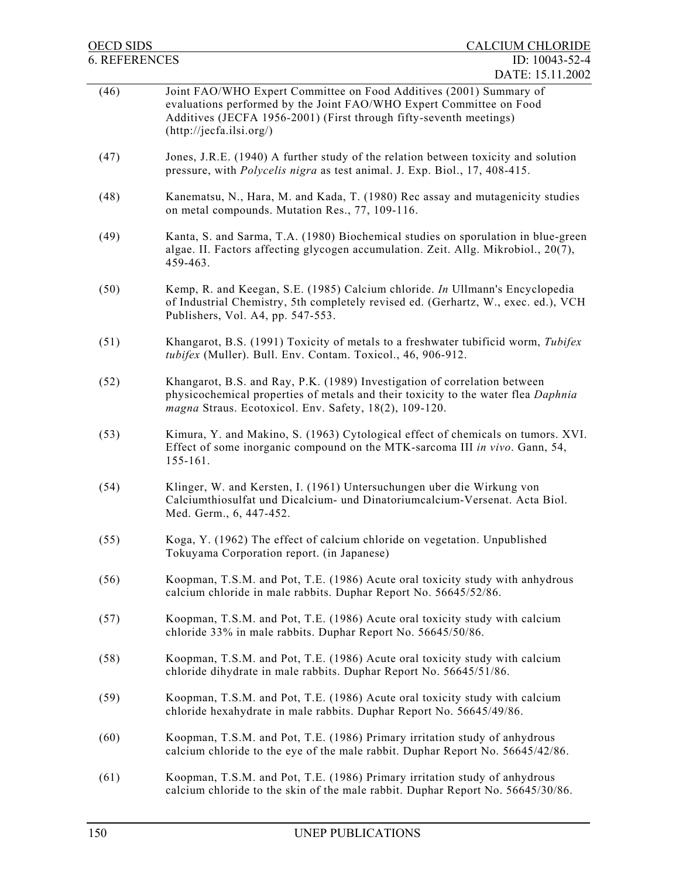(46) Joint FAO/WHO Expert Committee on Food Additives (2001) Summary of evaluations performed by the Joint FAO/WHO Expert Committee on Food Additives (JECFA 1956-2001) (First through fifty-seventh meetings) (http://jecfa.ilsi.org/)

(47) Jones, J.R.E. (1940) A further study of the relation between toxicity and solution pressure, with *Polycelis nigra* as test animal. J. Exp. Biol., 17, 408-415.

(48) Kanematsu, N., Hara, M. and Kada, T. (1980) Rec assay and mutagenicity studies on metal compounds. Mutation Res., 77, 109-116.

(49) Kanta, S. and Sarma, T.A. (1980) Biochemical studies on sporulation in blue-green algae. II. Factors affecting glycogen accumulation. Zeit. Allg. Mikrobiol., 20(7), 459-463.

(50) Kemp, R. and Keegan, S.E. (1985) Calcium chloride. *In* Ullmann's Encyclopedia of Industrial Chemistry, 5th completely revised ed. (Gerhartz, W., exec. ed.), VCH Publishers, Vol. A4, pp. 547-553.

(51) Khangarot, B.S. (1991) Toxicity of metals to a freshwater tubificid worm, *Tubifex tubifex* (Muller). Bull. Env. Contam. Toxicol., 46, 906-912.

(52) Khangarot, B.S. and Ray, P.K. (1989) Investigation of correlation between physicochemical properties of metals and their toxicity to the water flea *Daphnia magna* Straus. Ecotoxicol. Env. Safety, 18(2), 109-120.

(53) Kimura, Y. and Makino, S. (1963) Cytological effect of chemicals on tumors. XVI. Effect of some inorganic compound on the MTK-sarcoma III *in vivo*. Gann, 54, 155-161.

(54) Klinger, W. and Kersten, I. (1961) Untersuchungen uber die Wirkung von Calciumthiosulfat und Dicalcium- und Dinatoriumcalcium-Versenat. Acta Biol. Med. Germ., 6, 447-452.

(55) Koga, Y. (1962) The effect of calcium chloride on vegetation. Unpublished Tokuyama Corporation report. (in Japanese)

(56) Koopman, T.S.M. and Pot, T.E. (1986) Acute oral toxicity study with anhydrous calcium chloride in male rabbits. Duphar Report No. 56645/52/86.

(57) Koopman, T.S.M. and Pot, T.E. (1986) Acute oral toxicity study with calcium chloride 33% in male rabbits. Duphar Report No. 56645/50/86.

(58) Koopman, T.S.M. and Pot, T.E. (1986) Acute oral toxicity study with calcium chloride dihydrate in male rabbits. Duphar Report No. 56645/51/86.

(59) Koopman, T.S.M. and Pot, T.E. (1986) Acute oral toxicity study with calcium chloride hexahydrate in male rabbits. Duphar Report No. 56645/49/86.

(60) Koopman, T.S.M. and Pot, T.E. (1986) Primary irritation study of anhydrous calcium chloride to the eye of the male rabbit. Duphar Report No. 56645/42/86.

(61) Koopman, T.S.M. and Pot, T.E. (1986) Primary irritation study of anhydrous calcium chloride to the skin of the male rabbit. Duphar Report No. 56645/30/86.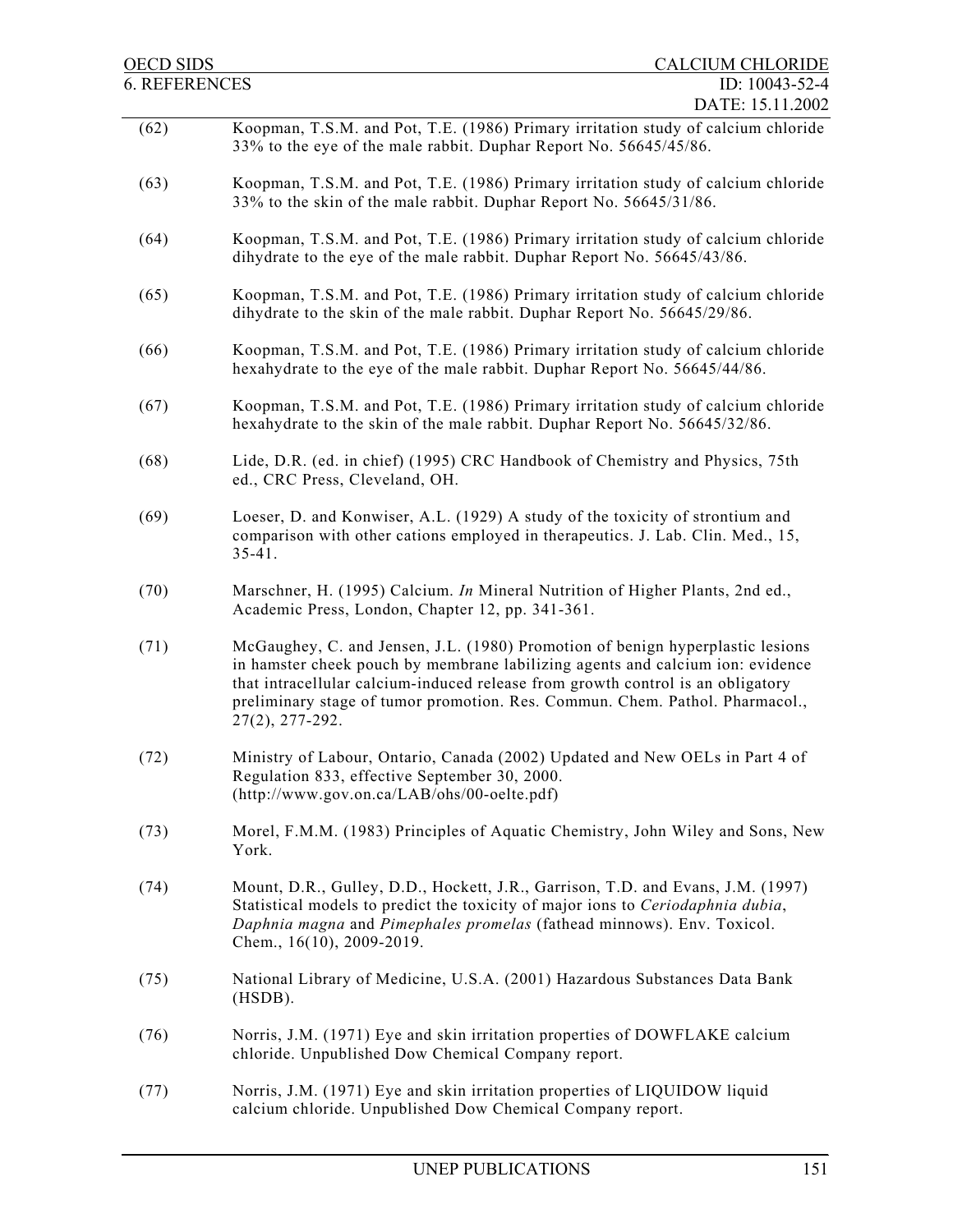(62) Koopman, T.S.M. and Pot, T.E. (1986) Primary irritation study of calcium chloride 33% to the eye of the male rabbit. Duphar Report No. 56645/45/86.

(63) Koopman, T.S.M. and Pot, T.E. (1986) Primary irritation study of calcium chloride 33% to the skin of the male rabbit. Duphar Report No. 56645/31/86.

(64) Koopman, T.S.M. and Pot, T.E. (1986) Primary irritation study of calcium chloride dihydrate to the eye of the male rabbit. Duphar Report No. 56645/43/86.

(65) Koopman, T.S.M. and Pot, T.E. (1986) Primary irritation study of calcium chloride dihydrate to the skin of the male rabbit. Duphar Report No. 56645/29/86.

(66) Koopman, T.S.M. and Pot, T.E. (1986) Primary irritation study of calcium chloride hexahydrate to the eye of the male rabbit. Duphar Report No. 56645/44/86.

(67) Koopman, T.S.M. and Pot, T.E. (1986) Primary irritation study of calcium chloride hexahydrate to the skin of the male rabbit. Duphar Report No. 56645/32/86.

(68) Lide, D.R. (ed. in chief) (1995) CRC Handbook of Chemistry and Physics, 75th ed., CRC Press, Cleveland, OH.

(69) Loeser, D. and Konwiser, A.L. (1929) A study of the toxicity of strontium and comparison with other cations employed in therapeutics. J. Lab. Clin. Med., 15, 35-41.

(70) Marschner, H. (1995) Calcium. *In* Mineral Nutrition of Higher Plants, 2nd ed., Academic Press, London, Chapter 12, pp. 341-361.

(71) McGaughey, C. and Jensen, J.L. (1980) Promotion of benign hyperplastic lesions in hamster cheek pouch by membrane labilizing agents and calcium ion: evidence that intracellular calcium-induced release from growth control is an obligatory preliminary stage of tumor promotion. Res. Commun. Chem. Pathol. Pharmacol., 27(2), 277-292.

(72) Ministry of Labour, Ontario, Canada (2002) Updated and New OELs in Part 4 of Regulation 833, effective September 30, 2000. (http://www.gov.on.ca/LAB/ohs/00-oelte.pdf)

(73) Morel, F.M.M. (1983) Principles of Aquatic Chemistry, John Wiley and Sons, New York.

(74) Mount, D.R., Gulley, D.D., Hockett, J.R., Garrison, T.D. and Evans, J.M. (1997) Statistical models to predict the toxicity of major ions to *Ceriodaphnia dubia*, *Daphnia magna* and *Pimephales promelas* (fathead minnows). Env. Toxicol. Chem., 16(10), 2009-2019.

(75) National Library of Medicine, U.S.A. (2001) Hazardous Substances Data Bank (HSDB).

(76) Norris, J.M. (1971) Eye and skin irritation properties of DOWFLAKE calcium chloride. Unpublished Dow Chemical Company report.

(77) Norris, J.M. (1971) Eye and skin irritation properties of LIQUIDOW liquid calcium chloride. Unpublished Dow Chemical Company report.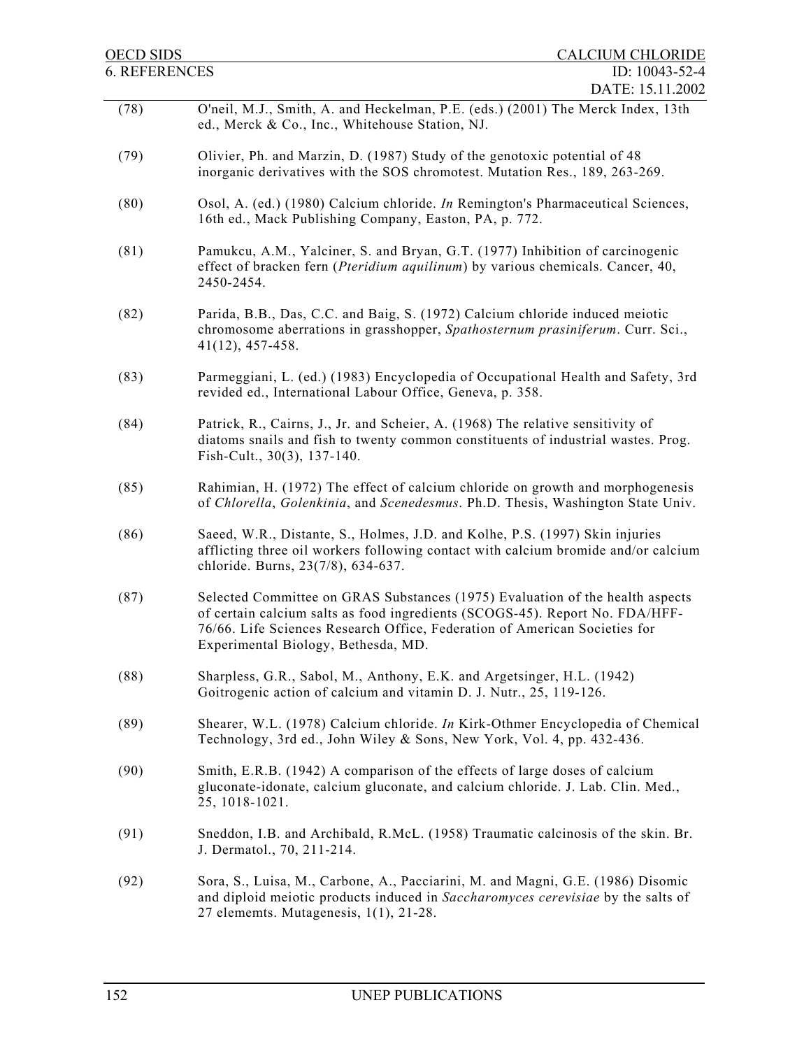(78) O'neil, M.J., Smith, A. and Heckelman, P.E. (eds.) (2001) The Merck Index, 13th ed., Merck & Co., Inc., Whitehouse Station, NJ.

(79) Olivier, Ph. and Marzin, D. (1987) Study of the genotoxic potential of 48 inorganic derivatives with the SOS chromotest. Mutation Res., 189, 263-269.

(80) Osol, A. (ed.) (1980) Calcium chloride. *In* Remington's Pharmaceutical Sciences, 16th ed., Mack Publishing Company, Easton, PA, p. 772.

(81) Pamukcu, A.M., Yalciner, S. and Bryan, G.T. (1977) Inhibition of carcinogenic effect of bracken fern (*Pteridium aquilinum*) by various chemicals. Cancer, 40, 2450-2454.

(82) Parida, B.B., Das, C.C. and Baig, S. (1972) Calcium chloride induced meiotic chromosome aberrations in grasshopper, *Spathosternum prasiniferum*. Curr. Sci., 41(12), 457-458.

(83) Parmeggiani, L. (ed.) (1983) Encyclopedia of Occupational Health and Safety, 3rd revided ed., International Labour Office, Geneva, p. 358.

(84) Patrick, R., Cairns, J., Jr. and Scheier, A. (1968) The relative sensitivity of diatoms snails and fish to twenty common constituents of industrial wastes. Prog. Fish-Cult., 30(3), 137-140.

(85) Rahimian, H. (1972) The effect of calcium chloride on growth and morphogenesis of *Chlorella*, *Golenkinia*, and *Scenedesmus*. Ph.D. Thesis, Washington State Univ.

(86) Saeed, W.R., Distante, S., Holmes, J.D. and Kolhe, P.S. (1997) Skin injuries afflicting three oil workers following contact with calcium bromide and/or calcium chloride. Burns, 23(7/8), 634-637.

(87) Selected Committee on GRAS Substances (1975) Evaluation of the health aspects of certain calcium salts as food ingredients (SCOGS-45). Report No. FDA/HFF-76/66. Life Sciences Research Office, Federation of American Societies for Experimental Biology, Bethesda, MD.

(88) Sharpless, G.R., Sabol, M., Anthony, E.K. and Argetsinger, H.L. (1942) Goitrogenic action of calcium and vitamin D. J. Nutr., 25, 119-126.

(89) Shearer, W.L. (1978) Calcium chloride. *In* Kirk-Othmer Encyclopedia of Chemical Technology, 3rd ed., John Wiley & Sons, New York, Vol. 4, pp. 432-436.

(90) Smith, E.R.B. (1942) A comparison of the effects of large doses of calcium gluconate-idonate, calcium gluconate, and calcium chloride. J. Lab. Clin. Med., 25, 1018-1021.

(91) Sneddon, I.B. and Archibald, R.McL. (1958) Traumatic calcinosis of the skin. Br. J. Dermatol., 70, 211-214.

(92) Sora, S., Luisa, M., Carbone, A., Pacciarini, M. and Magni, G.E. (1986) Disomic and diploid meiotic products induced in *Saccharomyces cerevisiae* by the salts of 27 elememts. Mutagenesis, 1(1), 21-28.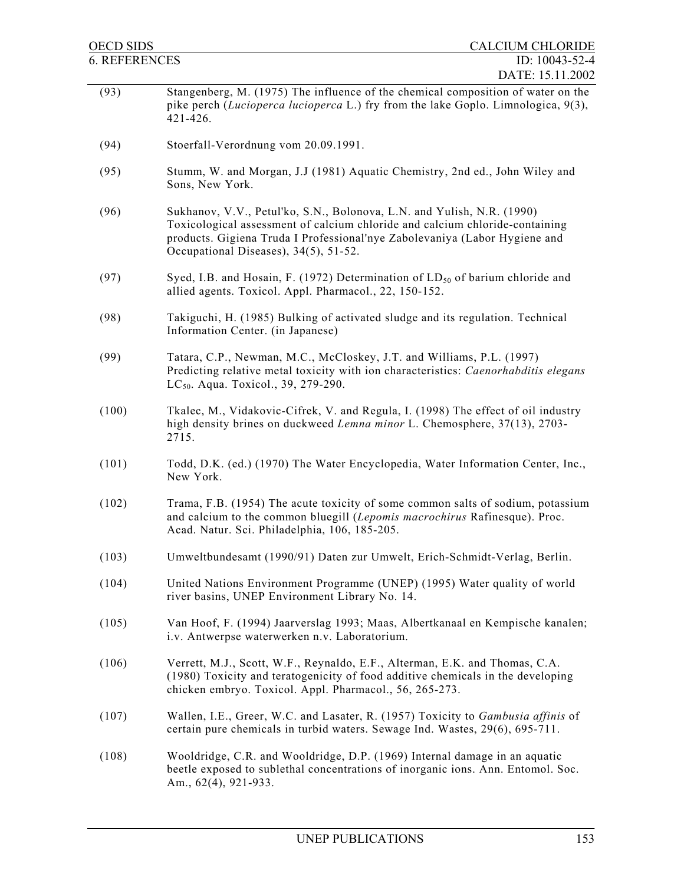(93) Stangenberg, M. (1975) The influence of the chemical composition of water on the pike perch (*Lucioperca lucioperca* L.) fry from the lake Goplo. Limnologica, 9(3), 421-426.

(94) Stoerfall-Verordnung vom 20.09.1991.

(95) Stumm, W. and Morgan, J.J (1981) Aquatic Chemistry, 2nd ed., John Wiley and Sons, New York.

(96) Sukhanov, V.V., Petul'ko, S.N., Bolonova, L.N. and Yulish, N.R. (1990) Toxicological assessment of calcium chloride and calcium chloride-containing products. Gigiena Truda I Professional'nye Zabolevaniya (Labor Hygiene and Occupational Diseases), 34(5), 51-52.

(97) Syed, I.B. and Hosain, F. (1972) Determination of $LD_{50}$ of barium chloride and allied agents. Toxicol. Appl. Pharmacol., 22, 150-152.

(98) Takiguchi, H. (1985) Bulking of activated sludge and its regulation. Technical Information Center. (in Japanese)

(99) Tatara, C.P., Newman, M.C., McCloskey, J.T. and Williams, P.L. (1997) Predicting relative metal toxicity with ion characteristics: *Caenorhabditis elegans* $LC_{50}$. Aqua. Toxicol., 39, 279-290.

(100) Tkalec, M., Vidakovic-Cifrek, V. and Regula, I. (1998) The effect of oil industry high density brines on duckweed *Lemna minor* L. Chemosphere, 37(13), 2703-2715.

(101) Todd, D.K. (ed.) (1970) The Water Encyclopedia, Water Information Center, Inc., New York.

(102) Trama, F.B. (1954) The acute toxicity of some common salts of sodium, potassium and calcium to the common bluegill (*Lepomis macrochirus* Rafinesque). Proc. Acad. Natur. Sci. Philadelphia, 106, 185-205.

(103) Umweltbundesamt (1990/91) Daten zur Umwelt, Erich-Schmidt-Verlag, Berlin.

(104) United Nations Environment Programme (UNEP) (1995) Water quality of world river basins, UNEP Environment Library No. 14.

(105) Van Hoof, F. (1994) Jaarverslag 1993; Maas, Albertkanaal en Kempische kanalen; i.v. Antwerpse waterwerken n.v. Laboratorium.

(106) Verrett, M.J., Scott, W.F., Reynaldo, E.F., Alterman, E.K. and Thomas, C.A. (1980) Toxicity and teratogenicity of food additive chemicals in the developing chicken embryo. Toxicol. Appl. Pharmacol., 56, 265-273.

(107) Wallen, I.E., Greer, W.C. and Lasater, R. (1957) Toxicity to *Gambusia affinis* of certain pure chemicals in turbid waters. Sewage Ind. Wastes, 29(6), 695-711.

(108) Wooldridge, C.R. and Wooldridge, D.P. (1969) Internal damage in an aquatic beetle exposed to sublethal concentrations of inorganic ions. Ann. Entomol. Soc. Am., 62(4), 921-933.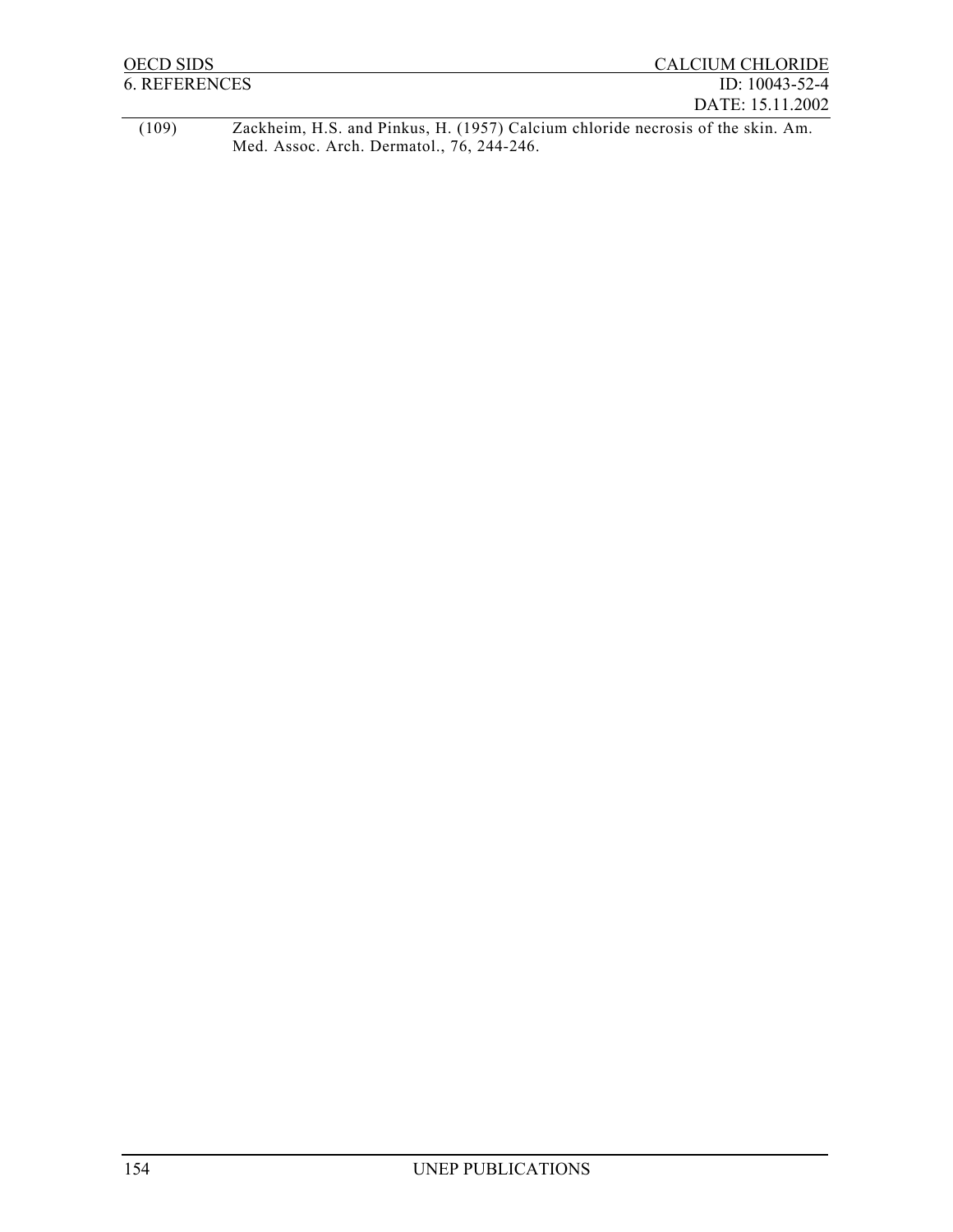(109) Zackheim, H.S. and Pinkus, H. (1957) Calcium chloride necrosis of the skin. Am. Med. Assoc. Arch. Dermatol., 76, 244-246.